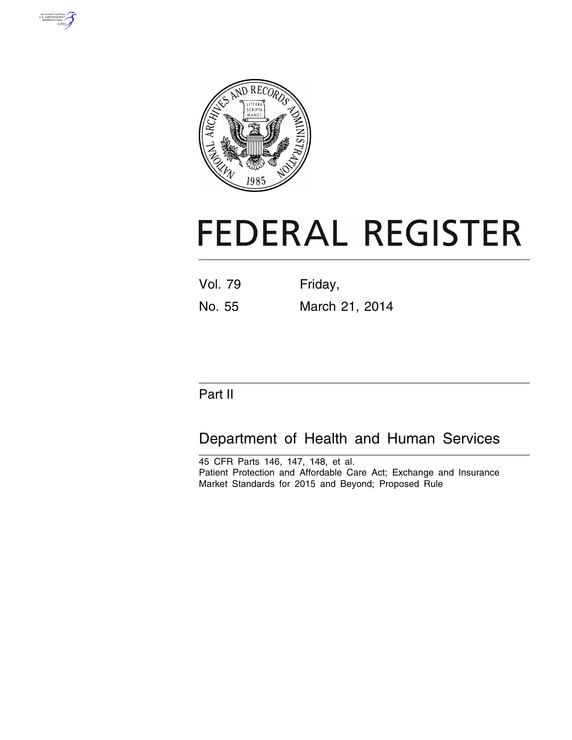# FEDERAL REGISTER

Vol. 79 Friday,

No. 55 March 21, 2014

## Part II

## Department of Health and Human Services

45 CFR Parts 146, 147, 148, et al.

Patient Protection and Affordable Care Act; Exchange and Insurance Market Standards for 2015 and Beyond; Proposed Rule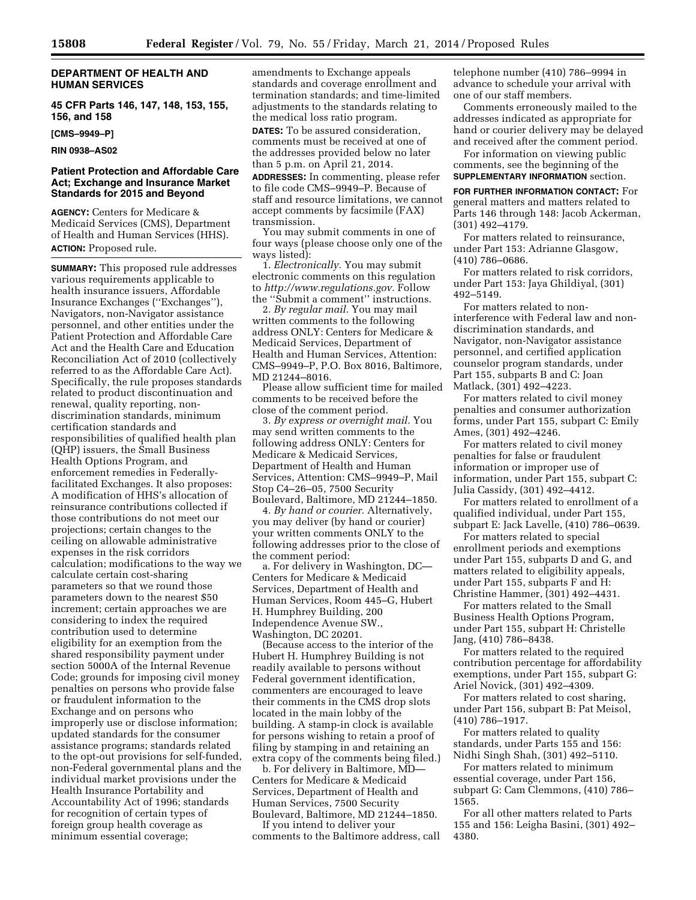**DEPARTMENT OF HEALTH AND HUMAN SERVICES**

**45 CFR Parts 146, 147, 148, 153, 155, 156, and 158**

**[CMS–9949–P]**

**RIN 0938–AS02**

## Patient Protection and Affordable Care Act; Exchange and Insurance Market Standards for 2015 and Beyond

**AGENCY:** Centers for Medicare & Medicaid Services (CMS), Department of Health and Human Services (HHS).

**ACTION:** Proposed rule.

**SUMMARY:** This proposed rule addresses various requirements applicable to health insurance issuers, Affordable Insurance Exchanges (''Exchanges''), Navigators, non-Navigator assistance personnel, and other entities under the Patient Protection and Affordable Care Act and the Health Care and Education Reconciliation Act of 2010 (collectively referred to as the Affordable Care Act). Specifically, the rule proposes standards related to product discontinuation and renewal, quality reporting, non-discrimination standards, minimum certification standards and responsibilities of qualified health plan (QHP) issuers, the Small Business Health Options Program, and enforcement remedies in Federally-facilitated Exchanges. It also proposes: A modification of HHS's allocation of reinsurance contributions collected if those contributions do not meet our projections; certain changes to the ceiling on allowable administrative expenses in the risk corridors calculation; modifications to the way we calculate certain cost-sharing parameters so that we round those parameters down to the nearest $50 increment; certain approaches we are considering to index the required contribution used to determine eligibility for an exemption from the shared responsibility payment under section 5000A of the Internal Revenue Code; grounds for imposing civil money penalties on persons who provide false or fraudulent information to the Exchange and on persons who improperly use or disclose information; updated standards for the consumer assistance programs; standards related to the opt-out provisions for self-funded, non-Federal governmental plans and the individual market provisions under the Health Insurance Portability and Accountability Act of 1996; standards for recognition of certain types of foreign group health coverage as minimum essential coverage; amendments to Exchange appeals standards and coverage enrollment and termination standards; and time-limited adjustments to the standards relating to the medical loss ratio program.

**DATES:** To be assured consideration, comments must be received at one of the addresses provided below no later than 5 p.m. on April 21, 2014.

**ADDRESSES:** In commenting, please refer to file code CMS–9949–P. Because of staff and resource limitations, we cannot accept comments by facsimile (FAX) transmission.

You may submit comments in one of four ways (please choose only one of the ways listed):

1. *Electronically.* You may submit electronic comments on this regulation to *http://www.regulations.gov.* Follow the ''Submit a comment'' instructions.

2. *By regular mail.* You may mail written comments to the following address ONLY: Centers for Medicare & Medicaid Services, Department of Health and Human Services, Attention: CMS–9949–P, P.O. Box 8016, Baltimore, MD 21244–8016.

Please allow sufficient time for mailed comments to be received before the close of the comment period.

3. *By express or overnight mail.* You may send written comments to the following address ONLY: Centers for Medicare & Medicaid Services, Department of Health and Human Services, Attention: CMS–9949–P, Mail Stop C4–26–05, 7500 Security Boulevard, Baltimore, MD 21244–1850.

4. *By hand or courier.* Alternatively, you may deliver (by hand or courier) your written comments ONLY to the following addresses prior to the close of the comment period:

a. For delivery in Washington, DC—Centers for Medicare & Medicaid Services, Department of Health and Human Services, Room 445–G, Hubert H. Humphrey Building, 200 Independence Avenue SW., Washington, DC 20201.

(Because access to the interior of the Hubert H. Humphrey Building is not readily available to persons without Federal government identification, commenters are encouraged to leave their comments in the CMS drop slots located in the main lobby of the building. A stamp-in clock is available for persons wishing to retain a proof of filing by stamping in and retaining an extra copy of the comments being filed.)

b. For delivery in Baltimore, MD—Centers for Medicare & Medicaid Services, Department of Health and Human Services, 7500 Security Boulevard, Baltimore, MD 21244–1850.

If you intend to deliver your comments to the Baltimore address, call telephone number (410) 786–9994 in advance to schedule your arrival with one of our staff members.

Comments erroneously mailed to the addresses indicated as appropriate for hand or courier delivery may be delayed and received after the comment period.

For information on viewing public comments, see the beginning of the **SUPPLEMENTARY INFORMATION** section.

**FOR FURTHER INFORMATION CONTACT:** For general matters and matters related to Parts 146 through 148: Jacob Ackerman, (301) 492–4179.

For matters related to reinsurance, under Part 153: Adrianne Glasgow, (410) 786–0686.

For matters related to risk corridors, under Part 153: Jaya Ghildiyal, (301) 492–5149.

For matters related to non-interference with Federal law and non-discrimination standards, and Navigator, non-Navigator assistance personnel, and certified application counselor program standards, under Part 155, subparts B and C: Joan Matlack, (301) 492–4223.

For matters related to civil money penalties and consumer authorization forms, under Part 155, subpart C: Emily Ames, (301) 492–4246.

For matters related to civil money penalties for false or fraudulent information or improper use of information, under Part 155, subpart C: Julia Cassidy, (301) 492–4412.

For matters related to enrollment of a qualified individual, under Part 155, subpart E: Jack Lavelle, (410) 786–0639.

For matters related to special enrollment periods and exemptions under Part 155, subparts D and G, and matters related to eligibility appeals, under Part 155, subparts F and H: Christine Hammer, (301) 492–4431.

For matters related to the Small Business Health Options Program, under Part 155, subpart H: Christelle Jang, (410) 786–8438.

For matters related to the required contribution percentage for affordability exemptions, under Part 155, subpart G: Ariel Novick, (301) 492–4309.

For matters related to cost sharing, under Part 156, subpart B: Pat Meisol, (410) 786–1917.

For matters related to quality standards, under Parts 155 and 156: Nidhi Singh Shah, (301) 492–5110.

For matters related to minimum essential coverage, under Part 156, subpart G: Cam Clemmons, (410) 786–1565.

For all other matters related to Parts 155 and 156: Leigha Basini, (301) 492–4380.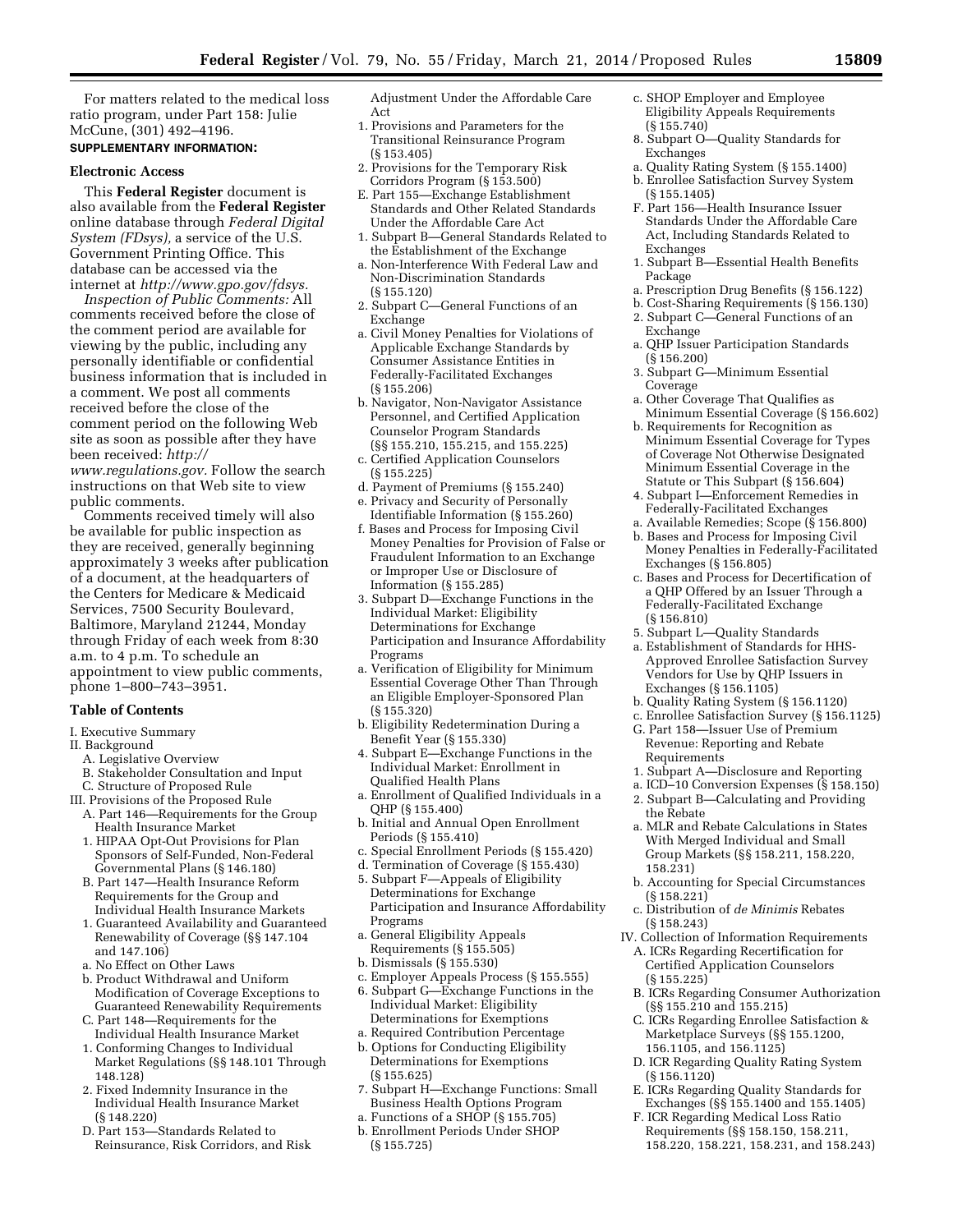For matters related to the medical loss ratio program, under Part 158: Julie McCune, (301) 492–4196.

**SUPPLEMENTARY INFORMATION:**

### Electronic Access

This **Federal Register** document is also available from the **Federal Register** online database through *Federal Digital System (FDsys),* a service of the U.S. Government Printing Office. This database can be accessed via the internet at *http://www.gpo.gov/fdsys.*

*Inspection of Public Comments:* All comments received before the close of the comment period are available for viewing by the public, including any personally identifiable or confidential business information that is included in a comment. We post all comments received before the close of the comment period on the following Web site as soon as possible after they have been received: *http://www.regulations.gov.* Follow the search instructions on that Web site to view public comments.

Comments received timely will also be available for public inspection as they are received, generally beginning approximately 3 weeks after publication of a document, at the headquarters of the Centers for Medicare & Medicaid Services, 7500 Security Boulevard, Baltimore, Maryland 21244, Monday through Friday of each week from 8:30 a.m. to 4 p.m. To schedule an appointment to view public comments, phone 1–800–743–3951.

### Table of Contents

I. Executive Summary
II. Background
  A. Legislative Overview
  B. Stakeholder Consultation and Input
  C. Structure of Proposed Rule
III. Provisions of the Proposed Rule
  A. Part 146—Requirements for the Group Health Insurance Market
  1. HIPAA Opt-Out Provisions for Plan Sponsors of Self-Funded, Non-Federal Governmental Plans (§ 146.180)
  B. Part 147—Health Insurance Reform Requirements for the Group and Individual Health Insurance Markets
  1. Guaranteed Availability and Guaranteed Renewability of Coverage (§§ 147.104 and 147.106)
  a. No Effect on Other Laws
  b. Product Withdrawal and Uniform Modification of Coverage Exceptions to Guaranteed Renewability Requirements
  C. Part 148—Requirements for the Individual Health Insurance Market
  1. Conforming Changes to Individual Market Regulations (§§ 148.101 Through 148.128)
  2. Fixed Indemnity Insurance in the Individual Health Insurance Market (§ 148.220)
  D. Part 153—Standards Related to Reinsurance, Risk Corridors, and Risk Adjustment Under the Affordable Care Act
  1. Provisions and Parameters for the Transitional Reinsurance Program (§ 153.405)
  2. Provisions for the Temporary Risk Corridors Program (§ 153.500)
  E. Part 155—Exchange Establishment Standards and Other Related Standards Under the Affordable Care Act
  1. Subpart B—General Standards Related to the Establishment of the Exchange
  a. Non-Interference With Federal Law and Non-Discrimination Standards (§ 155.120)
  2. Subpart C—General Functions of an Exchange
  a. Civil Money Penalties for Violations of Applicable Exchange Standards by Consumer Assistance Entities in Federally-Facilitated Exchanges (§ 155.206)
  b. Navigator, Non-Navigator Assistance Personnel, and Certified Application Counselor Program Standards (§§ 155.210, 155.215, and 155.225)
  c. Certified Application Counselors (§ 155.225)
  d. Payment of Premiums (§ 155.240)
  e. Privacy and Security of Personally Identifiable Information (§ 155.260)
  f. Bases and Process for Imposing Civil Money Penalties for Provision of False or Fraudulent Information to an Exchange or Improper Use or Disclosure of Information (§ 155.285)
  3. Subpart D—Exchange Functions in the Individual Market: Eligibility Determinations for Exchange Participation and Insurance Affordability Programs
  a. Verification of Eligibility for Minimum Essential Coverage Other Than Through an Eligible Employer-Sponsored Plan (§ 155.320)
  b. Eligibility Redetermination During a Benefit Year (§ 155.330)
  4. Subpart E—Exchange Functions in the Individual Market: Enrollment in Qualified Health Plans
  a. Enrollment of Qualified Individuals in a QHP (§ 155.400)
  b. Initial and Annual Open Enrollment Periods (§ 155.410)
  c. Special Enrollment Periods (§ 155.420)
  d. Termination of Coverage (§ 155.430)
  5. Subpart F—Appeals of Eligibility Determinations for Exchange Participation and Insurance Affordability Programs
  a. General Eligibility Appeals Requirements (§ 155.505)
  b. Dismissals (§ 155.530)
  c. Employer Appeals Process (§ 155.555)
  6. Subpart G—Exchange Functions in the Individual Market: Eligibility Determinations for Exemptions
  a. Required Contribution Percentage
  b. Options for Conducting Eligibility Determinations for Exemptions (§ 155.625)
  7. Subpart H—Exchange Functions: Small Business Health Options Program
  a. Functions of a SHOP (§ 155.705)
  b. Enrollment Periods Under SHOP (§ 155.725)
  c. SHOP Employer and Employee Eligibility Appeals Requirements (§ 155.740)
  8. Subpart O—Quality Standards for Exchanges
  a. Quality Rating System (§ 155.1400)
  b. Enrollee Satisfaction Survey System (§ 155.1405)
  F. Part 156—Health Insurance Issuer Standards Under the Affordable Care Act, Including Standards Related to Exchanges
  1. Subpart B—Essential Health Benefits Package
  a. Prescription Drug Benefits (§ 156.122)
  b. Cost-Sharing Requirements (§ 156.130)
  2. Subpart C—General Functions of an Exchange
  a. QHP Issuer Participation Standards (§ 156.200)
  3. Subpart G—Minimum Essential Coverage
  a. Other Coverage That Qualifies as Minimum Essential Coverage (§ 156.602)
  b. Requirements for Recognition as Minimum Essential Coverage for Types of Coverage Not Otherwise Designated Minimum Essential Coverage in the Statute or This Subpart (§ 156.604)
  4. Subpart I—Enforcement Remedies in Federally-Facilitated Exchanges
  a. Available Remedies; Scope (§ 156.800)
  b. Bases and Process for Imposing Civil Money Penalties in Federally-Facilitated Exchanges (§ 156.805)
  c. Bases and Process for Decertification of a QHP Offered by an Issuer Through a Federally-Facilitated Exchange (§ 156.810)
  5. Subpart L—Quality Standards
  a. Establishment of Standards for HHS-Approved Enrollee Satisfaction Survey Vendors for Use by QHP Issuers in Exchanges (§ 156.1105)
  b. Quality Rating System (§ 156.1120)
  c. Enrollee Satisfaction Survey (§ 156.1125)
  G. Part 158—Issuer Use of Premium Revenue: Reporting and Rebate Requirements
  1. Subpart A—Disclosure and Reporting
  a. ICD–10 Conversion Expenses (§ 158.150)
  2. Subpart B—Calculating and Providing the Rebate
  a. MLR and Rebate Calculations in States With Merged Individual and Small Group Markets (§§ 158.211, 158.220, 158.231)
  b. Accounting for Special Circumstances (§ 158.221)
  c. Distribution of *de Minimis* Rebates (§ 158.243)
IV. Collection of Information Requirements
  A. ICRs Regarding Recertification for Certified Application Counselors (§ 155.225)
  B. ICRs Regarding Consumer Authorization (§§ 155.210 and 155.215)
  C. ICRs Regarding Enrollee Satisfaction & Marketplace Surveys (§§ 155.1200, 156.1105, and 156.1125)
  D. ICR Regarding Quality Rating System (§ 156.1120)
  E. ICRs Regarding Quality Standards for Exchanges (§§ 155.1400 and 155.1405)
  F. ICR Regarding Medical Loss Ratio Requirements (§§ 158.150, 158.211, 158.220, 158.221, 158.231, and 158.243)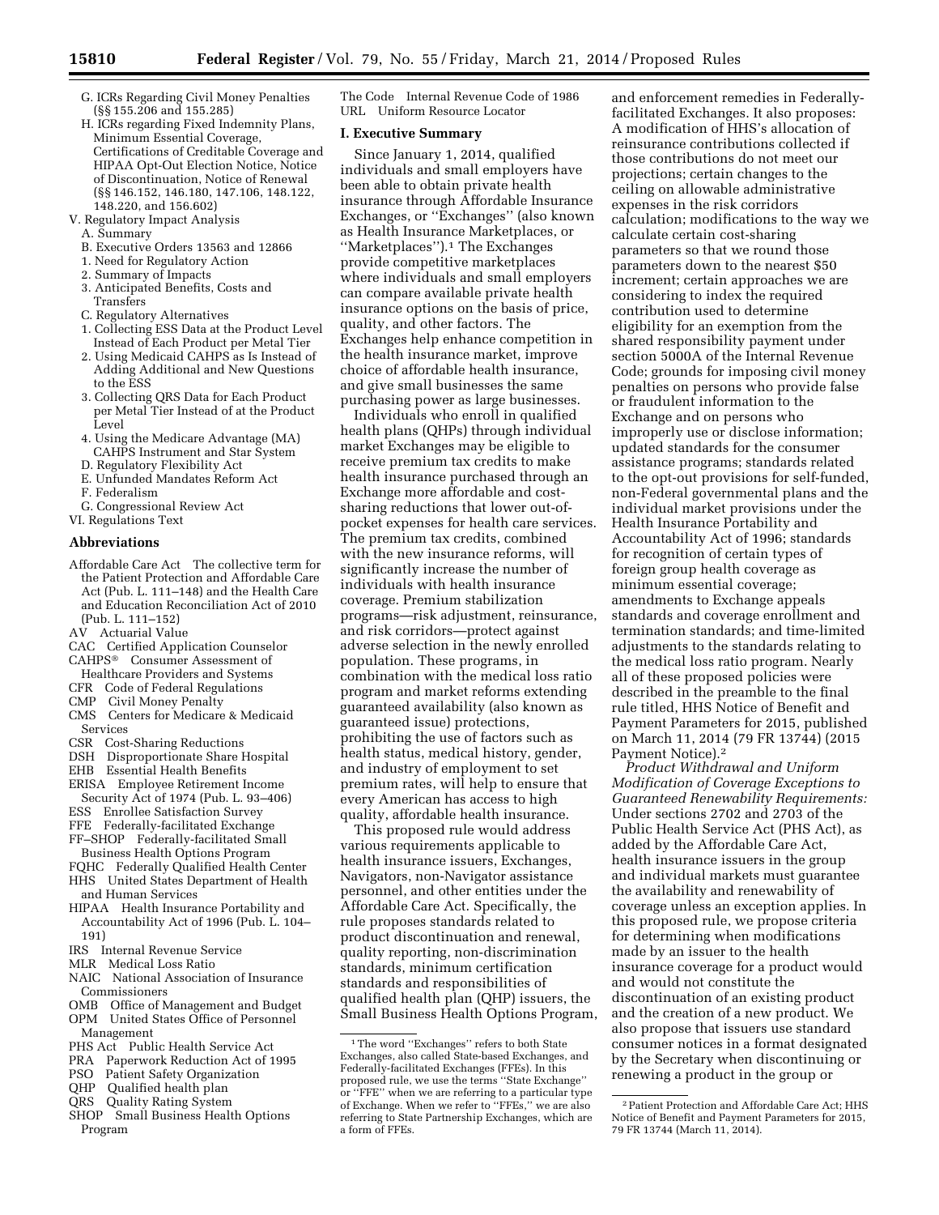- G. ICRs Regarding Civil Money Penalties (§§ 155.206 and 155.285)
- H. ICRs regarding Fixed Indemnity Plans, Minimum Essential Coverage, Certifications of Creditable Coverage and HIPAA Opt-Out Election Notice, Notice of Discontinuation, Notice of Renewal (§§ 146.152, 146.180, 147.106, 148.122, 148.220, and 156.602)

V. Regulatory Impact Analysis
- A. Summary
- B. Executive Orders 13563 and 12866
  1. Need for Regulatory Action
  2. Summary of Impacts
  3. Anticipated Benefits, Costs and Transfers
- C. Regulatory Alternatives
  1. Collecting ESS Data at the Product Level Instead of Each Product per Metal Tier
  2. Using Medicaid CAHPS as Is Instead of Adding Additional and New Questions to the ESS
  3. Collecting QRS Data for Each Product per Metal Tier Instead of at the Product Level
  4. Using the Medicare Advantage (MA) CAHPS Instrument and Star System
- D. Regulatory Flexibility Act
- E. Unfunded Mandates Reform Act
- F. Federalism
- G. Congressional Review Act

VI. Regulations Text

## Abbreviations

Affordable Care Act The collective term for the Patient Protection and Affordable Care Act (Pub. L. 111–148) and the Health Care and Education Reconciliation Act of 2010 (Pub. L. 111–152)
AV Actuarial Value
CAC Certified Application Counselor
CAHPS® Consumer Assessment of Healthcare Providers and Systems
CFR Code of Federal Regulations
CMP Civil Money Penalty
CMS Centers for Medicare & Medicaid Services
CSR Cost-Sharing Reductions
DSH Disproportionate Share Hospital
EHB Essential Health Benefits
ERISA Employee Retirement Income Security Act of 1974 (Pub. L. 93–406)
ESS Enrollee Satisfaction Survey
FFE Federally-facilitated Exchange
FF–SHOP Federally-facilitated Small Business Health Options Program
FQHC Federally Qualified Health Center
HHS United States Department of Health and Human Services
HIPAA Health Insurance Portability and Accountability Act of 1996 (Pub. L. 104–191)
IRS Internal Revenue Service
MLR Medical Loss Ratio
NAIC National Association of Insurance Commissioners
OMB Office of Management and Budget
OPM United States Office of Personnel Management
PHS Act Public Health Service Act
PRA Paperwork Reduction Act of 1995
PSO Patient Safety Organization
QHP Qualified health plan
QRS Quality Rating System
SHOP Small Business Health Options Program
The Code Internal Revenue Code of 1986
URL Uniform Resource Locator

## I. Executive Summary

Since January 1, 2014, qualified individuals and small employers have been able to obtain private health insurance through Affordable Insurance Exchanges, or ''Exchanges'' (also known as Health Insurance Marketplaces, or ''Marketplaces'').[1] The Exchanges provide competitive marketplaces where individuals and small employers can compare available private health insurance options on the basis of price, quality, and other factors. The Exchanges help enhance competition in the health insurance market, improve choice of affordable health insurance, and give small businesses the same purchasing power as large businesses.

Individuals who enroll in qualified health plans (QHPs) through individual market Exchanges may be eligible to receive premium tax credits to make health insurance purchased through an Exchange more affordable and cost-sharing reductions that lower out-of-pocket expenses for health care services. The premium tax credits, combined with the new insurance reforms, will significantly increase the number of individuals with health insurance coverage. Premium stabilization programs—risk adjustment, reinsurance, and risk corridors—protect against adverse selection in the newly enrolled population. These programs, in combination with the medical loss ratio program and market reforms extending guaranteed availability (also known as guaranteed issue) protections, prohibiting the use of factors such as health status, medical history, gender, and industry of employment to set premium rates, will help to ensure that every American has access to high quality, affordable health insurance.

This proposed rule would address various requirements applicable to health insurance issuers, Exchanges, Navigators, non-Navigator assistance personnel, and other entities under the Affordable Care Act. Specifically, the rule proposes standards related to product discontinuation and renewal, quality reporting, non-discrimination standards, minimum certification standards and responsibilities of qualified health plan (QHP) issuers, the Small Business Health Options Program, and enforcement remedies in Federally-facilitated Exchanges. It also proposes: A modification of HHS's allocation of reinsurance contributions collected if those contributions do not meet our projections; certain changes to the ceiling on allowable administrative expenses in the risk corridors calculation; modifications to the way we calculate certain cost-sharing parameters so that we round those parameters down to the nearest $50 increment; certain approaches we are considering to index the required contribution used to determine eligibility for an exemption from the shared responsibility payment under section 5000A of the Internal Revenue Code; grounds for imposing civil money penalties on persons who provide false or fraudulent information to the Exchange and on persons who improperly use or disclose information; updated standards for the consumer assistance programs; standards related to the opt-out provisions for self-funded, non-Federal governmental plans and the individual market provisions under the Health Insurance Portability and Accountability Act of 1996; standards for recognition of certain types of foreign group health coverage as minimum essential coverage; amendments to Exchange appeals standards and coverage enrollment and termination standards; and time-limited adjustments to the standards relating to the medical loss ratio program. Nearly all of these proposed policies were described in the preamble to the final rule titled, HHS Notice of Benefit and Payment Parameters for 2015, published on March 11, 2014 (79 FR 13744) (2015 Payment Notice).[2]

*Product Withdrawal and Uniform Modification of Coverage Exceptions to Guaranteed Renewability Requirements:* Under sections 2702 and 2703 of the Public Health Service Act (PHS Act), as added by the Affordable Care Act, health insurance issuers in the group and individual markets must guarantee the availability and renewability of coverage unless an exception applies. In this proposed rule, we propose criteria for determining when modifications made by an issuer to the health insurance coverage for a product would and would not constitute the discontinuation of an existing product and the creation of a new product. We also propose that issuers use standard consumer notices in a format designated by the Secretary when discontinuing or renewing a product in the group or

---

[1] The word ''Exchanges'' refers to both State Exchanges, also called State-based Exchanges, and Federally-facilitated Exchanges (FFEs). In this proposed rule, we use the terms ''State Exchange'' or ''FFE'' when we are referring to a particular type of Exchange. When we refer to ''FFEs,'' we are also referring to State Partnership Exchanges, which are a form of FFEs.

[2] Patient Protection and Affordable Care Act; HHS Notice of Benefit and Payment Parameters for 2015, 79 FR 13744 (March 11, 2014).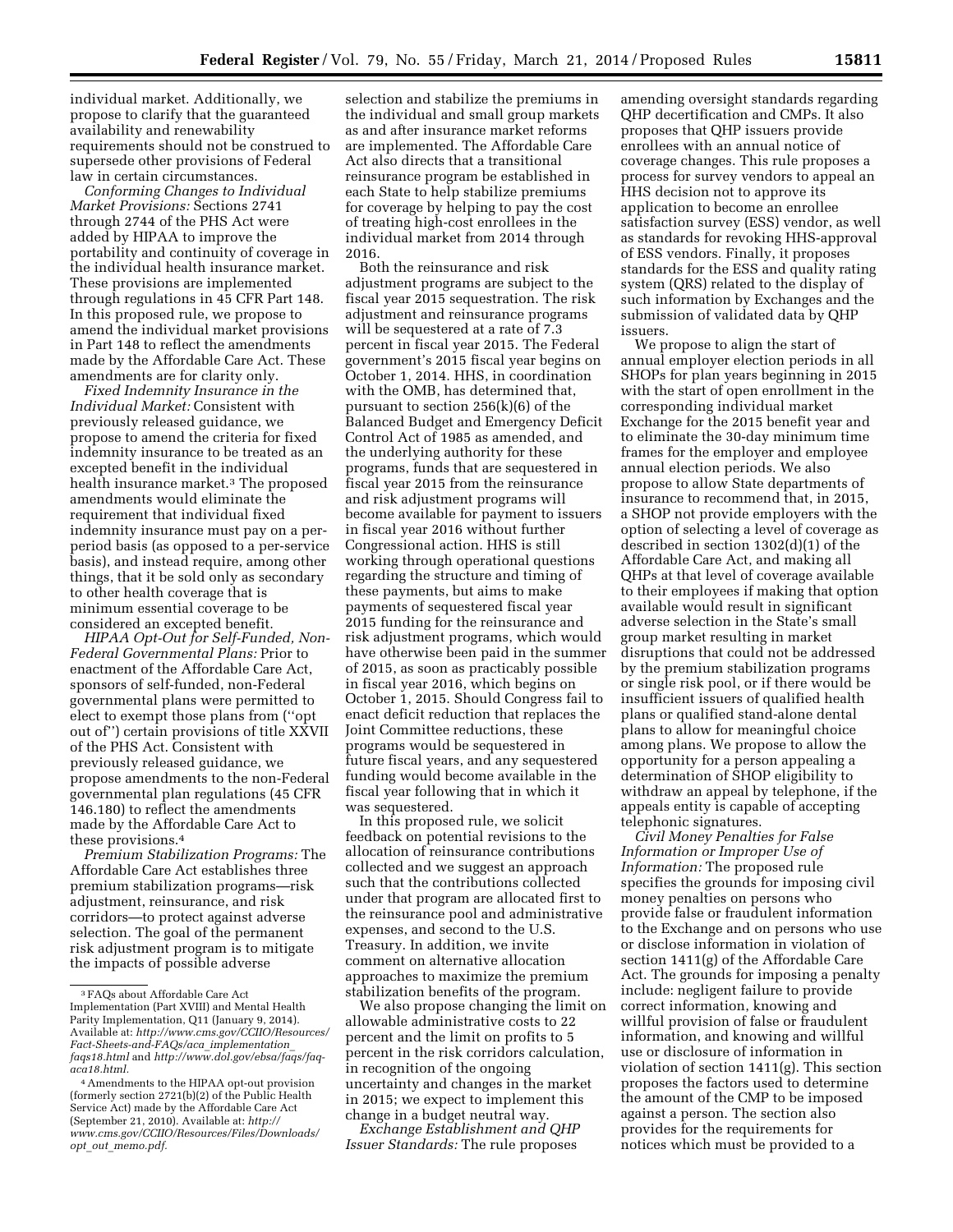individual market. Additionally, we propose to clarify that the guaranteed availability and renewability requirements should not be construed to supersede other provisions of Federal law in certain circumstances.

*Conforming Changes to Individual Market Provisions:* Sections 2741 through 2744 of the PHS Act were added by HIPAA to improve the portability and continuity of coverage in the individual health insurance market. These provisions are implemented through regulations in 45 CFR Part 148. In this proposed rule, we propose to amend the individual market provisions in Part 148 to reflect the amendments made by the Affordable Care Act. These amendments are for clarity only.

*Fixed Indemnity Insurance in the Individual Market:* Consistent with previously released guidance, we propose to amend the criteria for fixed indemnity insurance to be treated as an excepted benefit in the individual health insurance market.[3] The proposed amendments would eliminate the requirement that individual fixed indemnity insurance must pay on a per-period basis (as opposed to a per-service basis), and instead require, among other things, that it be sold only as secondary to other health coverage that is minimum essential coverage to be considered an excepted benefit.

*HIPAA Opt-Out for Self-Funded, Non-Federal Governmental Plans:* Prior to enactment of the Affordable Care Act, sponsors of self-funded, non-Federal governmental plans were permitted to elect to exempt those plans from (''opt out of'') certain provisions of title XXVII of the PHS Act. Consistent with previously released guidance, we propose amendments to the non-Federal governmental plan regulations (45 CFR 146.180) to reflect the amendments made by the Affordable Care Act to these provisions.[4]

*Premium Stabilization Programs:* The Affordable Care Act establishes three premium stabilization programs—risk adjustment, reinsurance, and risk corridors—to protect against adverse selection. The goal of the permanent risk adjustment program is to mitigate the impacts of possible adverse selection and stabilize the premiums in the individual and small group markets as and after insurance market reforms are implemented. The Affordable Care Act also directs that a transitional reinsurance program be established in each State to help stabilize premiums for coverage by helping to pay the cost of treating high-cost enrollees in the individual market from 2014 through 2016.

Both the reinsurance and risk adjustment programs are subject to the fiscal year 2015 sequestration. The risk adjustment and reinsurance programs will be sequestered at a rate of 7.3 percent in fiscal year 2015. The Federal government's 2015 fiscal year begins on October 1, 2014. HHS, in coordination with the OMB, has determined that, pursuant to section 256(k)(6) of the Balanced Budget and Emergency Deficit Control Act of 1985 as amended, and the underlying authority for these programs, funds that are sequestered in fiscal year 2015 from the reinsurance and risk adjustment programs will become available for payment to issuers in fiscal year 2016 without further Congressional action. HHS is still working through operational questions regarding the structure and timing of these payments, but aims to make payments of sequestered fiscal year 2015 funding for the reinsurance and risk adjustment programs, which would have otherwise been paid in the summer of 2015, as soon as practicably possible in fiscal year 2016, which begins on October 1, 2015. Should Congress fail to enact deficit reduction that replaces the Joint Committee reductions, these programs would be sequestered in future fiscal years, and any sequestered funding would become available in the fiscal year following that in which it was sequestered.

In this proposed rule, we solicit feedback on potential revisions to the allocation of reinsurance contributions collected and we suggest an approach such that the contributions collected under that program are allocated first to the reinsurance pool and administrative expenses, and second to the U.S. Treasury. In addition, we invite comment on alternative allocation approaches to maximize the premium stabilization benefits of the program.

We also propose changing the limit on allowable administrative costs to 22 percent and the limit on profits to 5 percent in the risk corridors calculation, in recognition of the ongoing uncertainty and changes in the market in 2015; we expect to implement this change in a budget neutral way.

*Exchange Establishment and QHP Issuer Standards:* The rule proposes amending oversight standards regarding QHP decertification and CMPs. It also proposes that QHP issuers provide enrollees with an annual notice of coverage changes. This rule proposes a process for survey vendors to appeal an HHS decision not to approve its application to become an enrollee satisfaction survey (ESS) vendor, as well as standards for revoking HHS-approval of ESS vendors. Finally, it proposes standards for the ESS and quality rating system (QRS) related to the display of such information by Exchanges and the submission of validated data by QHP issuers.

We propose to align the start of annual employer election periods in all SHOPs for plan years beginning in 2015 with the start of open enrollment in the corresponding individual market Exchange for the 2015 benefit year and to eliminate the 30-day minimum time frames for the employer and employee annual election periods. We also propose to allow State departments of insurance to recommend that, in 2015, a SHOP not provide employers with the option of selecting a level of coverage as described in section 1302(d)(1) of the Affordable Care Act, and making all QHPs at that level of coverage available to their employees if making that option available would result in significant adverse selection in the State's small group market resulting in market disruptions that could not be addressed by the premium stabilization programs or single risk pool, or if there would be insufficient issuers of qualified health plans or qualified stand-alone dental plans to allow for meaningful choice among plans. We propose to allow the opportunity for a person appealing a determination of SHOP eligibility to withdraw an appeal by telephone, if the appeals entity is capable of accepting telephonic signatures.

*Civil Money Penalties for False Information or Improper Use of Information:* The proposed rule specifies the grounds for imposing civil money penalties on persons who provide false or fraudulent information to the Exchange and on persons who use or disclose information in violation of section 1411(g) of the Affordable Care Act. The grounds for imposing a penalty include: negligent failure to provide correct information, knowing and willful provision of false or fraudulent information, and knowing and willful use or disclosure of information in violation of section 1411(g). This section proposes the factors used to determine the amount of the CMP to be imposed against a person. The section also provides for the requirements for notices which must be provided to a

---

[3] FAQs about Affordable Care Act Implementation (Part XVIII) and Mental Health Parity Implementation, Q11 (January 9, 2014). Available at: *http://www.cms.gov/CCIIO/Resources/Fact-Sheets-and-FAQs/aca_implementation_faqs18.html* and *http://www.dol.gov/ebsa/faqs/faq-aca18.html.*

[4] Amendments to the HIPAA opt-out provision (formerly section 2721(b)(2) of the Public Health Service Act) made by the Affordable Care Act (September 21, 2010). Available at: *http://www.cms.gov/CCIIO/Resources/Files/Downloads/opt_out_memo.pdf.*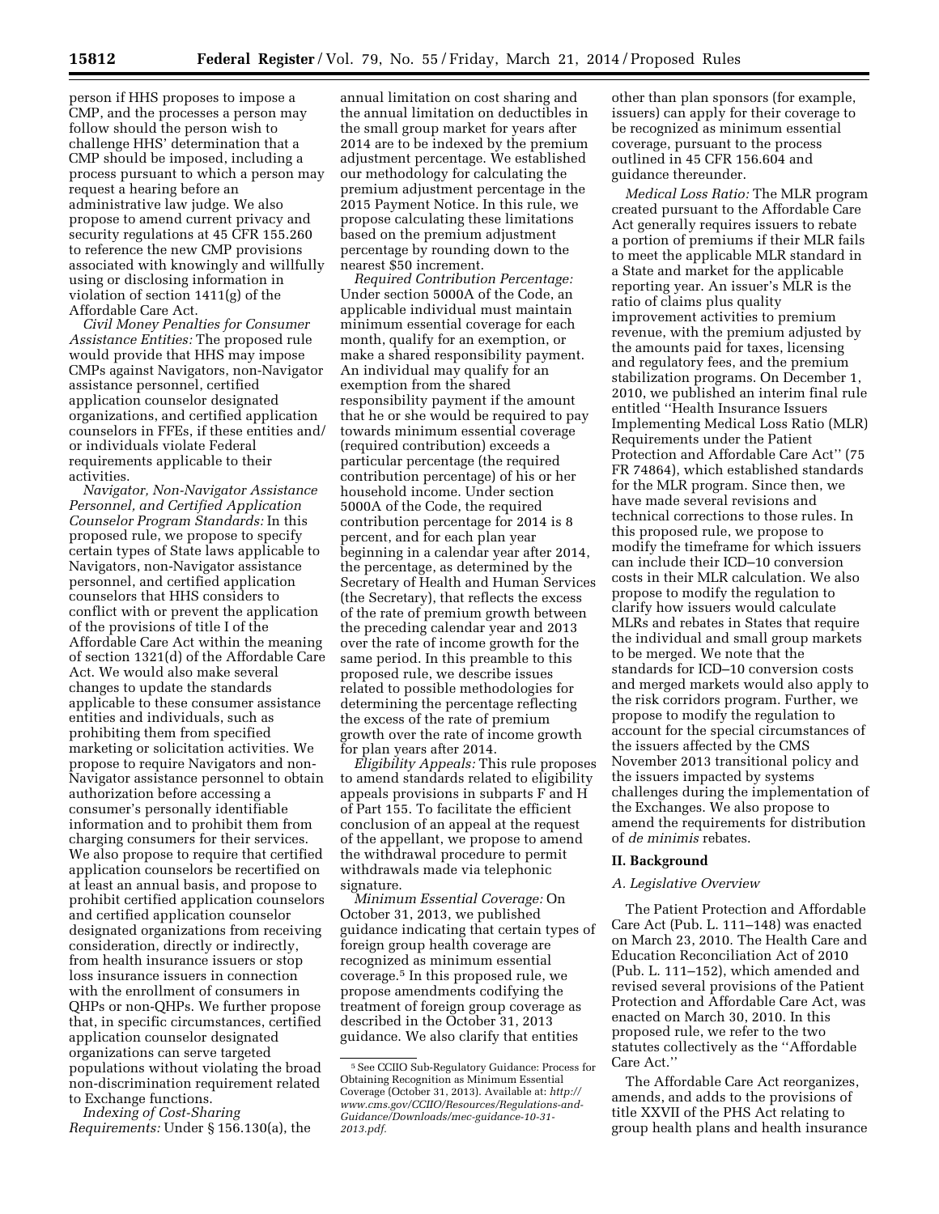person if HHS proposes to impose a CMP, and the processes a person may follow should the person wish to challenge HHS' determination that a CMP should be imposed, including a process pursuant to which a person may request a hearing before an administrative law judge. We also propose to amend current privacy and security regulations at 45 CFR 155.260 to reference the new CMP provisions associated with knowingly and willfully using or disclosing information in violation of section 1411(g) of the Affordable Care Act.

*Civil Money Penalties for Consumer Assistance Entities:* The proposed rule would provide that HHS may impose CMPs against Navigators, non-Navigator assistance personnel, certified application counselor designated organizations, and certified application counselors in FFEs, if these entities and/or individuals violate Federal requirements applicable to their activities.

*Navigator, Non-Navigator Assistance Personnel, and Certified Application Counselor Program Standards:* In this proposed rule, we propose to specify certain types of State laws applicable to Navigators, non-Navigator assistance personnel, and certified application counselors that HHS considers to conflict with or prevent the application of the provisions of title I of the Affordable Care Act within the meaning of section 1321(d) of the Affordable Care Act. We would also make several changes to update the standards applicable to these consumer assistance entities and individuals, such as prohibiting them from specified marketing or solicitation activities. We propose to require Navigators and non-Navigator assistance personnel to obtain authorization before accessing a consumer's personally identifiable information and to prohibit them from charging consumers for their services. We also propose to require that certified application counselors be recertified on at least an annual basis, and propose to prohibit certified application counselors and certified application counselor designated organizations from receiving consideration, directly or indirectly, from health insurance issuers or stop loss insurance issuers in connection with the enrollment of consumers in QHPs or non-QHPs. We further propose that, in specific circumstances, certified application counselor designated organizations can serve targeted populations without violating the broad non-discrimination requirement related to Exchange functions.

*Indexing of Cost-Sharing Requirements:* Under § 156.130(a), the annual limitation on cost sharing and the annual limitation on deductibles in the small group market for years after 2014 are to be indexed by the premium adjustment percentage. We established our methodology for calculating the premium adjustment percentage in the 2015 Payment Notice. In this rule, we propose calculating these limitations based on the premium adjustment percentage by rounding down to the nearest $50 increment.

*Required Contribution Percentage:* Under section 5000A of the Code, an applicable individual must maintain minimum essential coverage for each month, qualify for an exemption, or make a shared responsibility payment. An individual may qualify for an exemption from the shared responsibility payment if the amount that he or she would be required to pay towards minimum essential coverage (required contribution) exceeds a particular percentage (the required contribution percentage) of his or her household income. Under section 5000A of the Code, the required contribution percentage for 2014 is 8 percent, and for each plan year beginning in a calendar year after 2014, the percentage, as determined by the Secretary of Health and Human Services (the Secretary), that reflects the excess of the rate of premium growth between the preceding calendar year and 2013 over the rate of income growth for the same period. In this preamble to this proposed rule, we describe issues related to possible methodologies for determining the percentage reflecting the excess of the rate of premium growth over the rate of income growth for plan years after 2014.

*Eligibility Appeals:* This rule proposes to amend standards related to eligibility appeals provisions in subparts F and H of Part 155. To facilitate the efficient conclusion of an appeal at the request of the appellant, we propose to amend the withdrawal procedure to permit withdrawals made via telephonic signature.

*Minimum Essential Coverage:* On October 31, 2013, we published guidance indicating that certain types of foreign group health coverage are recognized as minimum essential coverage.[5] In this proposed rule, we propose amendments codifying the treatment of foreign group coverage as described in the October 31, 2013 guidance. We also clarify that entities other than plan sponsors (for example, issuers) can apply for their coverage to be recognized as minimum essential coverage, pursuant to the process outlined in 45 CFR 156.604 and guidance thereunder.

*Medical Loss Ratio:* The MLR program created pursuant to the Affordable Care Act generally requires issuers to rebate a portion of premiums if their MLR fails to meet the applicable MLR standard in a State and market for the applicable reporting year. An issuer's MLR is the ratio of claims plus quality improvement activities to premium revenue, with the premium adjusted by the amounts paid for taxes, licensing and regulatory fees, and the premium stabilization programs. On December 1, 2010, we published an interim final rule entitled ''Health Insurance Issuers Implementing Medical Loss Ratio (MLR) Requirements under the Patient Protection and Affordable Care Act'' (75 FR 74864), which established standards for the MLR program. Since then, we have made several revisions and technical corrections to those rules. In this proposed rule, we propose to modify the timeframe for which issuers can include their ICD–10 conversion costs in their MLR calculation. We also propose to modify the regulation to clarify how issuers would calculate MLRs and rebates in States that require the individual and small group markets to be merged. We note that the standards for ICD–10 conversion costs and merged markets would also apply to the risk corridors program. Further, we propose to modify the regulation to account for the special circumstances of the issuers affected by the CMS November 2013 transitional policy and the issuers impacted by systems challenges during the implementation of the Exchanges. We also propose to amend the requirements for distribution of *de minimis* rebates.

## II. Background

### A. Legislative Overview

The Patient Protection and Affordable Care Act (Pub. L. 111–148) was enacted on March 23, 2010. The Health Care and Education Reconciliation Act of 2010 (Pub. L. 111–152), which amended and revised several provisions of the Patient Protection and Affordable Care Act, was enacted on March 30, 2010. In this proposed rule, we refer to the two statutes collectively as the ''Affordable Care Act.''

The Affordable Care Act reorganizes, amends, and adds to the provisions of title XXVII of the PHS Act relating to group health plans and health insurance

[5] See CCIIO Sub-Regulatory Guidance: Process for Obtaining Recognition as Minimum Essential Coverage (October 31, 2013). Available at: *http://www.cms.gov/CCIIO/Resources/Regulations-and-Guidance/Downloads/mec-guidance-10-31-2013.pdf.*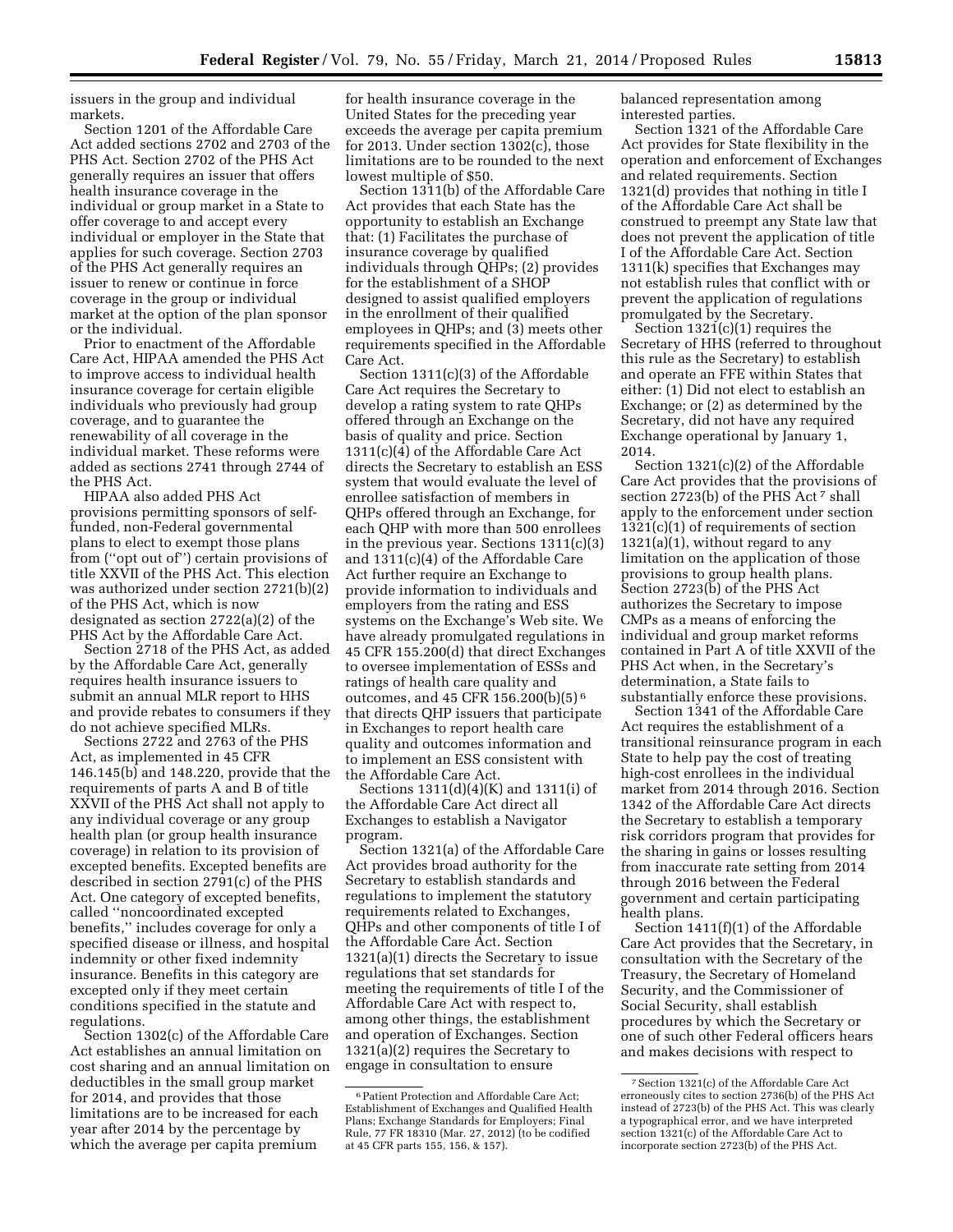issuers in the group and individual markets.

Section 1201 of the Affordable Care Act added sections 2702 and 2703 of the PHS Act. Section 2702 of the PHS Act generally requires an issuer that offers health insurance coverage in the individual or group market in a State to offer coverage to and accept every individual or employer in the State that applies for such coverage. Section 2703 of the PHS Act generally requires an issuer to renew or continue in force coverage in the group or individual market at the option of the plan sponsor or the individual.

Prior to enactment of the Affordable Care Act, HIPAA amended the PHS Act to improve access to individual health insurance coverage for certain eligible individuals who previously had group coverage, and to guarantee the renewability of all coverage in the individual market. These reforms were added as sections 2741 through 2744 of the PHS Act.

HIPAA also added PHS Act provisions permitting sponsors of self-funded, non-Federal governmental plans to elect to exempt those plans from (''opt out of'') certain provisions of title XXVII of the PHS Act. This election was authorized under section 2721(b)(2) of the PHS Act, which is now designated as section 2722(a)(2) of the PHS Act by the Affordable Care Act.

Section 2718 of the PHS Act, as added by the Affordable Care Act, generally requires health insurance issuers to submit an annual MLR report to HHS and provide rebates to consumers if they do not achieve specified MLRs.

Sections 2722 and 2763 of the PHS Act, as implemented in 45 CFR 146.145(b) and 148.220, provide that the requirements of parts A and B of title XXVII of the PHS Act shall not apply to any individual coverage or any group health plan (or group health insurance coverage) in relation to its provision of excepted benefits. Excepted benefits are described in section 2791(c) of the PHS Act. One category of excepted benefits, called ''noncoordinated excepted benefits,'' includes coverage for only a specified disease or illness, and hospital indemnity or other fixed indemnity insurance. Benefits in this category are excepted only if they meet certain conditions specified in the statute and regulations.

Section 1302(c) of the Affordable Care Act establishes an annual limitation on cost sharing and an annual limitation on deductibles in the small group market for 2014, and provides that those limitations are to be increased for each year after 2014 by the percentage by which the average per capita premium for health insurance coverage in the United States for the preceding year exceeds the average per capita premium for 2013. Under section 1302(c), those limitations are to be rounded to the next lowest multiple of $50.

Section 1311(b) of the Affordable Care Act provides that each State has the opportunity to establish an Exchange that: (1) Facilitates the purchase of insurance coverage by qualified individuals through QHPs; (2) provides for the establishment of a SHOP designed to assist qualified employers in the enrollment of their qualified employees in QHPs; and (3) meets other requirements specified in the Affordable Care Act.

Section 1311(c)(3) of the Affordable Care Act requires the Secretary to develop a rating system to rate QHPs offered through an Exchange on the basis of quality and price. Section 1311(c)(4) of the Affordable Care Act directs the Secretary to establish an ESS system that would evaluate the level of enrollee satisfaction of members in QHPs offered through an Exchange, for each QHP with more than 500 enrollees in the previous year. Sections 1311(c)(3) and 1311(c)(4) of the Affordable Care Act further require an Exchange to provide information to individuals and employers from the rating and ESS systems on the Exchange's Web site. We have already promulgated regulations in 45 CFR 155.200(d) that direct Exchanges to oversee implementation of ESSs and ratings of health care quality and outcomes, and 45 CFR 156.200(b)(5)[6] that directs QHP issuers that participate in Exchanges to report health care quality and outcomes information and to implement an ESS consistent with the Affordable Care Act.

Sections 1311(d)(4)(K) and 1311(i) of the Affordable Care Act direct all Exchanges to establish a Navigator program.

Section 1321(a) of the Affordable Care Act provides broad authority for the Secretary to establish standards and regulations to implement the statutory requirements related to Exchanges, QHPs and other components of title I of the Affordable Care Act. Section 1321(a)(1) directs the Secretary to issue regulations that set standards for meeting the requirements of title I of the Affordable Care Act with respect to, among other things, the establishment and operation of Exchanges. Section 1321(a)(2) requires the Secretary to engage in consultation to ensure balanced representation among interested parties.

Section 1321 of the Affordable Care Act provides for State flexibility in the operation and enforcement of Exchanges and related requirements. Section 1321(d) provides that nothing in title I of the Affordable Care Act shall be construed to preempt any State law that does not prevent the application of title I of the Affordable Care Act. Section 1311(k) specifies that Exchanges may not establish rules that conflict with or prevent the application of regulations promulgated by the Secretary.

Section 1321(c)(1) requires the Secretary of HHS (referred to throughout this rule as the Secretary) to establish and operate an FFE within States that either: (1) Did not elect to establish an Exchange; or (2) as determined by the Secretary, did not have any required Exchange operational by January 1, 2014.

Section 1321(c)(2) of the Affordable Care Act provides that the provisions of section 2723(b) of the PHS Act[7] shall apply to the enforcement under section 1321(c)(1) of requirements of section 1321(a)(1), without regard to any limitation on the application of those provisions to group health plans. Section 2723(b) of the PHS Act authorizes the Secretary to impose CMPs as a means of enforcing the individual and group market reforms contained in Part A of title XXVII of the PHS Act when, in the Secretary's determination, a State fails to substantially enforce these provisions.

Section 1341 of the Affordable Care Act requires the establishment of a transitional reinsurance program in each State to help pay the cost of treating high-cost enrollees in the individual market from 2014 through 2016. Section 1342 of the Affordable Care Act directs the Secretary to establish a temporary risk corridors program that provides for the sharing in gains or losses resulting from inaccurate rate setting from 2014 through 2016 between the Federal government and certain participating health plans.

Section 1411(f)(1) of the Affordable Care Act provides that the Secretary, in consultation with the Secretary of the Treasury, the Secretary of Homeland Security, and the Commissioner of Social Security, shall establish procedures by which the Secretary or one of such other Federal officers hears and makes decisions with respect to

---

[6] Patient Protection and Affordable Care Act; Establishment of Exchanges and Qualified Health Plans; Exchange Standards for Employers; Final Rule, 77 FR 18310 (Mar. 27, 2012) (to be codified at 45 CFR parts 155, 156, & 157).

[7] Section 1321(c) of the Affordable Care Act erroneously cites to section 2736(b) of the PHS Act instead of 2723(b) of the PHS Act. This was clearly a typographical error, and we have interpreted section 1321(c) of the Affordable Care Act to incorporate section 2723(b) of the PHS Act.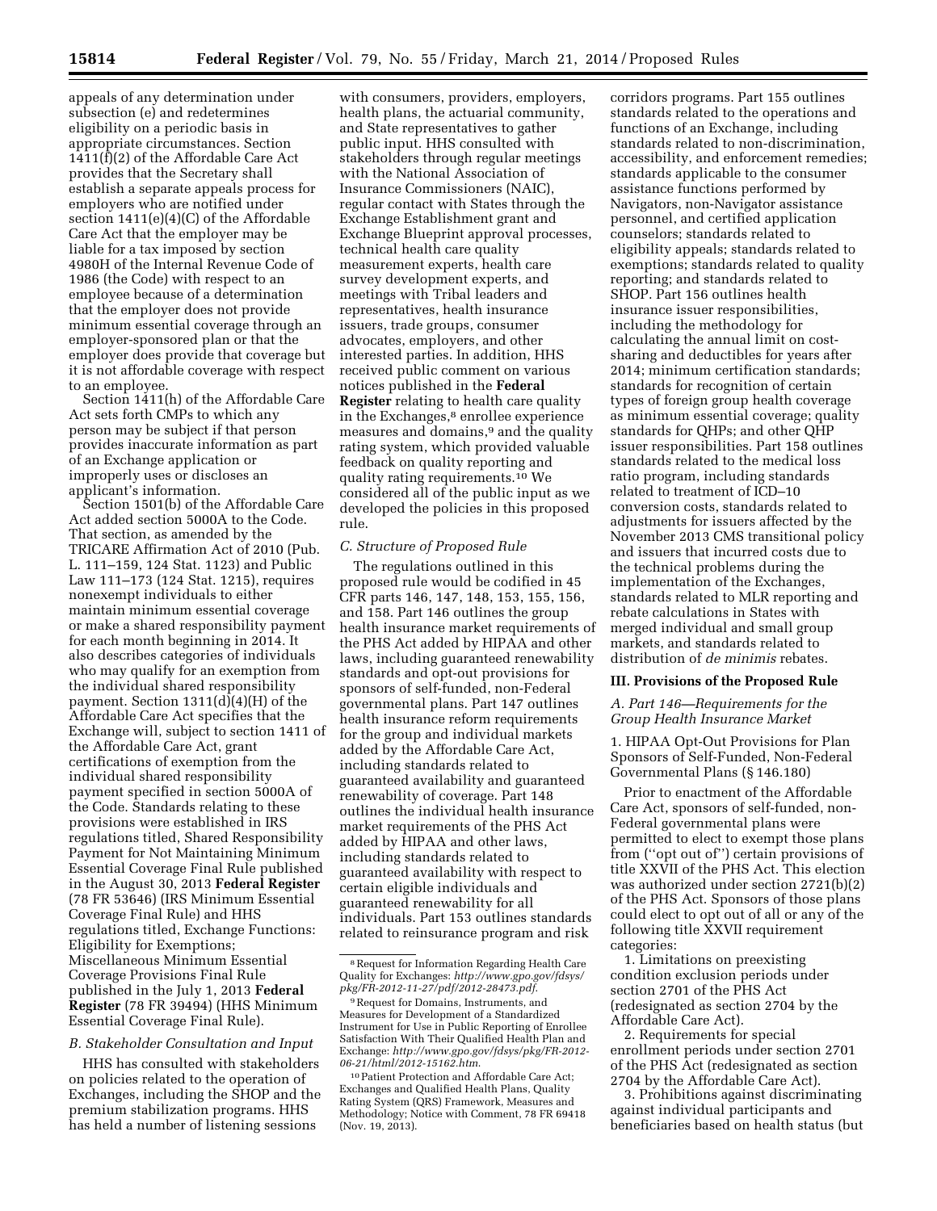appeals of any determination under subsection (e) and redetermines eligibility on a periodic basis in appropriate circumstances. Section 1411(f)(2) of the Affordable Care Act provides that the Secretary shall establish a separate appeals process for employers who are notified under section 1411(e)(4)(C) of the Affordable Care Act that the employer may be liable for a tax imposed by section 4980H of the Internal Revenue Code of 1986 (the Code) with respect to an employee because of a determination that the employer does not provide minimum essential coverage through an employer-sponsored plan or that the employer does provide that coverage but it is not affordable coverage with respect to an employee.

Section 1411(h) of the Affordable Care Act sets forth CMPs to which any person may be subject if that person provides inaccurate information as part of an Exchange application or improperly uses or discloses an applicant's information.

Section 1501(b) of the Affordable Care Act added section 5000A to the Code. That section, as amended by the TRICARE Affirmation Act of 2010 (Pub. L. 111–159, 124 Stat. 1123) and Public Law 111–173 (124 Stat. 1215), requires nonexempt individuals to either maintain minimum essential coverage or make a shared responsibility payment for each month beginning in 2014. It also describes categories of individuals who may qualify for an exemption from the individual shared responsibility payment. Section 1311(d)(4)(H) of the Affordable Care Act specifies that the Exchange will, subject to section 1411 of the Affordable Care Act, grant certifications of exemption from the individual shared responsibility payment specified in section 5000A of the Code. Standards relating to these provisions were established in IRS regulations titled, Shared Responsibility Payment for Not Maintaining Minimum Essential Coverage Final Rule published in the August 30, 2013 **Federal Register** (78 FR 53646) (IRS Minimum Essential Coverage Final Rule) and HHS regulations titled, Exchange Functions: Eligibility for Exemptions; Miscellaneous Minimum Essential Coverage Provisions Final Rule published in the July 1, 2013 **Federal Register** (78 FR 39494) (HHS Minimum Essential Coverage Final Rule).

### *B. Stakeholder Consultation and Input*

HHS has consulted with stakeholders on policies related to the operation of Exchanges, including the SHOP and the premium stabilization programs. HHS has held a number of listening sessions with consumers, providers, employers, health plans, the actuarial community, and State representatives to gather public input. HHS consulted with stakeholders through regular meetings with the National Association of Insurance Commissioners (NAIC), regular contact with States through the Exchange Establishment grant and Exchange Blueprint approval processes, technical health care quality measurement experts, health care survey development experts, and meetings with Tribal leaders and representatives, health insurance issuers, trade groups, consumer advocates, employers, and other interested parties. In addition, HHS received public comment on various notices published in the **Federal Register** relating to health care quality in the Exchanges,[8] enrollee experience measures and domains,[9] and the quality rating system, which provided valuable feedback on quality reporting and quality rating requirements.[10] We considered all of the public input as we developed the policies in this proposed rule.

### *C. Structure of Proposed Rule*

The regulations outlined in this proposed rule would be codified in 45 CFR parts 146, 147, 148, 153, 155, 156, and 158. Part 146 outlines the group health insurance market requirements of the PHS Act added by HIPAA and other laws, including guaranteed renewability standards and opt-out provisions for sponsors of self-funded, non-Federal governmental plans. Part 147 outlines health insurance reform requirements for the group and individual markets added by the Affordable Care Act, including standards related to guaranteed availability and guaranteed renewability of coverage. Part 148 outlines the individual health insurance market requirements of the PHS Act added by HIPAA and other laws, including standards related to guaranteed availability with respect to certain eligible individuals and guaranteed renewability for all individuals. Part 153 outlines standards related to reinsurance program and risk corridors programs. Part 155 outlines standards related to the operations and functions of an Exchange, including standards related to non-discrimination, accessibility, and enforcement remedies; standards applicable to the consumer assistance functions performed by Navigators, non-Navigator assistance personnel, and certified application counselors; standards related to eligibility appeals; standards related to exemptions; standards related to quality reporting; and standards related to SHOP. Part 156 outlines health insurance issuer responsibilities, including the methodology for calculating the annual limit on cost-sharing and deductibles for years after 2014; minimum certification standards; standards for recognition of certain types of foreign group health coverage as minimum essential coverage; quality standards for QHPs; and other QHP issuer responsibilities. Part 158 outlines standards related to the medical loss ratio program, including standards related to treatment of ICD–10 conversion costs, standards related to adjustments for issuers affected by the November 2013 CMS transitional policy and issuers that incurred costs due to the technical problems during the implementation of the Exchanges, standards related to MLR reporting and rebate calculations in States with merged individual and small group markets, and standards related to distribution of *de minimis* rebates.

## III. Provisions of the Proposed Rule

### *A. Part 146—Requirements for the Group Health Insurance Market*

#### 1. HIPAA Opt-Out Provisions for Plan Sponsors of Self-Funded, Non-Federal Governmental Plans (§ 146.180)

Prior to enactment of the Affordable Care Act, sponsors of self-funded, non-Federal governmental plans were permitted to elect to exempt those plans from (''opt out of'') certain provisions of title XXVII of the PHS Act. This election was authorized under section 2721(b)(2) of the PHS Act. Sponsors of those plans could elect to opt out of all or any of the following title XXVII requirement categories:

1. Limitations on preexisting condition exclusion periods under section 2701 of the PHS Act (redesignated as section 2704 by the Affordable Care Act).
2. Requirements for special enrollment periods under section 2701 of the PHS Act (redesignated as section 2704 by the Affordable Care Act).
3. Prohibitions against discriminating against individual participants and beneficiaries based on health status (but

---

[8] Request for Information Regarding Health Care Quality for Exchanges: *http://www.gpo.gov/fdsys/pkg/FR-2012-11-27/pdf/2012-28473.pdf*.

[9] Request for Domains, Instruments, and Measures for Development of a Standardized Instrument for Use in Public Reporting of Enrollee Satisfaction With Their Qualified Health Plan and Exchange: *http://www.gpo.gov/fdsys/pkg/FR-2012-06-21/html/2012-15162.htm*.

[10] Patient Protection and Affordable Care Act; Exchanges and Qualified Health Plans, Quality Rating System (QRS) Framework, Measures and Methodology; Notice with Comment, 78 FR 69418 (Nov. 19, 2013).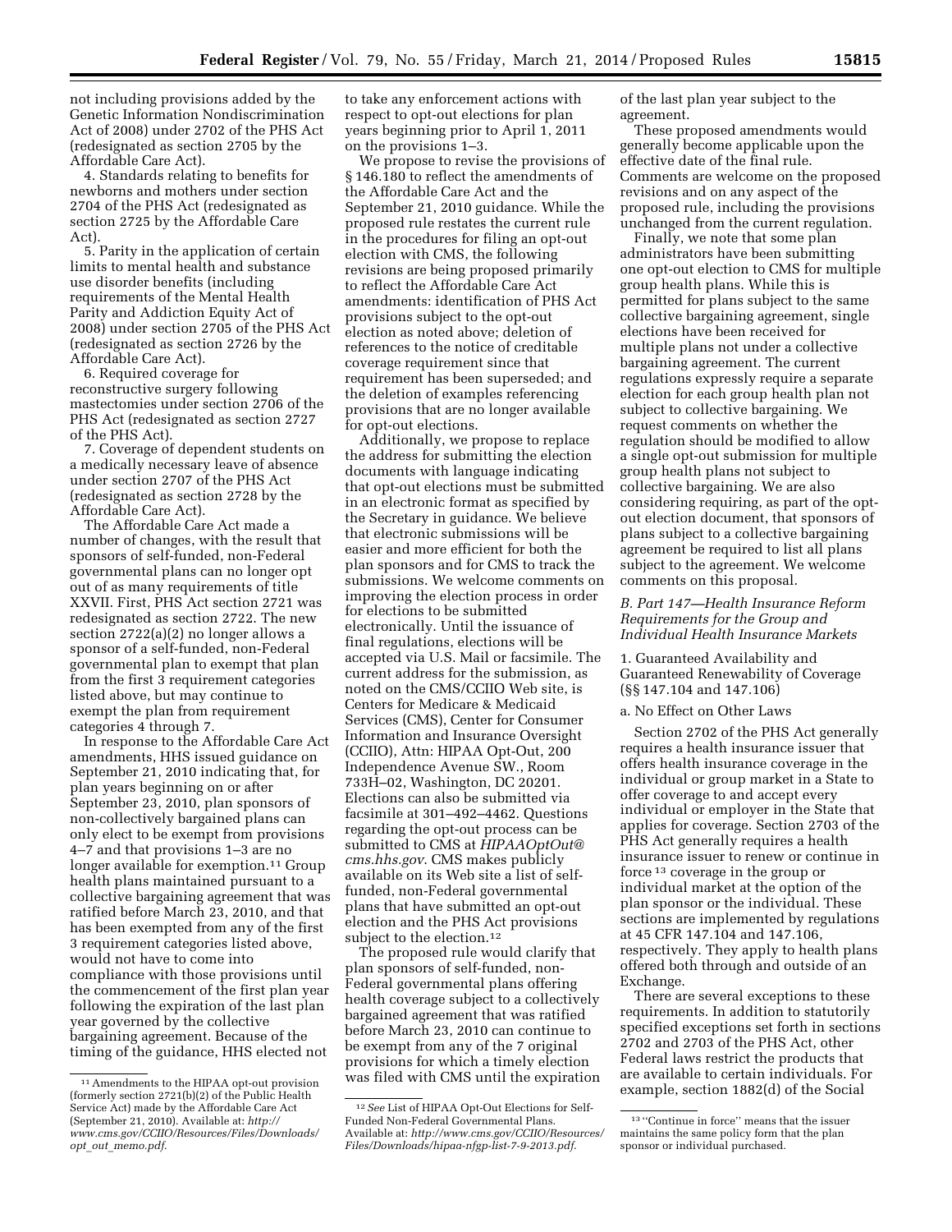not including provisions added by the Genetic Information Nondiscrimination Act of 2008) under 2702 of the PHS Act (redesignated as section 2705 by the Affordable Care Act).

4. Standards relating to benefits for newborns and mothers under section 2704 of the PHS Act (redesignated as section 2725 by the Affordable Care Act).

5. Parity in the application of certain limits to mental health and substance use disorder benefits (including requirements of the Mental Health Parity and Addiction Equity Act of 2008) under section 2705 of the PHS Act (redesignated as section 2726 by the Affordable Care Act).

6. Required coverage for reconstructive surgery following mastectomies under section 2706 of the PHS Act (redesignated as section 2727 of the PHS Act).

7. Coverage of dependent students on a medically necessary leave of absence under section 2707 of the PHS Act (redesignated as section 2728 by the Affordable Care Act).

The Affordable Care Act made a number of changes, with the result that sponsors of self-funded, non-Federal governmental plans can no longer opt out of as many requirements of title XXVII. First, PHS Act section 2721 was redesignated as section 2722. The new section 2722(a)(2) no longer allows a sponsor of a self-funded, non-Federal governmental plan to exempt that plan from the first 3 requirement categories listed above, but may continue to exempt the plan from requirement categories 4 through 7.

In response to the Affordable Care Act amendments, HHS issued guidance on September 21, 2010 indicating that, for plan years beginning on or after September 23, 2010, plan sponsors of non-collectively bargained plans can only elect to be exempt from provisions 4–7 and that provisions 1–3 are no longer available for exemption.[11] Group health plans maintained pursuant to a collective bargaining agreement that was ratified before March 23, 2010, and that has been exempted from any of the first 3 requirement categories listed above, would not have to come into compliance with those provisions until the commencement of the first plan year following the expiration of the last plan year governed by the collective bargaining agreement. Because of the timing of the guidance, HHS elected not to take any enforcement actions with respect to opt-out elections for plan years beginning prior to April 1, 2011 on the provisions 1–3.

We propose to revise the provisions of § 146.180 to reflect the amendments of the Affordable Care Act and the September 21, 2010 guidance. While the proposed rule restates the current rule in the procedures for filing an opt-out election with CMS, the following revisions are being proposed primarily to reflect the Affordable Care Act amendments: identification of PHS Act provisions subject to the opt-out election as noted above; deletion of references to the notice of creditable coverage requirement since that requirement has been superseded; and the deletion of examples referencing provisions that are no longer available for opt-out elections.

Additionally, we propose to replace the address for submitting the election documents with language indicating that opt-out elections must be submitted in an electronic format as specified by the Secretary in guidance. We believe that electronic submissions will be easier and more efficient for both the plan sponsors and for CMS to track the submissions. We welcome comments on improving the election process in order for elections to be submitted electronically. Until the issuance of final regulations, elections will be accepted via U.S. Mail or facsimile. The current address for the submission, as noted on the CMS/CCIIO Web site, is Centers for Medicare & Medicaid Services (CMS), Center for Consumer Information and Insurance Oversight (CCIIO), Attn: HIPAA Opt-Out, 200 Independence Avenue SW., Room 733H–02, Washington, DC 20201. Elections can also be submitted via facsimile at 301–492–4462. Questions regarding the opt-out process can be submitted to CMS at *HIPAAOptOut@cms.hhs.gov*. CMS makes publicly available on its Web site a list of self-funded, non-Federal governmental plans that have submitted an opt-out election and the PHS Act provisions subject to the election.[12]

The proposed rule would clarify that plan sponsors of self-funded, non-Federal governmental plans offering health coverage subject to a collectively bargained agreement that was ratified before March 23, 2010 can continue to be exempt from any of the 7 original provisions for which a timely election was filed with CMS until the expiration of the last plan year subject to the agreement.

These proposed amendments would generally become applicable upon the effective date of the final rule. Comments are welcome on the proposed revisions and on any aspect of the proposed rule, including the provisions unchanged from the current regulation.

Finally, we note that some plan administrators have been submitting one opt-out election to CMS for multiple group health plans. While this is permitted for plans subject to the same collective bargaining agreement, single elections have been received for multiple plans not under a collective bargaining agreement. The current regulations expressly require a separate election for each group health plan not subject to collective bargaining. We request comments on whether the regulation should be modified to allow a single opt-out submission for multiple group health plans not subject to collective bargaining. We are also considering requiring, as part of the opt-out election document, that sponsors of plans subject to a collective bargaining agreement be required to list all plans subject to the agreement. We welcome comments on this proposal.

### *B. Part 147—Health Insurance Reform Requirements for the Group and Individual Health Insurance Markets*

1. Guaranteed Availability and Guaranteed Renewability of Coverage (§§ 147.104 and 147.106)

a. No Effect on Other Laws

Section 2702 of the PHS Act generally requires a health insurance issuer that offers health insurance coverage in the individual or group market in a State to offer coverage to and accept every individual or employer in the State that applies for coverage. Section 2703 of the PHS Act generally requires a health insurance issuer to renew or continue in force[13] coverage in the group or individual market at the option of the plan sponsor or the individual. These sections are implemented by regulations at 45 CFR 147.104 and 147.106, respectively. They apply to health plans offered both through and outside of an Exchange.

There are several exceptions to these requirements. In addition to statutorily specified exceptions set forth in sections 2702 and 2703 of the PHS Act, other Federal laws restrict the products that are available to certain individuals. For example, section 1882(d) of the Social

---

[11] Amendments to the HIPAA opt-out provision (formerly section 2721(b)(2) of the Public Health Service Act) made by the Affordable Care Act (September 21, 2010). Available at: *http://www.cms.gov/CCIIO/Resources/Files/Downloads/opt_out_memo.pdf*.

[12] *See* List of HIPAA Opt-Out Elections for Self-Funded Non-Federal Governmental Plans. Available at: *http://www.cms.gov/CCIIO/Resources/Files/Downloads/hipaa-nfgp-list-7-9-2013.pdf*.

[13] "Continue in force" means that the issuer maintains the same policy form that the plan sponsor or individual purchased.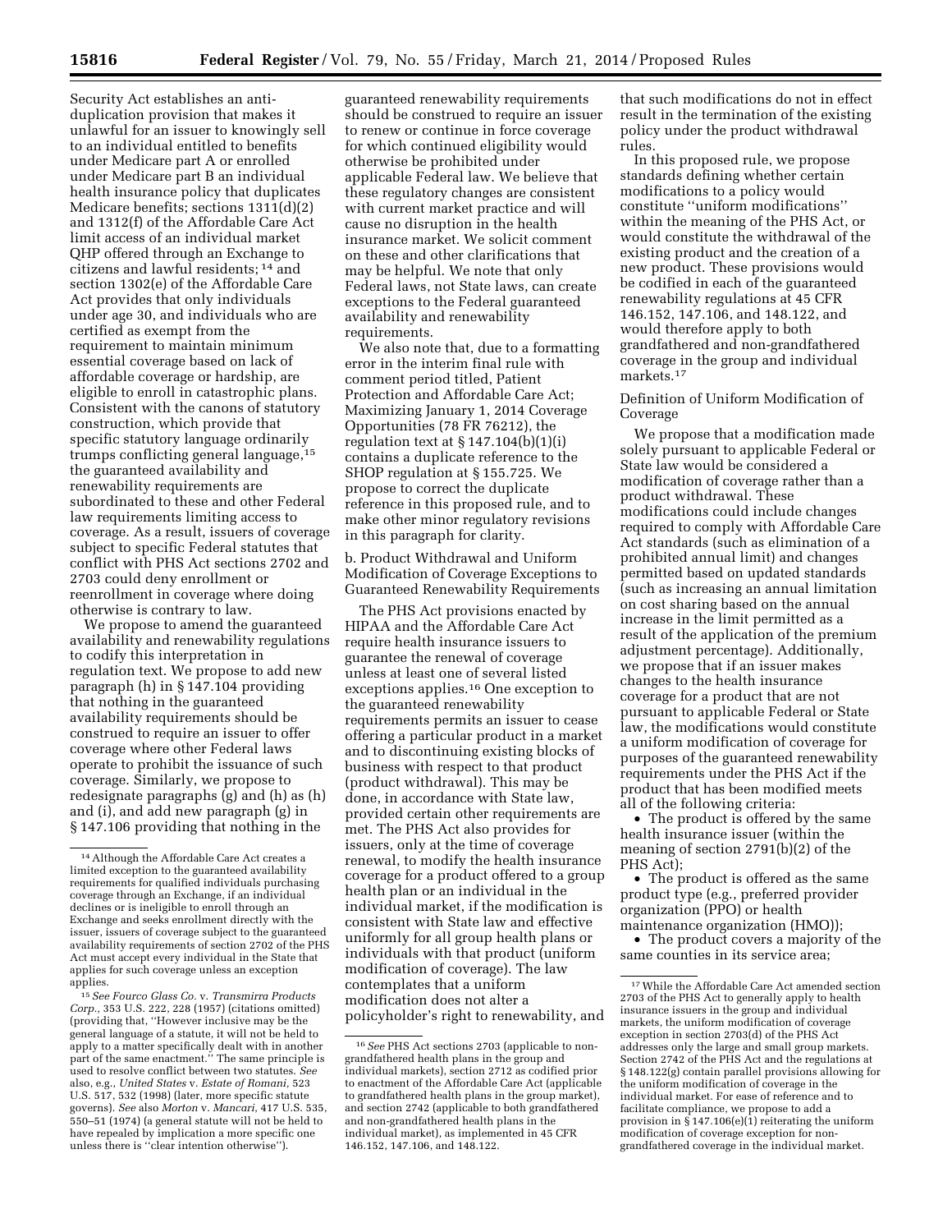Security Act establishes an anti-duplication provision that makes it unlawful for an issuer to knowingly sell to an individual entitled to benefits under Medicare part A or enrolled under Medicare part B an individual health insurance policy that duplicates Medicare benefits; sections 1311(d)(2) and 1312(f) of the Affordable Care Act limit access of an individual market QHP offered through an Exchange to citizens and lawful residents; [14] and section 1302(e) of the Affordable Care Act provides that only individuals under age 30, and individuals who are certified as exempt from the requirement to maintain minimum essential coverage based on lack of affordable coverage or hardship, are eligible to enroll in catastrophic plans. Consistent with the canons of statutory construction, which provide that specific statutory language ordinarily trumps conflicting general language,[15] the guaranteed availability and renewability requirements are subordinated to these and other Federal law requirements limiting access to coverage. As a result, issuers of coverage subject to specific Federal statutes that conflict with PHS Act sections 2702 and 2703 could deny enrollment or reenrollment in coverage where doing otherwise is contrary to law.

We propose to amend the guaranteed availability and renewability regulations to codify this interpretation in regulation text. We propose to add new paragraph (h) in § 147.104 providing that nothing in the guaranteed availability requirements should be construed to require an issuer to offer coverage where other Federal laws operate to prohibit the issuance of such coverage. Similarly, we propose to redesignate paragraphs (g) and (h) as (h) and (i), and add new paragraph (g) in § 147.106 providing that nothing in the guaranteed renewability requirements should be construed to require an issuer to renew or continue in force coverage for which continued eligibility would otherwise be prohibited under applicable Federal law. We believe that these regulatory changes are consistent with current market practice and will cause no disruption in the health insurance market. We solicit comment on these and other clarifications that may be helpful. We note that only Federal laws, not State laws, can create exceptions to the Federal guaranteed availability and renewability requirements.

We also note that, due to a formatting error in the interim final rule with comment period titled, Patient Protection and Affordable Care Act; Maximizing January 1, 2014 Coverage Opportunities (78 FR 76212), the regulation text at § 147.104(b)(1)(i) contains a duplicate reference to the SHOP regulation at § 155.725. We propose to correct the duplicate reference in this proposed rule, and to make other minor regulatory revisions in this paragraph for clarity.

b. Product Withdrawal and Uniform Modification of Coverage Exceptions to Guaranteed Renewability Requirements

The PHS Act provisions enacted by HIPAA and the Affordable Care Act require health insurance issuers to guarantee the renewal of coverage unless at least one of several listed exceptions applies.[16] One exception to the guaranteed renewability requirements permits an issuer to cease offering a particular product in a market and to discontinuing existing blocks of business with respect to that product (product withdrawal). This may be done, in accordance with State law, provided certain other requirements are met. The PHS Act also provides for issuers, only at the time of coverage renewal, to modify the health insurance coverage for a product offered to a group health plan or an individual in the individual market, if the modification is consistent with State law and effective uniformly for all group health plans or individuals with that product (uniform modification of coverage). The law contemplates that a uniform modification does not alter a policyholder's right to renewability, and that such modifications do not in effect result in the termination of the existing policy under the product withdrawal rules.

In this proposed rule, we propose standards defining whether certain modifications to a policy would constitute "uniform modifications" within the meaning of the PHS Act, or would constitute the withdrawal of the existing product and the creation of a new product. These provisions would be codified in each of the guaranteed renewability regulations at 45 CFR 146.152, 147.106, and 148.122, and would therefore apply to both grandfathered and non-grandfathered coverage in the group and individual markets.[17]

Definition of Uniform Modification of Coverage

We propose that a modification made solely pursuant to applicable Federal or State law would be considered a modification of coverage rather than a product withdrawal. These modifications could include changes required to comply with Affordable Care Act standards (such as elimination of a prohibited annual limit) and changes permitted based on updated standards (such as increasing an annual limitation on cost sharing based on the annual increase in the limit permitted as a result of the application of the premium adjustment percentage). Additionally, we propose that if an issuer makes changes to the health insurance coverage for a product that are not pursuant to applicable Federal or State law, the modifications would constitute a uniform modification of coverage for purposes of the guaranteed renewability requirements under the PHS Act if the product that has been modified meets all of the following criteria:

- The product is offered by the same health insurance issuer (within the meaning of section 2791(b)(2) of the PHS Act);
- The product is offered as the same product type (e.g., preferred provider organization (PPO) or health maintenance organization (HMO));
- The product covers a majority of the same counties in its service area;

---

[14] Although the Affordable Care Act creates a limited exception to the guaranteed availability requirements for qualified individuals purchasing coverage through an Exchange, if an individual declines or is ineligible to enroll through an Exchange and seeks enrollment directly with the issuer, issuers of coverage subject to the guaranteed availability requirements of section 2702 of the PHS Act must accept every individual in the State that applies for such coverage unless an exception applies.

[15] *See Fourco Glass Co.* v. *Transmirra Products Corp.,* 353 U.S. 222, 228 (1957) (citations omitted) (providing that, "However inclusive may be the general language of a statute, it will not be held to apply to a matter specifically dealt with in another part of the same enactment." The same principle is used to resolve conflict between two statutes. *See* also, e.g., *United States* v. *Estate of Romani,* 523 U.S. 517, 532 (1998) (later, more specific statute governs). *See* also *Morton* v. *Mancari,* 417 U.S. 535, 550–51 (1974) (a general statute will not be held to have repealed by implication a more specific one unless there is "clear intention otherwise").

[16] *See* PHS Act sections 2703 (applicable to non-grandfathered health plans in the group and individual markets), section 2712 as codified prior to enactment of the Affordable Care Act (applicable to grandfathered health plans in the group market), and section 2742 (applicable to both grandfathered and non-grandfathered health plans in the individual market), as implemented in 45 CFR 146.152, 147.106, and 148.122.

[17] While the Affordable Care Act amended section 2703 of the PHS Act to generally apply to health insurance issuers in the group and individual markets, the uniform modification of coverage exception in section 2703(d) of the PHS Act addresses only the large and small group markets. Section 2742 of the PHS Act and the regulations at § 148.122(g) contain parallel provisions allowing for the uniform modification of coverage in the individual market. For ease of reference and to facilitate compliance, we propose to add a provision in § 147.106(e)(1) reiterating the uniform modification of coverage exception for non-grandfathered coverage in the individual market.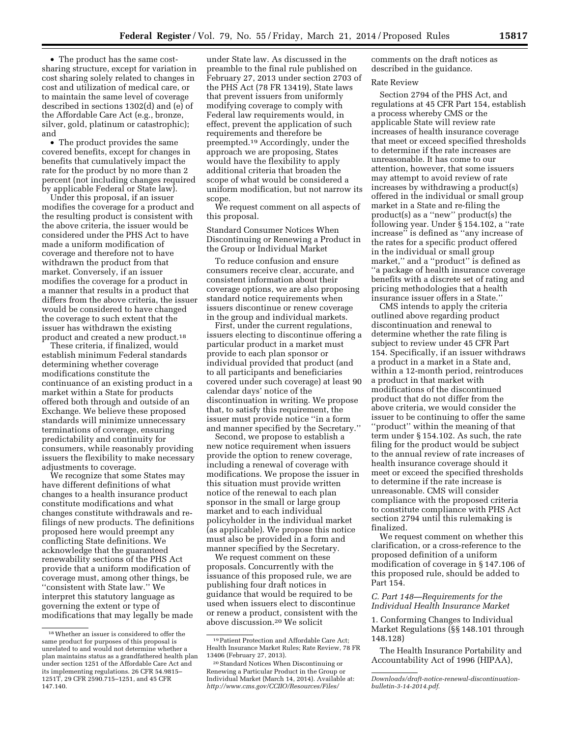- The product has the same cost-sharing structure, except for variation in cost sharing solely related to changes in cost and utilization of medical care, or to maintain the same level of coverage described in sections 1302(d) and (e) of the Affordable Care Act (e.g., bronze, silver, gold, platinum or catastrophic); and
- The product provides the same covered benefits, except for changes in benefits that cumulatively impact the rate for the product by no more than 2 percent (not including changes required by applicable Federal or State law).

Under this proposal, if an issuer modifies the coverage for a product and the resulting product is consistent with the above criteria, the issuer would be considered under the PHS Act to have made a uniform modification of coverage and therefore not to have withdrawn the product from that market. Conversely, if an issuer modifies the coverage for a product in a manner that results in a product that differs from the above criteria, the issuer would be considered to have changed the coverage to such extent that the issuer has withdrawn the existing product and created a new product.[18]

These criteria, if finalized, would establish minimum Federal standards determining whether coverage modifications constitute the continuance of an existing product in a market within a State for products offered both through and outside of an Exchange. We believe these proposed standards will minimize unnecessary terminations of coverage, ensuring predictability and continuity for consumers, while reasonably providing issuers the flexibility to make necessary adjustments to coverage.

We recognize that some States may have different definitions of what changes to a health insurance product constitute modifications and what changes constitute withdrawals and re-filings of new products. The definitions proposed here would preempt any conflicting State definitions. We acknowledge that the guaranteed renewability sections of the PHS Act provide that a uniform modification of coverage must, among other things, be ''consistent with State law.'' We interpret this statutory language as governing the extent or type of modifications that may legally be made under State law. As discussed in the preamble to the final rule published on February 27, 2013 under section 2703 of the PHS Act (78 FR 13419), State laws that prevent issuers from uniformly modifying coverage to comply with Federal law requirements would, in effect, prevent the application of such requirements and therefore be preempted.[19] Accordingly, under the approach we are proposing, States would have the flexibility to apply additional criteria that broaden the scope of what would be considered a uniform modification, but not narrow its scope.

We request comment on all aspects of this proposal.

Standard Consumer Notices When Discontinuing or Renewing a Product in the Group or Individual Market

To reduce confusion and ensure consumers receive clear, accurate, and consistent information about their coverage options, we are also proposing standard notice requirements when issuers discontinue or renew coverage in the group and individual markets.

First, under the current regulations, issuers electing to discontinue offering a particular product in a market must provide to each plan sponsor or individual provided that product (and to all participants and beneficiaries covered under such coverage) at least 90 calendar days' notice of the discontinuation in writing. We propose that, to satisfy this requirement, the issuer must provide notice ''in a form and manner specified by the Secretary.''

Second, we propose to establish a new notice requirement when issuers provide the option to renew coverage, including a renewal of coverage with modifications. We propose the issuer in this situation must provide written notice of the renewal to each plan sponsor in the small or large group market and to each individual policyholder in the individual market (as applicable). We propose this notice must also be provided in a form and manner specified by the Secretary.

We request comment on these proposals. Concurrently with the issuance of this proposed rule, we are publishing four draft notices in guidance that would be required to be used when issuers elect to discontinue or renew a product, consistent with the above discussion.[20] We solicit comments on the draft notices as described in the guidance.

Rate Review

Section 2794 of the PHS Act, and regulations at 45 CFR Part 154, establish a process whereby CMS or the applicable State will review rate increases of health insurance coverage that meet or exceed specified thresholds to determine if the rate increases are unreasonable. It has come to our attention, however, that some issuers may attempt to avoid review of rate increases by withdrawing a product(s) offered in the individual or small group market in a State and re-filing the product(s) as a ''new'' product(s) the following year. Under § 154.102, a ''rate increase'' is defined as ''any increase of the rates for a specific product offered in the individual or small group market,'' and a ''product'' is defined as ''a package of health insurance coverage benefits with a discrete set of rating and pricing methodologies that a health insurance issuer offers in a State.''

CMS intends to apply the criteria outlined above regarding product discontinuation and renewal to determine whether the rate filing is subject to review under 45 CFR Part 154. Specifically, if an issuer withdraws a product in a market in a State and, within a 12-month period, reintroduces a product in that market with modifications of the discontinued product that do not differ from the above criteria, we would consider the issuer to be continuing to offer the same ''product'' within the meaning of that term under § 154.102. As such, the rate filing for the product would be subject to the annual review of rate increases of health insurance coverage should it meet or exceed the specified thresholds to determine if the rate increase is unreasonable. CMS will consider compliance with the proposed criteria to constitute compliance with PHS Act section 2794 until this rulemaking is finalized.

We request comment on whether this clarification, or a cross-reference to the proposed definition of a uniform modification of coverage in § 147.106 of this proposed rule, should be added to Part 154.

### *C. Part 148—Requirements for the Individual Health Insurance Market*

1. Conforming Changes to Individual Market Regulations (§§ 148.101 through 148.128)

The Health Insurance Portability and Accountability Act of 1996 (HIPAA),

---

[18] Whether an issuer is considered to offer the same product for purposes of this proposal is unrelated to and would not determine whether a plan maintains status as a grandfathered health plan under section 1251 of the Affordable Care Act and its implementing regulations. 26 CFR 54.9815–1251T, 29 CFR 2590.715–1251, and 45 CFR 147.140.

[19] Patient Protection and Affordable Care Act; Health Insurance Market Rules; Rate Review, 78 FR 13406 (February 27, 2013).

[20] Standard Notices When Discontinuing or Renewing a Particular Product in the Group or Individual Market (March 14, 2014). Available at: *http://www.cms.gov/CCIIO/Resources/Files/Downloads/draft-notice-renewal-discontinuation-bulletin-3-14-2014.pdf*.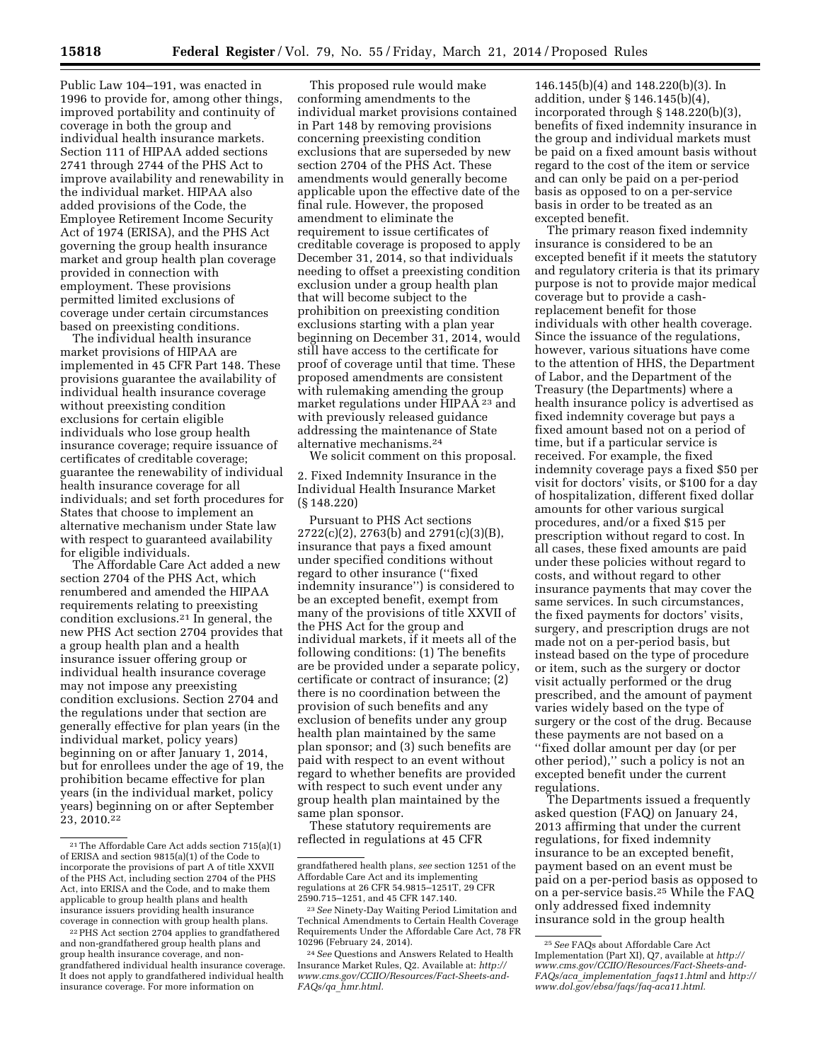Public Law 104–191, was enacted in 1996 to provide for, among other things, improved portability and continuity of coverage in both the group and individual health insurance markets. Section 111 of HIPAA added sections 2741 through 2744 of the PHS Act to improve availability and renewability in the individual market. HIPAA also added provisions of the Code, the Employee Retirement Income Security Act of 1974 (ERISA), and the PHS Act governing the group health insurance market and group health plan coverage provided in connection with employment. These provisions permitted limited exclusions of coverage under certain circumstances based on preexisting conditions.

The individual health insurance market provisions of HIPAA are implemented in 45 CFR Part 148. These provisions guarantee the availability of individual health insurance coverage without preexisting condition exclusions for certain eligible individuals who lose group health insurance coverage; require issuance of certificates of creditable coverage; guarantee the renewability of individual health insurance coverage for all individuals; and set forth procedures for States that choose to implement an alternative mechanism under State law with respect to guaranteed availability for eligible individuals.

The Affordable Care Act added a new section 2704 of the PHS Act, which renumbered and amended the HIPAA requirements relating to preexisting condition exclusions.[21] In general, the new PHS Act section 2704 provides that a group health plan and a health insurance issuer offering group or individual health insurance coverage may not impose any preexisting condition exclusions. Section 2704 and the regulations under that section are generally effective for plan years (in the individual market, policy years) beginning on or after January 1, 2014, but for enrollees under the age of 19, the prohibition became effective for plan years (in the individual market, policy years) beginning on or after September 23, 2010.[22]

This proposed rule would make conforming amendments to the individual market provisions contained in Part 148 by removing provisions concerning preexisting condition exclusions that are superseded by new section 2704 of the PHS Act. These amendments would generally become applicable upon the effective date of the final rule. However, the proposed amendment to eliminate the requirement to issue certificates of creditable coverage is proposed to apply December 31, 2014, so that individuals needing to offset a preexisting condition exclusion under a group health plan that will become subject to the prohibition on preexisting condition exclusions starting with a plan year beginning on December 31, 2014, would still have access to the certificate for proof of coverage until that time. These proposed amendments are consistent with rulemaking amending the group market regulations under HIPAA[23] and with previously released guidance addressing the maintenance of State alternative mechanisms.[24]

We solicit comment on this proposal.

2. Fixed Indemnity Insurance in the Individual Health Insurance Market (§ 148.220)

Pursuant to PHS Act sections 2722(c)(2), 2763(b) and 2791(c)(3)(B), insurance that pays a fixed amount under specified conditions without regard to other insurance (''fixed indemnity insurance'') is considered to be an excepted benefit, exempt from many of the provisions of title XXVII of the PHS Act for the group and individual markets, if it meets all of the following conditions: (1) The benefits are be provided under a separate policy, certificate or contract of insurance; (2) there is no coordination between the provision of such benefits and any exclusion of benefits under any group health plan maintained by the same plan sponsor; and (3) such benefits are paid with respect to an event without regard to whether benefits are provided with respect to such event under any group health plan maintained by the same plan sponsor.

These statutory requirements are reflected in regulations at 45 CFR 146.145(b)(4) and 148.220(b)(3). In addition, under § 146.145(b)(4), incorporated through § 148.220(b)(3), benefits of fixed indemnity insurance in the group and individual markets must be paid on a fixed amount basis without regard to the cost of the item or service and can only be paid on a per-period basis as opposed to on a per-service basis in order to be treated as an excepted benefit.

The primary reason fixed indemnity insurance is considered to be an excepted benefit if it meets the statutory and regulatory criteria is that its primary purpose is not to provide major medical coverage but to provide a cash-replacement benefit for those individuals with other health coverage. Since the issuance of the regulations, however, various situations have come to the attention of HHS, the Department of Labor, and the Department of the Treasury (the Departments) where a health insurance policy is advertised as fixed indemnity coverage but pays a fixed amount based not on a period of time, but if a particular service is received. For example, the fixed indemnity coverage pays a fixed $50 per visit for doctors' visits, or $100 for a day of hospitalization, different fixed dollar amounts for other various surgical procedures, and/or a fixed $15 per prescription without regard to cost. In all cases, these fixed amounts are paid under these policies without regard to costs, and without regard to other insurance payments that may cover the same services. In such circumstances, the fixed payments for doctors' visits, surgery, and prescription drugs are not made not on a per-period basis, but instead based on the type of procedure or item, such as the surgery or doctor visit actually performed or the drug prescribed, and the amount of payment varies widely based on the type of surgery or the cost of the drug. Because these payments are not based on a ''fixed dollar amount per day (or per other period),'' such a policy is not an excepted benefit under the current regulations.

The Departments issued a frequently asked question (FAQ) on January 24, 2013 affirming that under the current regulations, for fixed indemnity insurance to be an excepted benefit, payment based on an event must be paid on a per-period basis as opposed to on a per-service basis.[25] While the FAQ only addressed fixed indemnity insurance sold in the group health

---

[21] The Affordable Care Act adds section 715(a)(1) of ERISA and section 9815(a)(1) of the Code to incorporate the provisions of part A of title XXVII of the PHS Act, including section 2704 of the PHS Act, into ERISA and the Code, and to make them applicable to group health plans and health insurance issuers providing health insurance coverage in connection with group health plans.

[22] PHS Act section 2704 applies to grandfathered and non-grandfathered group health plans and group health insurance coverage, and non-grandfathered individual health insurance coverage. It does not apply to grandfathered individual health insurance coverage. For more information on grandfathered health plans, *see* section 1251 of the Affordable Care Act and its implementing regulations at 26 CFR 54.9815–1251T, 29 CFR 2590.715–1251, and 45 CFR 147.140.

[23] *See* Ninety-Day Waiting Period Limitation and Technical Amendments to Certain Health Coverage Requirements Under the Affordable Care Act, 78 FR 10296 (February 24, 2014).

[24] *See* Questions and Answers Related to Health Insurance Market Rules, Q2. Available at: *http://www.cms.gov/CCIIO/Resources/Fact-Sheets-and-FAQs/qa_hmr.html.*

[25] *See* FAQs about Affordable Care Act Implementation (Part XI), Q7, available at *http://www.cms.gov/CCIIO/Resources/Fact-Sheets-and-FAQs/aca_implementation_faqs11.html* and *http://www.dol.gov/ebsa/faqs/faq-aca11.html.*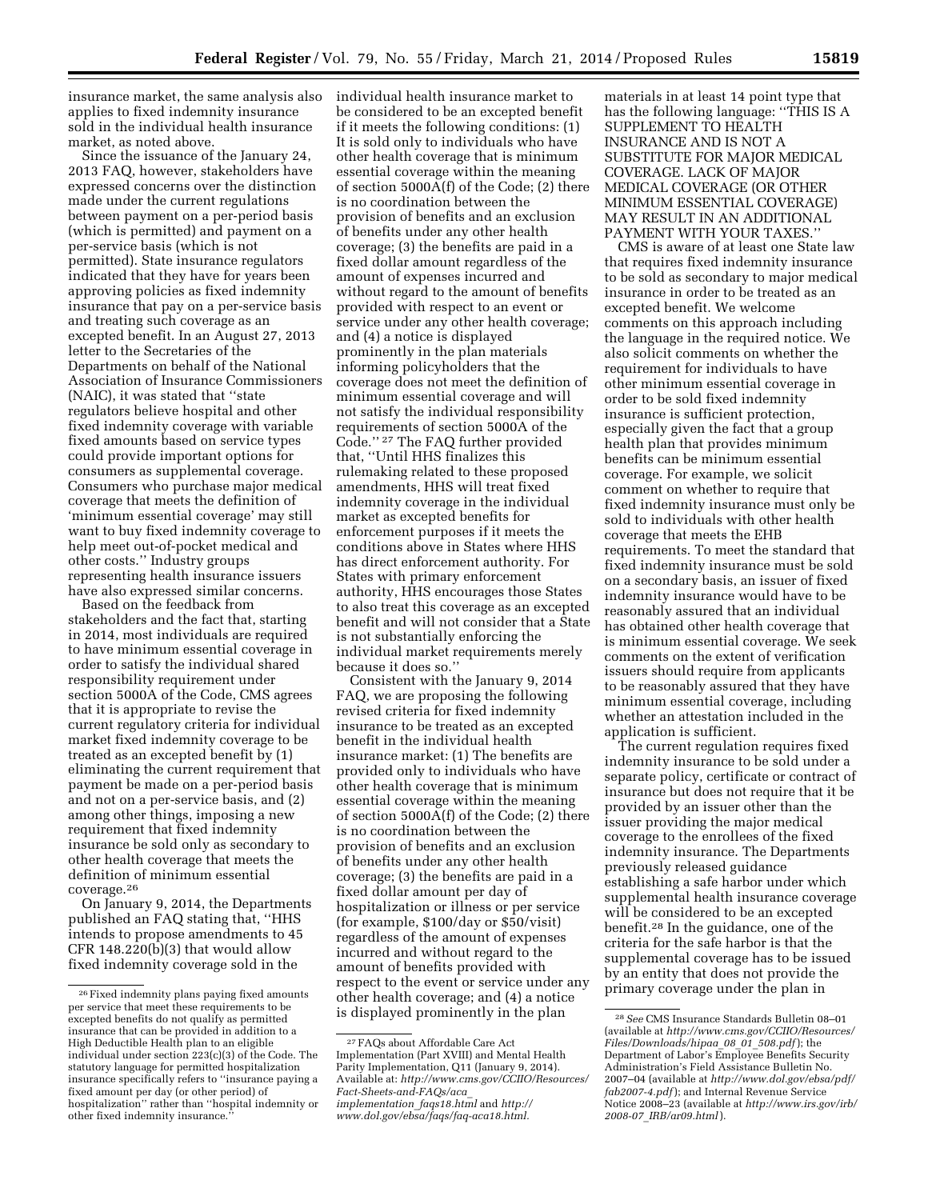insurance market, the same analysis also applies to fixed indemnity insurance sold in the individual health insurance market, as noted above.

Since the issuance of the January 24, 2013 FAQ, however, stakeholders have expressed concerns over the distinction made under the current regulations between payment on a per-period basis (which is permitted) and payment on a per-service basis (which is not permitted). State insurance regulators indicated that they have for years been approving policies as fixed indemnity insurance that pay on a per-service basis and treating such coverage as an excepted benefit. In an August 27, 2013 letter to the Secretaries of the Departments on behalf of the National Association of Insurance Commissioners (NAIC), it was stated that ''state regulators believe hospital and other fixed indemnity coverage with variable fixed amounts based on service types could provide important options for consumers as supplemental coverage. Consumers who purchase major medical coverage that meets the definition of 'minimum essential coverage' may still want to buy fixed indemnity coverage to help meet out-of-pocket medical and other costs.'' Industry groups representing health insurance issuers have also expressed similar concerns.

Based on the feedback from stakeholders and the fact that, starting in 2014, most individuals are required to have minimum essential coverage in order to satisfy the individual shared responsibility requirement under section 5000A of the Code, CMS agrees that it is appropriate to revise the current regulatory criteria for individual market fixed indemnity coverage to be treated as an excepted benefit by (1) eliminating the current requirement that payment be made on a per-period basis and not on a per-service basis, and (2) among other things, imposing a new requirement that fixed indemnity insurance be sold only as secondary to other health coverage that meets the definition of minimum essential coverage.[26]

On January 9, 2014, the Departments published an FAQ stating that, ''HHS intends to propose amendments to 45 CFR 148.220(b)(3) that would allow fixed indemnity coverage sold in the individual health insurance market to be considered to be an excepted benefit if it meets the following conditions: (1) It is sold only to individuals who have other health coverage that is minimum essential coverage within the meaning of section 5000A(f) of the Code; (2) there is no coordination between the provision of benefits and an exclusion of benefits under any other health coverage; (3) the benefits are paid in a fixed dollar amount regardless of the amount of expenses incurred and without regard to the amount of benefits provided with respect to an event or service under any other health coverage; and (4) a notice is displayed prominently in the plan materials informing policyholders that the coverage does not meet the definition of minimum essential coverage and will not satisfy the individual responsibility requirements of section 5000A of the Code.''[27] The FAQ further provided that, ''Until HHS finalizes this rulemaking related to these proposed amendments, HHS will treat fixed indemnity coverage in the individual market as excepted benefits for enforcement purposes if it meets the conditions above in States where HHS has direct enforcement authority. For States with primary enforcement authority, HHS encourages those States to also treat this coverage as an excepted benefit and will not consider that a State is not substantially enforcing the individual market requirements merely because it does so.''

Consistent with the January 9, 2014 FAQ, we are proposing the following revised criteria for fixed indemnity insurance to be treated as an excepted benefit in the individual health insurance market: (1) The benefits are provided only to individuals who have other health coverage that is minimum essential coverage within the meaning of section 5000A(f) of the Code; (2) there is no coordination between the provision of benefits and an exclusion of benefits under any other health coverage; (3) the benefits are paid in a fixed dollar amount per day of hospitalization or illness or per service (for example, $100/day or $50/visit) regardless of the amount of expenses incurred and without regard to the amount of benefits provided with respect to the event or service under any other health coverage; and (4) a notice is displayed prominently in the plan materials in at least 14 point type that has the following language: ''THIS IS A SUPPLEMENT TO HEALTH INSURANCE AND IS NOT A SUBSTITUTE FOR MAJOR MEDICAL COVERAGE. LACK OF MAJOR MEDICAL COVERAGE (OR OTHER MINIMUM ESSENTIAL COVERAGE) MAY RESULT IN AN ADDITIONAL PAYMENT WITH YOUR TAXES.''

CMS is aware of at least one State law that requires fixed indemnity insurance to be sold as secondary to major medical insurance in order to be treated as an excepted benefit. We welcome comments on this approach including the language in the required notice. We also solicit comments on whether the requirement for individuals to have other minimum essential coverage in order to be sold fixed indemnity insurance is sufficient protection, especially given the fact that a group health plan that provides minimum benefits can be minimum essential coverage. For example, we solicit comment on whether to require that fixed indemnity insurance must only be sold to individuals with other health coverage that meets the EHB requirements. To meet the standard that fixed indemnity insurance must be sold on a secondary basis, an issuer of fixed indemnity insurance would have to be reasonably assured that an individual has obtained other health coverage that is minimum essential coverage. We seek comments on the extent of verification issuers should require from applicants to be reasonably assured that they have minimum essential coverage, including whether an attestation included in the application is sufficient.

The current regulation requires fixed indemnity insurance to be sold under a separate policy, certificate or contract of insurance but does not require that it be provided by an issuer other than the issuer providing the major medical coverage to the enrollees of the fixed indemnity insurance. The Departments previously released guidance establishing a safe harbor under which supplemental health insurance coverage will be considered to be an excepted benefit.[28] In the guidance, one of the criteria for the safe harbor is that the supplemental coverage has to be issued by an entity that does not provide the primary coverage under the plan in

---

[26] Fixed indemnity plans paying fixed amounts per service that meet these requirements to be excepted benefits do not qualify as permitted insurance that can be provided in addition to a High Deductible Health plan to an eligible individual under section 223(c)(3) of the Code. The statutory language for permitted hospitalization insurance specifically refers to ''insurance paying a fixed amount per day (or other period) of hospitalization'' rather than ''hospital indemnity or other fixed indemnity insurance.''

[27] FAQs about Affordable Care Act Implementation (Part XVIII) and Mental Health Parity Implementation, Q11 (January 9, 2014). Available at: *http://www.cms.gov/CCIIO/Resources/Fact-Sheets-and-FAQs/aca_implementation_faqs18.html* and *http://www.dol.gov/ebsa/faqs/faq-aca18.html.*

[28] *See* CMS Insurance Standards Bulletin 08–01 (available at *http://www.cms.gov/CCIIO/Resources/Files/Downloads/hipaa_08_01_508.pdf*); the Department of Labor's Employee Benefits Security Administration's Field Assistance Bulletin No. 2007–04 (available at *http://www.dol.gov/ebsa/pdf/fab2007-4.pdf*); and Internal Revenue Service Notice 2008–23 (available at *http://www.irs.gov/irb/2008-07_IRB/ar09.html*).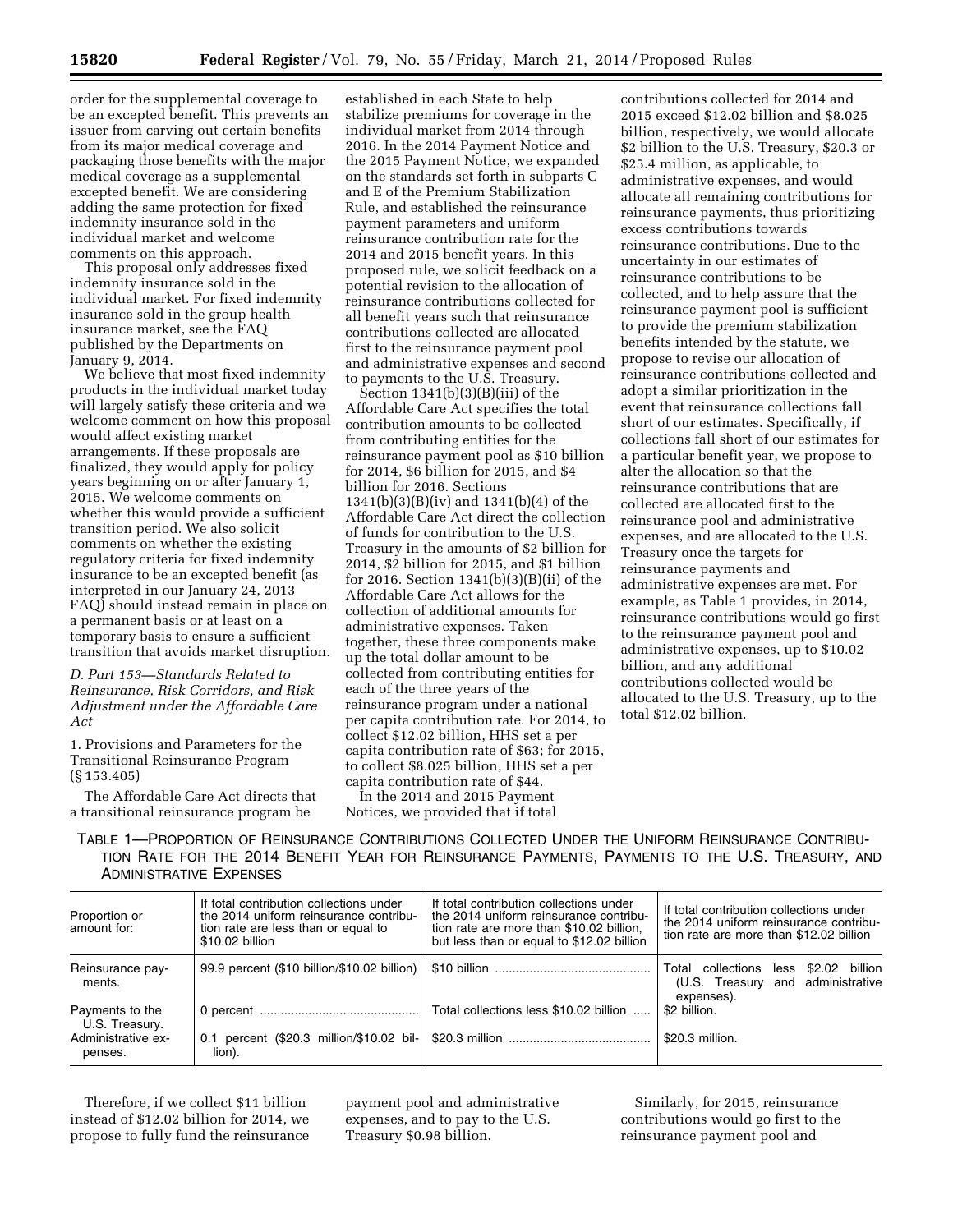order for the supplemental coverage to be an excepted benefit. This prevents an issuer from carving out certain benefits from its major medical coverage and packaging those benefits with the major medical coverage as a supplemental excepted benefit. We are considering adding the same protection for fixed indemnity insurance sold in the individual market and welcome comments on this approach.

This proposal only addresses fixed indemnity insurance sold in the individual market. For fixed indemnity insurance sold in the group health insurance market, see the FAQ published by the Departments on January 9, 2014.

We believe that most fixed indemnity products in the individual market today will largely satisfy these criteria and we welcome comment on how this proposal would affect existing market arrangements. If these proposals are finalized, they would apply for policy years beginning on or after January 1, 2015. We welcome comments on whether this would provide a sufficient transition period. We also solicit comments on whether the existing regulatory criteria for fixed indemnity insurance to be an excepted benefit (as interpreted in our January 24, 2013 FAQ) should instead remain in place on a permanent basis or at least on a temporary basis to ensure a sufficient transition that avoids market disruption.

*D. Part 153—Standards Related to Reinsurance, Risk Corridors, and Risk Adjustment under the Affordable Care Act*

1. Provisions and Parameters for the Transitional Reinsurance Program (§ 153.405)

The Affordable Care Act directs that a transitional reinsurance program be established in each State to help stabilize premiums for coverage in the individual market from 2014 through 2016. In the 2014 Payment Notice and the 2015 Payment Notice, we expanded on the standards set forth in subparts C and E of the Premium Stabilization Rule, and established the reinsurance payment parameters and uniform reinsurance contribution rate for the 2014 and 2015 benefit years. In this proposed rule, we solicit feedback on a potential revision to the allocation of reinsurance contributions collected for all benefit years such that reinsurance contributions collected are allocated first to the reinsurance payment pool and administrative expenses and second to payments to the U.S. Treasury.

Section 1341(b)(3)(B)(iii) of the Affordable Care Act specifies the total contribution amounts to be collected from contributing entities for the reinsurance payment pool as $10 billion for 2014, $6 billion for 2015, and $4 billion for 2016. Sections 1341(b)(3)(B)(iv) and 1341(b)(4) of the Affordable Care Act direct the collection of funds for contribution to the U.S. Treasury in the amounts of $2 billion for 2014, $2 billion for 2015, and $1 billion for 2016. Section 1341(b)(3)(B)(ii) of the Affordable Care Act allows for the collection of additional amounts for administrative expenses. Taken together, these three components make up the total dollar amount to be collected from contributing entities for each of the three years of the reinsurance program under a national per capita contribution rate. For 2014, to collect $12.02 billion, HHS set a per capita contribution rate of $63; for 2015, to collect $8.025 billion, HHS set a per capita contribution rate of $44.

In the 2014 and 2015 Payment Notices, we provided that if total contributions collected for 2014 and 2015 exceed $12.02 billion and $8.025 billion, respectively, we would allocate $2 billion to the U.S. Treasury, $20.3 or $25.4 million, as applicable, to administrative expenses, and would allocate all remaining contributions for reinsurance payments, thus prioritizing excess contributions towards reinsurance contributions. Due to the uncertainty in our estimates of reinsurance contributions to be collected, and to help assure that the reinsurance payment pool is sufficient to provide the premium stabilization benefits intended by the statute, we propose to revise our allocation of reinsurance contributions collected and adopt a similar prioritization in the event that reinsurance collections fall short of our estimates. Specifically, if collections fall short of our estimates for a particular benefit year, we propose to alter the allocation so that the reinsurance contributions that are collected are allocated first to the reinsurance pool and administrative expenses, and are allocated to the U.S. Treasury once the targets for reinsurance payments and administrative expenses are met. For example, as Table 1 provides, in 2014, reinsurance contributions would go first to the reinsurance payment pool and administrative expenses, up to $10.02 billion, and any additional contributions collected would be allocated to the U.S. Treasury, up to the total $12.02 billion.

TABLE 1—PROPORTION OF REINSURANCE CONTRIBUTIONS COLLECTED UNDER THE UNIFORM REINSURANCE CONTRIBUTION RATE FOR THE 2014 BENEFIT YEAR FOR REINSURANCE PAYMENTS, PAYMENTS TO THE U.S. TREASURY, AND ADMINISTRATIVE EXPENSES

| Proportion or amount for: | If total contribution collections under the 2014 uniform reinsurance contribution rate are less than or equal to $10.02 billion | If total contribution collections under the 2014 uniform reinsurance contribution rate are more than $10.02 billion, but less than or equal to $12.02 billion | If total contribution collections under the 2014 uniform reinsurance contribution rate are more than $12.02 billion |
|---|---|---|---|
| Reinsurance payments. | 99.9 percent ($10 billion/$10.02 billion) | $10 billion | Total collections less $2.02 billion (U.S. Treasury and administrative expenses). |
| Payments to the U.S. Treasury. | 0 percent | Total collections less $10.02 billion | $2 billion. |
| Administrative expenses. | 0.1 percent ($20.3 million/$10.02 billion). | $20.3 million | $20.3 million. |

Therefore, if we collect $11 billion instead of $12.02 billion for 2014, we propose to fully fund the reinsurance payment pool and administrative expenses, and to pay to the U.S. Treasury $0.98 billion.

Similarly, for 2015, reinsurance contributions would go first to the reinsurance payment pool and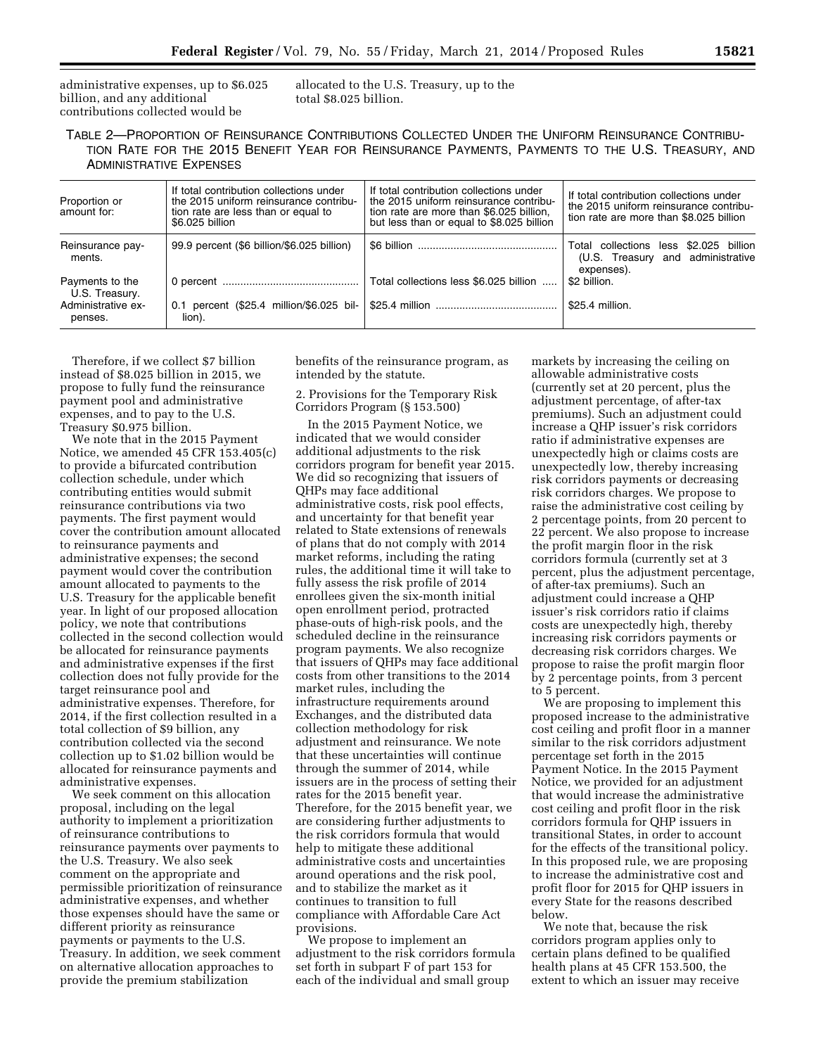administrative expenses, up to $6.025 billion, and any additional contributions collected would be allocated to the U.S. Treasury, up to the total $8.025 billion.

TABLE 2—PROPORTION OF REINSURANCE CONTRIBUTIONS COLLECTED UNDER THE UNIFORM REINSURANCE CONTRIBUTION RATE FOR THE 2015 BENEFIT YEAR FOR REINSURANCE PAYMENTS, PAYMENTS TO THE U.S. TREASURY, AND ADMINISTRATIVE EXPENSES

| Proportion or amount for: | If total contribution collections under the 2015 uniform reinsurance contribution rate are less than or equal to $6.025 billion | If total contribution collections under the 2015 uniform reinsurance contribution rate are more than $6.025 billion, but less than or equal to $8.025 billion | If total contribution collections under the 2015 uniform reinsurance contribution rate are more than $8.025 billion |
|---|---|---|---|
| Reinsurance payments. | 99.9 percent ($6 billion/$6.025 billion) | $6 billion | Total collections less $2.025 billion (U.S. Treasury and administrative expenses). |
| Payments to the U.S. Treasury. | 0 percent | Total collections less $6.025 billion | $2 billion. |
| Administrative expenses. | 0.1 percent ($25.4 million/$6.025 billion). | $25.4 million | $25.4 million. |

Therefore, if we collect $7 billion instead of $8.025 billion in 2015, we propose to fully fund the reinsurance payment pool and administrative expenses, and to pay to the U.S. Treasury $0.975 billion.

We note that in the 2015 Payment Notice, we amended 45 CFR 153.405(c) to provide a bifurcated contribution collection schedule, under which contributing entities would submit reinsurance contributions via two payments. The first payment would cover the contribution amount allocated to reinsurance payments and administrative expenses; the second payment would cover the contribution amount allocated to payments to the U.S. Treasury for the applicable benefit year. In light of our proposed allocation policy, we note that contributions collected in the second collection would be allocated for reinsurance payments and administrative expenses if the first collection does not fully provide for the target reinsurance pool and administrative expenses. Therefore, for 2014, if the first collection resulted in a total collection of $9 billion, any contribution collected via the second collection up to $1.02 billion would be allocated for reinsurance payments and administrative expenses.

We seek comment on this allocation proposal, including on the legal authority to implement a prioritization of reinsurance contributions to reinsurance payments over payments to the U.S. Treasury. We also seek comment on the appropriate and permissible prioritization of reinsurance administrative expenses, and whether those expenses should have the same or different priority as reinsurance payments or payments to the U.S. Treasury. In addition, we seek comment on alternative allocation approaches to provide the premium stabilization benefits of the reinsurance program, as intended by the statute.

2. Provisions for the Temporary Risk Corridors Program (§ 153.500)

In the 2015 Payment Notice, we indicated that we would consider additional adjustments to the risk corridors program for benefit year 2015. We did so recognizing that issuers of QHPs may face additional administrative costs, risk pool effects, and uncertainty for that benefit year related to State extensions of renewals of plans that do not comply with 2014 market reforms, including the rating rules, the additional time it will take to fully assess the risk profile of 2014 enrollees given the six-month initial open enrollment period, protracted phase-outs of high-risk pools, and the scheduled decline in the reinsurance program payments. We also recognize that issuers of QHPs may face additional costs from other transitions to the 2014 market rules, including the infrastructure requirements around Exchanges, and the distributed data collection methodology for risk adjustment and reinsurance. We note that these uncertainties will continue through the summer of 2014, while issuers are in the process of setting their rates for the 2015 benefit year. Therefore, for the 2015 benefit year, we are considering further adjustments to the risk corridors formula that would help to mitigate these additional administrative costs and uncertainties around operations and the risk pool, and to stabilize the market as it continues to transition to full compliance with Affordable Care Act provisions.

We propose to implement an adjustment to the risk corridors formula set forth in subpart F of part 153 for each of the individual and small group markets by increasing the ceiling on allowable administrative costs (currently set at 20 percent, plus the adjustment percentage, of after-tax premiums). Such an adjustment could increase a QHP issuer's risk corridors ratio if administrative expenses are unexpectedly high or claims costs are unexpectedly low, thereby increasing risk corridors payments or decreasing risk corridors charges. We propose to raise the administrative cost ceiling by 2 percentage points, from 20 percent to 22 percent. We also propose to increase the profit margin floor in the risk corridors formula (currently set at 3 percent, plus the adjustment percentage, of after-tax premiums). Such an adjustment could increase a QHP issuer's risk corridors ratio if claims costs are unexpectedly high, thereby increasing risk corridors payments or decreasing risk corridors charges. We propose to raise the profit margin floor by 2 percentage points, from 3 percent to 5 percent.

We are proposing to implement this proposed increase to the administrative cost ceiling and profit floor in a manner similar to the risk corridors adjustment percentage set forth in the 2015 Payment Notice. In the 2015 Payment Notice, we provided for an adjustment that would increase the administrative cost ceiling and profit floor in the risk corridors formula for QHP issuers in transitional States, in order to account for the effects of the transitional policy. In this proposed rule, we are proposing to increase the administrative cost and profit floor for 2015 for QHP issuers in every State for the reasons described below.

We note that, because the risk corridors program applies only to certain plans defined to be qualified health plans at 45 CFR 153.500, the extent to which an issuer may receive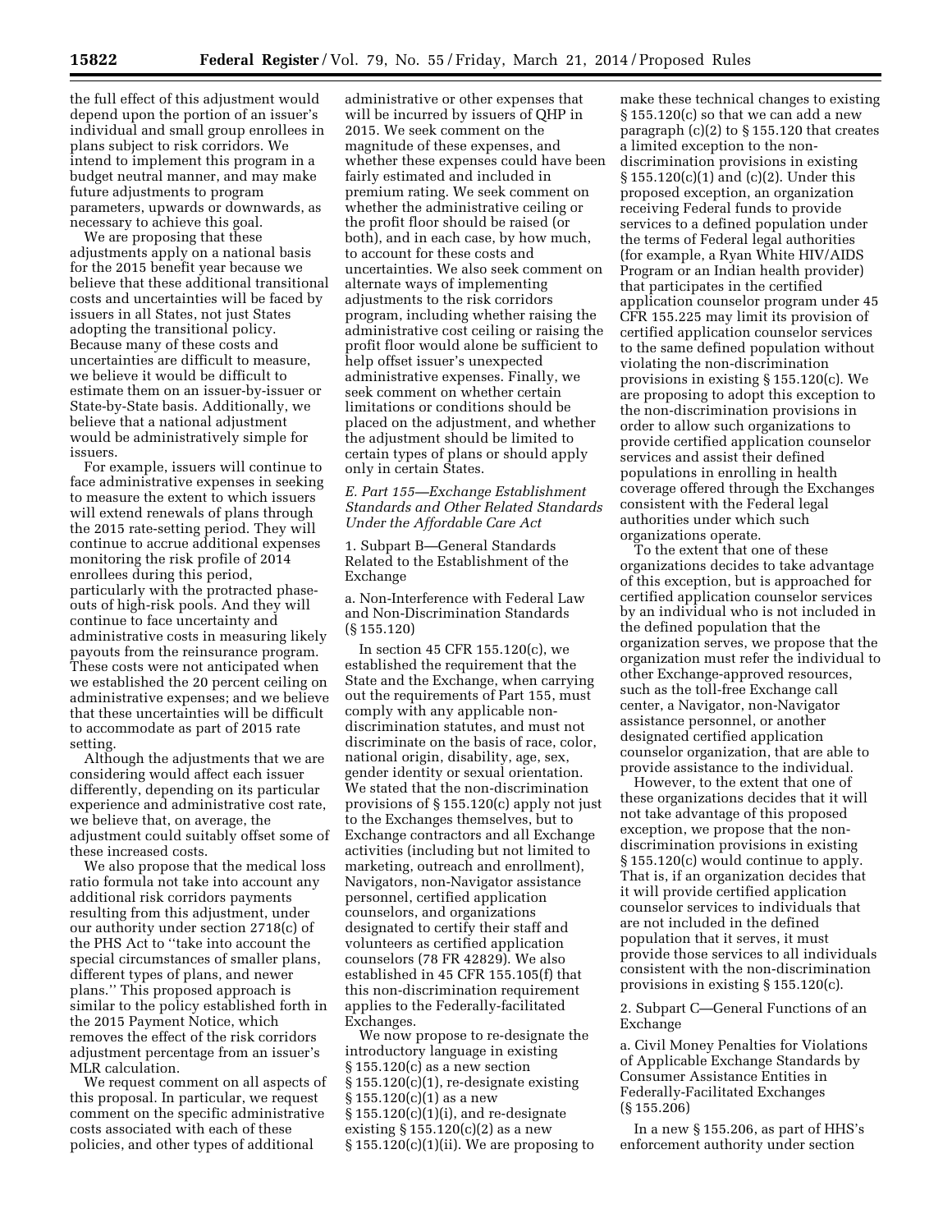the full effect of this adjustment would depend upon the portion of an issuer's individual and small group enrollees in plans subject to risk corridors. We intend to implement this program in a budget neutral manner, and may make future adjustments to program parameters, upwards or downwards, as necessary to achieve this goal.

We are proposing that these adjustments apply on a national basis for the 2015 benefit year because we believe that these additional transitional costs and uncertainties will be faced by issuers in all States, not just States adopting the transitional policy. Because many of these costs and uncertainties are difficult to measure, we believe it would be difficult to estimate them on an issuer-by-issuer or State-by-State basis. Additionally, we believe that a national adjustment would be administratively simple for issuers.

For example, issuers will continue to face administrative expenses in seeking to measure the extent to which issuers will extend renewals of plans through the 2015 rate-setting period. They will continue to accrue additional expenses monitoring the risk profile of 2014 enrollees during this period, particularly with the protracted phase-outs of high-risk pools. And they will continue to face uncertainty and administrative costs in measuring likely payouts from the reinsurance program. These costs were not anticipated when we established the 20 percent ceiling on administrative expenses; and we believe that these uncertainties will be difficult to accommodate as part of 2015 rate setting.

Although the adjustments that we are considering would affect each issuer differently, depending on its particular experience and administrative cost rate, we believe that, on average, the adjustment could suitably offset some of these increased costs.

We also propose that the medical loss ratio formula not take into account any additional risk corridors payments resulting from this adjustment, under our authority under section 2718(c) of the PHS Act to "take into account the special circumstances of smaller plans, different types of plans, and newer plans." This proposed approach is similar to the policy established forth in the 2015 Payment Notice, which removes the effect of the risk corridors adjustment percentage from an issuer's MLR calculation.

We request comment on all aspects of this proposal. In particular, we request comment on the specific administrative costs associated with each of these policies, and other types of additional administrative or other expenses that will be incurred by issuers of QHP in 2015. We seek comment on the magnitude of these expenses, and whether these expenses could have been fairly estimated and included in premium rating. We seek comment on whether the administrative ceiling or the profit floor should be raised (or both), and in each case, by how much, to account for these costs and uncertainties. We also seek comment on alternate ways of implementing adjustments to the risk corridors program, including whether raising the administrative cost ceiling or raising the profit floor would alone be sufficient to help offset issuer's unexpected administrative expenses. Finally, we seek comment on whether certain limitations or conditions should be placed on the adjustment, and whether the adjustment should be limited to certain types of plans or should apply only in certain States.

*E. Part 155—Exchange Establishment Standards and Other Related Standards Under the Affordable Care Act*

1. Subpart B—General Standards Related to the Establishment of the Exchange

a. Non-Interference with Federal Law and Non-Discrimination Standards (§ 155.120)

In section 45 CFR 155.120(c), we established the requirement that the State and the Exchange, when carrying out the requirements of Part 155, must comply with any applicable non-discrimination statutes, and must not discriminate on the basis of race, color, national origin, disability, age, sex, gender identity or sexual orientation. We stated that the non-discrimination provisions of § 155.120(c) apply not just to the Exchanges themselves, but to Exchange contractors and all Exchange activities (including but not limited to marketing, outreach and enrollment), Navigators, non-Navigator assistance personnel, certified application counselors, and organizations designated to certify their staff and volunteers as certified application counselors (78 FR 42829). We also established in 45 CFR 155.105(f) that this non-discrimination requirement applies to the Federally-facilitated Exchanges.

We now propose to re-designate the introductory language in existing § 155.120(c) as a new section § 155.120(c)(1), re-designate existing § 155.120(c)(1) as a new § 155.120(c)(1)(i), and re-designate existing § 155.120(c)(2) as a new § 155.120(c)(1)(ii). We are proposing to make these technical changes to existing § 155.120(c) so that we can add a new paragraph (c)(2) to § 155.120 that creates a limited exception to the non-discrimination provisions in existing § 155.120(c)(1) and (c)(2). Under this proposed exception, an organization receiving Federal funds to provide services to a defined population under the terms of Federal legal authorities (for example, a Ryan White HIV/AIDS Program or an Indian health provider) that participates in the certified application counselor program under 45 CFR 155.225 may limit its provision of certified application counselor services to the same defined population without violating the non-discrimination provisions in existing § 155.120(c). We are proposing to adopt this exception to the non-discrimination provisions in order to allow such organizations to provide certified application counselor services and assist their defined populations in enrolling in health coverage offered through the Exchanges consistent with the Federal legal authorities under which such organizations operate.

To the extent that one of these organizations decides to take advantage of this exception, but is approached for certified application counselor services by an individual who is not included in the defined population that the organization serves, we propose that the organization must refer the individual to other Exchange-approved resources, such as the toll-free Exchange call center, a Navigator, non-Navigator assistance personnel, or another designated certified application counselor organization, that are able to provide assistance to the individual.

However, to the extent that one of these organizations decides that it will not take advantage of this proposed exception, we propose that the non-discrimination provisions in existing § 155.120(c) would continue to apply. That is, if an organization decides that it will provide certified application counselor services to individuals that are not included in the defined population that it serves, it must provide those services to all individuals consistent with the non-discrimination provisions in existing § 155.120(c).

2. Subpart C—General Functions of an Exchange

a. Civil Money Penalties for Violations of Applicable Exchange Standards by Consumer Assistance Entities in Federally-Facilitated Exchanges (§ 155.206)

In a new § 155.206, as part of HHS's enforcement authority under section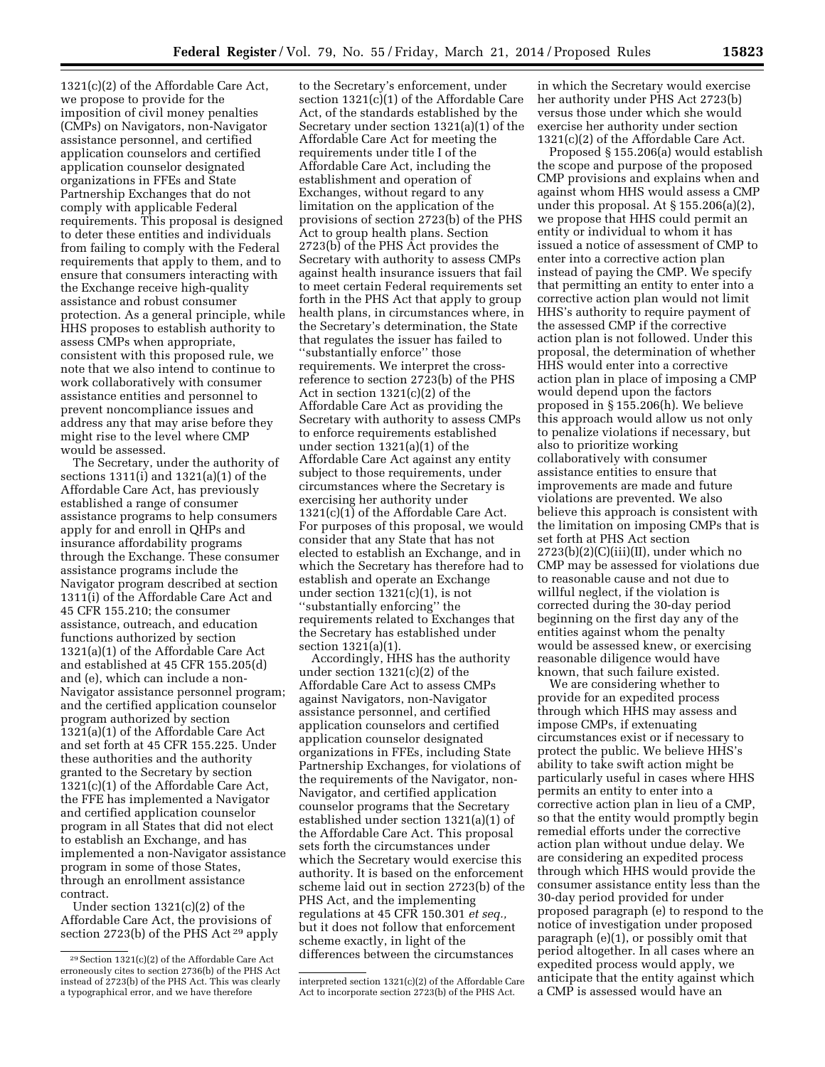1321(c)(2) of the Affordable Care Act, we propose to provide for the imposition of civil money penalties (CMPs) on Navigators, non-Navigator assistance personnel, and certified application counselors and certified application counselor designated organizations in FFEs and State Partnership Exchanges that do not comply with applicable Federal requirements. This proposal is designed to deter these entities and individuals from failing to comply with the Federal requirements that apply to them, and to ensure that consumers interacting with the Exchange receive high-quality assistance and robust consumer protection. As a general principle, while HHS proposes to establish authority to assess CMPs when appropriate, consistent with this proposed rule, we note that we also intend to continue to work collaboratively with consumer assistance entities and personnel to prevent noncompliance issues and address any that may arise before they might rise to the level where CMP would be assessed.

The Secretary, under the authority of sections 1311(i) and 1321(a)(1) of the Affordable Care Act, has previously established a range of consumer assistance programs to help consumers apply for and enroll in QHPs and insurance affordability programs through the Exchange. These consumer assistance programs include the Navigator program described at section 1311(i) of the Affordable Care Act and 45 CFR 155.210; the consumer assistance, outreach, and education functions authorized by section 1321(a)(1) of the Affordable Care Act and established at 45 CFR 155.205(d) and (e), which can include a non-Navigator assistance personnel program; and the certified application counselor program authorized by section 1321(a)(1) of the Affordable Care Act and set forth at 45 CFR 155.225. Under these authorities and the authority granted to the Secretary by section 1321(c)(1) of the Affordable Care Act, the FFE has implemented a Navigator and certified application counselor program in all States that did not elect to establish an Exchange, and has implemented a non-Navigator assistance program in some of those States, through an enrollment assistance contract.

Under section 1321(c)(2) of the Affordable Care Act, the provisions of section 2723(b) of the PHS Act[29] apply to the Secretary's enforcement, under section 1321(c)(1) of the Affordable Care Act, of the standards established by the Secretary under section 1321(a)(1) of the Affordable Care Act for meeting the requirements under title I of the Affordable Care Act, including the establishment and operation of Exchanges, without regard to any limitation on the application of the provisions of section 2723(b) of the PHS Act to group health plans. Section 2723(b) of the PHS Act provides the Secretary with authority to assess CMPs against health insurance issuers that fail to meet certain Federal requirements set forth in the PHS Act that apply to group health plans, in circumstances where, in the Secretary's determination, the State that regulates the issuer has failed to "substantially enforce" those requirements. We interpret the cross-reference to section 2723(b) of the PHS Act in section 1321(c)(2) of the Affordable Care Act as providing the Secretary with authority to assess CMPs to enforce requirements established under section 1321(a)(1) of the Affordable Care Act against any entity subject to those requirements, under circumstances where the Secretary is exercising her authority under 1321(c)(1) of the Affordable Care Act. For purposes of this proposal, we would consider that any State that has not elected to establish an Exchange, and in which the Secretary has therefore had to establish and operate an Exchange under section 1321(c)(1), is not "substantially enforcing" the requirements related to Exchanges that the Secretary has established under section 1321(a)(1).

Accordingly, HHS has the authority under section 1321(c)(2) of the Affordable Care Act to assess CMPs against Navigators, non-Navigator assistance personnel, and certified application counselors and certified application counselor designated organizations in FFEs, including State Partnership Exchanges, for violations of the requirements of the Navigator, non-Navigator, and certified application counselor programs that the Secretary established under section 1321(a)(1) of the Affordable Care Act. This proposal sets forth the circumstances under which the Secretary would exercise this authority. It is based on the enforcement scheme laid out in section 2723(b) of the PHS Act, and the implementing regulations at 45 CFR 150.301 *et seq.*, but it does not follow that enforcement scheme exactly, in light of the differences between the circumstances in which the Secretary would exercise her authority under PHS Act 2723(b) versus those under which she would exercise her authority under section 1321(c)(2) of the Affordable Care Act.

Proposed § 155.206(a) would establish the scope and purpose of the proposed CMP provisions and explains when and against whom HHS would assess a CMP under this proposal. At § 155.206(a)(2), we propose that HHS could permit an entity or individual to whom it has issued a notice of assessment of CMP to enter into a corrective action plan instead of paying the CMP. We specify that permitting an entity to enter into a corrective action plan would not limit HHS's authority to require payment of the assessed CMP if the corrective action plan is not followed. Under this proposal, the determination of whether HHS would enter into a corrective action plan in place of imposing a CMP would depend upon the factors proposed in § 155.206(h). We believe this approach would allow us not only to penalize violations if necessary, but also to prioritize working collaboratively with consumer assistance entities to ensure that improvements are made and future violations are prevented. We also believe this approach is consistent with the limitation on imposing CMPs that is set forth at PHS Act section 2723(b)(2)(C)(iii)(II), under which no CMP may be assessed for violations due to reasonable cause and not due to willful neglect, if the violation is corrected during the 30-day period beginning on the first day any of the entities against whom the penalty would be assessed knew, or exercising reasonable diligence would have known, that such failure existed.

We are considering whether to provide for an expedited process through which HHS may assess and impose CMPs, if extenuating circumstances exist or if necessary to protect the public. We believe HHS's ability to take swift action might be particularly useful in cases where HHS permits an entity to enter into a corrective action plan in lieu of a CMP, so that the entity would promptly begin remedial efforts under the corrective action plan without undue delay. We are considering an expedited process through which HHS would provide the consumer assistance entity less than the 30-day period provided for under proposed paragraph (e) to respond to the notice of investigation under proposed paragraph (e)(1), or possibly omit that period altogether. In all cases where an expedited process would apply, we anticipate that the entity against which a CMP is assessed would have an

---

[29] Section 1321(c)(2) of the Affordable Care Act erroneously cites to section 2736(b) of the PHS Act instead of 2723(b) of the PHS Act. This was clearly a typographical error, and we have therefore interpreted section 1321(c)(2) of the Affordable Care Act to incorporate section 2723(b) of the PHS Act.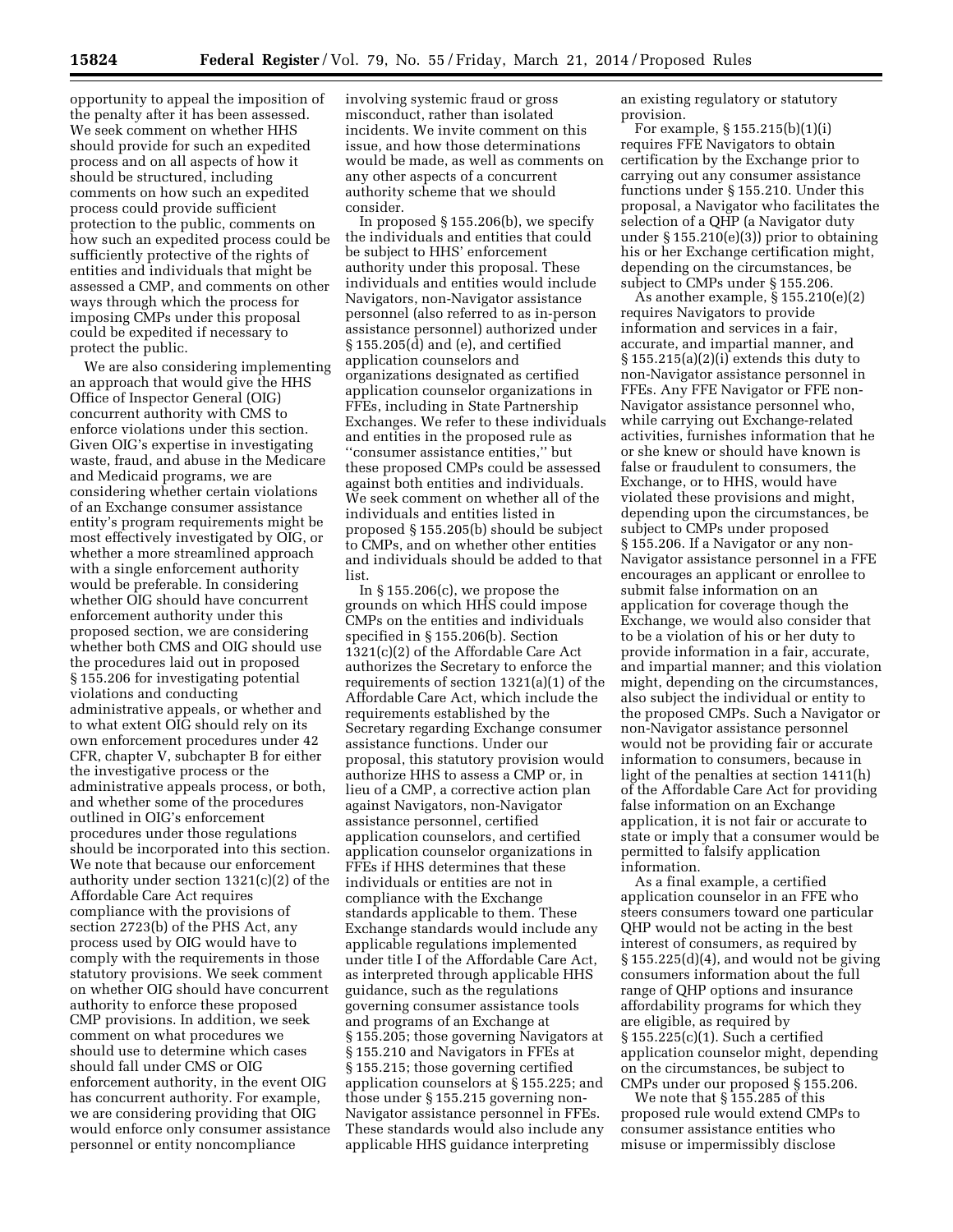opportunity to appeal the imposition of the penalty after it has been assessed. We seek comment on whether HHS should provide for such an expedited process and on all aspects of how it should be structured, including comments on how such an expedited process could provide sufficient protection to the public, comments on how such an expedited process could be sufficiently protective of the rights of entities and individuals that might be assessed a CMP, and comments on other ways through which the process for imposing CMPs under this proposal could be expedited if necessary to protect the public.

We are also considering implementing an approach that would give the HHS Office of Inspector General (OIG) concurrent authority with CMS to enforce violations under this section. Given OIG's expertise in investigating waste, fraud, and abuse in the Medicare and Medicaid programs, we are considering whether certain violations of an Exchange consumer assistance entity's program requirements might be most effectively investigated by OIG, or whether a more streamlined approach with a single enforcement authority would be preferable. In considering whether OIG should have concurrent enforcement authority under this proposed section, we are considering whether both CMS and OIG should use the procedures laid out in proposed § 155.206 for investigating potential violations and conducting administrative appeals, or whether and to what extent OIG should rely on its own enforcement procedures under 42 CFR, chapter V, subchapter B for either the investigative process or the administrative appeals process, or both, and whether some of the procedures outlined in OIG's enforcement procedures under those regulations should be incorporated into this section. We note that because our enforcement authority under section 1321(c)(2) of the Affordable Care Act requires compliance with the provisions of section 2723(b) of the PHS Act, any process used by OIG would have to comply with the requirements in those statutory provisions. We seek comment on whether OIG should have concurrent authority to enforce these proposed CMP provisions. In addition, we seek comment on what procedures we should use to determine which cases should fall under CMS or OIG enforcement authority, in the event OIG has concurrent authority. For example, we are considering providing that OIG would enforce only consumer assistance personnel or entity noncompliance involving systemic fraud or gross misconduct, rather than isolated incidents. We invite comment on this issue, and how those determinations would be made, as well as comments on any other aspects of a concurrent authority scheme that we should consider.

In proposed § 155.206(b), we specify the individuals and entities that could be subject to HHS' enforcement authority under this proposal. These individuals and entities would include Navigators, non-Navigator assistance personnel (also referred to as in-person assistance personnel) authorized under § 155.205(d) and (e), and certified application counselors and organizations designated as certified application counselor organizations in FFEs, including in State Partnership Exchanges. We refer to these individuals and entities in the proposed rule as "consumer assistance entities," but these proposed CMPs could be assessed against both entities and individuals. We seek comment on whether all of the individuals and entities listed in proposed § 155.205(b) should be subject to CMPs, and on whether other entities and individuals should be added to that list.

In § 155.206(c), we propose the grounds on which HHS could impose CMPs on the entities and individuals specified in § 155.206(b). Section 1321(c)(2) of the Affordable Care Act authorizes the Secretary to enforce the requirements of section 1321(a)(1) of the Affordable Care Act, which include the requirements established by the Secretary regarding Exchange consumer assistance functions. Under our proposal, this statutory provision would authorize HHS to assess a CMP or, in lieu of a CMP, a corrective action plan against Navigators, non-Navigator assistance personnel, certified application counselors, and certified application counselor organizations in FFEs if HHS determines that these individuals or entities are not in compliance with the Exchange standards applicable to them. These Exchange standards would include any applicable regulations implemented under title I of the Affordable Care Act, as interpreted through applicable HHS guidance, such as the regulations governing consumer assistance tools and programs of an Exchange at § 155.205; those governing Navigators at § 155.210 and Navigators in FFEs at § 155.215; those governing certified application counselors at § 155.225; and those under § 155.215 governing non-Navigator assistance personnel in FFEs. These standards would also include any applicable HHS guidance interpreting an existing regulatory or statutory provision.

For example, § 155.215(b)(1)(i) requires FFE Navigators to obtain certification by the Exchange prior to carrying out any consumer assistance functions under § 155.210. Under this proposal, a Navigator who facilitates the selection of a QHP (a Navigator duty under § 155.210(e)(3)) prior to obtaining his or her Exchange certification might, depending on the circumstances, be subject to CMPs under § 155.206.

As another example, § 155.210(e)(2) requires Navigators to provide information and services in a fair, accurate, and impartial manner, and § 155.215(a)(2)(i) extends this duty to non-Navigator assistance personnel in FFEs. Any FFE Navigator or FFE non-Navigator assistance personnel who, while carrying out Exchange-related activities, furnishes information that he or she knew or should have known is false or fraudulent to consumers, the Exchange, or to HHS, would have violated these provisions and might, depending upon the circumstances, be subject to CMPs under proposed § 155.206. If a Navigator or any non-Navigator assistance personnel in a FFE encourages an applicant or enrollee to submit false information on an application for coverage though the Exchange, we would also consider that to be a violation of his or her duty to provide information in a fair, accurate, and impartial manner; and this violation might, depending on the circumstances, also subject the individual or entity to the proposed CMPs. Such a Navigator or non-Navigator assistance personnel would not be providing fair or accurate information to consumers, because in light of the penalties at section 1411(h) of the Affordable Care Act for providing false information on an Exchange application, it is not fair or accurate to state or imply that a consumer would be permitted to falsify application information.

As a final example, a certified application counselor in an FFE who steers consumers toward one particular QHP would not be acting in the best interest of consumers, as required by § 155.225(d)(4), and would not be giving consumers information about the full range of QHP options and insurance affordability programs for which they are eligible, as required by § 155.225(c)(1). Such a certified application counselor might, depending on the circumstances, be subject to CMPs under our proposed § 155.206.

We note that § 155.285 of this proposed rule would extend CMPs to consumer assistance entities who misuse or impermissibly disclose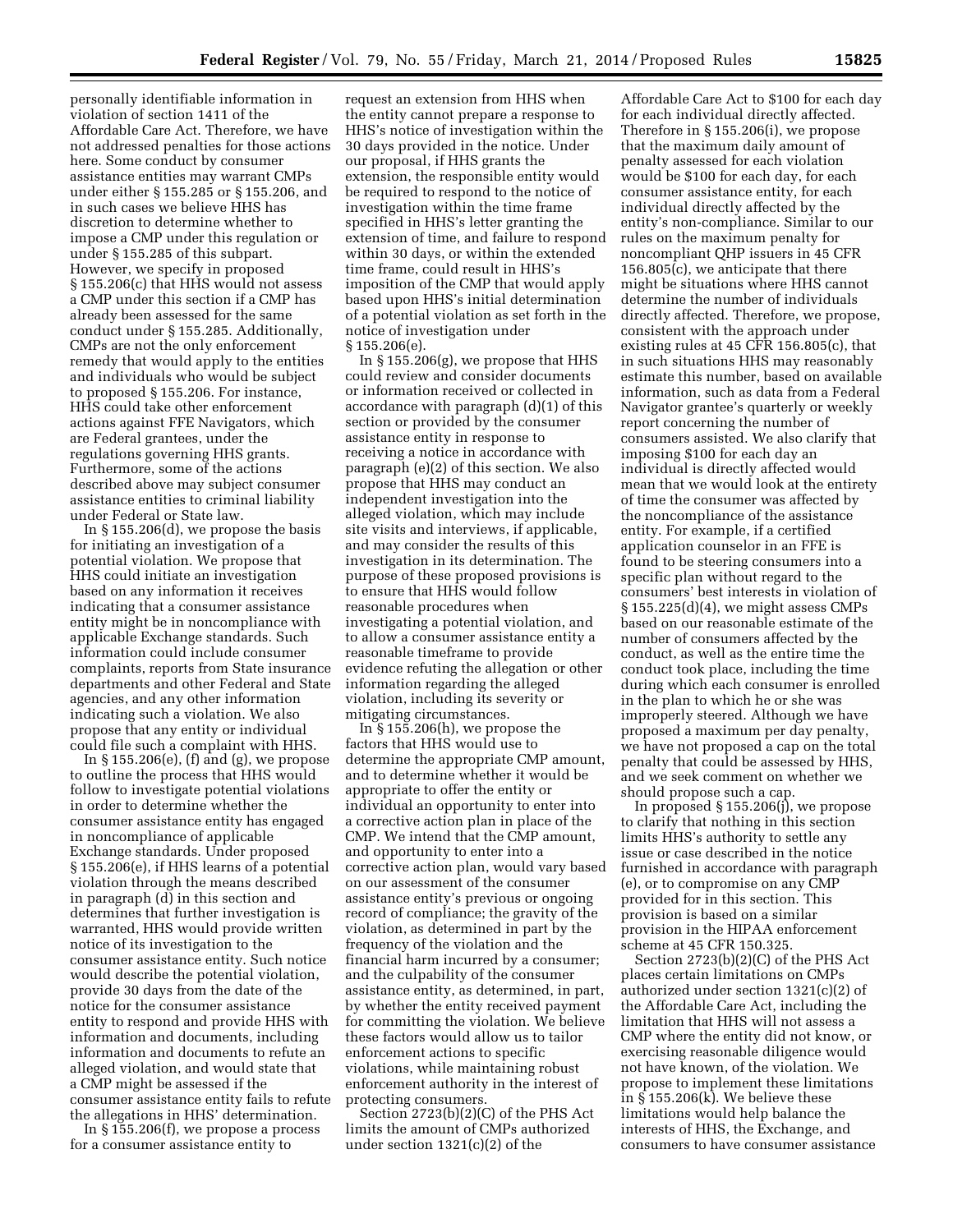personally identifiable information in violation of section 1411 of the Affordable Care Act. Therefore, we have not addressed penalties for those actions here. Some conduct by consumer assistance entities may warrant CMPs under either § 155.285 or § 155.206, and in such cases we believe HHS has discretion to determine whether to impose a CMP under this regulation or under § 155.285 of this subpart. However, we specify in proposed § 155.206(c) that HHS would not assess a CMP under this section if a CMP has already been assessed for the same conduct under § 155.285. Additionally, CMPs are not the only enforcement remedy that would apply to the entities and individuals who would be subject to proposed § 155.206. For instance, HHS could take other enforcement actions against FFE Navigators, which are Federal grantees, under the regulations governing HHS grants. Furthermore, some of the actions described above may subject consumer assistance entities to criminal liability under Federal or State law.

In § 155.206(d), we propose the basis for initiating an investigation of a potential violation. We propose that HHS could initiate an investigation based on any information it receives indicating that a consumer assistance entity might be in noncompliance with applicable Exchange standards. Such information could include consumer complaints, reports from State insurance departments and other Federal and State agencies, and any other information indicating such a violation. We also propose that any entity or individual could file such a complaint with HHS.

In § 155.206(e), (f) and (g), we propose to outline the process that HHS would follow to investigate potential violations in order to determine whether the consumer assistance entity has engaged in noncompliance of applicable Exchange standards. Under proposed § 155.206(e), if HHS learns of a potential violation through the means described in paragraph (d) in this section and determines that further investigation is warranted, HHS would provide written notice of its investigation to the consumer assistance entity. Such notice would describe the potential violation, provide 30 days from the date of the notice for the consumer assistance entity to respond and provide HHS with information and documents, including information and documents to refute an alleged violation, and would state that a CMP might be assessed if the consumer assistance entity fails to refute the allegations in HHS' determination.

In § 155.206(f), we propose a process for a consumer assistance entity to request an extension from HHS when the entity cannot prepare a response to HHS's notice of investigation within the 30 days provided in the notice. Under our proposal, if HHS grants the extension, the responsible entity would be required to respond to the notice of investigation within the time frame specified in HHS's letter granting the extension of time, and failure to respond within 30 days, or within the extended time frame, could result in HHS's imposition of the CMP that would apply based upon HHS's initial determination of a potential violation as set forth in the notice of investigation under § 155.206(e).

In § 155.206(g), we propose that HHS could review and consider documents or information received or collected in accordance with paragraph (d)(1) of this section or provided by the consumer assistance entity in response to receiving a notice in accordance with paragraph (e)(2) of this section. We also propose that HHS may conduct an independent investigation into the alleged violation, which may include site visits and interviews, if applicable, and may consider the results of this investigation in its determination. The purpose of these proposed provisions is to ensure that HHS would follow reasonable procedures when investigating a potential violation, and to allow a consumer assistance entity a reasonable timeframe to provide evidence refuting the allegation or other information regarding the alleged violation, including its severity or mitigating circumstances.

In § 155.206(h), we propose the factors that HHS would use to determine the appropriate CMP amount, and to determine whether it would be appropriate to offer the entity or individual an opportunity to enter into a corrective action plan in place of the CMP. We intend that the CMP amount, and opportunity to enter into a corrective action plan, would vary based on our assessment of the consumer assistance entity's previous or ongoing record of compliance; the gravity of the violation, as determined in part by the frequency of the violation and the financial harm incurred by a consumer; and the culpability of the consumer assistance entity, as determined, in part, by whether the entity received payment for committing the violation. We believe these factors would allow us to tailor enforcement actions to specific violations, while maintaining robust enforcement authority in the interest of protecting consumers.

Section 2723(b)(2)(C) of the PHS Act limits the amount of CMPs authorized under section 1321(c)(2) of the Affordable Care Act to $100 for each day for each individual directly affected. Therefore in § 155.206(i), we propose that the maximum daily amount of penalty assessed for each violation would be $100 for each day, for each consumer assistance entity, for each individual directly affected by the entity's non-compliance. Similar to our rules on the maximum penalty for noncompliant QHP issuers in 45 CFR 156.805(c), we anticipate that there might be situations where HHS cannot determine the number of individuals directly affected. Therefore, we propose, consistent with the approach under existing rules at 45 CFR 156.805(c), that in such situations HHS may reasonably estimate this number, based on available information, such as data from a Federal Navigator grantee's quarterly or weekly report concerning the number of consumers assisted. We also clarify that imposing $100 for each day an individual is directly affected would mean that we would look at the entirety of time the consumer was affected by the noncompliance of the assistance entity. For example, if a certified application counselor in an FFE is found to be steering consumers into a specific plan without regard to the consumers' best interests in violation of § 155.225(d)(4), we might assess CMPs based on our reasonable estimate of the number of consumers affected by the conduct, as well as the entire time the conduct took place, including the time during which each consumer is enrolled in the plan to which he or she was improperly steered. Although we have proposed a maximum per day penalty, we have not proposed a cap on the total penalty that could be assessed by HHS, and we seek comment on whether we should propose such a cap.

In proposed § 155.206(j), we propose to clarify that nothing in this section limits HHS's authority to settle any issue or case described in the notice furnished in accordance with paragraph (e), or to compromise on any CMP provided for in this section. This provision is based on a similar provision in the HIPAA enforcement scheme at 45 CFR 150.325.

Section 2723(b)(2)(C) of the PHS Act places certain limitations on CMPs authorized under section 1321(c)(2) of the Affordable Care Act, including the limitation that HHS will not assess a CMP where the entity did not know, or exercising reasonable diligence would not have known, of the violation. We propose to implement these limitations in § 155.206(k). We believe these limitations would help balance the interests of HHS, the Exchange, and consumers to have consumer assistance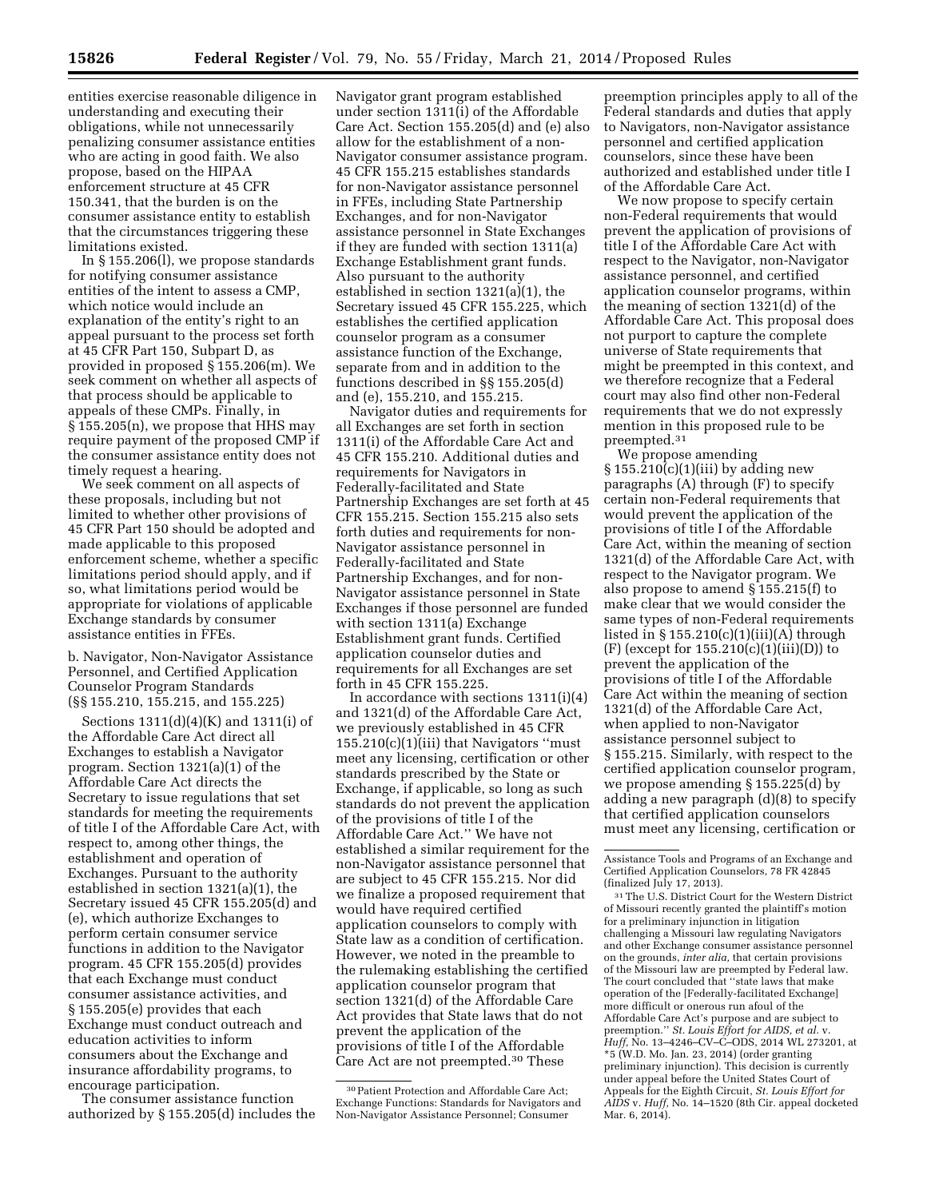entities exercise reasonable diligence in understanding and executing their obligations, while not unnecessarily penalizing consumer assistance entities who are acting in good faith. We also propose, based on the HIPAA enforcement structure at 45 CFR 150.341, that the burden is on the consumer assistance entity to establish that the circumstances triggering these limitations existed.

In § 155.206(l), we propose standards for notifying consumer assistance entities of the intent to assess a CMP, which notice would include an explanation of the entity's right to an appeal pursuant to the process set forth at 45 CFR Part 150, Subpart D, as provided in proposed § 155.206(m). We seek comment on whether all aspects of that process should be applicable to appeals of these CMPs. Finally, in § 155.205(n), we propose that HHS may require payment of the proposed CMP if the consumer assistance entity does not timely request a hearing.

We seek comment on all aspects of these proposals, including but not limited to whether other provisions of 45 CFR Part 150 should be adopted and made applicable to this proposed enforcement scheme, whether a specific limitations period should apply, and if so, what limitations period would be appropriate for violations of applicable Exchange standards by consumer assistance entities in FFEs.

b. Navigator, Non-Navigator Assistance Personnel, and Certified Application Counselor Program Standards (§§ 155.210, 155.215, and 155.225)

Sections 1311(d)(4)(K) and 1311(i) of the Affordable Care Act direct all Exchanges to establish a Navigator program. Section 1321(a)(1) of the Affordable Care Act directs the Secretary to issue regulations that set standards for meeting the requirements of title I of the Affordable Care Act, with respect to, among other things, the establishment and operation of Exchanges. Pursuant to the authority established in section 1321(a)(1), the Secretary issued 45 CFR 155.205(d) and (e), which authorize Exchanges to perform certain consumer service functions in addition to the Navigator program. 45 CFR 155.205(d) provides that each Exchange must conduct consumer assistance activities, and § 155.205(e) provides that each Exchange must conduct outreach and education activities to inform consumers about the Exchange and insurance affordability programs, to encourage participation.

The consumer assistance function authorized by § 155.205(d) includes the Navigator grant program established under section 1311(i) of the Affordable Care Act. Section 155.205(d) and (e) also allow for the establishment of a non-Navigator consumer assistance program. 45 CFR 155.215 establishes standards for non-Navigator assistance personnel in FFEs, including State Partnership Exchanges, and for non-Navigator assistance personnel in State Exchanges if they are funded with section 1311(a) Exchange Establishment grant funds. Also pursuant to the authority established in section 1321(a)(1), the Secretary issued 45 CFR 155.225, which establishes the certified application counselor program as a consumer assistance function of the Exchange, separate from and in addition to the functions described in §§ 155.205(d) and (e), 155.210, and 155.215.

Navigator duties and requirements for all Exchanges are set forth in section 1311(i) of the Affordable Care Act and 45 CFR 155.210. Additional duties and requirements for Navigators in Federally-facilitated and State Partnership Exchanges are set forth at 45 CFR 155.215. Section 155.215 also sets forth duties and requirements for non-Navigator assistance personnel in Federally-facilitated and State Partnership Exchanges, and for non-Navigator assistance personnel in State Exchanges if those personnel are funded with section 1311(a) Exchange Establishment grant funds. Certified application counselor duties and requirements for all Exchanges are set forth in 45 CFR 155.225.

In accordance with sections 1311(i)(4) and 1321(d) of the Affordable Care Act, we previously established in 45 CFR 155.210(c)(1)(iii) that Navigators "must meet any licensing, certification or other standards prescribed by the State or Exchange, if applicable, so long as such standards do not prevent the application of the provisions of title I of the Affordable Care Act." We have not established a similar requirement for the non-Navigator assistance personnel that are subject to 45 CFR 155.215. Nor did we finalize a proposed requirement that would have required certified application counselors to comply with State law as a condition of certification. However, we noted in the preamble to the rulemaking establishing the certified application counselor program that section 1321(d) of the Affordable Care Act provides that State laws that do not prevent the application of the provisions of title I of the Affordable Care Act are not preempted.[30] These preemption principles apply to all of the Federal standards and duties that apply to Navigators, non-Navigator assistance personnel and certified application counselors, since these have been authorized and established under title I of the Affordable Care Act.

We now propose to specify certain non-Federal requirements that would prevent the application of provisions of title I of the Affordable Care Act with respect to the Navigator, non-Navigator assistance personnel, and certified application counselor programs, within the meaning of section 1321(d) of the Affordable Care Act. This proposal does not purport to capture the complete universe of State requirements that might be preempted in this context, and we therefore recognize that a Federal court may also find other non-Federal requirements that we do not expressly mention in this proposed rule to be preempted.[31]

We propose amending § 155.210(c)(1)(iii) by adding new paragraphs (A) through (F) to specify certain non-Federal requirements that would prevent the application of the provisions of title I of the Affordable Care Act, within the meaning of section 1321(d) of the Affordable Care Act, with respect to the Navigator program. We also propose to amend § 155.215(f) to make clear that we would consider the same types of non-Federal requirements listed in § 155.210(c)(1)(iii)(A) through (F) (except for 155.210(c)(1)(iii)(D)) to prevent the application of the provisions of title I of the Affordable Care Act within the meaning of section 1321(d) of the Affordable Care Act, when applied to non-Navigator assistance personnel subject to § 155.215. Similarly, with respect to the certified application counselor program, we propose amending § 155.225(d) by adding a new paragraph (d)(8) to specify that certified application counselors must meet any licensing, certification or

---

[30] Patient Protection and Affordable Care Act; Exchange Functions: Standards for Navigators and Non-Navigator Assistance Personnel; Consumer Assistance Tools and Programs of an Exchange and Certified Application Counselors, 78 FR 42845 (finalized July 17, 2013).

[31] The U.S. District Court for the Western District of Missouri recently granted the plaintiff's motion for a preliminary injunction in litigation challenging a Missouri law regulating Navigators and other Exchange consumer assistance personnel on the grounds, *inter alia,* that certain provisions of the Missouri law are preempted by Federal law. The court concluded that "state laws that make operation of the [Federally-facilitated Exchange] more difficult or onerous run afoul of the Affordable Care Act's purpose and are subject to preemption." *St. Louis Effort for AIDS, et al.* v. *Huff,* No. 13–4246–CV–C–ODS, 2014 WL 273201, at *5 (W.D. Mo. Jan. 23, 2014) (order granting preliminary injunction). This decision is currently under appeal before the United States Court of Appeals for the Eighth Circuit, *St. Louis Effort for AIDS* v. *Huff,* No. 14–1520 (8th Cir. appeal docketed Mar. 6, 2014).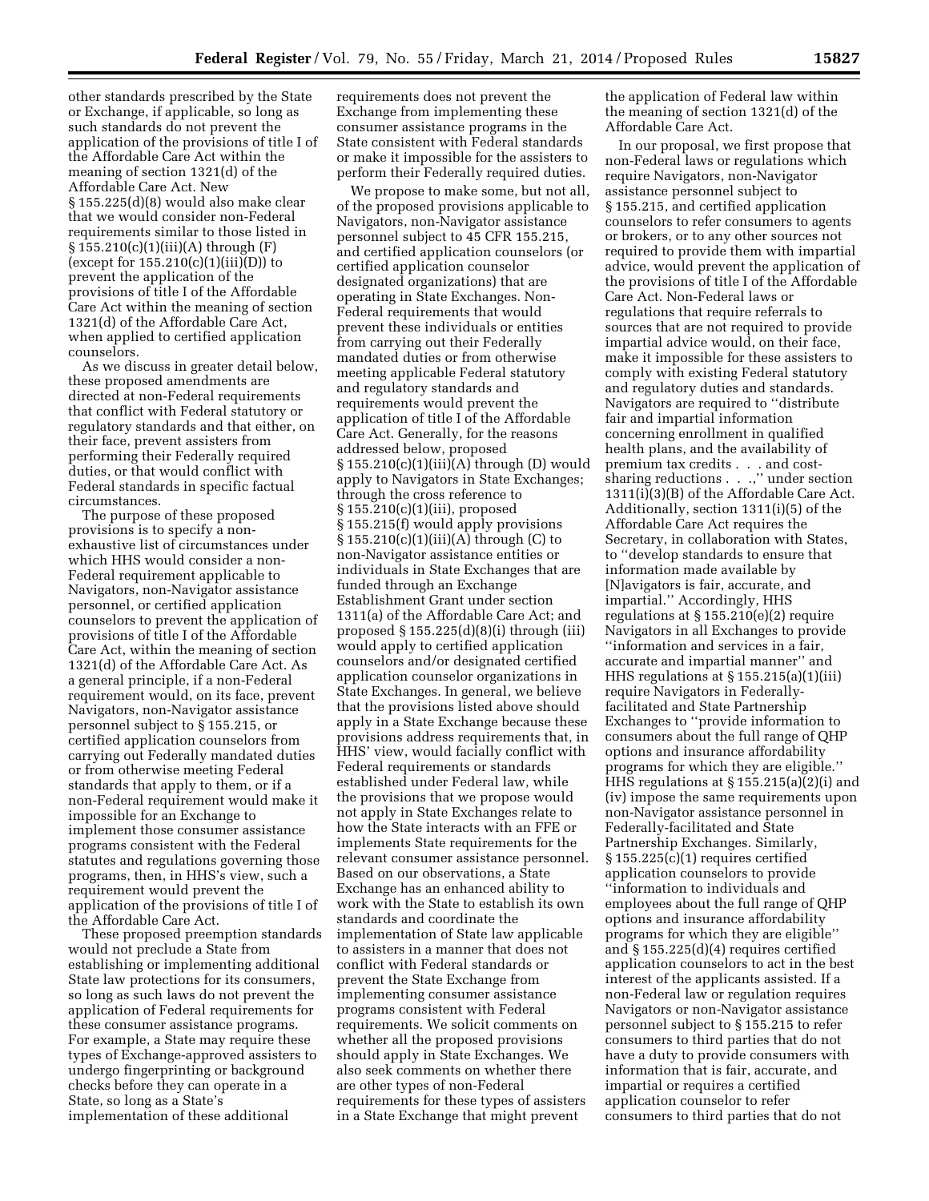other standards prescribed by the State or Exchange, if applicable, so long as such standards do not prevent the application of the provisions of title I of the Affordable Care Act within the meaning of section 1321(d) of the Affordable Care Act. New § 155.225(d)(8) would also make clear that we would consider non-Federal requirements similar to those listed in § 155.210(c)(1)(iii)(A) through (F) (except for 155.210(c)(1)(iii)(D)) to prevent the application of the provisions of title I of the Affordable Care Act within the meaning of section 1321(d) of the Affordable Care Act, when applied to certified application counselors.

As we discuss in greater detail below, these proposed amendments are directed at non-Federal requirements that conflict with Federal statutory or regulatory standards and that either, on their face, prevent assisters from performing their Federally required duties, or that would conflict with Federal standards in specific factual circumstances.

The purpose of these proposed provisions is to specify a non-exhaustive list of circumstances under which HHS would consider a non-Federal requirement applicable to Navigators, non-Navigator assistance personnel, or certified application counselors to prevent the application of provisions of title I of the Affordable Care Act, within the meaning of section 1321(d) of the Affordable Care Act. As a general principle, if a non-Federal requirement would, on its face, prevent Navigators, non-Navigator assistance personnel subject to § 155.215, or certified application counselors from carrying out Federally mandated duties or from otherwise meeting Federal standards that apply to them, or if a non-Federal requirement would make it impossible for an Exchange to implement those consumer assistance programs consistent with the Federal statutes and regulations governing those programs, then, in HHS's view, such a requirement would prevent the application of the provisions of title I of the Affordable Care Act.

These proposed preemption standards would not preclude a State from establishing or implementing additional State law protections for its consumers, so long as such laws do not prevent the application of Federal requirements for these consumer assistance programs. For example, a State may require these types of Exchange-approved assisters to undergo fingerprinting or background checks before they can operate in a State, so long as a State's implementation of these additional requirements does not prevent the Exchange from implementing these consumer assistance programs in the State consistent with Federal standards or make it impossible for the assisters to perform their Federally required duties.

We propose to make some, but not all, of the proposed provisions applicable to Navigators, non-Navigator assistance personnel subject to 45 CFR 155.215, and certified application counselors (or certified application counselor designated organizations) that are operating in State Exchanges. Non-Federal requirements that would prevent these individuals or entities from carrying out their Federally mandated duties or from otherwise meeting applicable Federal statutory and regulatory standards and requirements would prevent the application of title I of the Affordable Care Act. Generally, for the reasons addressed below, proposed § 155.210(c)(1)(iii)(A) through (D) would apply to Navigators in State Exchanges; through the cross reference to § 155.210(c)(1)(iii), proposed § 155.215(f) would apply provisions § 155.210(c)(1)(iii)(A) through (C) to non-Navigator assistance entities or individuals in State Exchanges that are funded through an Exchange Establishment Grant under section 1311(a) of the Affordable Care Act; and proposed § 155.225(d)(8)(i) through (iii) would apply to certified application counselors and/or designated certified application counselor organizations in State Exchanges. In general, we believe that the provisions listed above should apply in a State Exchange because these provisions address requirements that, in HHS' view, would facially conflict with Federal requirements or standards established under Federal law, while the provisions that we propose would not apply in State Exchanges relate to how the State interacts with an FFE or implements State requirements for the relevant consumer assistance personnel. Based on our observations, a State Exchange has an enhanced ability to work with the State to establish its own standards and coordinate the implementation of State law applicable to assisters in a manner that does not conflict with Federal standards or prevent the State Exchange from implementing consumer assistance programs consistent with Federal requirements. We solicit comments on whether all the proposed provisions should apply in State Exchanges. We also seek comments on whether there are other types of non-Federal requirements for these types of assisters in a State Exchange that might prevent the application of Federal law within the meaning of section 1321(d) of the Affordable Care Act.

In our proposal, we first propose that non-Federal laws or regulations which require Navigators, non-Navigator assistance personnel subject to § 155.215, and certified application counselors to refer consumers to agents or brokers, or to any other sources not required to provide them with impartial advice, would prevent the application of the provisions of title I of the Affordable Care Act. Non-Federal laws or regulations that require referrals to sources that are not required to provide impartial advice would, on their face, make it impossible for these assisters to comply with existing Federal statutory and regulatory duties and standards. Navigators are required to "distribute fair and impartial information concerning enrollment in qualified health plans, and the availability of premium tax credits . . . and cost-sharing reductions . . .," under section 1311(i)(3)(B) of the Affordable Care Act. Additionally, section 1311(i)(5) of the Affordable Care Act requires the Secretary, in collaboration with States, to "develop standards to ensure that information made available by [N]avigators is fair, accurate, and impartial." Accordingly, HHS regulations at § 155.210(e)(2) require Navigators in all Exchanges to provide "information and services in a fair, accurate and impartial manner" and HHS regulations at § 155.215(a)(1)(iii) require Navigators in Federally-facilitated and State Partnership Exchanges to "provide information to consumers about the full range of QHP options and insurance affordability programs for which they are eligible." HHS regulations at § 155.215(a)(2)(i) and (iv) impose the same requirements upon non-Navigator assistance personnel in Federally-facilitated and State Partnership Exchanges. Similarly, § 155.225(c)(1) requires certified application counselors to provide "information to individuals and employees about the full range of QHP options and insurance affordability programs for which they are eligible" and § 155.225(d)(4) requires certified application counselors to act in the best interest of the applicants assisted. If a non-Federal law or regulation requires Navigators or non-Navigator assistance personnel subject to § 155.215 to refer consumers to third parties that do not have a duty to provide consumers with information that is fair, accurate, and impartial or requires a certified application counselor to refer consumers to third parties that do not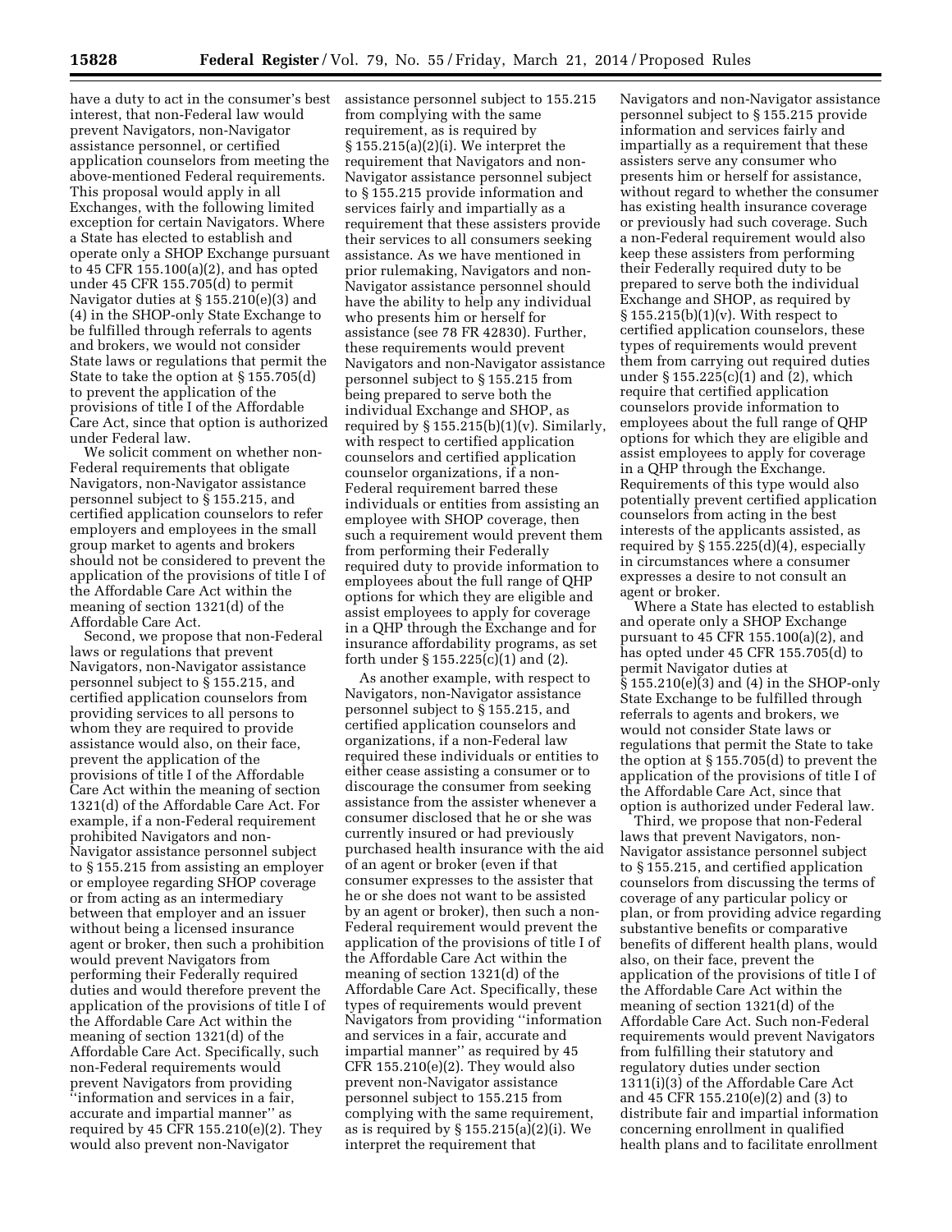have a duty to act in the consumer's best interest, that non-Federal law would prevent Navigators, non-Navigator assistance personnel, or certified application counselors from meeting the above-mentioned Federal requirements. This proposal would apply in all Exchanges, with the following limited exception for certain Navigators. Where a State has elected to establish and operate only a SHOP Exchange pursuant to 45 CFR 155.100(a)(2), and has opted under 45 CFR 155.705(d) to permit Navigator duties at § 155.210(e)(3) and (4) in the SHOP-only State Exchange to be fulfilled through referrals to agents and brokers, we would not consider State laws or regulations that permit the State to take the option at § 155.705(d) to prevent the application of the provisions of title I of the Affordable Care Act, since that option is authorized under Federal law.

We solicit comment on whether non-Federal requirements that obligate Navigators, non-Navigator assistance personnel subject to § 155.215, and certified application counselors to refer employers and employees in the small group market to agents and brokers should not be considered to prevent the application of the provisions of title I of the Affordable Care Act within the meaning of section 1321(d) of the Affordable Care Act.

Second, we propose that non-Federal laws or regulations that prevent Navigators, non-Navigator assistance personnel subject to § 155.215, and certified application counselors from providing services to all persons to whom they are required to provide assistance would also, on their face, prevent the application of the provisions of title I of the Affordable Care Act within the meaning of section 1321(d) of the Affordable Care Act. For example, if a non-Federal requirement prohibited Navigators and non-Navigator assistance personnel subject to § 155.215 from assisting an employer or employee regarding SHOP coverage or from acting as an intermediary between that employer and an issuer without being a licensed insurance agent or broker, then such a prohibition would prevent Navigators from performing their Federally required duties and would therefore prevent the application of the provisions of title I of the Affordable Care Act within the meaning of section 1321(d) of the Affordable Care Act. Specifically, such non-Federal requirements would prevent Navigators from providing "information and services in a fair, accurate and impartial manner" as required by 45 CFR 155.210(e)(2). They would also prevent non-Navigator assistance personnel subject to 155.215 from complying with the same requirement, as is required by § 155.215(a)(2)(i). We interpret the requirement that Navigators and non-Navigator assistance personnel subject to § 155.215 provide information and services fairly and impartially as a requirement that these assisters provide their services to all consumers seeking assistance. As we have mentioned in prior rulemaking, Navigators and non-Navigator assistance personnel should have the ability to help any individual who presents him or herself for assistance (see 78 FR 42830). Further, these requirements would prevent Navigators and non-Navigator assistance personnel subject to § 155.215 from being prepared to serve both the individual Exchange and SHOP, as required by § 155.215(b)(1)(v). Similarly, with respect to certified application counselors and certified application counselor organizations, if a non-Federal requirement barred these individuals or entities from assisting an employee with SHOP coverage, then such a requirement would prevent them from performing their Federally required duty to provide information to employees about the full range of QHP options for which they are eligible and assist employees to apply for coverage in a QHP through the Exchange and for insurance affordability programs, as set forth under § 155.225(c)(1) and (2).

As another example, with respect to Navigators, non-Navigator assistance personnel subject to § 155.215, and certified application counselors and organizations, if a non-Federal law required these individuals or entities to either cease assisting a consumer or to discourage the consumer from seeking assistance from the assister whenever a consumer disclosed that he or she was currently insured or had previously purchased health insurance with the aid of an agent or broker (even if that consumer expresses to the assister that he or she does not want to be assisted by an agent or broker), then such a non-Federal requirement would prevent the application of the provisions of title I of the Affordable Care Act within the meaning of section 1321(d) of the Affordable Care Act. Specifically, these types of requirements would prevent Navigators from providing "information and services in a fair, accurate and impartial manner" as required by 45 CFR 155.210(e)(2). They would also prevent non-Navigator assistance personnel subject to 155.215 from complying with the same requirement, as is required by § 155.215(a)(2)(i). We interpret the requirement that Navigators and non-Navigator assistance personnel subject to § 155.215 provide information and services fairly and impartially as a requirement that these assisters serve any consumer who presents him or herself for assistance, without regard to whether the consumer has existing health insurance coverage or previously had such coverage. Such a non-Federal requirement would also keep these assisters from performing their Federally required duty to be prepared to serve both the individual Exchange and SHOP, as required by § 155.215(b)(1)(v). With respect to certified application counselors, these types of requirements would prevent them from carrying out required duties under § 155.225(c)(1) and (2), which require that certified application counselors provide information to employees about the full range of QHP options for which they are eligible and assist employees to apply for coverage in a QHP through the Exchange. Requirements of this type would also potentially prevent certified application counselors from acting in the best interests of the applicants assisted, as required by § 155.225(d)(4), especially in circumstances where a consumer expresses a desire to not consult an agent or broker.

Where a State has elected to establish and operate only a SHOP Exchange pursuant to 45 CFR 155.100(a)(2), and has opted under 45 CFR 155.705(d) to permit Navigator duties at § 155.210(e)(3) and (4) in the SHOP-only State Exchange to be fulfilled through referrals to agents and brokers, we would not consider State laws or regulations that permit the State to take the option at § 155.705(d) to prevent the application of the provisions of title I of the Affordable Care Act, since that option is authorized under Federal law.

Third, we propose that non-Federal laws that prevent Navigators, non-Navigator assistance personnel subject to § 155.215, and certified application counselors from discussing the terms of coverage of any particular policy or plan, or from providing advice regarding substantive benefits or comparative benefits of different health plans, would also, on their face, prevent the application of the provisions of title I of the Affordable Care Act within the meaning of section 1321(d) of the Affordable Care Act. Such non-Federal requirements would prevent Navigators from fulfilling their statutory and regulatory duties under section 1311(i)(3) of the Affordable Care Act and 45 CFR 155.210(e)(2) and (3) to distribute fair and impartial information concerning enrollment in qualified health plans and to facilitate enrollment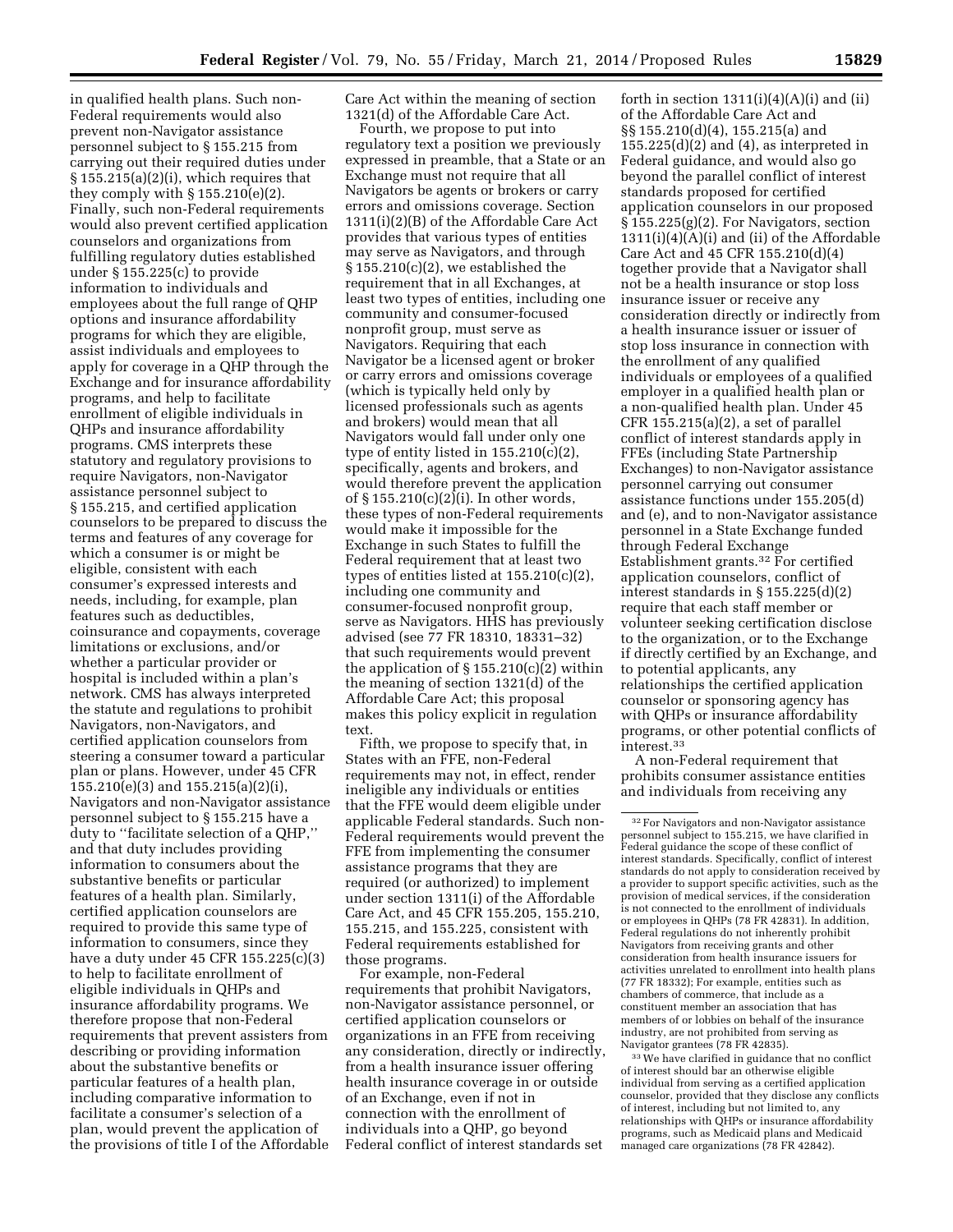in qualified health plans. Such non-Federal requirements would also prevent non-Navigator assistance personnel subject to § 155.215 from carrying out their required duties under § 155.215(a)(2)(i), which requires that they comply with § 155.210(e)(2). Finally, such non-Federal requirements would also prevent certified application counselors and organizations from fulfilling regulatory duties established under § 155.225(c) to provide information to individuals and employees about the full range of QHP options and insurance affordability programs for which they are eligible, assist individuals and employees to apply for coverage in a QHP through the Exchange and for insurance affordability programs, and help to facilitate enrollment of eligible individuals in QHPs and insurance affordability programs. CMS interprets these statutory and regulatory provisions to require Navigators, non-Navigator assistance personnel subject to § 155.215, and certified application counselors to be prepared to discuss the terms and features of any coverage for which a consumer is or might be eligible, consistent with each consumer's expressed interests and needs, including, for example, plan features such as deductibles, coinsurance and copayments, coverage limitations or exclusions, and/or whether a particular provider or hospital is included within a plan's network. CMS has always interpreted the statute and regulations to prohibit Navigators, non-Navigators, and certified application counselors from steering a consumer toward a particular plan or plans. However, under 45 CFR 155.210(e)(3) and 155.215(a)(2)(i), Navigators and non-Navigator assistance personnel subject to § 155.215 have a duty to ''facilitate selection of a QHP,'' and that duty includes providing information to consumers about the substantive benefits or particular features of a health plan. Similarly, certified application counselors are required to provide this same type of information to consumers, since they have a duty under 45 CFR 155.225(c)(3) to help to facilitate enrollment of eligible individuals in QHPs and insurance affordability programs. We therefore propose that non-Federal requirements that prevent assisters from describing or providing information about the substantive benefits or particular features of a health plan, including comparative information to facilitate a consumer's selection of a plan, would prevent the application of the provisions of title I of the Affordable Care Act within the meaning of section 1321(d) of the Affordable Care Act.

Fourth, we propose to put into regulatory text a position we previously expressed in preamble, that a State or an Exchange must not require that all Navigators be agents or brokers or carry errors and omissions coverage. Section 1311(i)(2)(B) of the Affordable Care Act provides that various types of entities may serve as Navigators, and through § 155.210(c)(2), we established the requirement that in all Exchanges, at least two types of entities, including one community and consumer-focused nonprofit group, must serve as Navigators. Requiring that each Navigator be a licensed agent or broker or carry errors and omissions coverage (which is typically held only by licensed professionals such as agents and brokers) would mean that all Navigators would fall under only one type of entity listed in 155.210(c)(2), specifically, agents and brokers, and would therefore prevent the application of § 155.210(c)(2)(i). In other words, these types of non-Federal requirements would make it impossible for the Exchange in such States to fulfill the Federal requirement that at least two types of entities listed at 155.210(c)(2), including one community and consumer-focused nonprofit group, serve as Navigators. HHS has previously advised (see 77 FR 18310, 18331–32) that such requirements would prevent the application of § 155.210(c)(2) within the meaning of section 1321(d) of the Affordable Care Act; this proposal makes this policy explicit in regulation text.

Fifth, we propose to specify that, in States with an FFE, non-Federal requirements may not, in effect, render ineligible any individuals or entities that the FFE would deem eligible under applicable Federal standards. Such non-Federal requirements would prevent the FFE from implementing the consumer assistance programs that they are required (or authorized) to implement under section 1311(i) of the Affordable Care Act, and 45 CFR 155.205, 155.210, 155.215, and 155.225, consistent with Federal requirements established for those programs.

For example, non-Federal requirements that prohibit Navigators, non-Navigator assistance personnel, or certified application counselors or organizations in an FFE from receiving any consideration, directly or indirectly, from a health insurance issuer offering health insurance coverage in or outside of an Exchange, even if not in connection with the enrollment of individuals into a QHP, go beyond Federal conflict of interest standards set forth in section 1311(i)(4)(A)(i) and (ii) of the Affordable Care Act and §§ 155.210(d)(4), 155.215(a) and 155.225(d)(2) and (4), as interpreted in Federal guidance, and would also go beyond the parallel conflict of interest standards proposed for certified application counselors in our proposed § 155.225(g)(2). For Navigators, section 1311(i)(4)(A)(i) and (ii) of the Affordable Care Act and 45 CFR 155.210(d)(4) together provide that a Navigator shall not be a health insurance or stop loss insurance issuer or receive any consideration directly or indirectly from a health insurance issuer or issuer of stop loss insurance in connection with the enrollment of any qualified individuals or employees of a qualified employer in a qualified health plan or a non-qualified health plan. Under 45 CFR 155.215(a)(2), a set of parallel conflict of interest standards apply in FFEs (including State Partnership Exchanges) to non-Navigator assistance personnel carrying out consumer assistance functions under 155.205(d) and (e), and to non-Navigator assistance personnel in a State Exchange funded through Federal Exchange Establishment grants.[32] For certified application counselors, conflict of interest standards in § 155.225(d)(2) require that each staff member or volunteer seeking certification disclose to the organization, or to the Exchange if directly certified by an Exchange, and to potential applicants, any relationships the certified application counselor or sponsoring agency has with QHPs or insurance affordability programs, or other potential conflicts of interest.[33]

A non-Federal requirement that prohibits consumer assistance entities and individuals from receiving any

[32] For Navigators and non-Navigator assistance personnel subject to 155.215, we have clarified in Federal guidance the scope of these conflict of interest standards. Specifically, conflict of interest standards do not apply to consideration received by a provider to support specific activities, such as the provision of medical services, if the consideration is not connected to the enrollment of individuals or employees in QHPs (78 FR 42831). In addition, Federal regulations do not inherently prohibit Navigators from receiving grants and other consideration from health insurance issuers for activities unrelated to enrollment into health plans (77 FR 18332); For example, entities such as chambers of commerce, that include as a constituent member an association that has members of or lobbies on behalf of the insurance industry, are not prohibited from serving as Navigator grantees (78 FR 42835).

[33] We have clarified in guidance that no conflict of interest should bar an otherwise eligible individual from serving as a certified application counselor, provided that they disclose any conflicts of interest, including but not limited to, any relationships with QHPs or insurance affordability programs, such as Medicaid plans and Medicaid managed care organizations (78 FR 42842).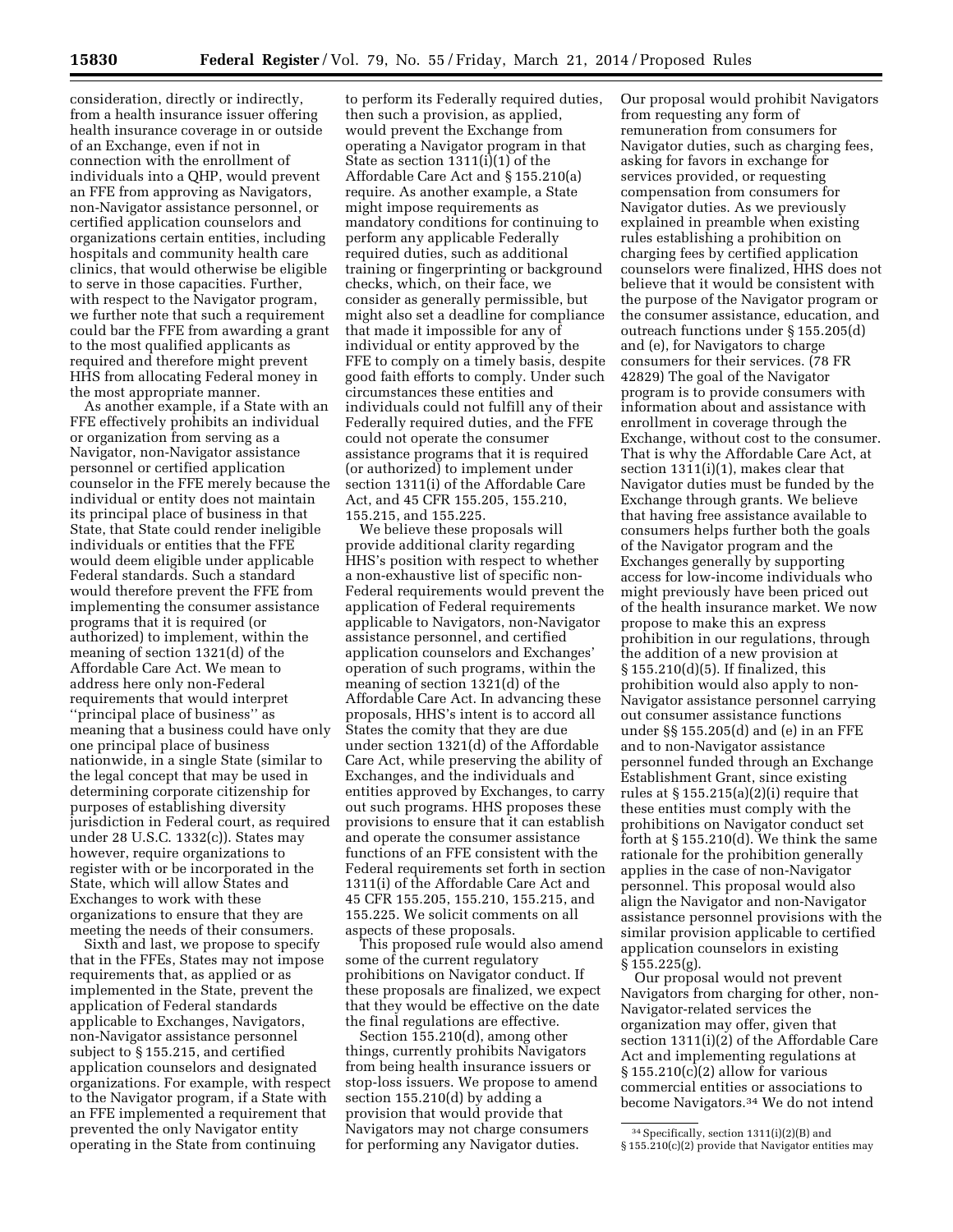consideration, directly or indirectly, from a health insurance issuer offering health insurance coverage in or outside of an Exchange, even if not in connection with the enrollment of individuals into a QHP, would prevent an FFE from approving as Navigators, non-Navigator assistance personnel, or certified application counselors and organizations certain entities, including hospitals and community health care clinics, that would otherwise be eligible to serve in those capacities. Further, with respect to the Navigator program, we further note that such a requirement could bar the FFE from awarding a grant to the most qualified applicants as required and therefore might prevent HHS from allocating Federal money in the most appropriate manner.

As another example, if a State with an FFE effectively prohibits an individual or organization from serving as a Navigator, non-Navigator assistance personnel or certified application counselor in the FFE merely because the individual or entity does not maintain its principal place of business in that State, that State could render ineligible individuals or entities that the FFE would deem eligible under applicable Federal standards. Such a standard would therefore prevent the FFE from implementing the consumer assistance programs that it is required (or authorized) to implement, within the meaning of section 1321(d) of the Affordable Care Act. We mean to address here only non-Federal requirements that would interpret ''principal place of business'' as meaning that a business could have only one principal place of business nationwide, in a single State (similar to the legal concept that may be used in determining corporate citizenship for purposes of establishing diversity jurisdiction in Federal court, as required under 28 U.S.C. 1332(c)). States may however, require organizations to register with or be incorporated in the State, which will allow States and Exchanges to work with these organizations to ensure that they are meeting the needs of their consumers.

Sixth and last, we propose to specify that in the FFEs, States may not impose requirements that, as applied or as implemented in the State, prevent the application of Federal standards applicable to Exchanges, Navigators, non-Navigator assistance personnel subject to § 155.215, and certified application counselors and designated organizations. For example, with respect to the Navigator program, if a State with an FFE implemented a requirement that prevented the only Navigator entity operating in the State from continuing to perform its Federally required duties, then such a provision, as applied, would prevent the Exchange from operating a Navigator program in that State as section 1311(i)(1) of the Affordable Care Act and § 155.210(a) require. As another example, a State might impose requirements as mandatory conditions for continuing to perform any applicable Federally required duties, such as additional training or fingerprinting or background checks, which, on their face, we consider as generally permissible, but might also set a deadline for compliance that made it impossible for any of individual or entity approved by the FFE to comply on a timely basis, despite good faith efforts to comply. Under such circumstances these entities and individuals could not fulfill any of their Federally required duties, and the FFE could not operate the consumer assistance programs that it is required (or authorized) to implement under section 1311(i) of the Affordable Care Act, and 45 CFR 155.205, 155.210, 155.215, and 155.225.

We believe these proposals will provide additional clarity regarding HHS's position with respect to whether a non-exhaustive list of specific non-Federal requirements would prevent the application of Federal requirements applicable to Navigators, non-Navigator assistance personnel, and certified application counselors and Exchanges' operation of such programs, within the meaning of section 1321(d) of the Affordable Care Act. In advancing these proposals, HHS's intent is to accord all States the comity that they are due under section 1321(d) of the Affordable Care Act, while preserving the ability of Exchanges, and the individuals and entities approved by Exchanges, to carry out such programs. HHS proposes these provisions to ensure that it can establish and operate the consumer assistance functions of an FFE consistent with the Federal requirements set forth in section 1311(i) of the Affordable Care Act and 45 CFR 155.205, 155.210, 155.215, and 155.225. We solicit comments on all aspects of these proposals.

This proposed rule would also amend some of the current regulatory prohibitions on Navigator conduct. If these proposals are finalized, we expect that they would be effective on the date the final regulations are effective.

Section 155.210(d), among other things, currently prohibits Navigators from being health insurance issuers or stop-loss issuers. We propose to amend section 155.210(d) by adding a provision that would provide that Navigators may not charge consumers for performing any Navigator duties. Our proposal would prohibit Navigators from requesting any form of remuneration from consumers for Navigator duties, such as charging fees, asking for favors in exchange for services provided, or requesting compensation from consumers for Navigator duties. As we previously explained in preamble when existing rules establishing a prohibition on charging fees by certified application counselors were finalized, HHS does not believe that it would be consistent with the purpose of the Navigator program or the consumer assistance, education, and outreach functions under § 155.205(d) and (e), for Navigators to charge consumers for their services. (78 FR 42829) The goal of the Navigator program is to provide consumers with information about and assistance with enrollment in coverage through the Exchange, without cost to the consumer. That is why the Affordable Care Act, at section 1311(i)(1), makes clear that Navigator duties must be funded by the Exchange through grants. We believe that having free assistance available to consumers helps further both the goals of the Navigator program and the Exchanges generally by supporting access for low-income individuals who might previously have been priced out of the health insurance market. We now propose to make this an express prohibition in our regulations, through the addition of a new provision at § 155.210(d)(5). If finalized, this prohibition would also apply to non-Navigator assistance personnel carrying out consumer assistance functions under §§ 155.205(d) and (e) in an FFE and to non-Navigator assistance personnel funded through an Exchange Establishment Grant, since existing rules at § 155.215(a)(2)(i) require that these entities must comply with the prohibitions on Navigator conduct set forth at § 155.210(d). We think the same rationale for the prohibition generally applies in the case of non-Navigator personnel. This proposal would also align the Navigator and non-Navigator assistance personnel provisions with the similar provision applicable to certified application counselors in existing § 155.225(g).

Our proposal would not prevent Navigators from charging for other, non-Navigator-related services the organization may offer, given that section 1311(i)(2) of the Affordable Care Act and implementing regulations at § 155.210(c)(2) allow for various commercial entities or associations to become Navigators.[34] We do not intend

[34] Specifically, section 1311(i)(2)(B) and § 155.210(c)(2) provide that Navigator entities may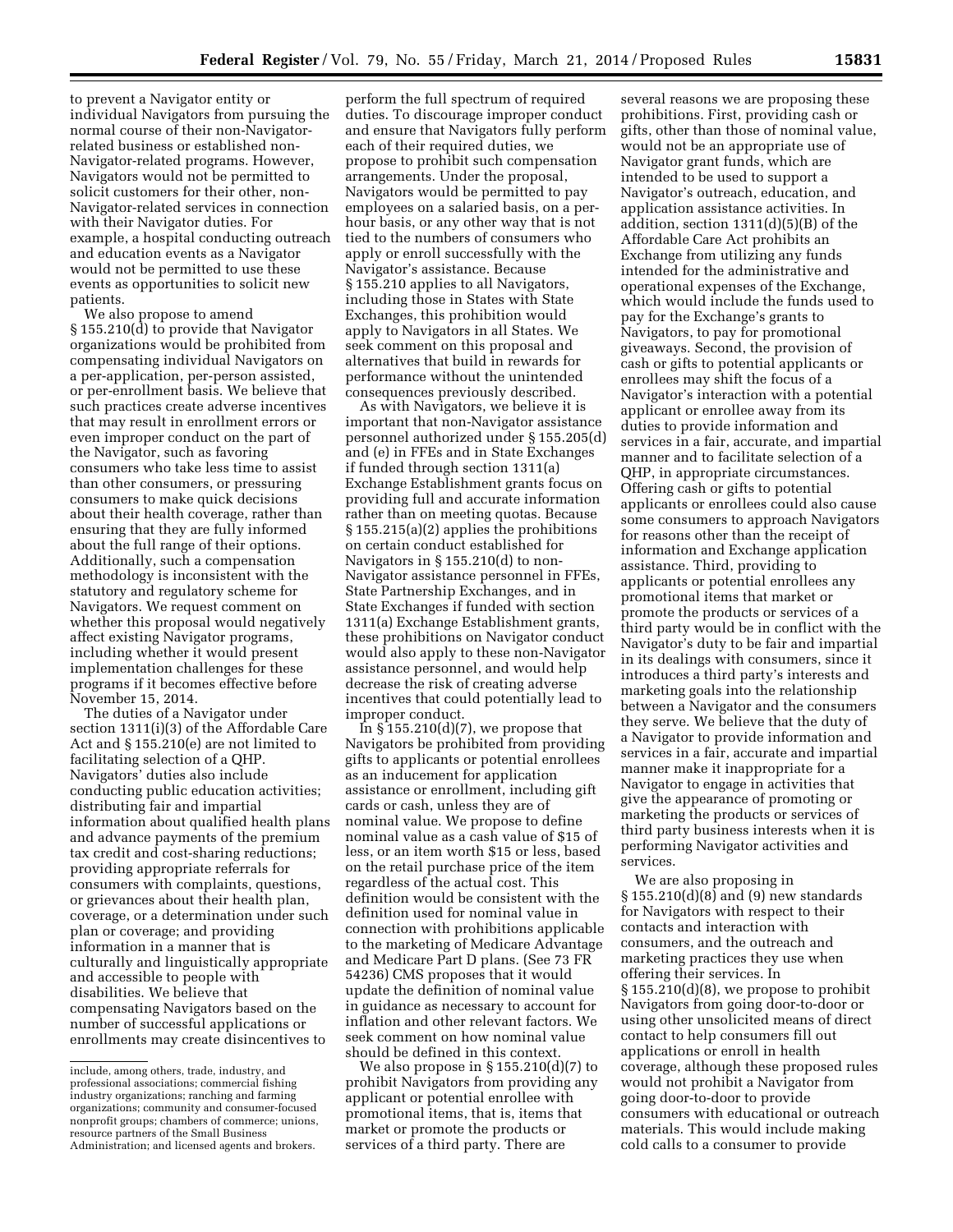to prevent a Navigator entity or individual Navigators from pursuing the normal course of their non-Navigator-related business or established non-Navigator-related programs. However, Navigators would not be permitted to solicit customers for their other, non-Navigator-related services in connection with their Navigator duties. For example, a hospital conducting outreach and education events as a Navigator would not be permitted to use these events as opportunities to solicit new patients.

We also propose to amend § 155.210(d) to provide that Navigator organizations would be prohibited from compensating individual Navigators on a per-application, per-person assisted, or per-enrollment basis. We believe that such practices create adverse incentives that may result in enrollment errors or even improper conduct on the part of the Navigator, such as favoring consumers who take less time to assist than other consumers, or pressuring consumers to make quick decisions about their health coverage, rather than ensuring that they are fully informed about the full range of their options. Additionally, such a compensation methodology is inconsistent with the statutory and regulatory scheme for Navigators. We request comment on whether this proposal would negatively affect existing Navigator programs, including whether it would present implementation challenges for these programs if it becomes effective before November 15, 2014.

The duties of a Navigator under section 1311(i)(3) of the Affordable Care Act and § 155.210(e) are not limited to facilitating selection of a QHP. Navigators' duties also include conducting public education activities; distributing fair and impartial information about qualified health plans and advance payments of the premium tax credit and cost-sharing reductions; providing appropriate referrals for consumers with complaints, questions, or grievances about their health plan, coverage, or a determination under such plan or coverage; and providing information in a manner that is culturally and linguistically appropriate and accessible to people with disabilities. We believe that compensating Navigators based on the number of successful applications or enrollments may create disincentives to perform the full spectrum of required duties. To discourage improper conduct and ensure that Navigators fully perform each of their required duties, we propose to prohibit such compensation arrangements. Under the proposal, Navigators would be permitted to pay employees on a salaried basis, on a per-hour basis, or any other way that is not tied to the numbers of consumers who apply or enroll successfully with the Navigator's assistance. Because § 155.210 applies to all Navigators, including those in States with State Exchanges, this prohibition would apply to Navigators in all States. We seek comment on this proposal and alternatives that build in rewards for performance without the unintended consequences previously described.

As with Navigators, we believe it is important that non-Navigator assistance personnel authorized under § 155.205(d) and (e) in FFEs and in State Exchanges if funded through section 1311(a) Exchange Establishment grants focus on providing full and accurate information rather than on meeting quotas. Because § 155.215(a)(2) applies the prohibitions on certain conduct established for Navigators in § 155.210(d) to non-Navigator assistance personnel in FFEs, State Partnership Exchanges, and in State Exchanges if funded with section 1311(a) Exchange Establishment grants, these prohibitions on Navigator conduct would also apply to these non-Navigator assistance personnel, and would help decrease the risk of creating adverse incentives that could potentially lead to improper conduct.

In § 155.210(d)(7), we propose that Navigators be prohibited from providing gifts to applicants or potential enrollees as an inducement for application assistance or enrollment, including gift cards or cash, unless they are of nominal value. We propose to define nominal value as a cash value of $15 or less, or an item worth $15 or less, based on the retail purchase price of the item regardless of the actual cost. This definition would be consistent with the definition used for nominal value in connection with prohibitions applicable to the marketing of Medicare Advantage and Medicare Part D plans. (See 73 FR 54236) CMS proposes that it would update the definition of nominal value in guidance as necessary to account for inflation and other relevant factors. We seek comment on how nominal value should be defined in this context.

We also propose in § 155.210(d)(7) to prohibit Navigators from providing any applicant or potential enrollee with promotional items, that is, items that market or promote the products or services of a third party. There are several reasons we are proposing these prohibitions. First, providing cash or gifts, other than those of nominal value, would not be an appropriate use of Navigator grant funds, which are intended to be used to support a Navigator's outreach, education, and application assistance activities. In addition, section 1311(d)(5)(B) of the Affordable Care Act prohibits an Exchange from utilizing any funds intended for the administrative and operational expenses of the Exchange, which would include the funds used to pay for the Exchange's grants to Navigators, to pay for promotional giveaways. Second, the provision of cash or gifts to potential applicants or enrollees may shift the focus of a Navigator's interaction with a potential applicant or enrollee away from its duties to provide information and services in a fair, accurate, and impartial manner and to facilitate selection of a QHP, in appropriate circumstances. Offering cash or gifts to potential applicants or enrollees could also cause some consumers to approach Navigators for reasons other than the receipt of information and Exchange application assistance. Third, providing to applicants or potential enrollees any promotional items that market or promote the products or services of a third party would be in conflict with the Navigator's duty to be fair and impartial in its dealings with consumers, since it introduces a third party's interests and marketing goals into the relationship between a Navigator and the consumers they serve. We believe that the duty of a Navigator to provide information and services in a fair, accurate and impartial manner make it inappropriate for a Navigator to engage in activities that give the appearance of promoting or marketing the products or services of third party business interests when it is performing Navigator activities and services.

We are also proposing in § 155.210(d)(8) and (9) new standards for Navigators with respect to their contacts and interaction with consumers, and the outreach and marketing practices they use when offering their services. In § 155.210(d)(8), we propose to prohibit Navigators from going door-to-door or using other unsolicited means of direct contact to help consumers fill out applications or enroll in health coverage, although these proposed rules would not prohibit a Navigator from going door-to-door to provide consumers with educational or outreach materials. This would include making cold calls to a consumer to provide

---

include, among others, trade, industry, and professional associations; commercial fishing industry organizations; ranching and farming organizations; community and consumer-focused nonprofit groups; chambers of commerce; unions, resource partners of the Small Business Administration; and licensed agents and brokers.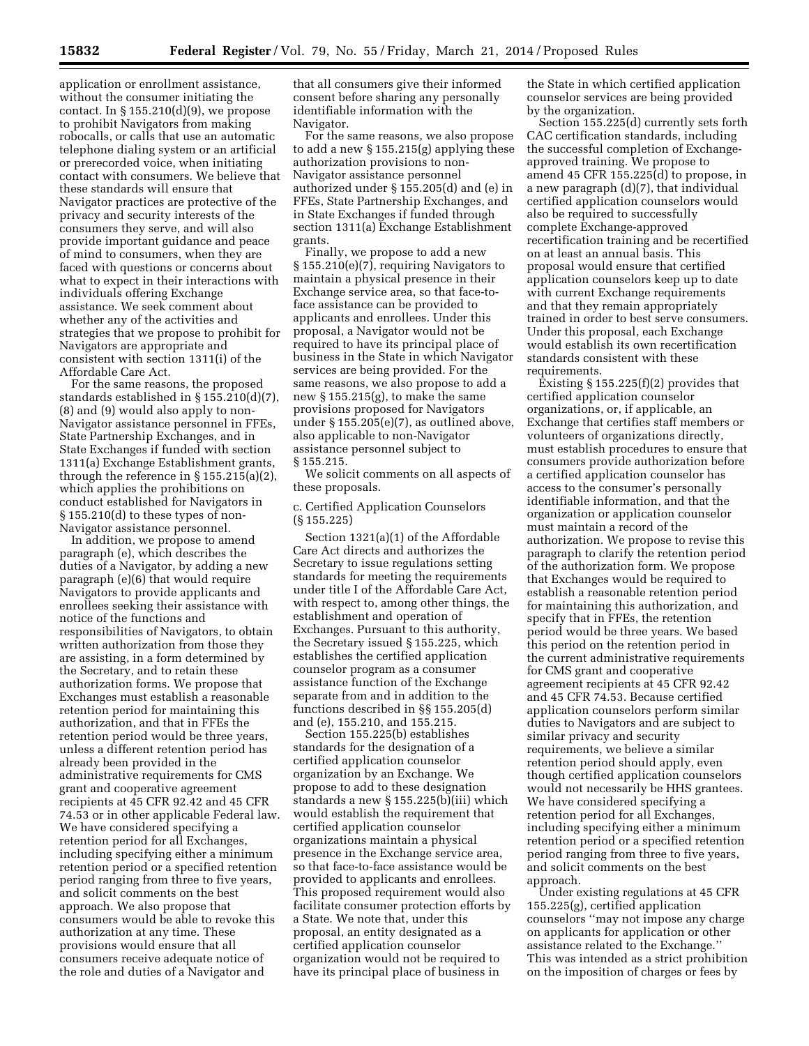application or enrollment assistance, without the consumer initiating the contact. In § 155.210(d)(9), we propose to prohibit Navigators from making robocalls, or calls that use an automatic telephone dialing system or an artificial or prerecorded voice, when initiating contact with consumers. We believe that these standards will ensure that Navigator practices are protective of the privacy and security interests of the consumers they serve, and will also provide important guidance and peace of mind to consumers, when they are faced with questions or concerns about what to expect in their interactions with individuals offering Exchange assistance. We seek comment about whether any of the activities and strategies that we propose to prohibit for Navigators are appropriate and consistent with section 1311(i) of the Affordable Care Act.

For the same reasons, the proposed standards established in § 155.210(d)(7), (8) and (9) would also apply to non-Navigator assistance personnel in FFEs, State Partnership Exchanges, and in State Exchanges if funded with section 1311(a) Exchange Establishment grants, through the reference in § 155.215(a)(2), which applies the prohibitions on conduct established for Navigators in § 155.210(d) to these types of non-Navigator assistance personnel.

In addition, we propose to amend paragraph (e), which describes the duties of a Navigator, by adding a new paragraph (e)(6) that would require Navigators to provide applicants and enrollees seeking their assistance with notice of the functions and responsibilities of Navigators, to obtain written authorization from those they are assisting, in a form determined by the Secretary, and to retain these authorization forms. We propose that Exchanges must establish a reasonable retention period for maintaining this authorization, and that in FFEs the retention period would be three years, unless a different retention period has already been provided in the administrative requirements for CMS grant and cooperative agreement recipients at 45 CFR 92.42 and 45 CFR 74.53 or in other applicable Federal law. We have considered specifying a retention period for all Exchanges, including specifying either a minimum retention period or a specified retention period ranging from three to five years, and solicit comments on the best approach. We also propose that consumers would be able to revoke this authorization at any time. These provisions would ensure that all consumers receive adequate notice of the role and duties of a Navigator and that all consumers give their informed consent before sharing any personally identifiable information with the Navigator.

For the same reasons, we also propose to add a new § 155.215(g) applying these authorization provisions to non-Navigator assistance personnel authorized under § 155.205(d) and (e) in FFEs, State Partnership Exchanges, and in State Exchanges if funded through section 1311(a) Exchange Establishment grants.

Finally, we propose to add a new § 155.210(e)(7), requiring Navigators to maintain a physical presence in their Exchange service area, so that face-to-face assistance can be provided to applicants and enrollees. Under this proposal, a Navigator would not be required to have its principal place of business in the State in which Navigator services are being provided. For the same reasons, we also propose to add a new § 155.215(g), to make the same provisions proposed for Navigators under § 155.205(e)(7), as outlined above, also applicable to non-Navigator assistance personnel subject to § 155.215.

We solicit comments on all aspects of these proposals.

c. Certified Application Counselors (§ 155.225)

Section 1321(a)(1) of the Affordable Care Act directs and authorizes the Secretary to issue regulations setting standards for meeting the requirements under title I of the Affordable Care Act, with respect to, among other things, the establishment and operation of Exchanges. Pursuant to this authority, the Secretary issued § 155.225, which establishes the certified application counselor program as a consumer assistance function of the Exchange separate from and in addition to the functions described in §§ 155.205(d) and (e), 155.210, and 155.215.

Section 155.225(b) establishes standards for the designation of a certified application counselor organization by an Exchange. We propose to add to these designation standards a new § 155.225(b)(iii) which would establish the requirement that certified application counselor organizations maintain a physical presence in the Exchange service area, so that face-to-face assistance would be provided to applicants and enrollees. This proposed requirement would also facilitate consumer protection efforts by a State. We note that, under this proposal, an entity designated as a certified application counselor organization would not be required to have its principal place of business in the State in which certified application counselor services are being provided by the organization.

Section 155.225(d) currently sets forth CAC certification standards, including the successful completion of Exchange-approved training. We propose to amend 45 CFR 155.225(d) to propose, in a new paragraph (d)(7), that individual certified application counselors would also be required to successfully complete Exchange-approved recertification training and be recertified on at least an annual basis. This proposal would ensure that certified application counselors keep up to date with current Exchange requirements and that they remain appropriately trained in order to best serve consumers. Under this proposal, each Exchange would establish its own recertification standards consistent with these requirements.

Existing § 155.225(f)(2) provides that certified application counselor organizations, or, if applicable, an Exchange that certifies staff members or volunteers of organizations directly, must establish procedures to ensure that consumers provide authorization before a certified application counselor has access to the consumer's personally identifiable information, and that the organization or application counselor must maintain a record of the authorization. We propose to revise this paragraph to clarify the retention period of the authorization form. We propose that Exchanges would be required to establish a reasonable retention period for maintaining this authorization, and specify that in FFEs, the retention period would be three years. We based this period on the retention period in the current administrative requirements for CMS grant and cooperative agreement recipients at 45 CFR 92.42 and 45 CFR 74.53. Because certified application counselors perform similar duties to Navigators and are subject to similar privacy and security requirements, we believe a similar retention period should apply, even though certified application counselors would not necessarily be HHS grantees. We have considered specifying a retention period for all Exchanges, including specifying either a minimum retention period or a specified retention period ranging from three to five years, and solicit comments on the best approach.

Under existing regulations at 45 CFR 155.225(g), certified application counselors "may not impose any charge on applicants for application or other assistance related to the Exchange." This was intended as a strict prohibition on the imposition of charges or fees by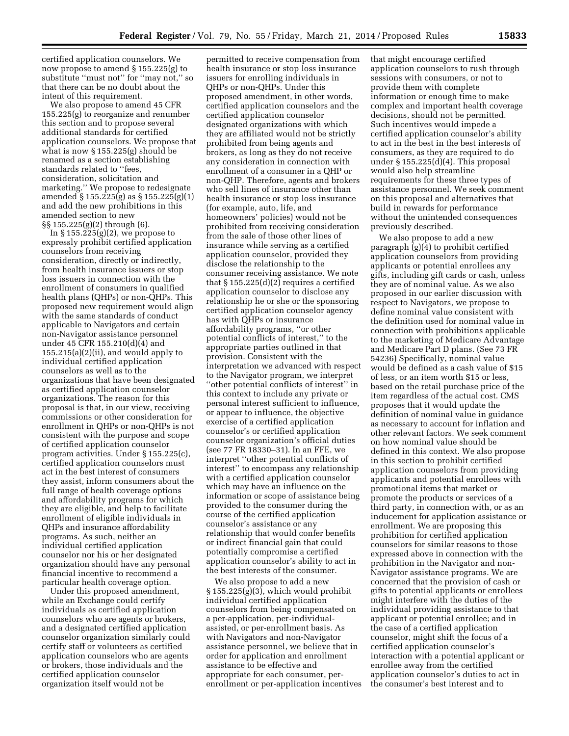certified application counselors. We now propose to amend § 155.225(g) to substitute ''must not'' for ''may not,'' so that there can be no doubt about the intent of this requirement.

We also propose to amend 45 CFR 155.225(g) to reorganize and renumber this section and to propose several additional standards for certified application counselors. We propose that what is now § 155.225(g) should be renamed as a section establishing standards related to ''fees, consideration, solicitation and marketing.'' We propose to redesignate amended § 155.225(g) as § 155.225(g)(1) and add the new prohibitions in this amended section to new §§ 155.225(g)(2) through (6).

In § 155.225(g)(2), we propose to expressly prohibit certified application counselors from receiving consideration, directly or indirectly, from health insurance issuers or stop loss issuers in connection with the enrollment of consumers in qualified health plans (QHPs) or non-QHPs. This proposed new requirement would align with the same standards of conduct applicable to Navigators and certain non-Navigator assistance personnel under 45 CFR 155.210(d)(4) and 155.215(a)(2)(ii), and would apply to individual certified application counselors as well as to the organizations that have been designated as certified application counselor organizations. The reason for this proposal is that, in our view, receiving commissions or other consideration for enrollment in QHPs or non-QHPs is not consistent with the purpose and scope of certified application counselor program activities. Under § 155.225(c), certified application counselors must act in the best interest of consumers they assist, inform consumers about the full range of health coverage options and affordability programs for which they are eligible, and help to facilitate enrollment of eligible individuals in QHPs and insurance affordability programs. As such, neither an individual certified application counselor nor his or her designated organization should have any personal financial incentive to recommend a particular health coverage option.

Under this proposed amendment, while an Exchange could certify individuals as certified application counselors who are agents or brokers, and a designated certified application counselor organization similarly could certify staff or volunteers as certified application counselors who are agents or brokers, those individuals and the certified application counselor organization itself would not be permitted to receive compensation from health insurance or stop loss insurance issuers for enrolling individuals in QHPs or non-QHPs. Under this proposed amendment, in other words, certified application counselors and the certified application counselor designated organizations with which they are affiliated would not be strictly prohibited from being agents and brokers, as long as they do not receive any consideration in connection with enrollment of a consumer in a QHP or non-QHP. Therefore, agents and brokers who sell lines of insurance other than health insurance or stop loss insurance (for example, auto, life, and homeowners' policies) would not be prohibited from receiving consideration from the sale of those other lines of insurance while serving as a certified application counselor, provided they disclose the relationship to the consumer receiving assistance. We note that § 155.225(d)(2) requires a certified application counselor to disclose any relationship he or she or the sponsoring certified application counselor agency has with QHPs or insurance affordability programs, ''or other potential conflicts of interest,'' to the appropriate parties outlined in that provision. Consistent with the interpretation we advanced with respect to the Navigator program, we interpret ''other potential conflicts of interest'' in this context to include any private or personal interest sufficient to influence, or appear to influence, the objective exercise of a certified application counselor's or certified application counselor organization's official duties (see 77 FR 18330–31). In an FFE, we interpret ''other potential conflicts of interest'' to encompass any relationship with a certified application counselor which may have an influence on the information or scope of assistance being provided to the consumer during the course of the certified application counselor's assistance or any relationship that would confer benefits or indirect financial gain that could potentially compromise a certified application counselor's ability to act in the best interests of the consumer.

We also propose to add a new § 155.225(g)(3), which would prohibit individual certified application counselors from being compensated on a per-application, per-individual-assisted, or per-enrollment basis. As with Navigators and non-Navigator assistance personnel, we believe that in order for application and enrollment assistance to be effective and appropriate for each consumer, per-enrollment or per-application incentives that might encourage certified application counselors to rush through sessions with consumers, or not to provide them with complete information or enough time to make complex and important health coverage decisions, should not be permitted. Such incentives would impede a certified application counselor's ability to act in the best in the best interests of consumers, as they are required to do under § 155.225(d)(4). This proposal would also help streamline requirements for these three types of assistance personnel. We seek comment on this proposal and alternatives that build in rewards for performance without the unintended consequences previously described.

We also propose to add a new paragraph (g)(4) to prohibit certified application counselors from providing applicants or potential enrollees any gifts, including gift cards or cash, unless they are of nominal value. As we also proposed in our earlier discussion with respect to Navigators, we propose to define nominal value consistent with the definition used for nominal value in connection with prohibitions applicable to the marketing of Medicare Advantage and Medicare Part D plans. (See 73 FR 54236) Specifically, nominal value would be defined as a cash value of $15 of less, or an item worth $15 or less, based on the retail purchase price of the item regardless of the actual cost. CMS proposes that it would update the definition of nominal value in guidance as necessary to account for inflation and other relevant factors. We seek comment on how nominal value should be defined in this context. We also propose in this section to prohibit certified application counselors from providing applicants and potential enrollees with promotional items that market or promote the products or services of a third party, in connection with, or as an inducement for application assistance or enrollment. We are proposing this prohibition for certified application counselors for similar reasons to those expressed above in connection with the prohibition in the Navigator and non-Navigator assistance programs. We are concerned that the provision of cash or gifts to potential applicants or enrollees might interfere with the duties of the individual providing assistance to that applicant or potential enrollee; and in the case of a certified application counselor, might shift the focus of a certified application counselor's interaction with a potential applicant or enrollee away from the certified application counselor's duties to act in the consumer's best interest and to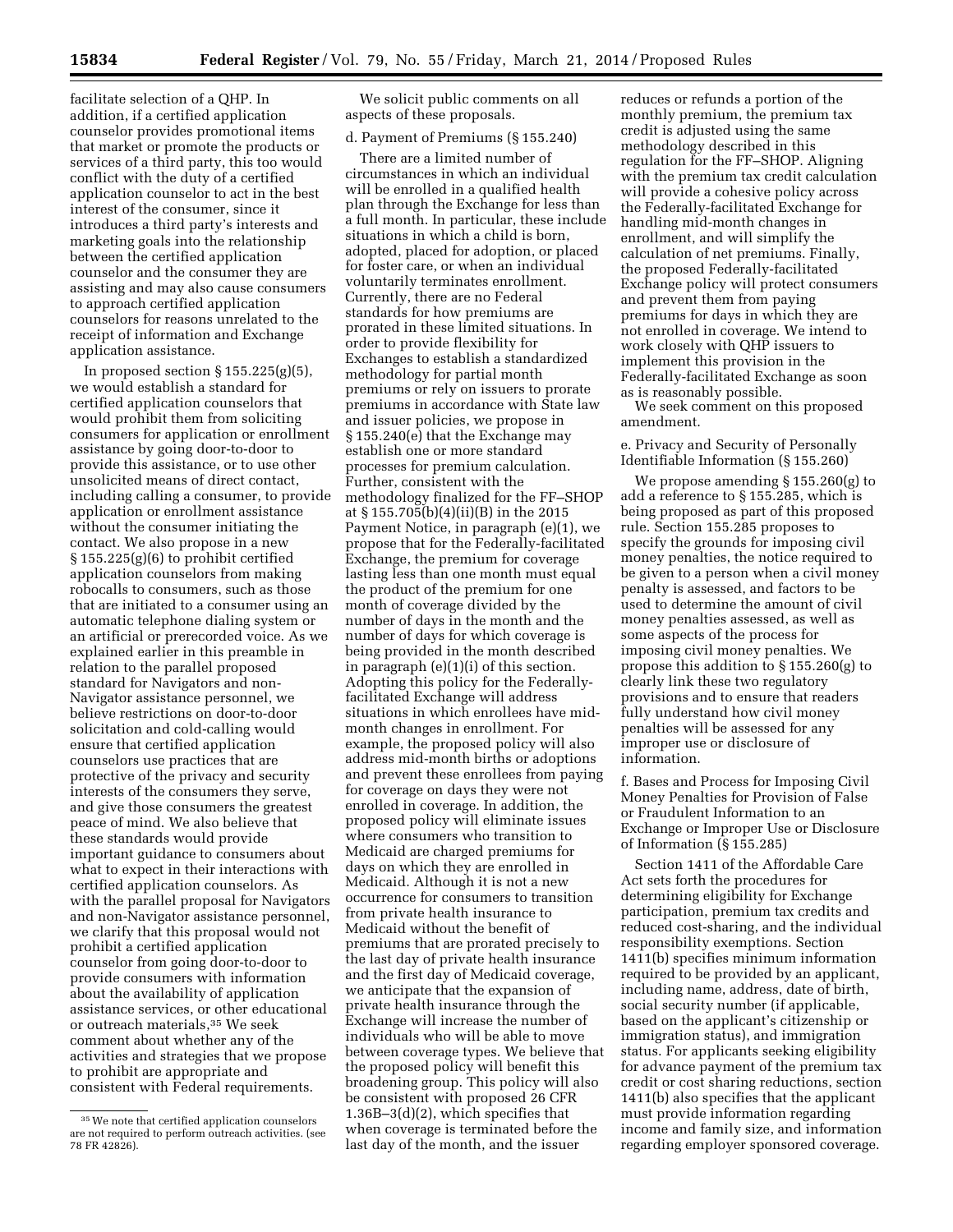facilitate selection of a QHP. In addition, if a certified application counselor provides promotional items that market or promote the products or services of a third party, this too would conflict with the duty of a certified application counselor to act in the best interest of the consumer, since it introduces a third party's interests and marketing goals into the relationship between the certified application counselor and the consumer they are assisting and may also cause consumers to approach certified application counselors for reasons unrelated to the receipt of information and Exchange application assistance.

In proposed section § 155.225(g)(5), we would establish a standard for certified application counselors that would prohibit them from soliciting consumers for application or enrollment assistance by going door-to-door to provide this assistance, or to use other unsolicited means of direct contact, including calling a consumer, to provide application or enrollment assistance without the consumer initiating the contact. We also propose in a new § 155.225(g)(6) to prohibit certified application counselors from making robocalls to consumers, such as those that are initiated to a consumer using an automatic telephone dialing system or an artificial or prerecorded voice. As we explained earlier in this preamble in relation to the parallel proposed standard for Navigators and non-Navigator assistance personnel, we believe restrictions on door-to-door solicitation and cold-calling would ensure that certified application counselors use practices that are protective of the privacy and security interests of the consumers they serve, and give those consumers the greatest peace of mind. We also believe that these standards would provide important guidance to consumers about what to expect in their interactions with certified application counselors. As with the parallel proposal for Navigators and non-Navigator assistance personnel, we clarify that this proposal would not prohibit a certified application counselor from going door-to-door to provide consumers with information about the availability of application assistance services, or other educational or outreach materials,[35] We seek comment about whether any of the activities and strategies that we propose to prohibit are appropriate and consistent with Federal requirements.

We solicit public comments on all aspects of these proposals.

d. Payment of Premiums (§ 155.240)

There are a limited number of circumstances in which an individual will be enrolled in a qualified health plan through the Exchange for less than a full month. In particular, these include situations in which a child is born, adopted, placed for adoption, or placed for foster care, or when an individual voluntarily terminates enrollment. Currently, there are no Federal standards for how premiums are prorated in these limited situations. In order to provide flexibility for Exchanges to establish a standardized methodology for partial month premiums or rely on issuers to prorate premiums in accordance with State law and issuer policies, we propose in § 155.240(e) that the Exchange may establish one or more standard processes for premium calculation. Further, consistent with the methodology finalized for the FF–SHOP at § 155.705(b)(4)(ii)(B) in the 2015 Payment Notice, in paragraph (e)(1), we propose that for the Federally-facilitated Exchange, the premium for coverage lasting less than one month must equal the product of the premium for one month of coverage divided by the number of days in the month and the number of days for which coverage is being provided in the month described in paragraph (e)(1)(i) of this section. Adopting this policy for the Federally-facilitated Exchange will address situations in which enrollees have mid-month changes in enrollment. For example, the proposed policy will also address mid-month births or adoptions and prevent these enrollees from paying for coverage on days they were not enrolled in coverage. In addition, the proposed policy will eliminate issues where consumers who transition to Medicaid are charged premiums for days on which they are enrolled in Medicaid. Although it is not a new occurrence for consumers to transition from private health insurance to Medicaid without the benefit of premiums that are prorated precisely to the last day of private health insurance and the first day of Medicaid coverage, we anticipate that the expansion of private health insurance through the Exchange will increase the number of individuals who will be able to move between coverage types. We believe that the proposed policy will benefit this broadening group. This policy will also be consistent with proposed 26 CFR 1.36B–3(d)(2), which specifies that when coverage is terminated before the last day of the month, and the issuer reduces or refunds a portion of the monthly premium, the premium tax credit is adjusted using the same methodology described in this regulation for the FF–SHOP. Aligning with the premium tax credit calculation will provide a cohesive policy across the Federally-facilitated Exchange for handling mid-month changes in enrollment, and will simplify the calculation of net premiums. Finally, the proposed Federally-facilitated Exchange policy will protect consumers and prevent them from paying premiums for days in which they are not enrolled in coverage. We intend to work closely with QHP issuers to implement this provision in the Federally-facilitated Exchange as soon as is reasonably possible.

We seek comment on this proposed amendment.

e. Privacy and Security of Personally Identifiable Information (§ 155.260)

We propose amending § 155.260(g) to add a reference to § 155.285, which is being proposed as part of this proposed rule. Section 155.285 proposes to specify the grounds for imposing civil money penalties, the notice required to be given to a person when a civil money penalty is assessed, and factors to be used to determine the amount of civil money penalties assessed, as well as some aspects of the process for imposing civil money penalties. We propose this addition to § 155.260(g) to clearly link these two regulatory provisions and to ensure that readers fully understand how civil money penalties will be assessed for any improper use or disclosure of information.

f. Bases and Process for Imposing Civil Money Penalties for Provision of False or Fraudulent Information to an Exchange or Improper Use or Disclosure of Information (§ 155.285)

Section 1411 of the Affordable Care Act sets forth the procedures for determining eligibility for Exchange participation, premium tax credits and reduced cost-sharing, and the individual responsibility exemptions. Section 1411(b) specifies minimum information required to be provided by an applicant, including name, address, date of birth, social security number (if applicable, based on the applicant's citizenship or immigration status), and immigration status. For applicants seeking eligibility for advance payment of the premium tax credit or cost sharing reductions, section 1411(b) also specifies that the applicant must provide information regarding income and family size, and information regarding employer sponsored coverage.

[35] We note that certified application counselors are not required to perform outreach activities. (see 78 FR 42826).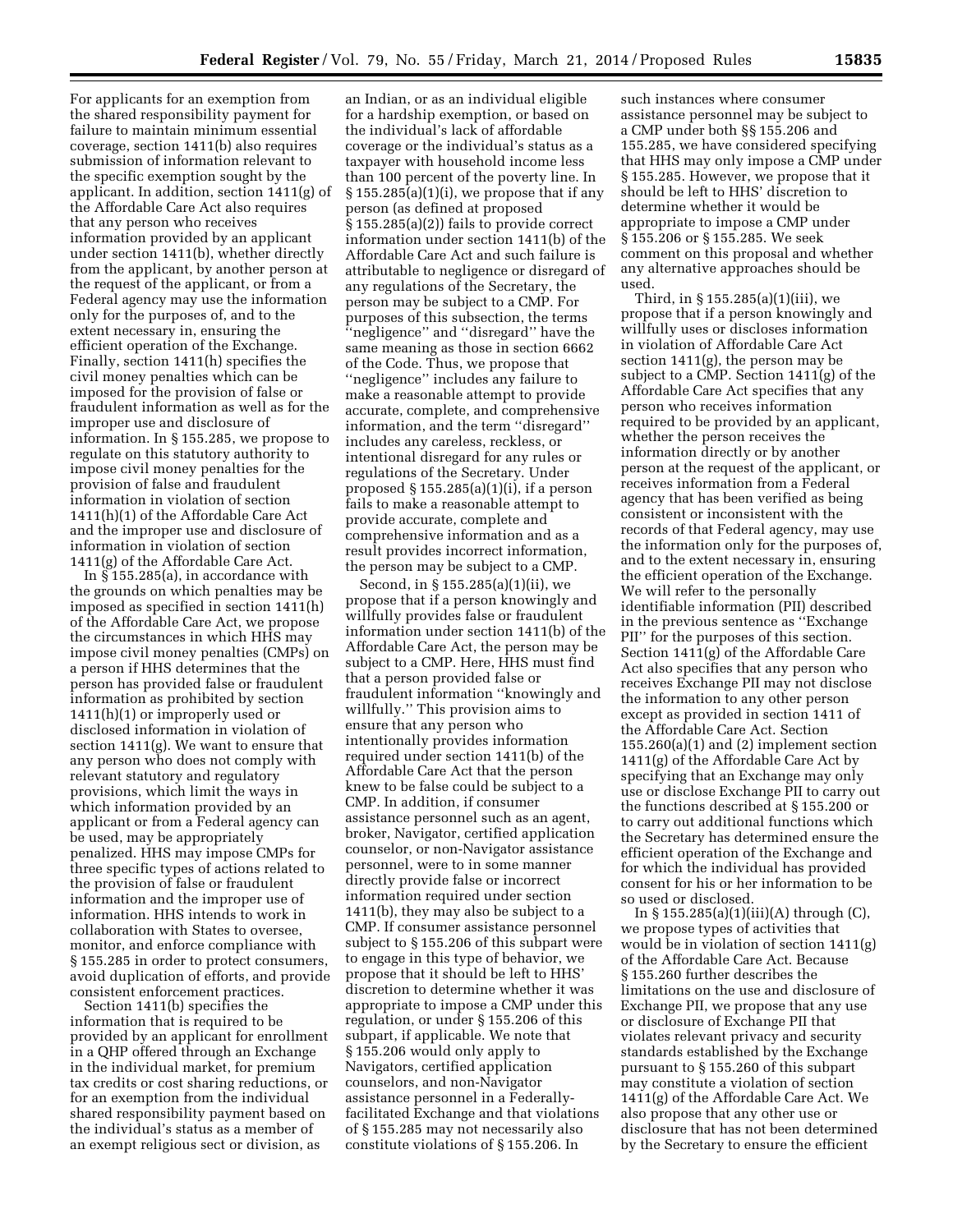For applicants for an exemption from the shared responsibility payment for failure to maintain minimum essential coverage, section 1411(b) also requires submission of information relevant to the specific exemption sought by the applicant. In addition, section 1411(g) of the Affordable Care Act also requires that any person who receives information provided by an applicant under section 1411(b), whether directly from the applicant, by another person at the request of the applicant, or from a Federal agency may use the information only for the purposes of, and to the extent necessary in, ensuring the efficient operation of the Exchange. Finally, section 1411(h) specifies the civil money penalties which can be imposed for the provision of false or fraudulent information as well as for the improper use and disclosure of information. In § 155.285, we propose to regulate on this statutory authority to impose civil money penalties for the provision of false and fraudulent information in violation of section 1411(h)(1) of the Affordable Care Act and the improper use and disclosure of information in violation of section 1411(g) of the Affordable Care Act.

In § 155.285(a), in accordance with the grounds on which penalties may be imposed as specified in section 1411(h) of the Affordable Care Act, we propose the circumstances in which HHS may impose civil money penalties (CMPs) on a person if HHS determines that the person has provided false or fraudulent information as prohibited by section 1411(h)(1) or improperly used or disclosed information in violation of section 1411(g). We want to ensure that any person who does not comply with relevant statutory and regulatory provisions, which limit the ways in which information provided by an applicant or from a Federal agency can be used, may be appropriately penalized. HHS may impose CMPs for three specific types of actions related to the provision of false or fraudulent information and the improper use of information. HHS intends to work in collaboration with States to oversee, monitor, and enforce compliance with § 155.285 in order to protect consumers, avoid duplication of efforts, and provide consistent enforcement practices.

Section 1411(b) specifies the information that is required to be provided by an applicant for enrollment in a QHP offered through an Exchange in the individual market, for premium tax credits or cost sharing reductions, or for an exemption from the individual shared responsibility payment based on the individual's status as a member of an exempt religious sect or division, as an Indian, or as an individual eligible for a hardship exemption, or based on the individual's lack of affordable coverage or the individual's status as a taxpayer with household income less than 100 percent of the poverty line. In § 155.285(a)(1)(i), we propose that if any person (as defined at proposed § 155.285(a)(2)) fails to provide correct information under section 1411(b) of the Affordable Care Act and such failure is attributable to negligence or disregard of any regulations of the Secretary, the person may be subject to a CMP. For purposes of this subsection, the terms ''negligence'' and ''disregard'' have the same meaning as those in section 6662 of the Code. Thus, we propose that ''negligence'' includes any failure to make a reasonable attempt to provide accurate, complete, and comprehensive information, and the term ''disregard'' includes any careless, reckless, or intentional disregard for any rules or regulations of the Secretary. Under proposed § 155.285(a)(1)(i), if a person fails to make a reasonable attempt to provide accurate, complete and comprehensive information and as a result provides incorrect information, the person may be subject to a CMP.

Second, in § 155.285(a)(1)(ii), we propose that if a person knowingly and willfully provides false or fraudulent information under section 1411(b) of the Affordable Care Act, the person may be subject to a CMP. Here, HHS must find that a person provided false or fraudulent information ''knowingly and willfully.'' This provision aims to ensure that any person who intentionally provides information required under section 1411(b) of the Affordable Care Act that the person knew to be false could be subject to a CMP. In addition, if consumer assistance personnel such as an agent, broker, Navigator, certified application counselor, or non-Navigator assistance personnel, were to in some manner directly provide false or incorrect information required under section 1411(b), they may also be subject to a CMP. If consumer assistance personnel subject to § 155.206 of this subpart were to engage in this type of behavior, we propose that it should be left to HHS' discretion to determine whether it was appropriate to impose a CMP under this regulation, or under § 155.206 of this subpart, if applicable. We note that § 155.206 would only apply to Navigators, certified application counselors, and non-Navigator assistance personnel in a Federally-facilitated Exchange and that violations of § 155.285 may not necessarily also constitute violations of § 155.206. In such instances where consumer assistance personnel may be subject to a CMP under both §§ 155.206 and 155.285, we have considered specifying that HHS may only impose a CMP under § 155.285. However, we propose that it should be left to HHS' discretion to determine whether it would be appropriate to impose a CMP under § 155.206 or § 155.285. We seek comment on this proposal and whether any alternative approaches should be used.

Third, in § 155.285(a)(1)(iii), we propose that if a person knowingly and willfully uses or discloses information in violation of Affordable Care Act section 1411(g), the person may be subject to a CMP. Section 1411(g) of the Affordable Care Act specifies that any person who receives information required to be provided by an applicant, whether the person receives the information directly or by another person at the request of the applicant, or receives information from a Federal agency that has been verified as being consistent or inconsistent with the records of that Federal agency, may use the information only for the purposes of, and to the extent necessary in, ensuring the efficient operation of the Exchange. We will refer to the personally identifiable information (PII) described in the previous sentence as ''Exchange PII'' for the purposes of this section. Section 1411(g) of the Affordable Care Act also specifies that any person who receives Exchange PII may not disclose the information to any other person except as provided in section 1411 of the Affordable Care Act. Section 155.260(a)(1) and (2) implement section 1411(g) of the Affordable Care Act by specifying that an Exchange may only use or disclose Exchange PII to carry out the functions described at § 155.200 or to carry out additional functions which the Secretary has determined ensure the efficient operation of the Exchange and for which the individual has provided consent for his or her information to be so used or disclosed.

In § 155.285(a)(1)(iii)(A) through (C), we propose types of activities that would be in violation of section 1411(g) of the Affordable Care Act. Because § 155.260 further describes the limitations on the use and disclosure of Exchange PII, we propose that any use or disclosure of Exchange PII that violates relevant privacy and security standards established by the Exchange pursuant to § 155.260 of this subpart may constitute a violation of section 1411(g) of the Affordable Care Act. We also propose that any other use or disclosure that has not been determined by the Secretary to ensure the efficient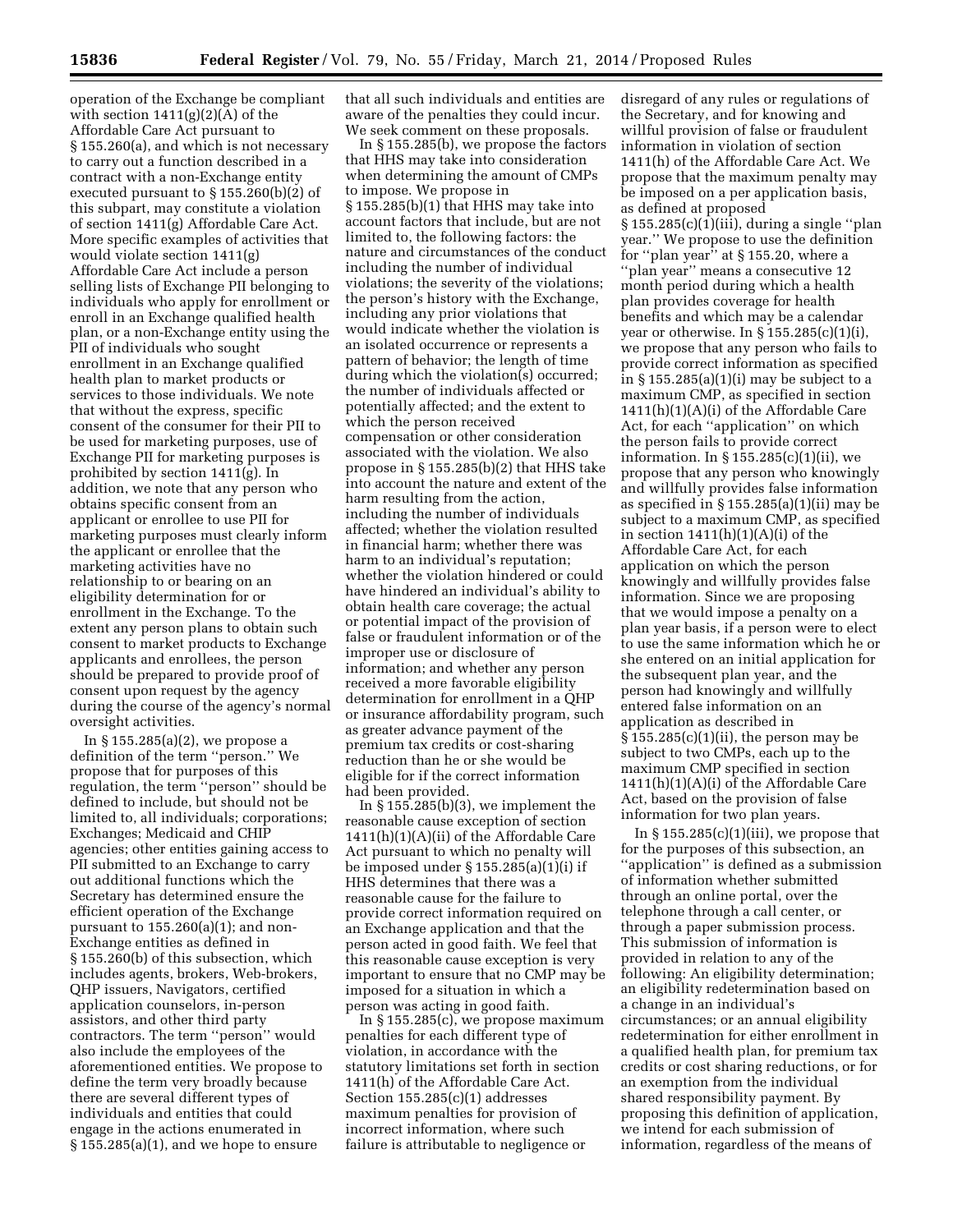operation of the Exchange be compliant with section 1411(g)(2)(A) of the Affordable Care Act pursuant to § 155.260(a), and which is not necessary to carry out a function described in a contract with a non-Exchange entity executed pursuant to § 155.260(b)(2) of this subpart, may constitute a violation of section 1411(g) Affordable Care Act. More specific examples of activities that would violate section 1411(g) Affordable Care Act include a person selling lists of Exchange PII belonging to individuals who apply for enrollment or enroll in an Exchange qualified health plan, or a non-Exchange entity using the PII of individuals who sought enrollment in an Exchange qualified health plan to market products or services to those individuals. We note that without the express, specific consent of the consumer for their PII to be used for marketing purposes, use of Exchange PII for marketing purposes is prohibited by section 1411(g). In addition, we note that any person who obtains specific consent from an applicant or enrollee to use PII for marketing purposes must clearly inform the applicant or enrollee that the marketing activities have no relationship to or bearing on an eligibility determination for or enrollment in the Exchange. To the extent any person plans to obtain such consent to market products to Exchange applicants and enrollees, the person should be prepared to provide proof of consent upon request by the agency during the course of the agency's normal oversight activities.

In § 155.285(a)(2), we propose a definition of the term "person." We propose that for purposes of this regulation, the term "person" should be defined to include, but should not be limited to, all individuals; corporations; Exchanges; Medicaid and CHIP agencies; other entities gaining access to PII submitted to an Exchange to carry out additional functions which the Secretary has determined ensure the efficient operation of the Exchange pursuant to 155.260(a)(1); and non-Exchange entities as defined in § 155.260(b) of this subsection, which includes agents, brokers, Web-brokers, QHP issuers, Navigators, certified application counselors, in-person assistors, and other third party contractors. The term "person" would also include the employees of the aforementioned entities. We propose to define the term very broadly because there are several different types of individuals and entities that could engage in the actions enumerated in § 155.285(a)(1), and we hope to ensure that all such individuals and entities are aware of the penalties they could incur. We seek comment on these proposals.

In § 155.285(b), we propose the factors that HHS may take into consideration when determining the amount of CMPs to impose. We propose in § 155.285(b)(1) that HHS may take into account factors that include, but are not limited to, the following factors: the nature and circumstances of the conduct including the number of individual violations; the severity of the violations; the person's history with the Exchange, including any prior violations that would indicate whether the violation is an isolated occurrence or represents a pattern of behavior; the length of time during which the violation(s) occurred; the number of individuals affected or potentially affected; and the extent to which the person received compensation or other consideration associated with the violation. We also propose in § 155.285(b)(2) that HHS take into account the nature and extent of the harm resulting from the action, including the number of individuals affected; whether the violation resulted in financial harm; whether there was harm to an individual's reputation; whether the violation hindered or could have hindered an individual's ability to obtain health care coverage; the actual or potential impact of the provision of false or fraudulent information or of the improper use or disclosure of information; and whether any person received a more favorable eligibility determination for enrollment in a QHP or insurance affordability program, such as greater advance payment of the premium tax credits or cost-sharing reduction than he or she would be eligible for if the correct information had been provided.

In § 155.285(b)(3), we implement the reasonable cause exception of section 1411(h)(1)(A)(ii) of the Affordable Care Act pursuant to which no penalty will be imposed under § 155.285(a)(1)(i) if HHS determines that there was a reasonable cause for the failure to provide correct information required on an Exchange application and that the person acted in good faith. We feel that this reasonable cause exception is very important to ensure that no CMP may be imposed for a situation in which a person was acting in good faith.

In § 155.285(c), we propose maximum penalties for each different type of violation, in accordance with the statutory limitations set forth in section 1411(h) of the Affordable Care Act. Section 155.285(c)(1) addresses maximum penalties for provision of incorrect information, where such failure is attributable to negligence or disregard of any rules or regulations of the Secretary, and for knowing and willful provision of false or fraudulent information in violation of section 1411(h) of the Affordable Care Act. We propose that the maximum penalty may be imposed on a per application basis, as defined at proposed § 155.285(c)(1)(iii), during a single "plan year." We propose to use the definition for "plan year" at § 155.20, where a "plan year" means a consecutive 12 month period during which a health plan provides coverage for health benefits and which may be a calendar year or otherwise. In § 155.285(c)(1)(i), we propose that any person who fails to provide correct information as specified in § 155.285(a)(1)(i) may be subject to a maximum CMP, as specified in section 1411(h)(1)(A)(i) of the Affordable Care Act, for each "application" on which the person fails to provide correct information. In § 155.285(c)(1)(ii), we propose that any person who knowingly and willfully provides false information as specified in § 155.285(a)(1)(ii) may be subject to a maximum CMP, as specified in section 1411(h)(1)(A)(i) of the Affordable Care Act, for each application on which the person knowingly and willfully provides false information. Since we are proposing that we would impose a penalty on a plan year basis, if a person were to elect to use the same information which he or she entered on an initial application for the subsequent plan year, and the person had knowingly and willfully entered false information on an application as described in § 155.285(c)(1)(ii), the person may be subject to two CMPs, each up to the maximum CMP specified in section 1411(h)(1)(A)(i) of the Affordable Care Act, based on the provision of false information for two plan years.

In § 155.285(c)(1)(iii), we propose that for the purposes of this subsection, an "application" is defined as a submission of information whether submitted through an online portal, over the telephone through a call center, or through a paper submission process. This submission of information is provided in relation to any of the following: An eligibility determination; an eligibility redetermination based on a change in an individual's circumstances; or an annual eligibility redetermination for either enrollment in a qualified health plan, for premium tax credits or cost sharing reductions, or for an exemption from the individual shared responsibility payment. By proposing this definition of application, we intend for each submission of information, regardless of the means of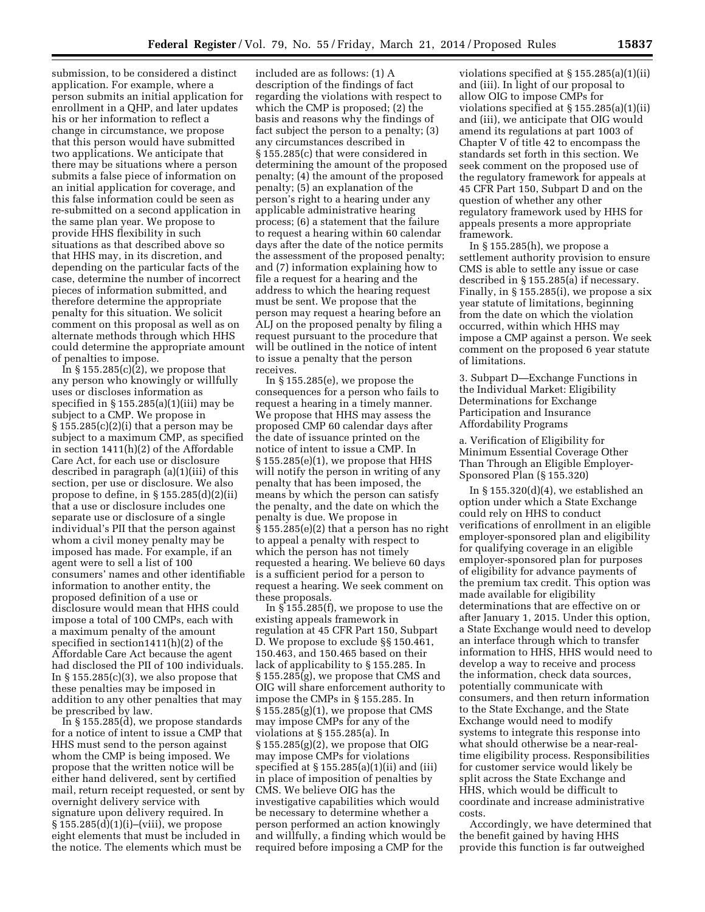submission, to be considered a distinct application. For example, where a person submits an initial application for enrollment in a QHP, and later updates his or her information to reflect a change in circumstance, we propose that this person would have submitted two applications. We anticipate that there may be situations where a person submits a false piece of information on an initial application for coverage, and this false information could be seen as re-submitted on a second application in the same plan year. We propose to provide HHS flexibility in such situations as that described above so that HHS may, in its discretion, and depending on the particular facts of the case, determine the number of incorrect pieces of information submitted, and therefore determine the appropriate penalty for this situation. We solicit comment on this proposal as well as on alternate methods through which HHS could determine the appropriate amount of penalties to impose.

In § 155.285(c)(2), we propose that any person who knowingly or willfully uses or discloses information as specified in § 155.285(a)(1)(iii) may be subject to a CMP. We propose in § 155.285(c)(2)(i) that a person may be subject to a maximum CMP, as specified in section 1411(h)(2) of the Affordable Care Act, for each use or disclosure described in paragraph (a)(1)(iii) of this section, per use or disclosure. We also propose to define, in § 155.285(d)(2)(ii) that a use or disclosure includes one separate use or disclosure of a single individual's PII that the person against whom a civil money penalty may be imposed has made. For example, if an agent were to sell a list of 100 consumers' names and other identifiable information to another entity, the proposed definition of a use or disclosure would mean that HHS could impose a total of 100 CMPs, each with a maximum penalty of the amount specified in section1411(h)(2) of the Affordable Care Act because the agent had disclosed the PII of 100 individuals. In § 155.285(c)(3), we also propose that these penalties may be imposed in addition to any other penalties that may be prescribed by law.

In § 155.285(d), we propose standards for a notice of intent to issue a CMP that HHS must send to the person against whom the CMP is being imposed. We propose that the written notice will be either hand delivered, sent by certified mail, return receipt requested, or sent by overnight delivery service with signature upon delivery required. In § 155.285(d)(1)(i)–(viii), we propose eight elements that must be included in the notice. The elements which must be included are as follows: (1) A description of the findings of fact regarding the violations with respect to which the CMP is proposed; (2) the basis and reasons why the findings of fact subject the person to a penalty; (3) any circumstances described in § 155.285(c) that were considered in determining the amount of the proposed penalty; (4) the amount of the proposed penalty; (5) an explanation of the person's right to a hearing under any applicable administrative hearing process; (6) a statement that the failure to request a hearing within 60 calendar days after the date of the notice permits the assessment of the proposed penalty; and (7) information explaining how to file a request for a hearing and the address to which the hearing request must be sent. We propose that the person may request a hearing before an ALJ on the proposed penalty by filing a request pursuant to the procedure that will be outlined in the notice of intent to issue a penalty that the person receives.

In § 155.285(e), we propose the consequences for a person who fails to request a hearing in a timely manner. We propose that HHS may assess the proposed CMP 60 calendar days after the date of issuance printed on the notice of intent to issue a CMP. In § 155.285(e)(1), we propose that HHS will notify the person in writing of any penalty that has been imposed, the means by which the person can satisfy the penalty, and the date on which the penalty is due. We propose in § 155.285(e)(2) that a person has no right to appeal a penalty with respect to which the person has not timely requested a hearing. We believe 60 days is a sufficient period for a person to request a hearing. We seek comment on these proposals.

In § 155.285(f), we propose to use the existing appeals framework in regulation at 45 CFR Part 150, Subpart D. We propose to exclude §§ 150.461, 150.463, and 150.465 based on their lack of applicability to § 155.285. In § 155.285(g), we propose that CMS and OIG will share enforcement authority to impose the CMPs in § 155.285. In § 155.285(g)(1), we propose that CMS may impose CMPs for any of the violations at § 155.285(a). In § 155.285(g)(2), we propose that OIG may impose CMPs for violations specified at § 155.285(a)(1)(ii) and (iii) in place of imposition of penalties by CMS. We believe OIG has the investigative capabilities which would be necessary to determine whether a person performed an action knowingly and willfully, a finding which would be required before imposing a CMP for the violations specified at § 155.285(a)(1)(ii) and (iii). In light of our proposal to allow OIG to impose CMPs for violations specified at § 155.285(a)(1)(ii) and (iii), we anticipate that OIG would amend its regulations at part 1003 of Chapter V of title 42 to encompass the standards set forth in this section. We seek comment on the proposed use of the regulatory framework for appeals at 45 CFR Part 150, Subpart D and on the question of whether any other regulatory framework used by HHS for appeals presents a more appropriate framework.

In § 155.285(h), we propose a settlement authority provision to ensure CMS is able to settle any issue or case described in § 155.285(a) if necessary. Finally, in § 155.285(i), we propose a six year statute of limitations, beginning from the date on which the violation occurred, within which HHS may impose a CMP against a person. We seek comment on the proposed 6 year statute of limitations.

### 3. Subpart D—Exchange Functions in the Individual Market: Eligibility Determinations for Exchange Participation and Insurance Affordability Programs

#### a. Verification of Eligibility for Minimum Essential Coverage Other Than Through an Eligible Employer-Sponsored Plan (§ 155.320)

In § 155.320(d)(4), we established an option under which a State Exchange could rely on HHS to conduct verifications of enrollment in an eligible employer-sponsored plan and eligibility for qualifying coverage in an eligible employer-sponsored plan for purposes of eligibility for advance payments of the premium tax credit. This option was made available for eligibility determinations that are effective on or after January 1, 2015. Under this option, a State Exchange would need to develop an interface through which to transfer information to HHS, HHS would need to develop a way to receive and process the information, check data sources, potentially communicate with consumers, and then return information to the State Exchange, and the State Exchange would need to modify systems to integrate this response into what should otherwise be a near-real-time eligibility process. Responsibilities for customer service would likely be split across the State Exchange and HHS, which would be difficult to coordinate and increase administrative costs.

Accordingly, we have determined that the benefit gained by having HHS provide this function is far outweighed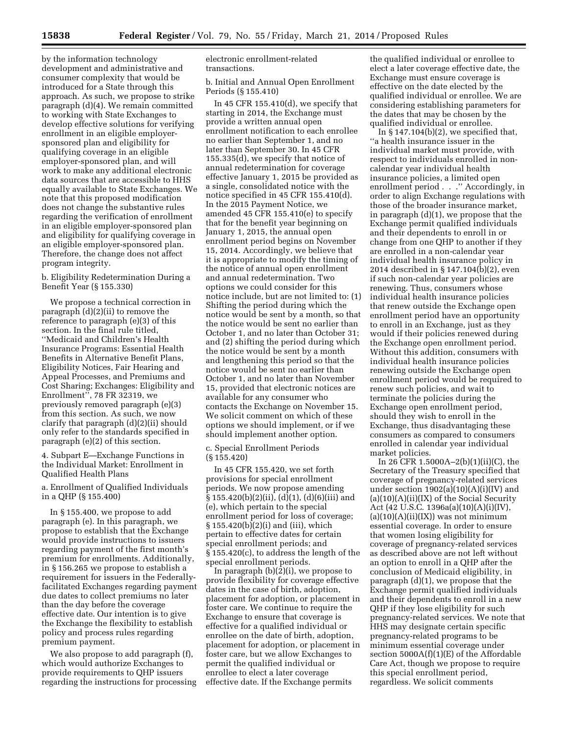by the information technology development and administrative and consumer complexity that would be introduced for a State through this approach. As such, we propose to strike paragraph (d)(4). We remain committed to working with State Exchanges to develop effective solutions for verifying enrollment in an eligible employer-sponsored plan and eligibility for qualifying coverage in an eligible employer-sponsored plan, and will work to make any additional electronic data sources that are accessible to HHS equally available to State Exchanges. We note that this proposed modification does not change the substantive rules regarding the verification of enrollment in an eligible employer-sponsored plan and eligibility for qualifying coverage in an eligible employer-sponsored plan. Therefore, the change does not affect program integrity.

b. Eligibility Redetermination During a Benefit Year (§ 155.330)

We propose a technical correction in paragraph (d)(2)(ii) to remove the reference to paragraph (e)(3) of this section. In the final rule titled, ''Medicaid and Children's Health Insurance Programs: Essential Health Benefits in Alternative Benefit Plans, Eligibility Notices, Fair Hearing and Appeal Processes, and Premiums and Cost Sharing; Exchanges: Eligibility and Enrollment'', 78 FR 32319, we previously removed paragraph (e)(3) from this section. As such, we now clarify that paragraph (d)(2)(ii) should only refer to the standards specified in paragraph (e)(2) of this section.

4. Subpart E—Exchange Functions in the Individual Market: Enrollment in Qualified Health Plans

a. Enrollment of Qualified Individuals in a QHP (§ 155.400)

In § 155.400, we propose to add paragraph (e). In this paragraph, we propose to establish that the Exchange would provide instructions to issuers regarding payment of the first month's premium for enrollments. Additionally, in § 156.265 we propose to establish a requirement for issuers in the Federally-facilitated Exchanges regarding payment due dates to collect premiums no later than the day before the coverage effective date. Our intention is to give the Exchange the flexibility to establish policy and process rules regarding premium payment.

We also propose to add paragraph (f), which would authorize Exchanges to provide requirements to QHP issuers regarding the instructions for processing electronic enrollment-related transactions.

b. Initial and Annual Open Enrollment Periods (§ 155.410)

In 45 CFR 155.410(d), we specify that starting in 2014, the Exchange must provide a written annual open enrollment notification to each enrollee no earlier than September 1, and no later than September 30. In 45 CFR 155.335(d), we specify that notice of annual redetermination for coverage effective January 1, 2015 be provided as a single, consolidated notice with the notice specified in 45 CFR 155.410(d). In the 2015 Payment Notice, we amended 45 CFR 155.410(e) to specify that for the benefit year beginning on January 1, 2015, the annual open enrollment period begins on November 15, 2014. Accordingly, we believe that it is appropriate to modify the timing of the notice of annual open enrollment and annual redetermination. Two options we could consider for this notice include, but are not limited to: (1) Shifting the period during which the notice would be sent by a month, so that the notice would be sent no earlier than October 1, and no later than October 31; and (2) shifting the period during which the notice would be sent by a month and lengthening this period so that the notice would be sent no earlier than October 1, and no later than November 15, provided that electronic notices are available for any consumer who contacts the Exchange on November 15. We solicit comment on which of these options we should implement, or if we should implement another option.

c. Special Enrollment Periods (§ 155.420)

In 45 CFR 155.420, we set forth provisions for special enrollment periods. We now propose amending § 155.420(b)(2)(ii), (d)(1), (d)(6)(iii) and (e), which pertain to the special enrollment period for loss of coverage; § 155.420(b)(2)(i) and (iii), which pertain to effective dates for certain special enrollment periods; and § 155.420(c), to address the length of the special enrollment periods.

In paragraph (b)(2)(i), we propose to provide flexibility for coverage effective dates in the case of birth, adoption, placement for adoption, or placement in foster care. We continue to require the Exchange to ensure that coverage is effective for a qualified individual or enrollee on the date of birth, adoption, placement for adoption, or placement in foster care, but we allow Exchanges to permit the qualified individual or enrollee to elect a later coverage effective date. If the Exchange permits the qualified individual or enrollee to elect a later coverage effective date, the Exchange must ensure coverage is effective on the date elected by the qualified individual or enrollee. We are considering establishing parameters for the dates that may be chosen by the qualified individual or enrollee.

In § 147.104(b)(2), we specified that, ''a health insurance issuer in the individual market must provide, with respect to individuals enrolled in non-calendar year individual health insurance policies, a limited open enrollment period . . .'' Accordingly, in order to align Exchange regulations with those of the broader insurance market, in paragraph (d)(1), we propose that the Exchange permit qualified individuals and their dependents to enroll in or change from one QHP to another if they are enrolled in a non-calendar year individual health insurance policy in 2014 described in § 147.104(b)(2), even if such non-calendar year policies are renewing. Thus, consumers whose individual health insurance policies that renew outside the Exchange open enrollment period have an opportunity to enroll in an Exchange, just as they would if their policies renewed during the Exchange open enrollment period. Without this addition, consumers with individual health insurance policies renewing outside the Exchange open enrollment period would be required to renew such policies, and wait to terminate the policies during the Exchange open enrollment period, should they wish to enroll in the Exchange, thus disadvantaging these consumers as compared to consumers enrolled in calendar year individual market policies.

In 26 CFR 1.5000A–2(b)(1)(ii)(C), the Secretary of the Treasury specified that coverage of pregnancy-related services under section 1902(a)(10)(A)(i)(IV) and (a)(10)(A)(ii)(IX) of the Social Security Act (42 U.S.C. 1396a(a)(10)(A)(i)(IV), (a)(10)(A)(ii)(IX)) was not minimum essential coverage. In order to ensure that women losing eligibility for coverage of pregnancy-related services as described above are not left without an option to enroll in a QHP after the conclusion of Medicaid eligibility, in paragraph (d)(1), we propose that the Exchange permit qualified individuals and their dependents to enroll in a new QHP if they lose eligibility for such pregnancy-related services. We note that HHS may designate certain specific pregnancy-related programs to be minimum essential coverage under section 5000A(f)(1)(E) of the Affordable Care Act, though we propose to require this special enrollment period, regardless. We solicit comments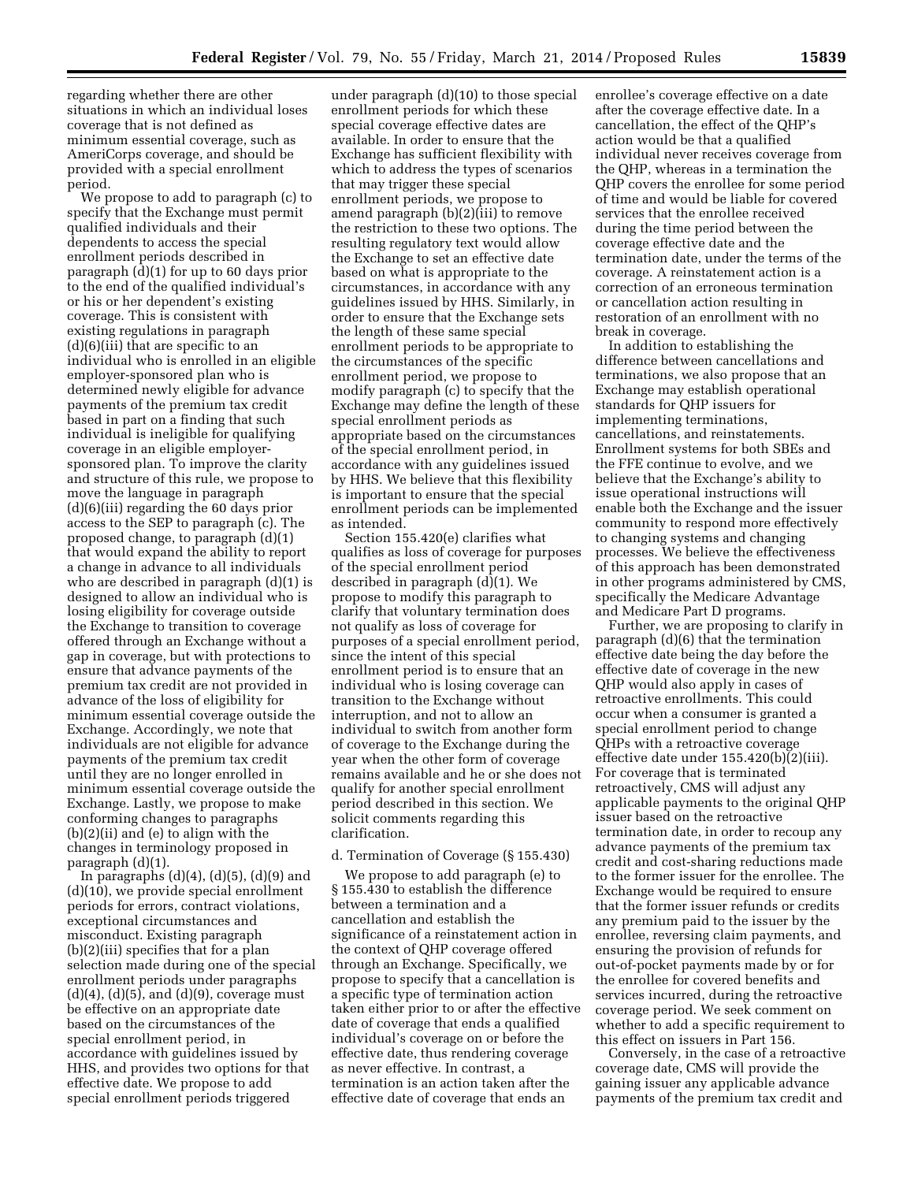regarding whether there are other situations in which an individual loses coverage that is not defined as minimum essential coverage, such as AmeriCorps coverage, and should be provided with a special enrollment period.

We propose to add to paragraph (c) to specify that the Exchange must permit qualified individuals and their dependents to access the special enrollment periods described in paragraph (d)(1) for up to 60 days prior to the end of the qualified individual's or his or her dependent's existing coverage. This is consistent with existing regulations in paragraph (d)(6)(iii) that are specific to an individual who is enrolled in an eligible employer-sponsored plan who is determined newly eligible for advance payments of the premium tax credit based in part on a finding that such individual is ineligible for qualifying coverage in an eligible employer-sponsored plan. To improve the clarity and structure of this rule, we propose to move the language in paragraph (d)(6)(iii) regarding the 60 days prior access to the SEP to paragraph (c). The proposed change, to paragraph (d)(1) that would expand the ability to report a change in advance to all individuals who are described in paragraph (d)(1) is designed to allow an individual who is losing eligibility for coverage outside the Exchange to transition to coverage offered through an Exchange without a gap in coverage, but with protections to ensure that advance payments of the premium tax credit are not provided in advance of the loss of eligibility for minimum essential coverage outside the Exchange. Accordingly, we note that individuals are not eligible for advance payments of the premium tax credit until they are no longer enrolled in minimum essential coverage outside the Exchange. Lastly, we propose to make conforming changes to paragraphs (b)(2)(ii) and (e) to align with the changes in terminology proposed in paragraph (d)(1).

In paragraphs (d)(4), (d)(5), (d)(9) and (d)(10), we provide special enrollment periods for errors, contract violations, exceptional circumstances and misconduct. Existing paragraph (b)(2)(iii) specifies that for a plan selection made during one of the special enrollment periods under paragraphs (d)(4), (d)(5), and (d)(9), coverage must be effective on an appropriate date based on the circumstances of the special enrollment period, in accordance with guidelines issued by HHS, and provides two options for that effective date. We propose to add special enrollment periods triggered under paragraph (d)(10) to those special enrollment periods for which these special coverage effective dates are available. In order to ensure that the Exchange has sufficient flexibility with which to address the types of scenarios that may trigger these special enrollment periods, we propose to amend paragraph (b)(2)(iii) to remove the restriction to these two options. The resulting regulatory text would allow the Exchange to set an effective date based on what is appropriate to the circumstances, in accordance with any guidelines issued by HHS. Similarly, in order to ensure that the Exchange sets the length of these same special enrollment periods to be appropriate to the circumstances of the specific enrollment period, we propose to modify paragraph (c) to specify that the Exchange may define the length of these special enrollment periods as appropriate based on the circumstances of the special enrollment period, in accordance with any guidelines issued by HHS. We believe that this flexibility is important to ensure that the special enrollment periods can be implemented as intended.

Section 155.420(e) clarifies what qualifies as loss of coverage for purposes of the special enrollment period described in paragraph (d)(1). We propose to modify this paragraph to clarify that voluntary termination does not qualify as loss of coverage for purposes of a special enrollment period, since the intent of this special enrollment period is to ensure that an individual who is losing coverage can transition to the Exchange without interruption, and not to allow an individual to switch from another form of coverage to the Exchange during the year when the other form of coverage remains available and he or she does not qualify for another special enrollment period described in this section. We solicit comments regarding this clarification.

d. Termination of Coverage (§ 155.430)

We propose to add paragraph (e) to § 155.430 to establish the difference between a termination and a cancellation and establish the significance of a reinstatement action in the context of QHP coverage offered through an Exchange. Specifically, we propose to specify that a cancellation is a specific type of termination action taken either prior to or after the effective date of coverage that ends a qualified individual's coverage on or before the effective date, thus rendering coverage as never effective. In contrast, a termination is an action taken after the effective date of coverage that ends an enrollee's coverage effective on a date after the coverage effective date. In a cancellation, the effect of the QHP's action would be that a qualified individual never receives coverage from the QHP, whereas in a termination the QHP covers the enrollee for some period of time and would be liable for covered services that the enrollee received during the time period between the coverage effective date and the termination date, under the terms of the coverage. A reinstatement action is a correction of an erroneous termination or cancellation action resulting in restoration of an enrollment with no break in coverage.

In addition to establishing the difference between cancellations and terminations, we also propose that an Exchange may establish operational standards for QHP issuers for implementing terminations, cancellations, and reinstatements. Enrollment systems for both SBEs and the FFE continue to evolve, and we believe that the Exchange's ability to issue operational instructions will enable both the Exchange and the issuer community to respond more effectively to changing systems and changing processes. We believe the effectiveness of this approach has been demonstrated in other programs administered by CMS, specifically the Medicare Advantage and Medicare Part D programs.

Further, we are proposing to clarify in paragraph (d)(6) that the termination effective date being the day before the effective date of coverage in the new QHP would also apply in cases of retroactive enrollments. This could occur when a consumer is granted a special enrollment period to change QHPs with a retroactive coverage effective date under 155.420(b)(2)(iii). For coverage that is terminated retroactively, CMS will adjust any applicable payments to the original QHP issuer based on the retroactive termination date, in order to recoup any advance payments of the premium tax credit and cost-sharing reductions made to the former issuer for the enrollee. The Exchange would be required to ensure that the former issuer refunds or credits any premium paid to the issuer by the enrollee, reversing claim payments, and ensuring the provision of refunds for out-of-pocket payments made by or for the enrollee for covered benefits and services incurred, during the retroactive coverage period. We seek comment on whether to add a specific requirement to this effect on issuers in Part 156.

Conversely, in the case of a retroactive coverage date, CMS will provide the gaining issuer any applicable advance payments of the premium tax credit and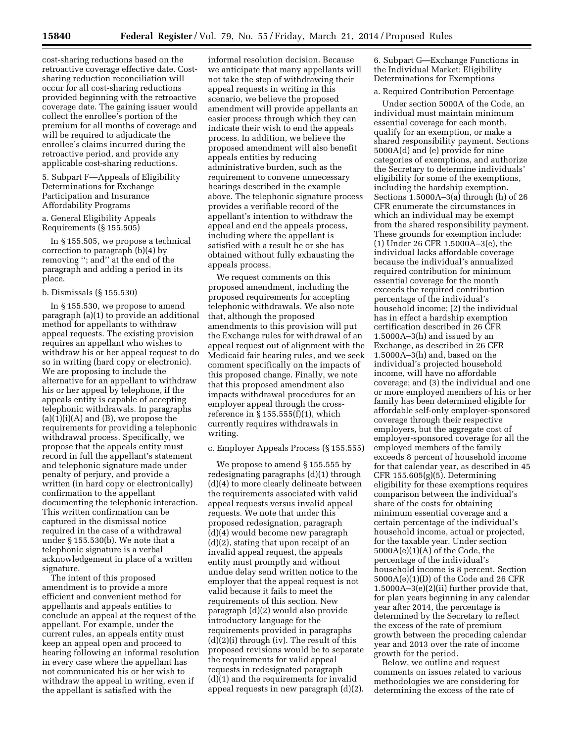cost-sharing reductions based on the retroactive coverage effective date. Cost-sharing reduction reconciliation will occur for all cost-sharing reductions provided beginning with the retroactive coverage date. The gaining issuer would collect the enrollee's portion of the premium for all months of coverage and will be required to adjudicate the enrollee's claims incurred during the retroactive period, and provide any applicable cost-sharing reductions.

5. Subpart F—Appeals of Eligibility Determinations for Exchange Participation and Insurance Affordability Programs

a. General Eligibility Appeals Requirements (§ 155.505)

In § 155.505, we propose a technical correction to paragraph (b)(4) by removing ''; and'' at the end of the paragraph and adding a period in its place.

b. Dismissals (§ 155.530)

In § 155.530, we propose to amend paragraph (a)(1) to provide an additional method for appellants to withdraw appeal requests. The existing provision requires an appellant who wishes to withdraw his or her appeal request to do so in writing (hard copy or electronic). We are proposing to include the alternative for an appellant to withdraw his or her appeal by telephone, if the appeals entity is capable of accepting telephonic withdrawals. In paragraphs (a)(1)(i)(A) and (B), we propose the requirements for providing a telephonic withdrawal process. Specifically, we propose that the appeals entity must record in full the appellant's statement and telephonic signature made under penalty of perjury, and provide a written (in hard copy or electronically) confirmation to the appellant documenting the telephonic interaction. This written confirmation can be captured in the dismissal notice required in the case of a withdrawal under § 155.530(b). We note that a telephonic signature is a verbal acknowledgement in place of a written signature.

The intent of this proposed amendment is to provide a more efficient and convenient method for appellants and appeals entities to conclude an appeal at the request of the appellant. For example, under the current rules, an appeals entity must keep an appeal open and proceed to hearing following an informal resolution in every case where the appellant has not communicated his or her wish to withdraw the appeal in writing, even if the appellant is satisfied with the informal resolution decision. Because we anticipate that many appellants will not take the step of withdrawing their appeal requests in writing in this scenario, we believe the proposed amendment will provide appellants an easier process through which they can indicate their wish to end the appeals process. In addition, we believe the proposed amendment will also benefit appeals entities by reducing administrative burden, such as the requirement to convene unnecessary hearings described in the example above. The telephonic signature process provides a verifiable record of the appellant's intention to withdraw the appeal and end the appeals process, including where the appellant is satisfied with a result he or she has obtained without fully exhausting the appeals process.

We request comments on this proposed amendment, including the proposed requirements for accepting telephonic withdrawals. We also note that, although the proposed amendments to this provision will put the Exchange rules for withdrawal of an appeal request out of alignment with the Medicaid fair hearing rules, and we seek comment specifically on the impacts of this proposed change. Finally, we note that this proposed amendment also impacts withdrawal procedures for an employer appeal through the cross-reference in § 155.555(f)(1), which currently requires withdrawals in writing.

c. Employer Appeals Process (§ 155.555)

We propose to amend § 155.555 by redesignating paragraphs (d)(1) through (d)(4) to more clearly delineate between the requirements associated with valid appeal requests versus invalid appeal requests. We note that under this proposed redesignation, paragraph (d)(4) would become new paragraph (d)(2), stating that upon receipt of an invalid appeal request, the appeals entity must promptly and without undue delay send written notice to the employer that the appeal request is not valid because it fails to meet the requirements of this section. New paragraph (d)(2) would also provide introductory language for the requirements provided in paragraphs (d)(2)(i) through (iv). The result of this proposed revisions would be to separate the requirements for valid appeal requests in redesignated paragraph (d)(1) and the requirements for invalid appeal requests in new paragraph (d)(2).

6. Subpart G—Exchange Functions in the Individual Market: Eligibility Determinations for Exemptions

a. Required Contribution Percentage

Under section 5000A of the Code, an individual must maintain minimum essential coverage for each month, qualify for an exemption, or make a shared responsibility payment. Sections 5000A(d) and (e) provide for nine categories of exemptions, and authorize the Secretary to determine individuals' eligibility for some of the exemptions, including the hardship exemption. Sections 1.5000A–3(a) through (h) of 26 CFR enumerate the circumstances in which an individual may be exempt from the shared responsibility payment. These grounds for exemption include: (1) Under 26 CFR 1.5000A–3(e), the individual lacks affordable coverage because the individual's annualized required contribution for minimum essential coverage for the month exceeds the required contribution percentage of the individual's household income; (2) the individual has in effect a hardship exemption certification described in 26 CFR 1.5000A–3(h) and issued by an Exchange, as described in 26 CFR 1.5000A–3(h) and, based on the individual's projected household income, will have no affordable coverage; and (3) the individual and one or more employed members of his or her family has been determined eligible for affordable self-only employer-sponsored coverage through their respective employers, but the aggregate cost of employer-sponsored coverage for all the employed members of the family exceeds 8 percent of household income for that calendar year, as described in 45 CFR 155.605(g)(5). Determining eligibility for these exemptions requires comparison between the individual's share of the costs for obtaining minimum essential coverage and a certain percentage of the individual's household income, actual or projected, for the taxable year. Under section 5000A(e)(1)(A) of the Code, the percentage of the individual's household income is 8 percent. Section 5000A(e)(1)(D) of the Code and 26 CFR 1.5000A–3(e)(2)(ii) further provide that, for plan years beginning in any calendar year after 2014, the percentage is determined by the Secretary to reflect the excess of the rate of premium growth between the preceding calendar year and 2013 over the rate of income growth for the period.

Below, we outline and request comments on issues related to various methodologies we are considering for determining the excess of the rate of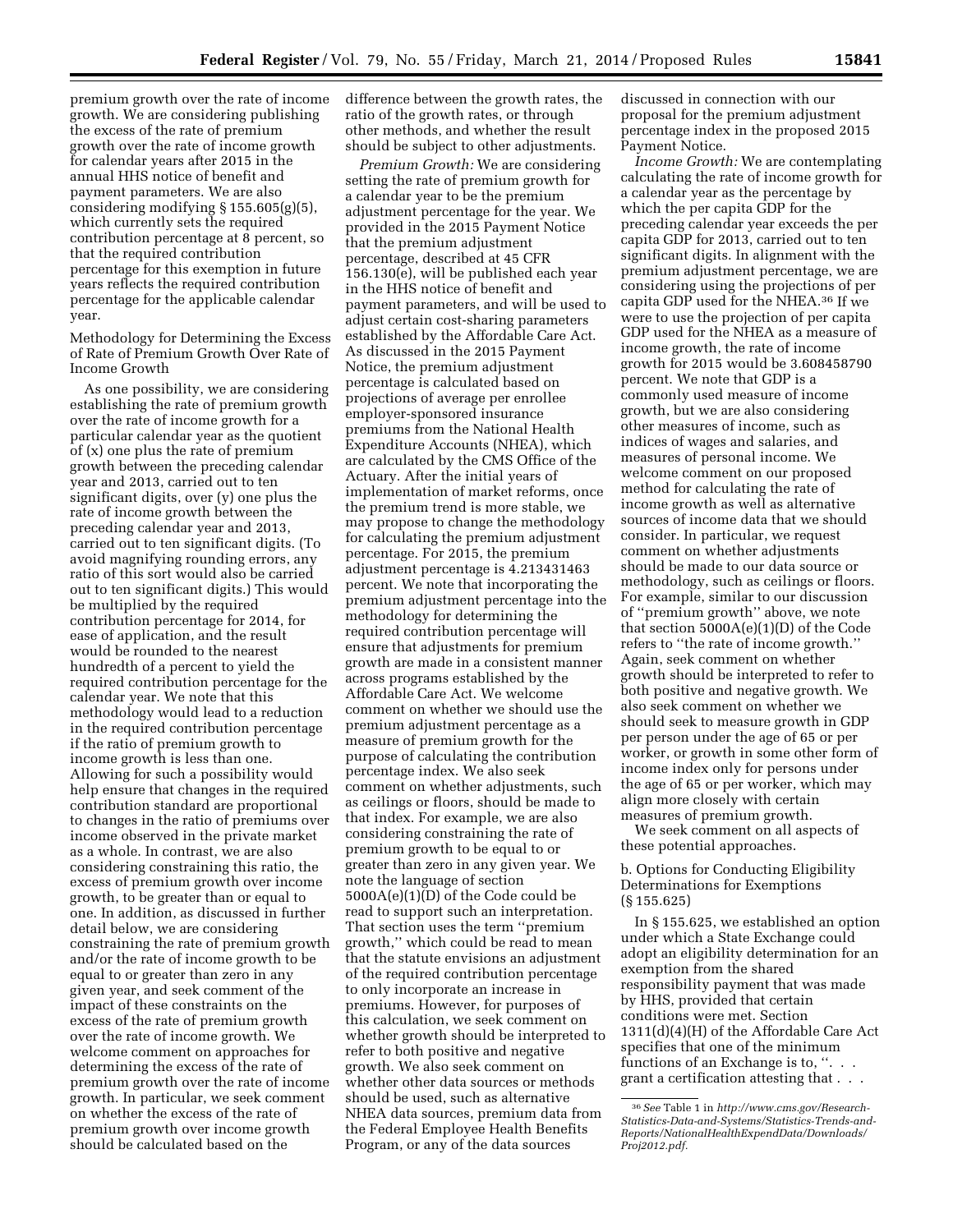premium growth over the rate of income growth. We are considering publishing the excess of the rate of premium growth over the rate of income growth for calendar years after 2015 in the annual HHS notice of benefit and payment parameters. We are also considering modifying § 155.605(g)(5), which currently sets the required contribution percentage at 8 percent, so that the required contribution percentage for this exemption in future years reflects the required contribution percentage for the applicable calendar year.

Methodology for Determining the Excess of Rate of Premium Growth Over Rate of Income Growth

As one possibility, we are considering establishing the rate of premium growth over the rate of income growth for a particular calendar year as the quotient of (x) one plus the rate of premium growth between the preceding calendar year and 2013, carried out to ten significant digits, over (y) one plus the rate of income growth between the preceding calendar year and 2013, carried out to ten significant digits. (To avoid magnifying rounding errors, any ratio of this sort would also be carried out to ten significant digits.) This would be multiplied by the required contribution percentage for 2014, for ease of application, and the result would be rounded to the nearest hundredth of a percent to yield the required contribution percentage for the calendar year. We note that this methodology would lead to a reduction in the required contribution percentage if the ratio of premium growth to income growth is less than one. Allowing for such a possibility would help ensure that changes in the required contribution standard are proportional to changes in the ratio of premiums over income observed in the private market as a whole. In contrast, we are also considering constraining this ratio, the excess of premium growth over income growth, to be greater than or equal to one. In addition, as discussed in further detail below, we are considering constraining the rate of premium growth and/or the rate of income growth to be equal to or greater than zero in any given year, and seek comment of the impact of these constraints on the excess of the rate of premium growth over the rate of income growth. We welcome comment on approaches for determining the excess of the rate of premium growth over the rate of income growth. In particular, we seek comment on whether the excess of the rate of premium growth over income growth should be calculated based on the difference between the growth rates, the ratio of the growth rates, or through other methods, and whether the result should be subject to other adjustments.

*Premium Growth:* We are considering setting the rate of premium growth for a calendar year to be the premium adjustment percentage for the year. We provided in the 2015 Payment Notice that the premium adjustment percentage, described at 45 CFR 156.130(e), will be published each year in the HHS notice of benefit and payment parameters, and will be used to adjust certain cost-sharing parameters established by the Affordable Care Act. As discussed in the 2015 Payment Notice, the premium adjustment percentage is calculated based on projections of average per enrollee employer-sponsored insurance premiums from the National Health Expenditure Accounts (NHEA), which are calculated by the CMS Office of the Actuary. After the initial years of implementation of market reforms, once the premium trend is more stable, we may propose to change the methodology for calculating the premium adjustment percentage. For 2015, the premium adjustment percentage is 4.213431463 percent. We note that incorporating the premium adjustment percentage into the methodology for determining the required contribution percentage will ensure that adjustments for premium growth are made in a consistent manner across programs established by the Affordable Care Act. We welcome comment on whether we should use the premium adjustment percentage as a measure of premium growth for the purpose of calculating the contribution percentage index. We also seek comment on whether adjustments, such as ceilings or floors, should be made to that index. For example, we are also considering constraining the rate of premium growth to be equal to or greater than zero in any given year. We note the language of section 5000A(e)(1)(D) of the Code could be read to support such an interpretation. That section uses the term ''premium growth,'' which could be read to mean that the statute envisions an adjustment of the required contribution percentage to only incorporate an increase in premiums. However, for purposes of this calculation, we seek comment on whether growth should be interpreted to refer to both positive and negative growth. We also seek comment on whether other data sources or methods should be used, such as alternative NHEA data sources, premium data from the Federal Employee Health Benefits Program, or any of the data sources discussed in connection with our proposal for the premium adjustment percentage index in the proposed 2015 Payment Notice.

*Income Growth:* We are contemplating calculating the rate of income growth for a calendar year as the percentage by which the per capita GDP for the preceding calendar year exceeds the per capita GDP for 2013, carried out to ten significant digits. In alignment with the premium adjustment percentage, we are considering using the projections of per capita GDP used for the NHEA.[36] If we were to use the projection of per capita GDP used for the NHEA as a measure of income growth, the rate of income growth for 2015 would be 3.608458790 percent. We note that GDP is a commonly used measure of income growth, but we are also considering other measures of income, such as indices of wages and salaries, and measures of personal income. We welcome comment on our proposed method for calculating the rate of income growth as well as alternative sources of income data that we should consider. In particular, we request comment on whether adjustments should be made to our data source or methodology, such as ceilings or floors. For example, similar to our discussion of ''premium growth'' above, we note that section 5000A(e)(1)(D) of the Code refers to ''the rate of income growth.'' Again, seek comment on whether growth should be interpreted to refer to both positive and negative growth. We also seek comment on whether we should seek to measure growth in GDP per person under the age of 65 or per worker, or growth in some other form of income index only for persons under the age of 65 or per worker, which may align more closely with certain measures of premium growth.

We seek comment on all aspects of these potential approaches.

b. Options for Conducting Eligibility Determinations for Exemptions (§ 155.625)

In § 155.625, we established an option under which a State Exchange could adopt an eligibility determination for an exemption from the shared responsibility payment that was made by HHS, provided that certain conditions were met. Section 1311(d)(4)(H) of the Affordable Care Act specifies that one of the minimum functions of an Exchange is to, ''. . . grant a certification attesting that . . .

[36] *See* Table 1 in *http://www.cms.gov/Research-Statistics-Data-and-Systems/Statistics-Trends-and-Reports/NationalHealthExpendData/Downloads/Proj2012.pdf.*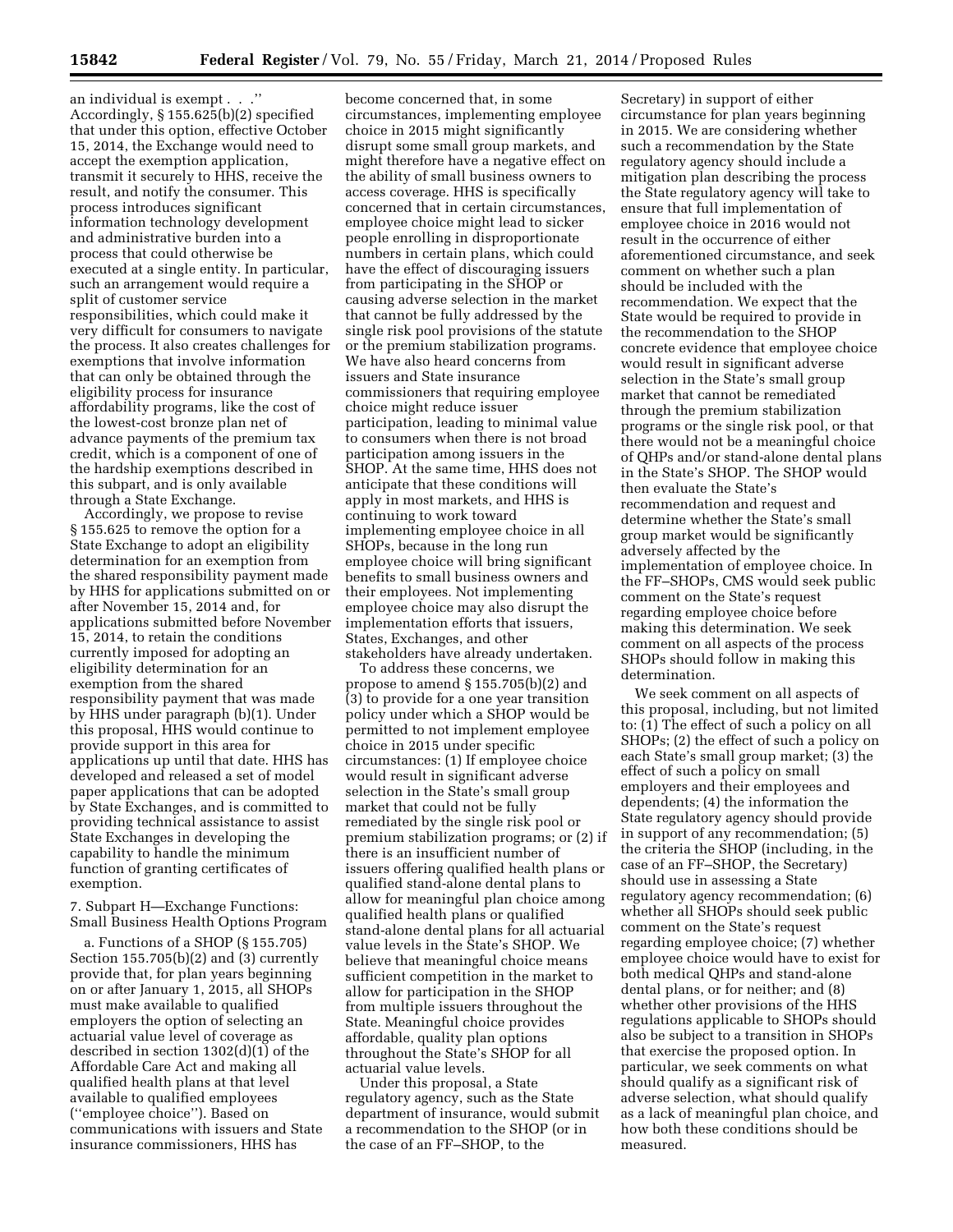an individual is exempt . . .'' Accordingly, § 155.625(b)(2) specified that under this option, effective October 15, 2014, the Exchange would need to accept the exemption application, transmit it securely to HHS, receive the result, and notify the consumer. This process introduces significant information technology development and administrative burden into a process that could otherwise be executed at a single entity. In particular, such an arrangement would require a split of customer service responsibilities, which could make it very difficult for consumers to navigate the process. It also creates challenges for exemptions that involve information that can only be obtained through the eligibility process for insurance affordability programs, like the cost of the lowest-cost bronze plan net of advance payments of the premium tax credit, which is a component of one of the hardship exemptions described in this subpart, and is only available through a State Exchange.

Accordingly, we propose to revise § 155.625 to remove the option for a State Exchange to adopt an eligibility determination for an exemption from the shared responsibility payment made by HHS for applications submitted on or after November 15, 2014 and, for applications submitted before November 15, 2014, to retain the conditions currently imposed for adopting an eligibility determination for an exemption from the shared responsibility payment that was made by HHS under paragraph (b)(1). Under this proposal, HHS would continue to provide support in this area for applications up until that date. HHS has developed and released a set of model paper applications that can be adopted by State Exchanges, and is committed to providing technical assistance to assist State Exchanges in developing the capability to handle the minimum function of granting certificates of exemption.

7. Subpart H—Exchange Functions: Small Business Health Options Program

a. Functions of a SHOP (§ 155.705)

Section 155.705(b)(2) and (3) currently provide that, for plan years beginning on or after January 1, 2015, all SHOPs must make available to qualified employers the option of selecting an actuarial value level of coverage as described in section 1302(d)(1) of the Affordable Care Act and making all qualified health plans at that level available to qualified employees (''employee choice''). Based on communications with issuers and State insurance commissioners, HHS has become concerned that, in some circumstances, implementing employee choice in 2015 might significantly disrupt some small group markets, and might therefore have a negative effect on the ability of small business owners to access coverage. HHS is specifically concerned that in certain circumstances, employee choice might lead to sicker people enrolling in disproportionate numbers in certain plans, which could have the effect of discouraging issuers from participating in the SHOP or causing adverse selection in the market that cannot be fully addressed by the single risk pool provisions of the statute or the premium stabilization programs. We have also heard concerns from issuers and State insurance commissioners that requiring employee choice might reduce issuer participation, leading to minimal value to consumers when there is not broad participation among issuers in the SHOP. At the same time, HHS does not anticipate that these conditions will apply in most markets, and HHS is continuing to work toward implementing employee choice in all SHOPs, because in the long run employee choice will bring significant benefits to small business owners and their employees. Not implementing employee choice may also disrupt the implementation efforts that issuers, States, Exchanges, and other stakeholders have already undertaken.

To address these concerns, we propose to amend § 155.705(b)(2) and (3) to provide for a one year transition policy under which a SHOP would be permitted to not implement employee choice in 2015 under specific circumstances: (1) If employee choice would result in significant adverse selection in the State's small group market that could not be fully remediated by the single risk pool or premium stabilization programs; or (2) if there is an insufficient number of issuers offering qualified health plans or qualified stand-alone dental plans to allow for meaningful plan choice among qualified health plans or qualified stand-alone dental plans for all actuarial value levels in the State's SHOP. We believe that meaningful choice means sufficient competition in the market to allow for participation in the SHOP from multiple issuers throughout the State. Meaningful choice provides affordable, quality plan options throughout the State's SHOP for all actuarial value levels.

Under this proposal, a State regulatory agency, such as the State department of insurance, would submit a recommendation to the SHOP (or in the case of an FF–SHOP, to the Secretary) in support of either circumstance for plan years beginning in 2015. We are considering whether such a recommendation by the State regulatory agency should include a mitigation plan describing the process the State regulatory agency will take to ensure that full implementation of employee choice in 2016 would not result in the occurrence of either aforementioned circumstance, and seek comment on whether such a plan should be included with the recommendation. We expect that the State would be required to provide in the recommendation to the SHOP concrete evidence that employee choice would result in significant adverse selection in the State's small group market that cannot be remediated through the premium stabilization programs or the single risk pool, or that there would not be a meaningful choice of QHPs and/or stand-alone dental plans in the State's SHOP. The SHOP would then evaluate the State's recommendation and request and determine whether the State's small group market would be significantly adversely affected by the implementation of employee choice. In the FF–SHOPs, CMS would seek public comment on the State's request regarding employee choice before making this determination. We seek comment on all aspects of the process SHOPs should follow in making this determination.

We seek comment on all aspects of this proposal, including, but not limited to: (1) The effect of such a policy on all SHOPs; (2) the effect of such a policy on each State's small group market; (3) the effect of such a policy on small employers and their employees and dependents; (4) the information the State regulatory agency should provide in support of any recommendation; (5) the criteria the SHOP (including, in the case of an FF–SHOP, the Secretary) should use in assessing a State regulatory agency recommendation; (6) whether all SHOPs should seek public comment on the State's request regarding employee choice; (7) whether employee choice would have to exist for both medical QHPs and stand-alone dental plans, or for neither; and (8) whether other provisions of the HHS regulations applicable to SHOPs should also be subject to a transition in SHOPs that exercise the proposed option. In particular, we seek comments on what should qualify as a significant risk of adverse selection, what should qualify as a lack of meaningful plan choice, and how both these conditions should be measured.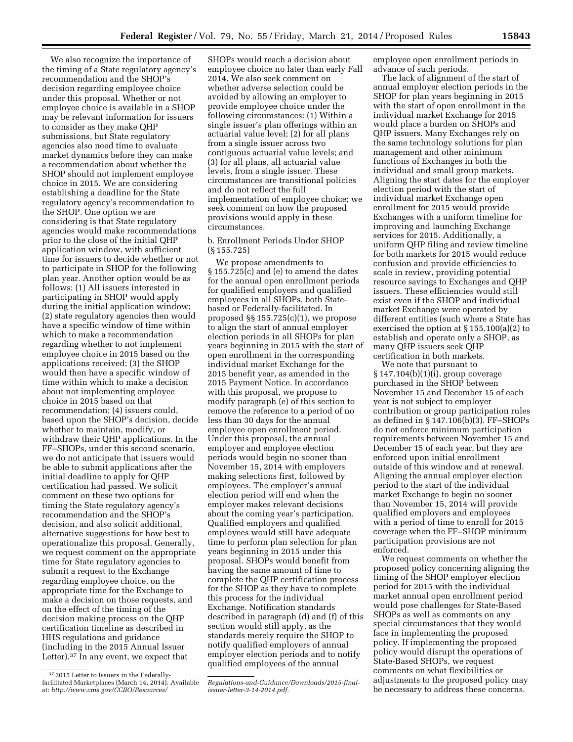We also recognize the importance of the timing of a State regulatory agency's recommendation and the SHOP's decision regarding employee choice under this proposal. Whether or not employee choice is available in a SHOP may be relevant information for issuers to consider as they make QHP submissions, but State regulatory agencies also need time to evaluate market dynamics before they can make a recommendation about whether the SHOP should not implement employee choice in 2015. We are considering establishing a deadline for the State regulatory agency's recommendation to the SHOP. One option we are considering is that State regulatory agencies would make recommendations prior to the close of the initial QHP application window, with sufficient time for issuers to decide whether or not to participate in SHOP for the following plan year. Another option would be as follows: (1) All issuers interested in participating in SHOP would apply during the initial application window; (2) state regulatory agencies then would have a specific window of time within which to make a recommendation regarding whether to not implement employee choice in 2015 based on the applications received; (3) the SHOP would then have a specific window of time within which to make a decision about not implementing employee choice in 2015 based on that recommendation; (4) issuers could, based upon the SHOP's decision, decide whether to maintain, modify, or withdraw their QHP applications. In the FF–SHOPs, under this second scenario, we do not anticipate that issuers would be able to submit applications after the initial deadline to apply for QHP certification had passed. We solicit comment on these two options for timing the State regulatory agency's recommendation and the SHOP's decision, and also solicit additional, alternative suggestions for how best to operationalize this proposal. Generally, we request comment on the appropriate time for State regulatory agencies to submit a request to the Exchange regarding employee choice, on the appropriate time for the Exchange to make a decision on those requests, and on the effect of the timing of the decision making process on the QHP certification timeline as described in HHS regulations and guidance (including in the 2015 Annual Issuer Letter).[37] In any event, we expect that SHOPs would reach a decision about employee choice no later than early Fall 2014. We also seek comment on whether adverse selection could be avoided by allowing an employer to provide employee choice under the following circumstances: (1) Within a single issuer's plan offerings within an actuarial value level; (2) for all plans from a single issuer across two contiguous actuarial value levels; and (3) for all plans, all actuarial value levels, from a single issuer. These circumstances are transitional policies and do not reflect the full implementation of employee choice; we seek comment on how the proposed provisions would apply in these circumstances.

b. Enrollment Periods Under SHOP (§ 155.725)

We propose amendments to § 155.725(c) and (e) to amend the dates for the annual open enrollment periods for qualified employers and qualified employees in all SHOPs, both State-based or Federally-facilitated. In proposed §§ 155.725(c)(1), we propose to align the start of annual employer election periods in all SHOPs for plan years beginning in 2015 with the start of open enrollment in the corresponding individual market Exchange for the 2015 benefit year, as amended in the 2015 Payment Notice. In accordance with this proposal, we propose to modify paragraph (e) of this section to remove the reference to a period of no less than 30 days for the annual employee open enrollment period. Under this proposal, the annual employer and employee election periods would begin no sooner than November 15, 2014 with employers making selections first, followed by employees. The employer's annual election period will end when the employer makes relevant decisions about the coming year's participation. Qualified employers and qualified employees would still have adequate time to perform plan selection for plan years beginning in 2015 under this proposal. SHOPs would benefit from having the same amount of time to complete the QHP certification process for the SHOP as they have to complete this process for the individual Exchange. Notification standards described in paragraph (d) and (f) of this section would still apply, as the standards merely require the SHOP to notify qualified employers of annual employer election periods and to notify qualified employees of the annual employee open enrollment periods in advance of such periods.

The lack of alignment of the start of annual employer election periods in the SHOP for plan years beginning in 2015 with the start of open enrollment in the individual market Exchange for 2015 would place a burden on SHOPs and QHP issuers. Many Exchanges rely on the same technology solutions for plan management and other minimum functions of Exchanges in both the individual and small group markets. Aligning the start dates for the employer election period with the start of individual market Exchange open enrollment for 2015 would provide Exchanges with a uniform timeline for improving and launching Exchange services for 2015. Additionally, a uniform QHP filing and review timeline for both markets for 2015 would reduce confusion and provide efficiencies to scale in review, providing potential resource savings to Exchanges and QHP issuers. These efficiencies would still exist even if the SHOP and individual market Exchange were operated by different entities (such where a State has exercised the option at § 155.100(a)(2) to establish and operate only a SHOP, as many QHP issuers seek QHP certification in both markets.

We note that pursuant to § 147.104(b)(1)(i), group coverage purchased in the SHOP between November 15 and December 15 of each year is not subject to employer contribution or group participation rules as defined in § 147.106(b)(3). FF–SHOPs do not enforce minimum participation requirements between November 15 and December 15 of each year, but they are enforced upon initial enrollment outside of this window and at renewal. Aligning the annual employer election period to the start of the individual market Exchange to begin no sooner than November 15, 2014 will provide qualified employers and employees with a period of time to enroll for 2015 coverage when the FF–SHOP minimum participation provisions are not enforced.

We request comments on whether the proposed policy concerning aligning the timing of the SHOP employer election period for 2015 with the individual market annual open enrollment period would pose challenges for State-Based SHOPs as well as comments on any special circumstances that they would face in implementing the proposed policy. If implementing the proposed policy would disrupt the operations of State-Based SHOPs, we request comments on what flexibilities or adjustments to the proposed policy may be necessary to address these concerns.

[37] 2015 Letter to Issuers in the Federally-facilitated Marketplaces (March 14, 2014). Available at: *http://www.cms.gov/CCIIO/Resources/Regulations-and-Guidance/Downloads/2015-final-issuer-letter-3-14-2014.pdf.*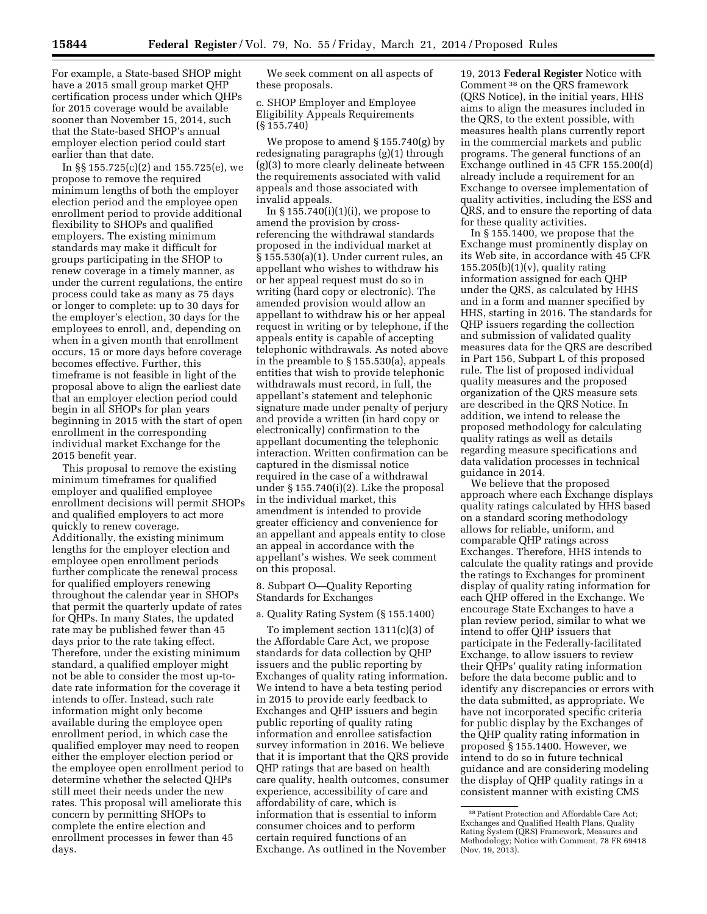For example, a State-based SHOP might have a 2015 small group market QHP certification process under which QHPs for 2015 coverage would be available sooner than November 15, 2014, such that the State-based SHOP's annual employer election period could start earlier than that date.

In §§ 155.725(c)(2) and 155.725(e), we propose to remove the required minimum lengths of both the employer election period and the employee open enrollment period to provide additional flexibility to SHOPs and qualified employers. The existing minimum standards may make it difficult for groups participating in the SHOP to renew coverage in a timely manner, as under the current regulations, the entire process could take as many as 75 days or longer to complete: up to 30 days for the employer's election, 30 days for the employees to enroll, and, depending on when in a given month that enrollment occurs, 15 or more days before coverage becomes effective. Further, this timeframe is not feasible in light of the proposal above to align the earliest date that an employer election period could begin in all SHOPs for plan years beginning in 2015 with the start of open enrollment in the corresponding individual market Exchange for the 2015 benefit year.

This proposal to remove the existing minimum timeframes for qualified employer and qualified employee enrollment decisions will permit SHOPs and qualified employers to act more quickly to renew coverage. Additionally, the existing minimum lengths for the employer election and employee open enrollment periods further complicate the renewal process for qualified employers renewing throughout the calendar year in SHOPs that permit the quarterly update of rates for QHPs. In many States, the updated rate may be published fewer than 45 days prior to the rate taking effect. Therefore, under the existing minimum standard, a qualified employer might not be able to consider the most up-to-date rate information for the coverage it intends to offer. Instead, such rate information might only become available during the employee open enrollment period, in which case the qualified employer may need to reopen either the employer election period or the employee open enrollment period to determine whether the selected QHPs still meet their needs under the new rates. This proposal will ameliorate this concern by permitting SHOPs to complete the entire election and enrollment processes in fewer than 45 days.

We seek comment on all aspects of these proposals.

### c. SHOP Employer and Employee Eligibility Appeals Requirements (§ 155.740)

We propose to amend § 155.740(g) by redesignating paragraphs (g)(1) through (g)(3) to more clearly delineate between the requirements associated with valid appeals and those associated with invalid appeals.

In § 155.740(i)(1)(i), we propose to amend the provision by cross-referencing the withdrawal standards proposed in the individual market at § 155.530(a)(1). Under current rules, an appellant who wishes to withdraw his or her appeal request must do so in writing (hard copy or electronic). The amended provision would allow an appellant to withdraw his or her appeal request in writing or by telephone, if the appeals entity is capable of accepting telephonic withdrawals. As noted above in the preamble to § 155.530(a), appeals entities that wish to provide telephonic withdrawals must record, in full, the appellant's statement and telephonic signature made under penalty of perjury and provide a written (in hard copy or electronically) confirmation to the appellant documenting the telephonic interaction. Written confirmation can be captured in the dismissal notice required in the case of a withdrawal under § 155.740(i)(2). Like the proposal in the individual market, this amendment is intended to provide greater efficiency and convenience for an appellant and appeals entity to close an appeal in accordance with the appellant's wishes. We seek comment on this proposal.

## 8. Subpart O—Quality Reporting Standards for Exchanges

### a. Quality Rating System (§ 155.1400)

To implement section 1311(c)(3) of the Affordable Care Act, we propose standards for data collection by QHP issuers and the public reporting by Exchanges of quality rating information. We intend to have a beta testing period in 2015 to provide early feedback to Exchanges and QHP issuers and begin public reporting of quality rating information and enrollee satisfaction survey information in 2016. We believe that it is important that the QRS provide QHP ratings that are based on health care quality, health outcomes, consumer experience, accessibility of care and affordability of care, which is information that is essential to inform consumer choices and to perform certain required functions of an Exchange. As outlined in the November 19, 2013 **Federal Register** Notice with Comment[38] on the QRS framework (QRS Notice), in the initial years, HHS aims to align the measures included in the QRS, to the extent possible, with measures health plans currently report in the commercial markets and public programs. The general functions of an Exchange outlined in 45 CFR 155.200(d) already include a requirement for an Exchange to oversee implementation of quality activities, including the ESS and QRS, and to ensure the reporting of data for these quality activities.

In § 155.1400, we propose that the Exchange must prominently display on its Web site, in accordance with 45 CFR 155.205(b)(1)(v), quality rating information assigned for each QHP under the QRS, as calculated by HHS and in a form and manner specified by HHS, starting in 2016. The standards for QHP issuers regarding the collection and submission of validated quality measures data for the QRS are described in Part 156, Subpart L of this proposed rule. The list of proposed individual quality measures and the proposed organization of the QRS measure sets are described in the QRS Notice. In addition, we intend to release the proposed methodology for calculating quality ratings as well as details regarding measure specifications and data validation processes in technical guidance in 2014.

We believe that the proposed approach where each Exchange displays quality ratings calculated by HHS based on a standard scoring methodology allows for reliable, uniform, and comparable QHP ratings across Exchanges. Therefore, HHS intends to calculate the quality ratings and provide the ratings to Exchanges for prominent display of quality rating information for each QHP offered in the Exchange. We encourage State Exchanges to have a plan review period, similar to what we intend to offer QHP issuers that participate in the Federally-facilitated Exchange, to allow issuers to review their QHPs' quality rating information before the data become public and to identify any discrepancies or errors with the data submitted, as appropriate. We have not incorporated specific criteria for public display by the Exchanges of the QHP quality rating information in proposed § 155.1400. However, we intend to do so in future technical guidance and are considering modeling the display of QHP quality ratings in a consistent manner with existing CMS

[38] Patient Protection and Affordable Care Act; Exchanges and Qualified Health Plans, Quality Rating System (QRS) Framework, Measures and Methodology; Notice with Comment, 78 FR 69418 (Nov. 19, 2013).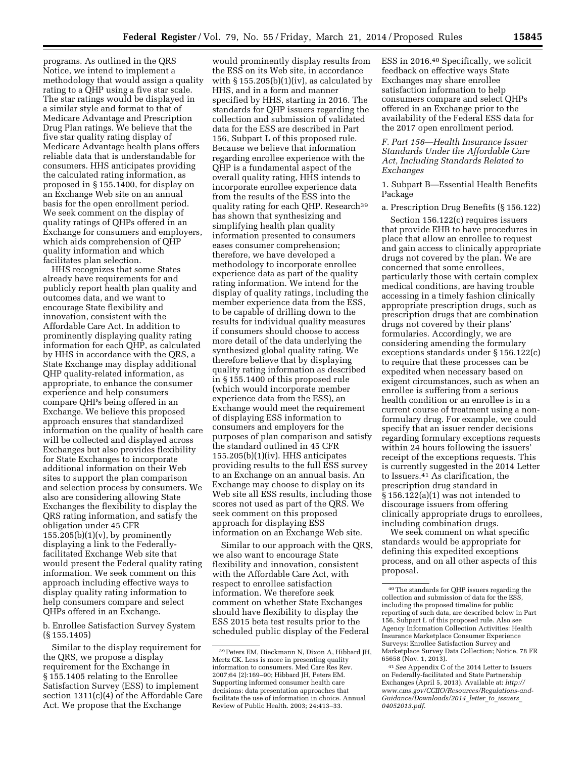programs. As outlined in the QRS Notice, we intend to implement a methodology that would assign a quality rating to a QHP using a five star scale. The star ratings would be displayed in a similar style and format to that of Medicare Advantage and Prescription Drug Plan ratings. We believe that the five star quality rating display of Medicare Advantage health plans offers reliable data that is understandable for consumers. HHS anticipates providing the calculated rating information, as proposed in § 155.1400, for display on an Exchange Web site on an annual basis for the open enrollment period. We seek comment on the display of quality ratings of QHPs offered in an Exchange for consumers and employers, which aids comprehension of QHP quality information and which facilitates plan selection.

HHS recognizes that some States already have requirements for and publicly report health plan quality and outcomes data, and we want to encourage State flexibility and innovation, consistent with the Affordable Care Act. In addition to prominently displaying quality rating information for each QHP, as calculated by HHS in accordance with the QRS, a State Exchange may display additional QHP quality-related information, as appropriate, to enhance the consumer experience and help consumers compare QHPs being offered in an Exchange. We believe this proposed approach ensures that standardized information on the quality of health care will be collected and displayed across Exchanges but also provides flexibility for State Exchanges to incorporate additional information on their Web sites to support the plan comparison and selection process by consumers. We also are considering allowing State Exchanges the flexibility to display the QRS rating information, and satisfy the obligation under 45 CFR 155.205(b)(1)(v), by prominently displaying a link to the Federally-facilitated Exchange Web site that would present the Federal quality rating information. We seek comment on this approach including effective ways to display quality rating information to help consumers compare and select QHPs offered in an Exchange.

b. Enrollee Satisfaction Survey System (§ 155.1405)

Similar to the display requirement for the QRS, we propose a display requirement for the Exchange in § 155.1405 relating to the Enrollee Satisfaction Survey (ESS) to implement section 1311(c)(4) of the Affordable Care Act. We propose that the Exchange would prominently display results from the ESS on its Web site, in accordance with § 155.205(b)(1)(iv), as calculated by HHS, and in a form and manner specified by HHS, starting in 2016. The standards for QHP issuers regarding the collection and submission of validated data for the ESS are described in Part 156, Subpart L of this proposed rule. Because we believe that information regarding enrollee experience with the QHP is a fundamental aspect of the overall quality rating, HHS intends to incorporate enrollee experience data from the results of the ESS into the quality rating for each QHP. Research[39] has shown that synthesizing and simplifying health plan quality information presented to consumers eases consumer comprehension; therefore, we have developed a methodology to incorporate enrollee experience data as part of the quality rating information. We intend for the display of quality ratings, including the member experience data from the ESS, to be capable of drilling down to the results for individual quality measures if consumers should choose to access more detail of the data underlying the synthesized global quality rating. We therefore believe that by displaying quality rating information as described in § 155.1400 of this proposed rule (which would incorporate member experience data from the ESS), an Exchange would meet the requirement of displaying ESS information to consumers and employers for the purposes of plan comparison and satisfy the standard outlined in 45 CFR 155.205(b)(1)(iv). HHS anticipates providing results to the full ESS survey to an Exchange on an annual basis. An Exchange may choose to display on its Web site all ESS results, including those scores not used as part of the QRS. We seek comment on this proposed approach for displaying ESS information on an Exchange Web site.

Similar to our approach with the QRS, we also want to encourage State flexibility and innovation, consistent with the Affordable Care Act, with respect to enrollee satisfaction information. We therefore seek comment on whether State Exchanges should have flexibility to display the ESS 2015 beta test results prior to the scheduled public display of the Federal ESS in 2016.[40] Specifically, we solicit feedback on effective ways State Exchanges may share enrollee satisfaction information to help consumers compare and select QHPs offered in an Exchange prior to the availability of the Federal ESS data for the 2017 open enrollment period.

### *F. Part 156—Health Insurance Issuer Standards Under the Affordable Care Act, Including Standards Related to Exchanges*

1. Subpart B—Essential Health Benefits Package

a. Prescription Drug Benefits (§ 156.122)

Section 156.122(c) requires issuers that provide EHB to have procedures in place that allow an enrollee to request and gain access to clinically appropriate drugs not covered by the plan. We are concerned that some enrollees, particularly those with certain complex medical conditions, are having trouble accessing in a timely fashion clinically appropriate prescription drugs, such as prescription drugs that are combination drugs not covered by their plans' formularies. Accordingly, we are considering amending the formulary exceptions standards under § 156.122(c) to require that these processes can be expedited when necessary based on exigent circumstances, such as when an enrollee is suffering from a serious health condition or an enrollee is in a current course of treatment using a non-formulary drug. For example, we could specify that an issuer render decisions regarding formulary exceptions requests within 24 hours following the issuers' receipt of the exceptions requests. This is currently suggested in the 2014 Letter to Issuers.[41] As clarification, the prescription drug standard in § 156.122(a)(1) was not intended to discourage issuers from offering clinically appropriate drugs to enrollees, including combination drugs.

We seek comment on what specific standards would be appropriate for defining this expedited exceptions process, and on all other aspects of this proposal.

---

[39] Peters EM, Dieckmann N, Dixon A, Hibbard JH, Mertz CK. Less is more in presenting quality information to consumers. Med Care Res Rev. 2007;64 (2):169–90; Hibbard JH, Peters EM. Supporting informed consumer health care decisions: data presentation approaches that facilitate the use of information in choice. Annual Review of Public Health. 2003; 24:413–33.

[40] The standards for QHP issuers regarding the collection and submission of data for the ESS, including the proposed timeline for public reporting of such data, are described below in Part 156, Subpart L of this proposed rule. Also see Agency Information Collection Activities: Health Insurance Marketplace Consumer Experience Surveys: Enrollee Satisfaction Survey and Marketplace Survey Data Collection; Notice, 78 FR 65658 (Nov. 1, 2013).

[41] *See* Appendix C of the 2014 Letter to Issuers on Federally-facilitated and State Partnership Exchanges (April 5, 2013). Available at: *http://www.cms.gov/CCIIO/Resources/Regulations-and-Guidance/Downloads/2014_letter_to_issuers_04052013.pdf*.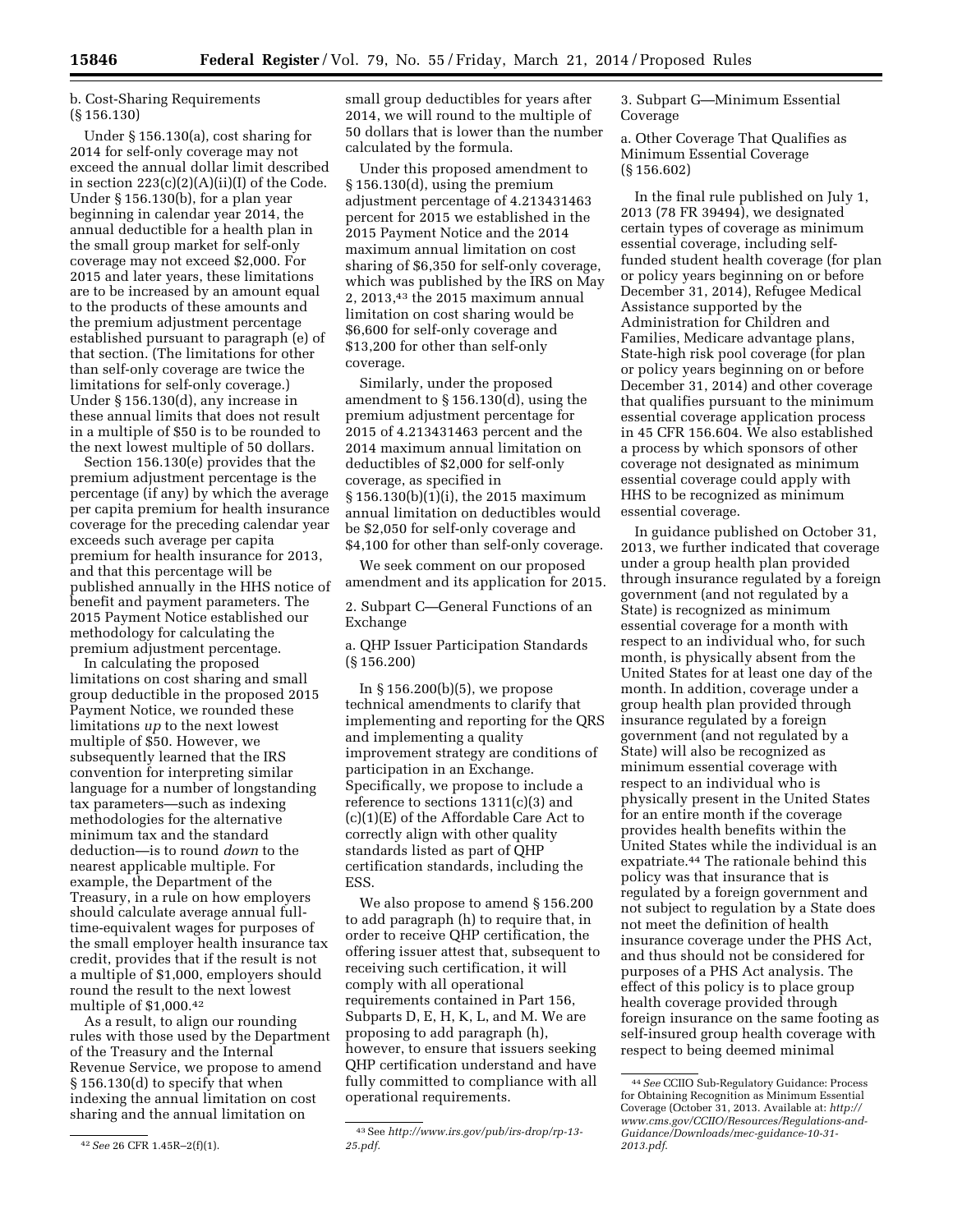b. Cost-Sharing Requirements (§ 156.130)

Under § 156.130(a), cost sharing for 2014 for self-only coverage may not exceed the annual dollar limit described in section 223(c)(2)(A)(ii)(I) of the Code. Under § 156.130(b), for a plan year beginning in calendar year 2014, the annual deductible for a health plan in the small group market for self-only coverage may not exceed $2,000. For 2015 and later years, these limitations are to be increased by an amount equal to the products of these amounts and the premium adjustment percentage established pursuant to paragraph (e) of that section. (The limitations for other than self-only coverage are twice the limitations for self-only coverage.) Under § 156.130(d), any increase in these annual limits that does not result in a multiple of $50 is to be rounded to the next lowest multiple of 50 dollars.

Section 156.130(e) provides that the premium adjustment percentage is the percentage (if any) by which the average per capita premium for health insurance coverage for the preceding calendar year exceeds such average per capita premium for health insurance for 2013, and that this percentage will be published annually in the HHS notice of benefit and payment parameters. The 2015 Payment Notice established our methodology for calculating the premium adjustment percentage.

In calculating the proposed limitations on cost sharing and small group deductible in the proposed 2015 Payment Notice, we rounded these limitations *up* to the next lowest multiple of $50. However, we subsequently learned that the IRS convention for interpreting similar language for a number of longstanding tax parameters—such as indexing methodologies for the alternative minimum tax and the standard deduction—is to round *down* to the nearest applicable multiple. For example, the Department of the Treasury, in a rule on how employers should calculate average annual full-time-equivalent wages for purposes of the small employer health insurance tax credit, provides that if the result is not a multiple of $1,000, employers should round the result to the next lowest multiple of $1,000.[42]

As a result, to align our rounding rules with those used by the Department of the Treasury and the Internal Revenue Service, we propose to amend § 156.130(d) to specify that when indexing the annual limitation on cost sharing and the annual limitation on small group deductibles for years after 2014, we will round to the multiple of 50 dollars that is lower than the number calculated by the formula.

Under this proposed amendment to § 156.130(d), using the premium adjustment percentage of 4.213431463 percent for 2015 we established in the 2015 Payment Notice and the 2014 maximum annual limitation on cost sharing of $6,350 for self-only coverage, which was published by the IRS on May 2, 2013,[43] the 2015 maximum annual limitation on cost sharing would be $6,600 for self-only coverage and $13,200 for other than self-only coverage.

Similarly, under the proposed amendment to § 156.130(d), using the premium adjustment percentage for 2015 of 4.213431463 percent and the 2014 maximum annual limitation on deductibles of $2,000 for self-only coverage, as specified in § 156.130(b)(1)(i), the 2015 maximum annual limitation on deductibles would be $2,050 for self-only coverage and $4,100 for other than self-only coverage.

We seek comment on our proposed amendment and its application for 2015.

2. Subpart C—General Functions of an Exchange

a. QHP Issuer Participation Standards (§ 156.200)

In § 156.200(b)(5), we propose technical amendments to clarify that implementing and reporting for the QRS and implementing a quality improvement strategy are conditions of participation in an Exchange. Specifically, we propose to include a reference to sections 1311(c)(3) and (c)(1)(E) of the Affordable Care Act to correctly align with other quality standards listed as part of QHP certification standards, including the ESS.

We also propose to amend § 156.200 to add paragraph (h) to require that, in order to receive QHP certification, the offering issuer attest that, subsequent to receiving such certification, it will comply with all operational requirements contained in Part 156, Subparts D, E, H, K, L, and M. We are proposing to add paragraph (h), however, to ensure that issuers seeking QHP certification understand and have fully committed to compliance with all operational requirements.

3. Subpart G—Minimum Essential Coverage

a. Other Coverage That Qualifies as Minimum Essential Coverage (§ 156.602)

In the final rule published on July 1, 2013 (78 FR 39494), we designated certain types of coverage as minimum essential coverage, including self-funded student health coverage (for plan or policy years beginning on or before December 31, 2014), Refugee Medical Assistance supported by the Administration for Children and Families, Medicare advantage plans, State-high risk pool coverage (for plan or policy years beginning on or before December 31, 2014) and other coverage that qualifies pursuant to the minimum essential coverage application process in 45 CFR 156.604. We also established a process by which sponsors of other coverage not designated as minimum essential coverage could apply with HHS to be recognized as minimum essential coverage.

In guidance published on October 31, 2013, we further indicated that coverage under a group health plan provided through insurance regulated by a foreign government (and not regulated by a State) is recognized as minimum essential coverage for a month with respect to an individual who, for such month, is physically absent from the United States for at least one day of the month. In addition, coverage under a group health plan provided through insurance regulated by a foreign government (and not regulated by a State) will also be recognized as minimum essential coverage with respect to an individual who is physically present in the United States for an entire month if the coverage provides health benefits within the United States while the individual is an expatriate.[44] The rationale behind this policy was that insurance that is regulated by a foreign government and not subject to regulation by a State does not meet the definition of health insurance coverage under the PHS Act, and thus should not be considered for purposes of a PHS Act analysis. The effect of this policy is to place group health coverage provided through foreign insurance on the same footing as self-insured group health coverage with respect to being deemed minimal

---

[42] *See* 26 CFR 1.45R–2(f)(1).

[43] See *http://www.irs.gov/pub/irs-drop/rp-13-25.pdf*.

[44] *See* CCIIO Sub-Regulatory Guidance: Process for Obtaining Recognition as Minimum Essential Coverage (October 31, 2013. Available at: *http://www.cms.gov/CCIIO/Resources/Regulations-and-Guidance/Downloads/mec-guidance-10-31-2013.pdf*.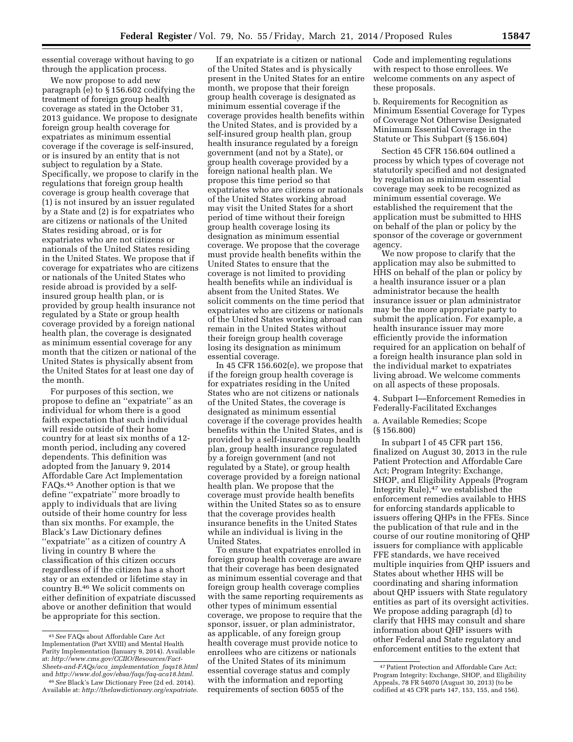essential coverage without having to go through the application process.

We now propose to add new paragraph (e) to § 156.602 codifying the treatment of foreign group health coverage as stated in the October 31, 2013 guidance. We propose to designate foreign group health coverage for expatriates as minimum essential coverage if the coverage is self-insured, or is insured by an entity that is not subject to regulation by a State. Specifically, we propose to clarify in the regulations that foreign group health coverage is group health coverage that (1) is not insured by an issuer regulated by a State and (2) is for expatriates who are citizens or nationals of the United States residing abroad, or is for expatriates who are not citizens or nationals of the United States residing in the United States. We propose that if coverage for expatriates who are citizens or nationals of the United States who reside abroad is provided by a self-insured group health plan, or is provided by group health insurance not regulated by a State or group health coverage provided by a foreign national health plan, the coverage is designated as minimum essential coverage for any month that the citizen or national of the United States is physically absent from the United States for at least one day of the month.

For purposes of this section, we propose to define an ''expatriate'' as an individual for whom there is a good faith expectation that such individual will reside outside of their home country for at least six months of a 12-month period, including any covered dependents. This definition was adopted from the January 9, 2014 Affordable Care Act Implementation FAQs.[45] Another option is that we define ''expatriate'' more broadly to apply to individuals that are living outside of their home country for less than six months. For example, the Black's Law Dictionary defines ''expatriate'' as a citizen of country A living in country B where the classification of this citizen occurs regardless of if the citizen has a short stay or an extended or lifetime stay in country B.[46] We solicit comments on either definition of expatriate discussed above or another definition that would be appropriate for this section.

If an expatriate is a citizen or national of the United States and is physically present in the United States for an entire month, we propose that their foreign group health coverage is designated as minimum essential coverage if the coverage provides health benefits within the United States, and is provided by a self-insured group health plan, group health insurance regulated by a foreign government (and not by a State), or group health coverage provided by a foreign national health plan. We propose this time period so that expatriates who are citizens or nationals of the United States working abroad may visit the United States for a short period of time without their foreign group health coverage losing its designation as minimum essential coverage. We propose that the coverage must provide health benefits within the United States to ensure that the coverage is not limited to providing health benefits while an individual is absent from the United States. We solicit comments on the time period that expatriates who are citizens or nationals of the United States working abroad can remain in the United States without their foreign group health coverage losing its designation as minimum essential coverage.

In 45 CFR 156.602(e), we propose that if the foreign group health coverage is for expatriates residing in the United States who are not citizens or nationals of the United States, the coverage is designated as minimum essential coverage if the coverage provides health benefits within the United States, and is provided by a self-insured group health plan, group health insurance regulated by a foreign government (and not regulated by a State), or group health coverage provided by a foreign national health plan. We propose that the coverage must provide health benefits within the United States so as to ensure that the coverage provides health insurance benefits in the United States while an individual is living in the United States.

To ensure that expatriates enrolled in foreign group health coverage are aware that their coverage has been designated as minimum essential coverage and that foreign group health coverage complies with the same reporting requirements as other types of minimum essential coverage, we propose to require that the sponsor, issuer, or plan administrator, as applicable, of any foreign group health coverage must provide notice to enrollees who are citizens or nationals of the United States of its minimum essential coverage status and comply with the information and reporting requirements of section 6055 of the Code and implementing regulations with respect to those enrollees. We welcome comments on any aspect of these proposals.

b. Requirements for Recognition as Minimum Essential Coverage for Types of Coverage Not Otherwise Designated Minimum Essential Coverage in the Statute or This Subpart (§ 156.604)

Section 45 CFR 156.604 outlined a process by which types of coverage not statutorily specified and not designated by regulation as minimum essential coverage may seek to be recognized as minimum essential coverage. We established the requirement that the application must be submitted to HHS on behalf of the plan or policy by the sponsor of the coverage or government agency.

We now propose to clarify that the application may also be submitted to HHS on behalf of the plan or policy by a health insurance issuer or a plan administrator because the health insurance issuer or plan administrator may be the more appropriate party to submit the application. For example, a health insurance issuer may more efficiently provide the information required for an application on behalf of a foreign health insurance plan sold in the individual market to expatriates living abroad. We welcome comments on all aspects of these proposals.

4. Subpart I—Enforcement Remedies in Federally-Facilitated Exchanges

a. Available Remedies; Scope (§ 156.800)

In subpart I of 45 CFR part 156, finalized on August 30, 2013 in the rule Patient Protection and Affordable Care Act; Program Integrity: Exchange, SHOP, and Eligibility Appeals (Program Integrity Rule),[47] we established the enforcement remedies available to HHS for enforcing standards applicable to issuers offering QHPs in the FFEs. Since the publication of that rule and in the course of our routine monitoring of QHP issuers for compliance with applicable FFE standards, we have received multiple inquiries from QHP issuers and States about whether HHS will be coordinating and sharing information about QHP issuers with State regulatory entities as part of its oversight activities. We propose adding paragraph (d) to clarify that HHS may consult and share information about QHP issuers with other Federal and State regulatory and enforcement entities to the extent that

---

[45] *See* FAQs about Affordable Care Act Implementation (Part XVIII) and Mental Health Parity Implementation (January 9, 2014). Available at: *http://www.cms.gov/CCIIO/Resources/Fact-Sheets-and-FAQs/aca_implementation_faqs18.html* and *http://www.dol.gov/ebsa/faqs/faq-aca18.html*.

[46] *See* Black's Law Dictionary Free (2d ed. 2014). Available at: *http://thelawdictionary.org/expatriate*.

[47] Patient Protection and Affordable Care Act; Program Integrity: Exchange, SHOP, and Eligibility Appeals, 78 FR 54070 (August 30, 2013) (to be codified at 45 CFR parts 147, 153, 155, and 156).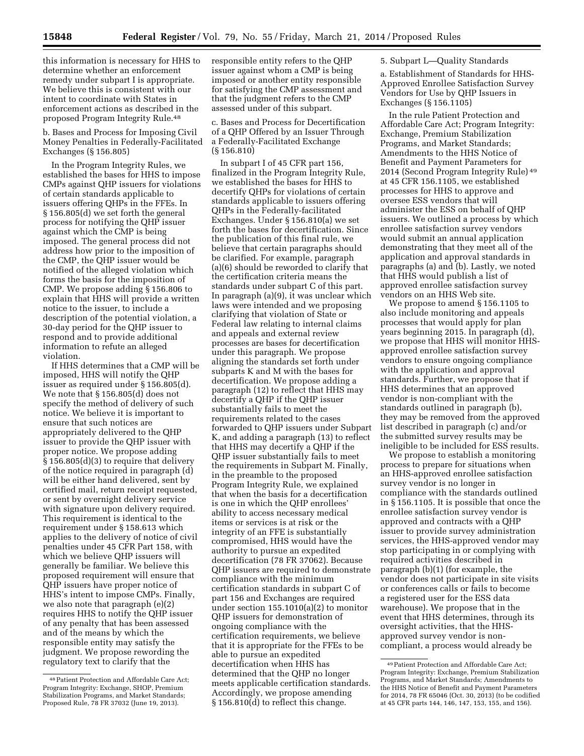this information is necessary for HHS to determine whether an enforcement remedy under subpart I is appropriate. We believe this is consistent with our intent to coordinate with States in enforcement actions as described in the proposed Program Integrity Rule.[48]

b. Bases and Process for Imposing Civil Money Penalties in Federally-Facilitated Exchanges (§ 156.805)

In the Program Integrity Rules, we established the bases for HHS to impose CMPs against QHP issuers for violations of certain standards applicable to issuers offering QHPs in the FFEs. In § 156.805(d) we set forth the general process for notifying the QHP issuer against which the CMP is being imposed. The general process did not address how prior to the imposition of the CMP, the QHP issuer would be notified of the alleged violation which forms the basis for the imposition of CMP. We propose adding § 156.806 to explain that HHS will provide a written notice to the issuer, to include a description of the potential violation, a 30-day period for the QHP issuer to respond and to provide additional information to refute an alleged violation.

If HHS determines that a CMP will be imposed, HHS will notify the QHP issuer as required under § 156.805(d). We note that § 156.805(d) does not specify the method of delivery of such notice. We believe it is important to ensure that such notices are appropriately delivered to the QHP issuer to provide the QHP issuer with proper notice. We propose adding § 156.805(d)(3) to require that delivery of the notice required in paragraph (d) will be either hand delivered, sent by certified mail, return receipt requested, or sent by overnight delivery service with signature upon delivery required. This requirement is identical to the requirement under § 158.613 which applies to the delivery of notice of civil penalties under 45 CFR Part 158, with which we believe QHP issuers will generally be familiar. We believe this proposed requirement will ensure that QHP issuers have proper notice of HHS's intent to impose CMPs. Finally, we also note that paragraph (e)(2) requires HHS to notify the QHP issuer of any penalty that has been assessed and of the means by which the responsible entity may satisfy the judgment. We propose rewording the regulatory text to clarify that the responsible entity refers to the QHP issuer against whom a CMP is being imposed or another entity responsible for satisfying the CMP assessment and that the judgment refers to the CMP assessed under of this subpart.

c. Bases and Process for Decertification of a QHP Offered by an Issuer Through a Federally-Facilitated Exchange (§ 156.810)

In subpart I of 45 CFR part 156, finalized in the Program Integrity Rule, we established the bases for HHS to decertify QHPs for violations of certain standards applicable to issuers offering QHPs in the Federally-facilitated Exchanges. Under § 156.810(a) we set forth the bases for decertification. Since the publication of this final rule, we believe that certain paragraphs should be clarified. For example, paragraph (a)(6) should be reworded to clarify that the certification criteria means the standards under subpart C of this part. In paragraph (a)(9), it was unclear which laws were intended and we proposing clarifying that violation of State or Federal law relating to internal claims and appeals and external review processes are bases for decertification under this paragraph. We propose aligning the standards set forth under subparts K and M with the bases for decertification. We propose adding a paragraph (12) to reflect that HHS may decertify a QHP if the QHP issuer substantially fails to meet the requirements related to the cases forwarded to QHP issuers under Subpart K, and adding a paragraph (13) to reflect that HHS may decertify a QHP if the QHP issuer substantially fails to meet the requirements in Subpart M. Finally, in the preamble to the proposed Program Integrity Rule, we explained that when the basis for a decertification is one in which the QHP enrollees' ability to access necessary medical items or services is at risk or the integrity of an FFE is substantially compromised, HHS would have the authority to pursue an expedited decertification (78 FR 37062). Because QHP issuers are required to demonstrate compliance with the minimum certification standards in subpart C of part 156 and Exchanges are required under section 155.1010(a)(2) to monitor QHP issuers for demonstration of ongoing compliance with the certification requirements, we believe that it is appropriate for the FFEs to be able to pursue an expedited decertification when HHS has determined that the QHP no longer meets applicable certification standards. Accordingly, we propose amending § 156.810(d) to reflect this change.

5. Subpart L—Quality Standards

a. Establishment of Standards for HHS-Approved Enrollee Satisfaction Survey Vendors for Use by QHP Issuers in Exchanges (§ 156.1105)

In the rule Patient Protection and Affordable Care Act; Program Integrity: Exchange, Premium Stabilization Programs, and Market Standards; Amendments to the HHS Notice of Benefit and Payment Parameters for 2014 (Second Program Integrity Rule)[49] at 45 CFR 156.1105, we established processes for HHS to approve and oversee ESS vendors that will administer the ESS on behalf of QHP issuers. We outlined a process by which enrollee satisfaction survey vendors would submit an annual application demonstrating that they meet all of the application and approval standards in paragraphs (a) and (b). Lastly, we noted that HHS would publish a list of approved enrollee satisfaction survey vendors on an HHS Web site.

We propose to amend § 156.1105 to also include monitoring and appeals processes that would apply for plan years beginning 2015. In paragraph (d), we propose that HHS will monitor HHS-approved enrollee satisfaction survey vendors to ensure ongoing compliance with the application and approval standards. Further, we propose that if HHS determines that an approved vendor is non-compliant with the standards outlined in paragraph (b), they may be removed from the approved list described in paragraph (c) and/or the submitted survey results may be ineligible to be included for ESS results.

We propose to establish a monitoring process to prepare for situations when an HHS-approved enrollee satisfaction survey vendor is no longer in compliance with the standards outlined in § 156.1105. It is possible that once the enrollee satisfaction survey vendor is approved and contracts with a QHP issuer to provide survey administration services, the HHS-approved vendor may stop participating in or complying with required activities described in paragraph (b)(1) (for example, the vendor does not participate in site visits or conferences calls or fails to become a registered user for the ESS data warehouse). We propose that in the event that HHS determines, through its oversight activities, that the HHS-approved survey vendor is non-compliant, a process would already be

[48] Patient Protection and Affordable Care Act; Program Integrity: Exchange, SHOP, Premium Stabilization Programs, and Market Standards; Proposed Rule, 78 FR 37032 (June 19, 2013).

[49] Patient Protection and Affordable Care Act; Program Integrity: Exchange, Premium Stabilization Programs, and Market Standards; Amendments to the HHS Notice of Benefit and Payment Parameters for 2014, 78 FR 65046 (Oct. 30, 2013) (to be codified at 45 CFR parts 144, 146, 147, 153, 155, and 156).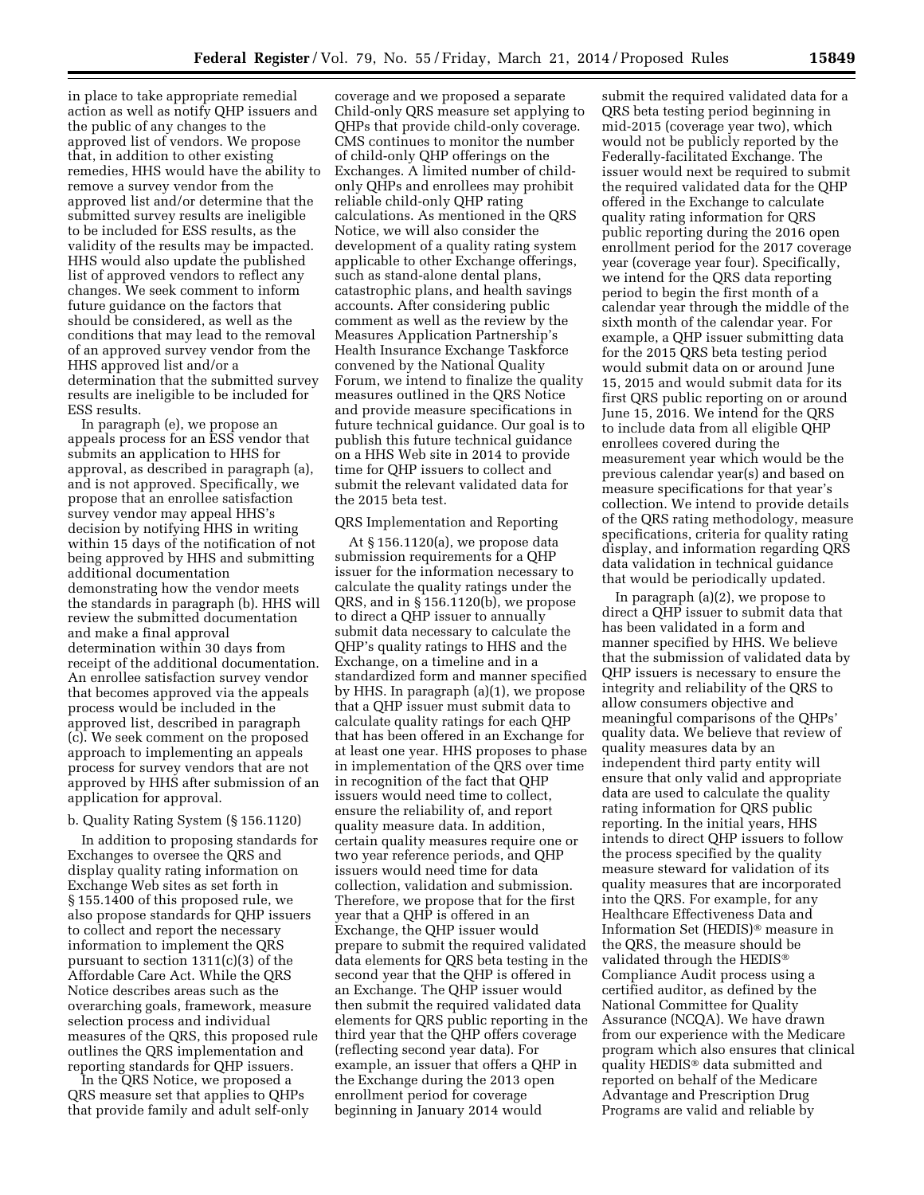in place to take appropriate remedial action as well as notify QHP issuers and the public of any changes to the approved list of vendors. We propose that, in addition to other existing remedies, HHS would have the ability to remove a survey vendor from the approved list and/or determine that the submitted survey results are ineligible to be included for ESS results, as the validity of the results may be impacted. HHS would also update the published list of approved vendors to reflect any changes. We seek comment to inform future guidance on the factors that should be considered, as well as the conditions that may lead to the removal of an approved survey vendor from the HHS approved list and/or a determination that the submitted survey results are ineligible to be included for ESS results.

In paragraph (e), we propose an appeals process for an ESS vendor that submits an application to HHS for approval, as described in paragraph (a), and is not approved. Specifically, we propose that an enrollee satisfaction survey vendor may appeal HHS's decision by notifying HHS in writing within 15 days of the notification of not being approved by HHS and submitting additional documentation demonstrating how the vendor meets the standards in paragraph (b). HHS will review the submitted documentation and make a final approval determination within 30 days from receipt of the additional documentation. An enrollee satisfaction survey vendor that becomes approved via the appeals process would be included in the approved list, described in paragraph (c). We seek comment on the proposed approach to implementing an appeals process for survey vendors that are not approved by HHS after submission of an application for approval.

b. Quality Rating System (§ 156.1120)

In addition to proposing standards for Exchanges to oversee the QRS and display quality rating information on Exchange Web sites as set forth in § 155.1400 of this proposed rule, we also propose standards for QHP issuers to collect and report the necessary information to implement the QRS pursuant to section 1311(c)(3) of the Affordable Care Act. While the QRS Notice describes areas such as the overarching goals, framework, measure selection process and individual measures of the QRS, this proposed rule outlines the QRS implementation and reporting standards for QHP issuers.

In the QRS Notice, we proposed a QRS measure set that applies to QHPs that provide family and adult self-only coverage and we proposed a separate Child-only QRS measure set applying to QHPs that provide child-only coverage. CMS continues to monitor the number of child-only QHP offerings on the Exchanges. A limited number of child-only QHPs and enrollees may prohibit reliable child-only QHP rating calculations. As mentioned in the QRS Notice, we will also consider the development of a quality rating system applicable to other Exchange offerings, such as stand-alone dental plans, catastrophic plans, and health savings accounts. After considering public comment as well as the review by the Measures Application Partnership's Health Insurance Exchange Taskforce convened by the National Quality Forum, we intend to finalize the quality measures outlined in the QRS Notice and provide measure specifications in future technical guidance. Our goal is to publish this future technical guidance on a HHS Web site in 2014 to provide time for QHP issuers to collect and submit the relevant validated data for the 2015 beta test.

QRS Implementation and Reporting

At § 156.1120(a), we propose data submission requirements for a QHP issuer for the information necessary to calculate the quality ratings under the QRS, and in § 156.1120(b), we propose to direct a QHP issuer to annually submit data necessary to calculate the QHP's quality ratings to HHS and the Exchange, on a timeline and in a standardized form and manner specified by HHS. In paragraph (a)(1), we propose that a QHP issuer must submit data to calculate quality ratings for each QHP that has been offered in an Exchange for at least one year. HHS proposes to phase in implementation of the QRS over time in recognition of the fact that QHP issuers would need time to collect, ensure the reliability of, and report quality measure data. In addition, certain quality measures require one or two year reference periods, and QHP issuers would need time for data collection, validation and submission. Therefore, we propose that for the first year that a QHP is offered in an Exchange, the QHP issuer would prepare to submit the required validated data elements for QRS beta testing in the second year that the QHP is offered in an Exchange. The QHP issuer would then submit the required validated data elements for QRS public reporting in the third year that the QHP offers coverage (reflecting second year data). For example, an issuer that offers a QHP in the Exchange during the 2013 open enrollment period for coverage beginning in January 2014 would submit the required validated data for a QRS beta testing period beginning in mid-2015 (coverage year two), which would not be publicly reported by the Federally-facilitated Exchange. The issuer would next be required to submit the required validated data for the QHP offered in the Exchange to calculate quality rating information for QRS public reporting during the 2016 open enrollment period for the 2017 coverage year (coverage year four). Specifically, we intend for the QRS data reporting period to begin the first month of a calendar year through the middle of the sixth month of the calendar year. For example, a QHP issuer submitting data for the 2015 QRS beta testing period would submit data on or around June 15, 2015 and would submit data for its first QRS public reporting on or around June 15, 2016. We intend for the QRS to include data from all eligible QHP enrollees covered during the measurement year which would be the previous calendar year(s) and based on measure specifications for that year's collection. We intend to provide details of the QRS rating methodology, measure specifications, criteria for quality rating display, and information regarding QRS data validation in technical guidance that would be periodically updated.

In paragraph (a)(2), we propose to direct a QHP issuer to submit data that has been validated in a form and manner specified by HHS. We believe that the submission of validated data by QHP issuers is necessary to ensure the integrity and reliability of the QRS to allow consumers objective and meaningful comparisons of the QHPs' quality data. We believe that review of quality measures data by an independent third party entity will ensure that only valid and appropriate data are used to calculate the quality rating information for QRS public reporting. In the initial years, HHS intends to direct QHP issuers to follow the process specified by the quality measure steward for validation of its quality measures that are incorporated into the QRS. For example, for any Healthcare Effectiveness Data and Information Set (HEDIS)® measure in the QRS, the measure should be validated through the HEDIS® Compliance Audit process using a certified auditor, as defined by the National Committee for Quality Assurance (NCQA). We have drawn from our experience with the Medicare program which also ensures that clinical quality HEDIS® data submitted and reported on behalf of the Medicare Advantage and Prescription Drug Programs are valid and reliable by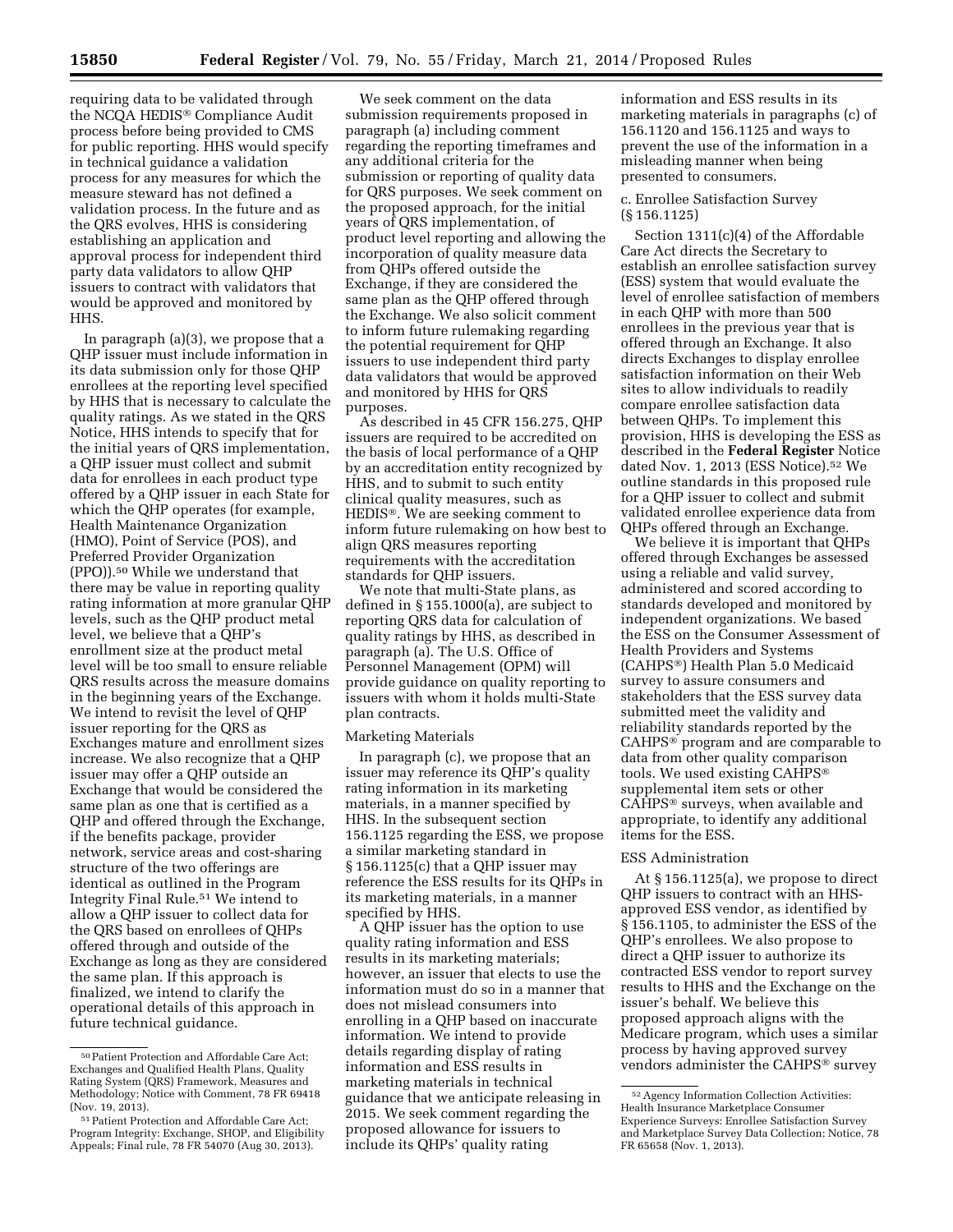requiring data to be validated through the NCQA HEDIS® Compliance Audit process before being provided to CMS for public reporting. HHS would specify in technical guidance a validation process for any measures for which the measure steward has not defined a validation process. In the future and as the QRS evolves, HHS is considering establishing an application and approval process for independent third party data validators to allow QHP issuers to contract with validators that would be approved and monitored by HHS.

In paragraph (a)(3), we propose that a QHP issuer must include information in its data submission only for those QHP enrollees at the reporting level specified by HHS that is necessary to calculate the quality ratings. As we stated in the QRS Notice, HHS intends to specify that for the initial years of QRS implementation, a QHP issuer must collect and submit data for enrollees in each product type offered by a QHP issuer in each State for which the QHP operates (for example, Health Maintenance Organization (HMO), Point of Service (POS), and Preferred Provider Organization (PPO)).[50] While we understand that there may be value in reporting quality rating information at more granular QHP levels, such as the QHP product metal level, we believe that a QHP's enrollment size at the product metal level will be too small to ensure reliable QRS results across the measure domains in the beginning years of the Exchange. We intend to revisit the level of QHP issuer reporting for the QRS as Exchanges mature and enrollment sizes increase. We also recognize that a QHP issuer may offer a QHP outside an Exchange that would be considered the same plan as one that is certified as a QHP and offered through the Exchange, if the benefits package, provider network, service areas and cost-sharing structure of the two offerings are identical as outlined in the Program Integrity Final Rule.[51] We intend to allow a QHP issuer to collect data for the QRS based on enrollees of QHPs offered through and outside of the Exchange as long as they are considered the same plan. If this approach is finalized, we intend to clarify the operational details of this approach in future technical guidance.

We seek comment on the data submission requirements proposed in paragraph (a) including comment regarding the reporting timeframes and any additional criteria for the submission or reporting of quality data for QRS purposes. We seek comment on the proposed approach, for the initial years of QRS implementation, of product level reporting and allowing the incorporation of quality measure data from QHPs offered outside the Exchange, if they are considered the same plan as the QHP offered through the Exchange. We also solicit comment to inform future rulemaking regarding the potential requirement for QHP issuers to use independent third party data validators that would be approved and monitored by HHS for QRS purposes.

As described in 45 CFR 156.275, QHP issuers are required to be accredited on the basis of local performance of a QHP by an accreditation entity recognized by HHS, and to submit to such entity clinical quality measures, such as HEDIS®. We are seeking comment to inform future rulemaking on how best to align QRS measures reporting requirements with the accreditation standards for QHP issuers.

We note that multi-State plans, as defined in § 155.1000(a), are subject to reporting QRS data for calculation of quality ratings by HHS, as described in paragraph (a). The U.S. Office of Personnel Management (OPM) will provide guidance on quality reporting to issuers with whom it holds multi-State plan contracts.

Marketing Materials

In paragraph (c), we propose that an issuer may reference its QHP's quality rating information in its marketing materials, in a manner specified by HHS. In the subsequent section 156.1125 regarding the ESS, we propose a similar marketing standard in § 156.1125(c) that a QHP issuer may reference the ESS results for its QHPs in its marketing materials, in a manner specified by HHS.

A QHP issuer has the option to use quality rating information and ESS results in its marketing materials; however, an issuer that elects to use the information must do so in a manner that does not mislead consumers into enrolling in a QHP based on inaccurate information. We intend to provide details regarding display of rating information and ESS results in marketing materials in technical guidance that we anticipate releasing in 2015. We seek comment regarding the proposed allowance for issuers to include its QHPs' quality rating information and ESS results in its marketing materials in paragraphs (c) of 156.1120 and 156.1125 and ways to prevent the use of the information in a misleading manner when being presented to consumers.

c. Enrollee Satisfaction Survey (§ 156.1125)

Section 1311(c)(4) of the Affordable Care Act directs the Secretary to establish an enrollee satisfaction survey (ESS) system that would evaluate the level of enrollee satisfaction of members in each QHP with more than 500 enrollees in the previous year that is offered through an Exchange. It also directs Exchanges to display enrollee satisfaction information on their Web sites to allow individuals to readily compare enrollee satisfaction data between QHPs. To implement this provision, HHS is developing the ESS as described in the **Federal Register** Notice dated Nov. 1, 2013 (ESS Notice).[52] We outline standards in this proposed rule for a QHP issuer to collect and submit validated enrollee experience data from QHPs offered through an Exchange.

We believe it is important that QHPs offered through Exchanges be assessed using a reliable and valid survey, administered and scored according to standards developed and monitored by independent organizations. We based the ESS on the Consumer Assessment of Health Providers and Systems (CAHPS®) Health Plan 5.0 Medicaid survey to assure consumers and stakeholders that the ESS survey data submitted meet the validity and reliability standards reported by the CAHPS® program and are comparable to data from other quality comparison tools. We used existing CAHPS® supplemental item sets or other CAHPS® surveys, when available and appropriate, to identify any additional items for the ESS.

ESS Administration

At § 156.1125(a), we propose to direct QHP issuers to contract with an HHS-approved ESS vendor, as identified by § 156.1105, to administer the ESS of the QHP's enrollees. We also propose to direct a QHP issuer to authorize its contracted ESS vendor to report survey results to HHS and the Exchange on the issuer's behalf. We believe this proposed approach aligns with the Medicare program, which uses a similar process by having approved survey vendors administer the CAHPS® survey

[50] Patient Protection and Affordable Care Act; Exchanges and Qualified Health Plans, Quality Rating System (QRS) Framework, Measures and Methodology; Notice with Comment, 78 FR 69418 (Nov. 19, 2013).

[51] Patient Protection and Affordable Care Act; Program Integrity: Exchange, SHOP, and Eligibility Appeals; Final rule, 78 FR 54070 (Aug 30, 2013).

[52] Agency Information Collection Activities: Health Insurance Marketplace Consumer Experience Surveys: Enrollee Satisfaction Survey and Marketplace Survey Data Collection; Notice, 78 FR 65658 (Nov. 1, 2013).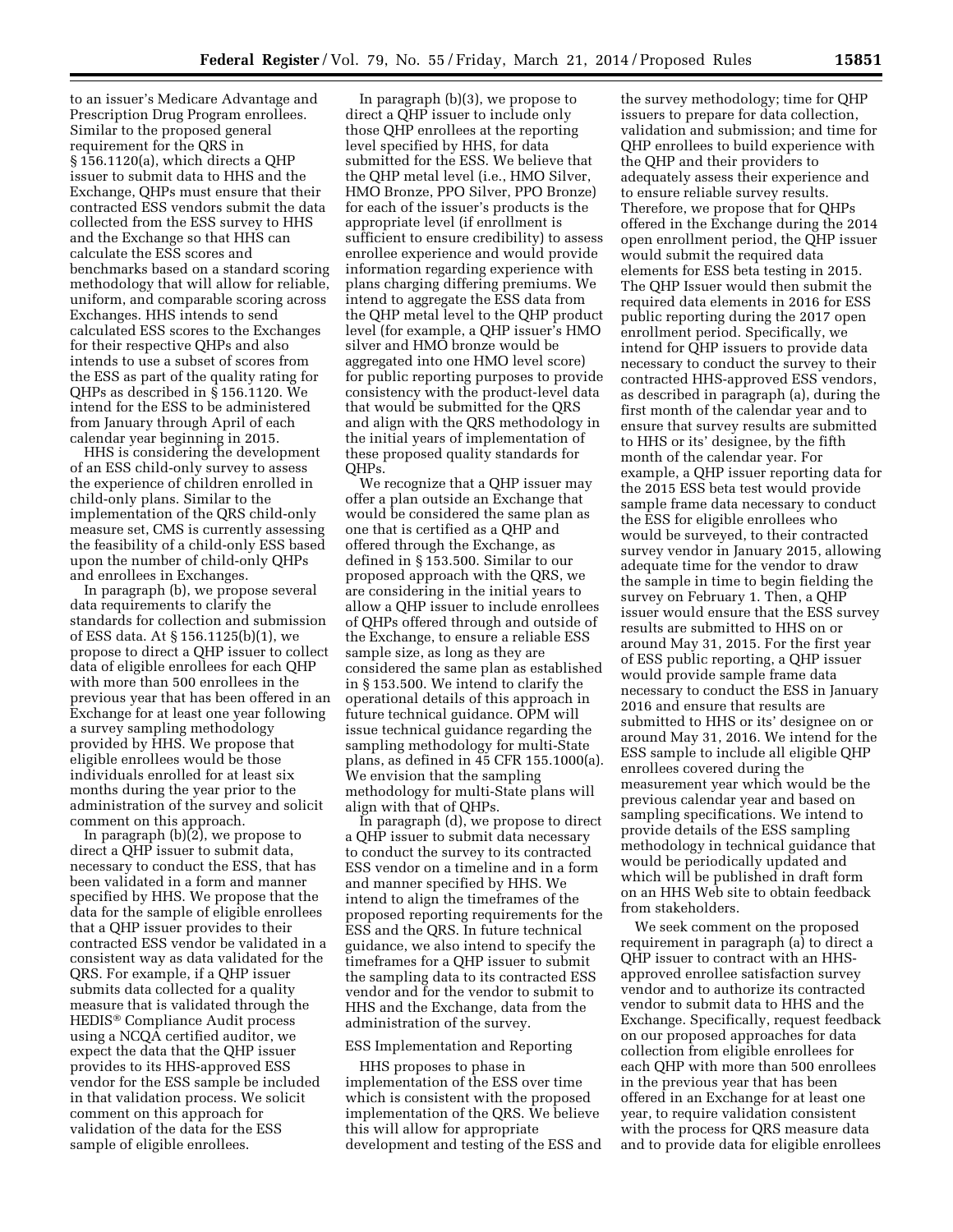to an issuer's Medicare Advantage and Prescription Drug Program enrollees. Similar to the proposed general requirement for the QRS in § 156.1120(a), which directs a QHP issuer to submit data to HHS and the Exchange, QHPs must ensure that their contracted ESS vendors submit the data collected from the ESS survey to HHS and the Exchange so that HHS can calculate the ESS scores and benchmarks based on a standard scoring methodology that will allow for reliable, uniform, and comparable scoring across Exchanges. HHS intends to send calculated ESS scores to the Exchanges for their respective QHPs and also intends to use a subset of scores from the ESS as part of the quality rating for QHPs as described in § 156.1120. We intend for the ESS to be administered from January through April of each calendar year beginning in 2015.

HHS is considering the development of an ESS child-only survey to assess the experience of children enrolled in child-only plans. Similar to the implementation of the QRS child-only measure set, CMS is currently assessing the feasibility of a child-only ESS based upon the number of child-only QHPs and enrollees in Exchanges.

In paragraph (b), we propose several data requirements to clarify the standards for collection and submission of ESS data. At § 156.1125(b)(1), we propose to direct a QHP issuer to collect data of eligible enrollees for each QHP with more than 500 enrollees in the previous year that has been offered in an Exchange for at least one year following a survey sampling methodology provided by HHS. We propose that eligible enrollees would be those individuals enrolled for at least six months during the year prior to the administration of the survey and solicit comment on this approach.

In paragraph (b)(2), we propose to direct a QHP issuer to submit data, necessary to conduct the ESS, that has been validated in a form and manner specified by HHS. We propose that the data for the sample of eligible enrollees that a QHP issuer provides to their contracted ESS vendor be validated in a consistent way as data validated for the QRS. For example, if a QHP issuer submits data collected for a quality measure that is validated through the HEDIS® Compliance Audit process using a NCQA certified auditor, we expect the data that the QHP issuer provides to its HHS-approved ESS vendor for the ESS sample be included in that validation process. We solicit comment on this approach for validation of the data for the ESS sample of eligible enrollees.

In paragraph (b)(3), we propose to direct a QHP issuer to include only those QHP enrollees at the reporting level specified by HHS, for data submitted for the ESS. We believe that the QHP metal level (i.e., HMO Silver, HMO Bronze, PPO Silver, PPO Bronze) for each of the issuer's products is the appropriate level (if enrollment is sufficient to ensure credibility) to assess enrollee experience and would provide information regarding experience with plans charging differing premiums. We intend to aggregate the ESS data from the QHP metal level to the QHP product level (for example, a QHP issuer's HMO silver and HMO bronze would be aggregated into one HMO level score) for public reporting purposes to provide consistency with the product-level data that would be submitted for the QRS and align with the QRS methodology in the initial years of implementation of these proposed quality standards for QHPs.

We recognize that a QHP issuer may offer a plan outside an Exchange that would be considered the same plan as one that is certified as a QHP and offered through the Exchange, as defined in § 153.500. Similar to our proposed approach with the QRS, we are considering in the initial years to allow a QHP issuer to include enrollees of QHPs offered through and outside of the Exchange, to ensure a reliable ESS sample size, as long as they are considered the same plan as established in § 153.500. We intend to clarify the operational details of this approach in future technical guidance. OPM will issue technical guidance regarding the sampling methodology for multi-State plans, as defined in 45 CFR 155.1000(a). We envision that the sampling methodology for multi-State plans will align with that of QHPs.

In paragraph (d), we propose to direct a QHP issuer to submit data necessary to conduct the survey to its contracted ESS vendor on a timeline and in a form and manner specified by HHS. We intend to align the timeframes of the proposed reporting requirements for the ESS and the QRS. In future technical guidance, we also intend to specify the timeframes for a QHP issuer to submit the sampling data to its contracted ESS vendor and for the vendor to submit to HHS and the Exchange, data from the administration of the survey.

## ESS Implementation and Reporting

HHS proposes to phase in implementation of the ESS over time which is consistent with the proposed implementation of the QRS. We believe this will allow for appropriate development and testing of the ESS and the survey methodology; time for QHP issuers to prepare for data collection, validation and submission; and time for QHP enrollees to build experience with the QHP and their providers to adequately assess their experience and to ensure reliable survey results. Therefore, we propose that for QHPs offered in the Exchange during the 2014 open enrollment period, the QHP issuer would submit the required data elements for ESS beta testing in 2015. The QHP Issuer would then submit the required data elements in 2016 for ESS public reporting during the 2017 open enrollment period. Specifically, we intend for QHP issuers to provide data necessary to conduct the survey to their contracted HHS-approved ESS vendors, as described in paragraph (a), during the first month of the calendar year and to ensure that survey results are submitted to HHS or its' designee, by the fifth month of the calendar year. For example, a QHP issuer reporting data for the 2015 ESS beta test would provide sample frame data necessary to conduct the ESS for eligible enrollees who would be surveyed, to their contracted survey vendor in January 2015, allowing adequate time for the vendor to draw the sample in time to begin fielding the survey on February 1. Then, a QHP issuer would ensure that the ESS survey results are submitted to HHS on or around May 31, 2015. For the first year of ESS public reporting, a QHP issuer would provide sample frame data necessary to conduct the ESS in January 2016 and ensure that results are submitted to HHS or its' designee on or around May 31, 2016. We intend for the ESS sample to include all eligible QHP enrollees covered during the measurement year which would be the previous calendar year and based on sampling specifications. We intend to provide details of the ESS sampling methodology in technical guidance that would be periodically updated and which will be published in draft form on an HHS Web site to obtain feedback from stakeholders.

We seek comment on the proposed requirement in paragraph (a) to direct a QHP issuer to contract with an HHS-approved enrollee satisfaction survey vendor and to authorize its contracted vendor to submit data to HHS and the Exchange. Specifically, request feedback on our proposed approaches for data collection from eligible enrollees for each QHP with more than 500 enrollees in the previous year that has been offered in an Exchange for at least one year, to require validation consistent with the process for QRS measure data and to provide data for eligible enrollees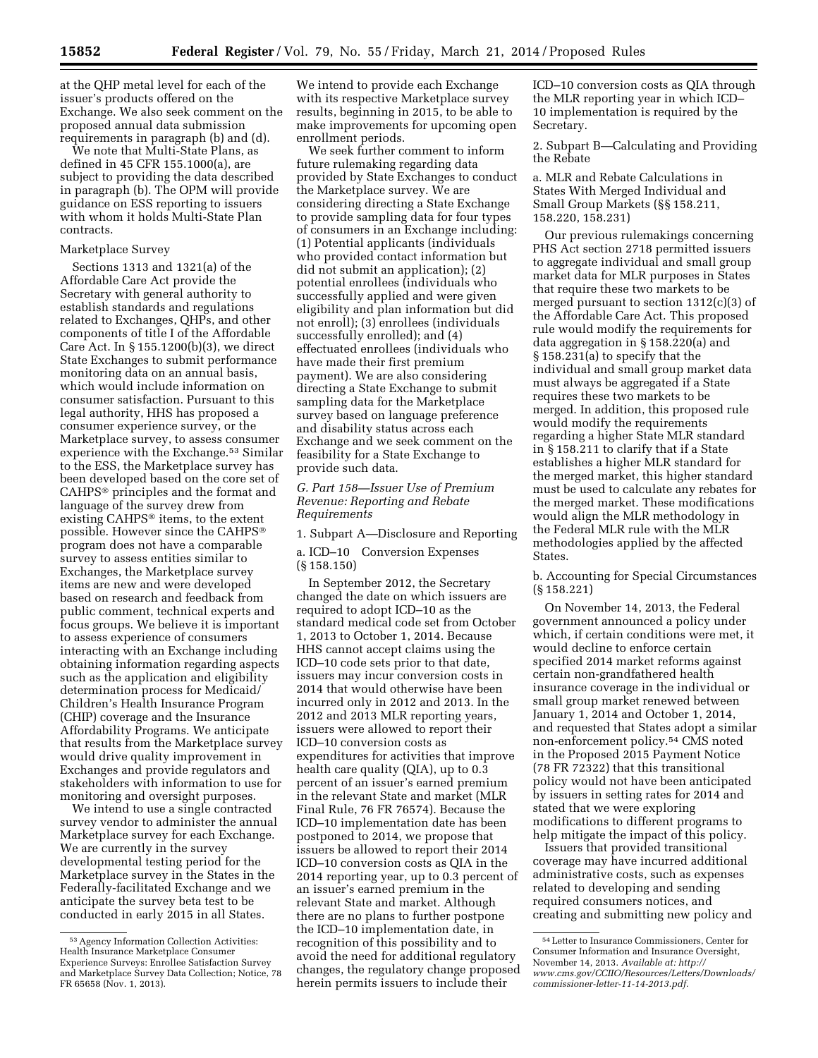at the QHP metal level for each of the issuer's products offered on the Exchange. We also seek comment on the proposed annual data submission requirements in paragraph (b) and (d).

We note that Multi-State Plans, as defined in 45 CFR 155.1000(a), are subject to providing the data described in paragraph (b). The OPM will provide guidance on ESS reporting to issuers with whom it holds Multi-State Plan contracts.

Marketplace Survey

Sections 1313 and 1321(a) of the Affordable Care Act provide the Secretary with general authority to establish standards and regulations related to Exchanges, QHPs, and other components of title I of the Affordable Care Act. In § 155.1200(b)(3), we direct State Exchanges to submit performance monitoring data on an annual basis, which would include information on consumer satisfaction. Pursuant to this legal authority, HHS has proposed a consumer experience survey, or the Marketplace survey, to assess consumer experience with the Exchange.[53] Similar to the ESS, the Marketplace survey has been developed based on the core set of CAHPS® principles and the format and language of the survey drew from existing CAHPS® items, to the extent possible. However since the CAHPS® program does not have a comparable survey to assess entities similar to Exchanges, the Marketplace survey items are new and were developed based on research and feedback from public comment, technical experts and focus groups. We believe it is important to assess experience of consumers interacting with an Exchange including obtaining information regarding aspects such as the application and eligibility determination process for Medicaid/Children's Health Insurance Program (CHIP) coverage and the Insurance Affordability Programs. We anticipate that results from the Marketplace survey would drive quality improvement in Exchanges and provide regulators and stakeholders with information to use for monitoring and oversight purposes.

We intend to use a single contracted survey vendor to administer the annual Marketplace survey for each Exchange. We are currently in the survey developmental testing period for the Marketplace survey in the States in the Federally-facilitated Exchange and we anticipate the survey beta test to be conducted in early 2015 in all States.

We intend to provide each Exchange with its respective Marketplace survey results, beginning in 2015, to be able to make improvements for upcoming open enrollment periods.

We seek further comment to inform future rulemaking regarding data provided by State Exchanges to conduct the Marketplace survey. We are considering directing a State Exchange to provide sampling data for four types of consumers in an Exchange including: (1) Potential applicants (individuals who provided contact information but did not submit an application); (2) potential enrollees (individuals who successfully applied and were given eligibility and plan information but did not enroll); (3) enrollees (individuals successfully enrolled); and (4) effectuated enrollees (individuals who have made their first premium payment). We are also considering directing a State Exchange to submit sampling data for the Marketplace survey based on language preference and disability status across each Exchange and we seek comment on the feasibility for a State Exchange to provide such data.

### G. Part 158—Issuer Use of Premium Revenue: Reporting and Rebate Requirements

1. Subpart A—Disclosure and Reporting

a. ICD–10 Conversion Expenses (§ 158.150)

In September 2012, the Secretary changed the date on which issuers are required to adopt ICD–10 as the standard medical code set from October 1, 2013 to October 1, 2014. Because HHS cannot accept claims using the ICD–10 code sets prior to that date, issuers may incur conversion costs in 2014 that would otherwise have been incurred only in 2012 and 2013. In the 2012 and 2013 MLR reporting years, issuers were allowed to report their ICD–10 conversion costs as expenditures for activities that improve health care quality (QIA), up to 0.3 percent of an issuer's earned premium in the relevant State and market (MLR Final Rule, 76 FR 76574). Because the ICD–10 implementation date has been postponed to 2014, we propose that issuers be allowed to report their 2014 ICD–10 conversion costs as QIA in the 2014 reporting year, up to 0.3 percent of an issuer's earned premium in the relevant State and market. Although there are no plans to further postpone the ICD–10 implementation date, in recognition of this possibility and to avoid the need for additional regulatory changes, the regulatory change proposed herein permits issuers to include their ICD–10 conversion costs as QIA through the MLR reporting year in which ICD–10 implementation is required by the Secretary.

2. Subpart B—Calculating and Providing the Rebate

a. MLR and Rebate Calculations in States With Merged Individual and Small Group Markets (§§ 158.211, 158.220, 158.231)

Our previous rulemakings concerning PHS Act section 2718 permitted issuers to aggregate individual and small group market data for MLR purposes in States that require these two markets to be merged pursuant to section 1312(c)(3) of the Affordable Care Act. This proposed rule would modify the requirements for data aggregation in § 158.220(a) and § 158.231(a) to specify that the individual and small group market data must always be aggregated if a State requires these two markets to be merged. In addition, this proposed rule would modify the requirements regarding a higher State MLR standard in § 158.211 to clarify that if a State establishes a higher MLR standard for the merged market, this higher standard must be used to calculate any rebates for the merged market. These modifications would align the MLR methodology in the Federal MLR rule with the MLR methodologies applied by the affected States.

b. Accounting for Special Circumstances (§ 158.221)

On November 14, 2013, the Federal government announced a policy under which, if certain conditions were met, it would decline to enforce certain specified 2014 market reforms against certain non-grandfathered health insurance coverage in the individual or small group market renewed between January 1, 2014 and October 1, 2014, and requested that States adopt a similar non-enforcement policy.[54] CMS noted in the Proposed 2015 Payment Notice (78 FR 72322) that this transitional policy would not have been anticipated by issuers in setting rates for 2014 and stated that we were exploring modifications to different programs to help mitigate the impact of this policy.

Issuers that provided transitional coverage may have incurred additional administrative costs, such as expenses related to developing and sending required consumers notices, and creating and submitting new policy and

---

[53] Agency Information Collection Activities: Health Insurance Marketplace Consumer Experience Surveys: Enrollee Satisfaction Survey and Marketplace Survey Data Collection; Notice, 78 FR 65658 (Nov. 1, 2013).

[54] Letter to Insurance Commissioners, Center for Consumer Information and Insurance Oversight, November 14, 2013. *Available at: http://www.cms.gov/CCIIO/Resources/Letters/Downloads/commissioner-letter-11-14-2013.pdf.*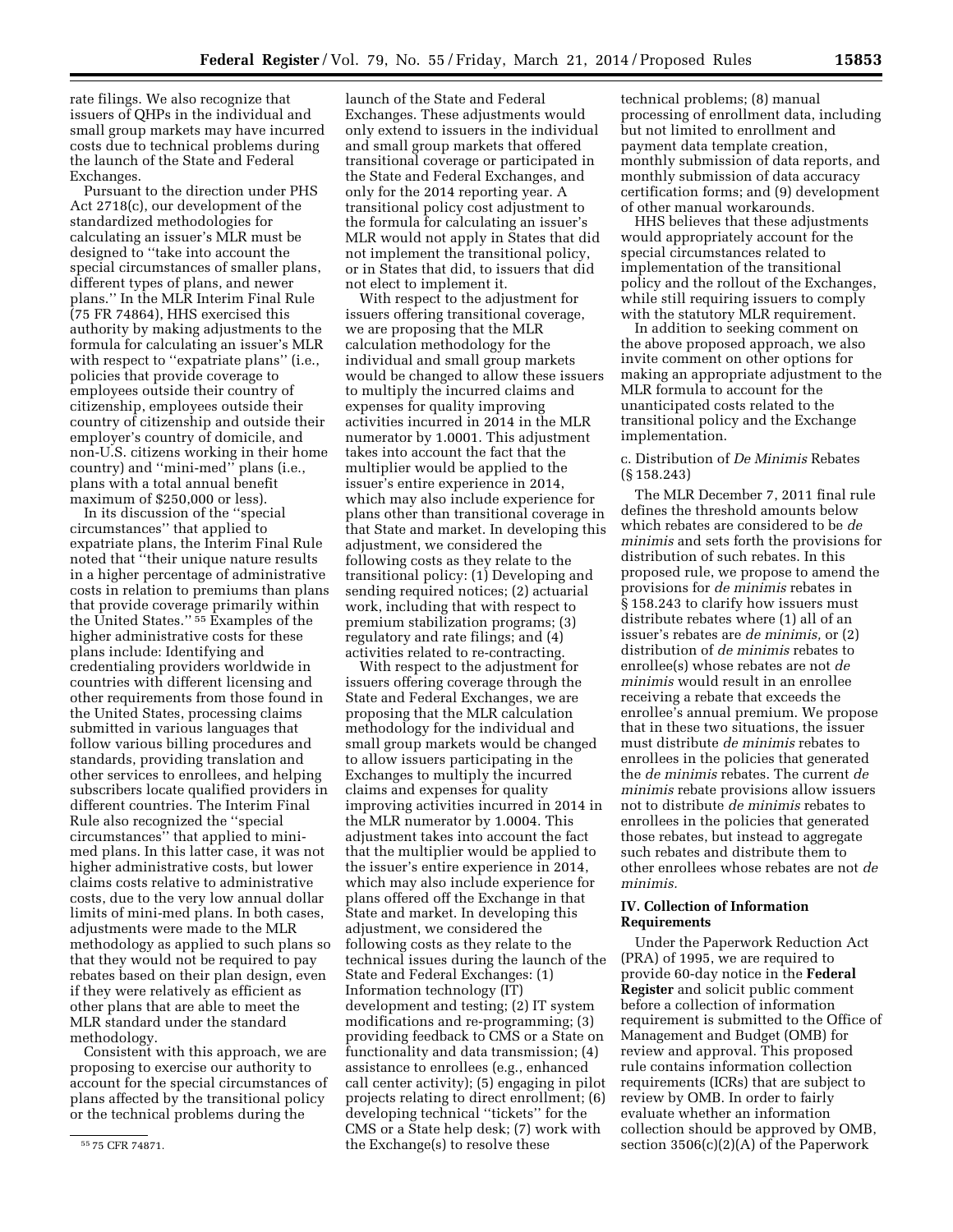rate filings. We also recognize that issuers of QHPs in the individual and small group markets may have incurred costs due to technical problems during the launch of the State and Federal Exchanges.

Pursuant to the direction under PHS Act 2718(c), our development of the standardized methodologies for calculating an issuer's MLR must be designed to "take into account the special circumstances of smaller plans, different types of plans, and newer plans." In the MLR Interim Final Rule (75 FR 74864), HHS exercised this authority by making adjustments to the formula for calculating an issuer's MLR with respect to "expatriate plans" (i.e., policies that provide coverage to employees outside their country of citizenship, employees outside their country of citizenship and outside their employer's country of domicile, and non-U.S. citizens working in their home country) and "mini-med" plans (i.e., plans with a total annual benefit maximum of $250,000 or less).

In its discussion of the "special circumstances" that applied to expatriate plans, the Interim Final Rule noted that "their unique nature results in a higher percentage of administrative costs in relation to premiums than plans that provide coverage primarily within the United States."[55] Examples of the higher administrative costs for these plans include: Identifying and credentialing providers worldwide in countries with different licensing and other requirements from those found in the United States, processing claims submitted in various languages that follow various billing procedures and standards, providing translation and other services to enrollees, and helping subscribers locate qualified providers in different countries. The Interim Final Rule also recognized the "special circumstances" that applied to mini-med plans. In this latter case, it was not higher administrative costs, but lower claims costs relative to administrative costs, due to the very low annual dollar limits of mini-med plans. In both cases, adjustments were made to the MLR methodology as applied to such plans so that they would not be required to pay rebates based on their plan design, even if they were relatively as efficient as other plans that are able to meet the MLR standard under the standard methodology.

Consistent with this approach, we are proposing to exercise our authority to account for the special circumstances of plans affected by the transitional policy or the technical problems during the launch of the State and Federal Exchanges. These adjustments would only extend to issuers in the individual and small group markets that offered transitional coverage or participated in the State and Federal Exchanges, and only for the 2014 reporting year. A transitional policy cost adjustment to the formula for calculating an issuer's MLR would not apply in States that did not implement the transitional policy, or in States that did, to issuers that did not elect to implement it.

With respect to the adjustment for issuers offering transitional coverage, we are proposing that the MLR calculation methodology for the individual and small group markets would be changed to allow these issuers to multiply the incurred claims and expenses for quality improving activities incurred in 2014 in the MLR numerator by 1.0001. This adjustment takes into account the fact that the multiplier would be applied to the issuer's entire experience in 2014, which may also include experience for plans other than transitional coverage in that State and market. In developing this adjustment, we considered the following costs as they relate to the transitional policy: (1) Developing and sending required notices; (2) actuarial work, including that with respect to premium stabilization programs; (3) regulatory and rate filings; and (4) activities related to re-contracting.

With respect to the adjustment for issuers offering coverage through the State and Federal Exchanges, we are proposing that the MLR calculation methodology for the individual and small group markets would be changed to allow issuers participating in the Exchanges to multiply the incurred claims and expenses for quality improving activities incurred in 2014 in the MLR numerator by 1.0004. This adjustment takes into account the fact that the multiplier would be applied to the issuer's entire experience in 2014, which may also include experience for plans offered off the Exchange in that State and market. In developing this adjustment, we considered the following costs as they relate to the technical issues during the launch of the State and Federal Exchanges: (1) Information technology (IT) development and testing; (2) IT system modifications and re-programming; (3) providing feedback to CMS or a State on functionality and data transmission; (4) assistance to enrollees (e.g., enhanced call center activity); (5) engaging in pilot projects relating to direct enrollment; (6) developing technical "tickets" for the CMS or a State help desk; (7) work with the Exchange(s) to resolve these technical problems; (8) manual processing of enrollment data, including but not limited to enrollment and payment data template creation, monthly submission of data reports, and monthly submission of data accuracy certification forms; and (9) development of other manual workarounds.

HHS believes that these adjustments would appropriately account for the special circumstances related to implementation of the transitional policy and the rollout of the Exchanges, while still requiring issuers to comply with the statutory MLR requirement.

In addition to seeking comment on the above proposed approach, we also invite comment on other options for making an appropriate adjustment to the MLR formula to account for the unanticipated costs related to the transitional policy and the Exchange implementation.

c. Distribution of *De Minimis* Rebates (§ 158.243)

The MLR December 7, 2011 final rule defines the threshold amounts below which rebates are considered to be *de minimis* and sets forth the provisions for distribution of such rebates. In this proposed rule, we propose to amend the provisions for *de minimis* rebates in § 158.243 to clarify how issuers must distribute rebates where (1) all of an issuer's rebates are *de minimis,* or (2) distribution of *de minimis* rebates to enrollee(s) whose rebates are not *de minimis* would result in an enrollee receiving a rebate that exceeds the enrollee's annual premium. We propose that in these two situations, the issuer must distribute *de minimis* rebates to enrollees in the policies that generated the *de minimis* rebates. The current *de minimis* rebate provisions allow issuers not to distribute *de minimis* rebates to enrollees in the policies that generated those rebates, but instead to aggregate such rebates and distribute them to other enrollees whose rebates are not *de minimis.*

## IV. Collection of Information Requirements

Under the Paperwork Reduction Act (PRA) of 1995, we are required to provide 60-day notice in the **Federal Register** and solicit public comment before a collection of information requirement is submitted to the Office of Management and Budget (OMB) for review and approval. This proposed rule contains information collection requirements (ICRs) that are subject to review by OMB. In order to fairly evaluate whether an information collection should be approved by OMB, section 3506(c)(2)(A) of the Paperwork

[55] 75 CFR 74871.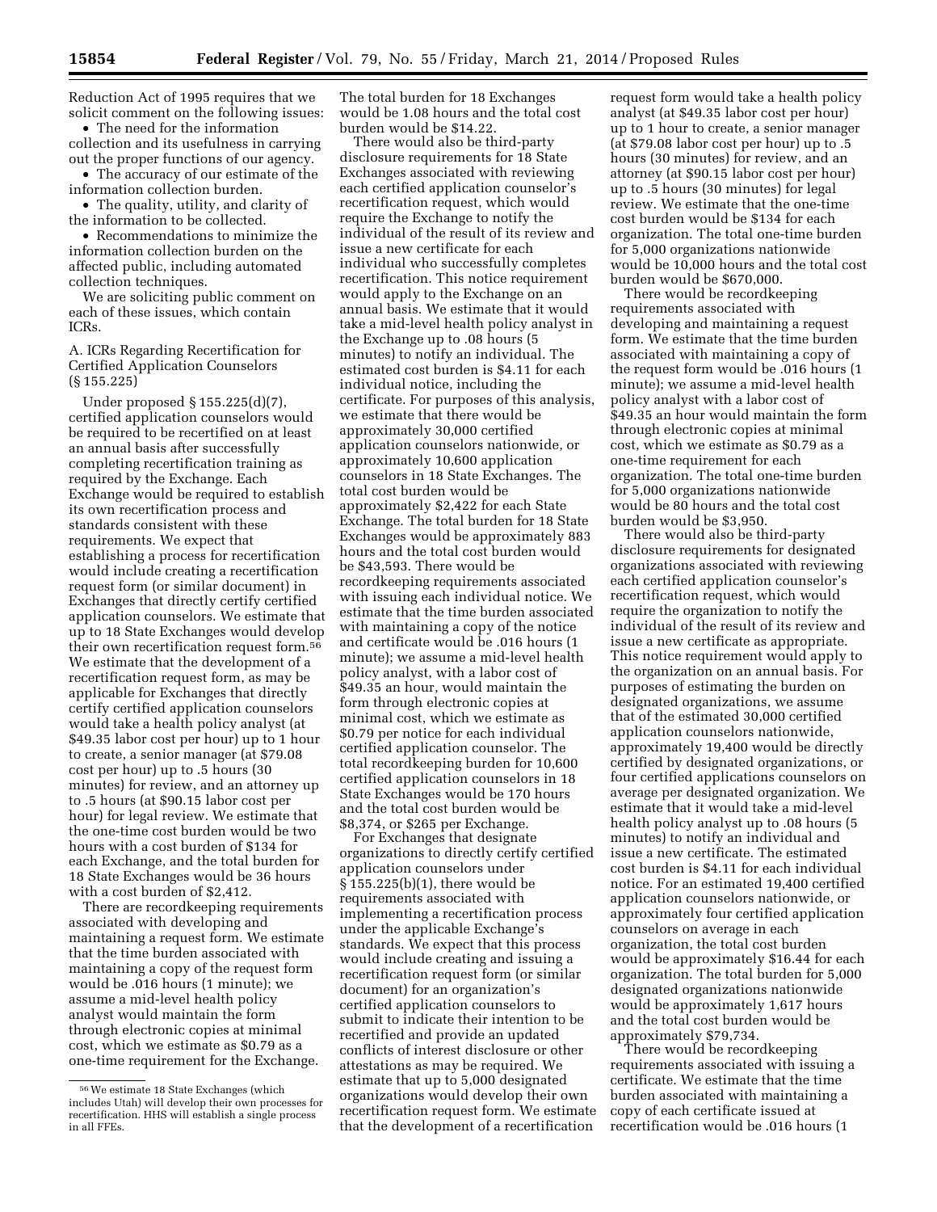Reduction Act of 1995 requires that we solicit comment on the following issues:

- The need for the information collection and its usefulness in carrying out the proper functions of our agency.
- The accuracy of our estimate of the information collection burden.
- The quality, utility, and clarity of the information to be collected.
- Recommendations to minimize the information collection burden on the affected public, including automated collection techniques.

We are soliciting public comment on each of these issues, which contain ICRs.

A. ICRs Regarding Recertification for Certified Application Counselors (§ 155.225)

Under proposed § 155.225(d)(7), certified application counselors would be required to be recertified on at least an annual basis after successfully completing recertification training as required by the Exchange. Each Exchange would be required to establish its own recertification process and standards consistent with these requirements. We expect that establishing a process for recertification would include creating a recertification request form (or similar document) in Exchanges that directly certify certified application counselors. We estimate that up to 18 State Exchanges would develop their own recertification request form.[56] We estimate that the development of a recertification request form, as may be applicable for Exchanges that directly certify certified application counselors would take a health policy analyst (at $49.35 labor cost per hour) up to 1 hour to create, a senior manager (at $79.08 cost per hour) up to .5 hours (30 minutes) for review, and an attorney up to .5 hours (at $90.15 labor cost per hour) for legal review. We estimate that the one-time cost burden would be two hours with a cost burden of $134 for each Exchange, and the total burden for 18 State Exchanges would be 36 hours with a cost burden of $2,412.

There are recordkeeping requirements associated with developing and maintaining a request form. We estimate that the time burden associated with maintaining a copy of the request form would be .016 hours (1 minute); we assume a mid-level health policy analyst would maintain the form through electronic copies at minimal cost, which we estimate as $0.79 as a one-time requirement for the Exchange. The total burden for 18 Exchanges would be 1.08 hours and the total cost burden would be $14.22.

There would also be third-party disclosure requirements for 18 State Exchanges associated with reviewing each certified application counselor's recertification request, which would require the Exchange to notify the individual of the result of its review and issue a new certificate for each individual who successfully completes recertification. This notice requirement would apply to the Exchange on an annual basis. We estimate that it would take a mid-level health policy analyst in the Exchange up to .08 hours (5 minutes) to notify an individual. The estimated cost burden is $4.11 for each individual notice, including the certificate. For purposes of this analysis, we estimate that there would be approximately 30,000 certified application counselors nationwide, or approximately 10,600 application counselors in 18 State Exchanges. The total cost burden would be approximately $2,422 for each State Exchange. The total burden for 18 State Exchanges would be approximately 883 hours and the total cost burden would be $43,593. There would be recordkeeping requirements associated with issuing each individual notice. We estimate that the time burden associated with maintaining a copy of the notice and certificate would be .016 hours (1 minute); we assume a mid-level health policy analyst, with a labor cost of $49.35 an hour, would maintain the form through electronic copies at minimal cost, which we estimate as $0.79 per notice for each individual certified application counselor. The total recordkeeping burden for 10,600 certified application counselors in 18 State Exchanges would be 170 hours and the total cost burden would be $8,374, or $265 per Exchange.

For Exchanges that designate organizations to directly certify certified application counselors under § 155.225(b)(1), there would be requirements associated with implementing a recertification process under the applicable Exchange's standards. We expect that this process would include creating and issuing a recertification request form (or similar document) for an organization's certified application counselors to submit to indicate their intention to be recertified and provide an updated conflicts of interest disclosure or other attestations as may be required. We estimate that up to 5,000 designated organizations would develop their own recertification request form. We estimate that the development of a recertification request form would take a health policy analyst (at $49.35 labor cost per hour) up to 1 hour to create, a senior manager (at $79.08 labor cost per hour) up to .5 hours (30 minutes) for review, and an attorney (at $90.15 labor cost per hour) up to .5 hours (30 minutes) for legal review. We estimate that the one-time cost burden would be $134 for each organization. The total one-time burden for 5,000 organizations nationwide would be 10,000 hours and the total cost burden would be $670,000.

There would be recordkeeping requirements associated with developing and maintaining a request form. We estimate that the time burden associated with maintaining a copy of the request form would be .016 hours (1 minute); we assume a mid-level health policy analyst with a labor cost of $49.35 an hour would maintain the form through electronic copies at minimal cost, which we estimate as $0.79 as a one-time requirement for each organization. The total one-time burden for 5,000 organizations nationwide would be 80 hours and the total cost burden would be $3,950.

There would also be third-party disclosure requirements for designated organizations associated with reviewing each certified application counselor's recertification request, which would require the organization to notify the individual of the result of its review and issue a new certificate as appropriate. This notice requirement would apply to the organization on an annual basis. For purposes of estimating the burden on designated organizations, we assume that of the estimated 30,000 certified application counselors nationwide, approximately 19,400 would be directly certified by designated organizations, or four certified applications counselors on average per designated organization. We estimate that it would take a mid-level health policy analyst up to .08 hours (5 minutes) to notify an individual and issue a new certificate. The estimated cost burden is $4.11 for each individual notice. For an estimated 19,400 certified application counselors nationwide, or approximately four certified application counselors on average in each organization, the total cost burden would be approximately $16.44 for each organization. The total burden for 5,000 designated organizations nationwide would be approximately 1,617 hours and the total cost burden would be approximately $79,734.

There would be recordkeeping requirements associated with issuing a certificate. We estimate that the time burden associated with maintaining a copy of each certificate issued at recertification would be .016 hours (1

---

[56] We estimate 18 State Exchanges (which includes Utah) will develop their own processes for recertification. HHS will establish a single process in all FFEs.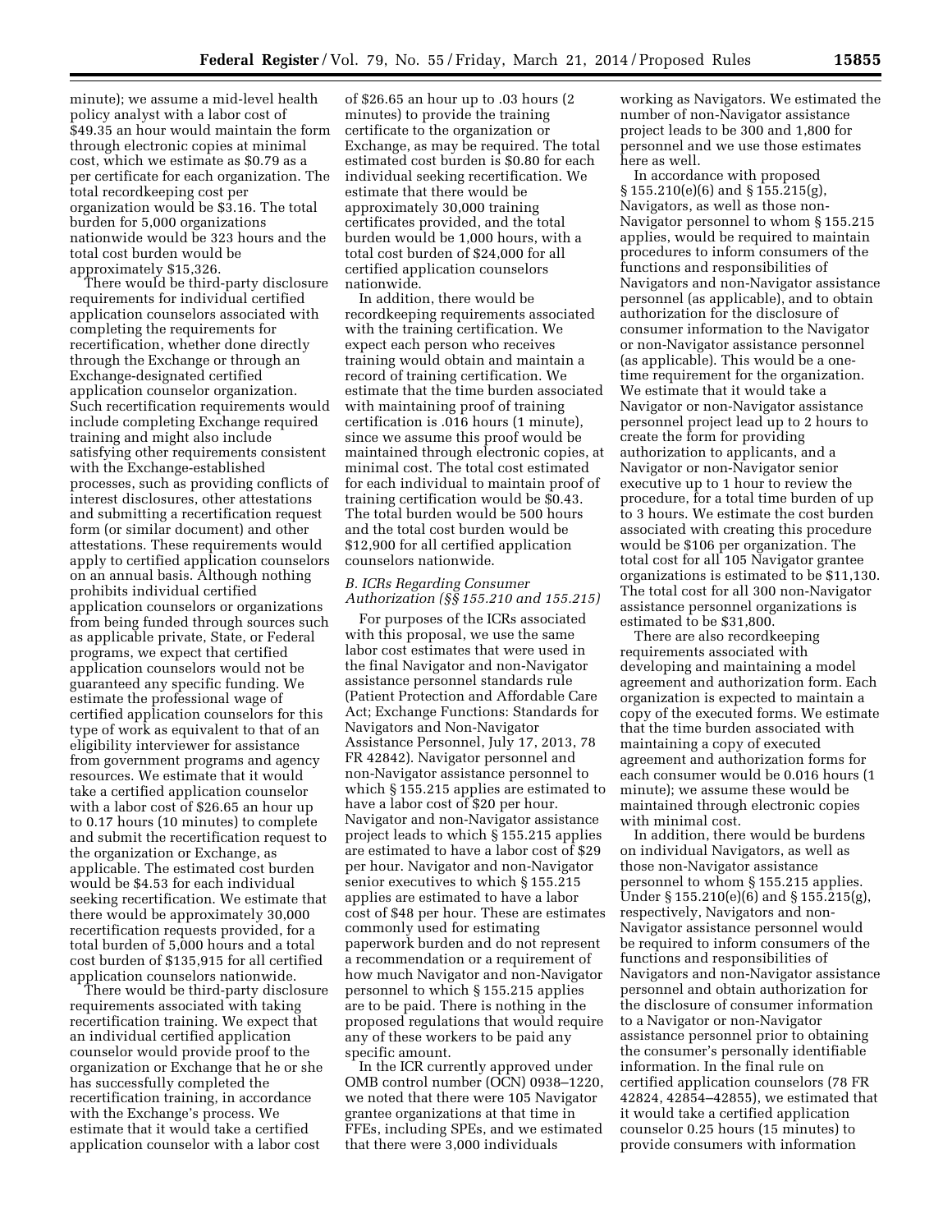minute); we assume a mid-level health policy analyst with a labor cost of $49.35 an hour would maintain the form through electronic copies at minimal cost, which we estimate as $0.79 as a per certificate for each organization. The total recordkeeping cost per organization would be $3.16. The total burden for 5,000 organizations nationwide would be 323 hours and the total cost burden would be approximately $15,326.

There would be third-party disclosure requirements for individual certified application counselors associated with completing the requirements for recertification, whether done directly through the Exchange or through an Exchange-designated certified application counselor organization. Such recertification requirements would include completing Exchange required training and might also include satisfying other requirements consistent with the Exchange-established processes, such as providing conflicts of interest disclosures, other attestations and submitting a recertification request form (or similar document) and other attestations. These requirements would apply to certified application counselors on an annual basis. Although nothing prohibits individual certified application counselors or organizations from being funded through sources such as applicable private, State, or Federal programs, we expect that certified application counselors would not be guaranteed any specific funding. We estimate the professional wage of certified application counselors for this type of work as equivalent to that of an eligibility interviewer for assistance from government programs and agency resources. We estimate that it would take a certified application counselor with a labor cost of $26.65 an hour up to 0.17 hours (10 minutes) to complete and submit the recertification request to the organization or Exchange, as applicable. The estimated cost burden would be $4.53 for each individual seeking recertification. We estimate that there would be approximately 30,000 recertification requests provided, for a total burden of 5,000 hours and a total cost burden of $135,915 for all certified application counselors nationwide.

There would be third-party disclosure requirements associated with taking recertification training. We expect that an individual certified application counselor would provide proof to the organization or Exchange that he or she has successfully completed the recertification training, in accordance with the Exchange's process. We estimate that it would take a certified application counselor with a labor cost of $26.65 an hour up to .03 hours (2 minutes) to provide the training certificate to the organization or Exchange, as may be required. The total estimated cost burden is $0.80 for each individual seeking recertification. We estimate that there would be approximately 30,000 training certificates provided, and the total burden would be 1,000 hours, with a total cost burden of $24,000 for all certified application counselors nationwide.

In addition, there would be recordkeeping requirements associated with the training certification. We expect each person who receives training would obtain and maintain a record of training certification. We estimate that the time burden associated with maintaining proof of training certification is .016 hours (1 minute), since we assume this proof would be maintained through electronic copies, at minimal cost. The total cost estimated for each individual to maintain proof of training certification would be $0.43. The total burden would be 500 hours and the total cost burden would be $12,900 for all certified application counselors nationwide.

### *B. ICRs Regarding Consumer Authorization (§§ 155.210 and 155.215)*

For purposes of the ICRs associated with this proposal, we use the same labor cost estimates that were used in the final Navigator and non-Navigator assistance personnel standards rule (Patient Protection and Affordable Care Act; Exchange Functions: Standards for Navigators and Non-Navigator Assistance Personnel, July 17, 2013, 78 FR 42842). Navigator personnel and non-Navigator assistance personnel to which § 155.215 applies are estimated to have a labor cost of $20 per hour. Navigator and non-Navigator assistance project leads to which § 155.215 applies are estimated to have a labor cost of $29 per hour. Navigator and non-Navigator senior executives to which § 155.215 applies are estimated to have a labor cost of $48 per hour. These are estimates commonly used for estimating paperwork burden and do not represent a recommendation or a requirement of how much Navigator and non-Navigator personnel to which § 155.215 applies are to be paid. There is nothing in the proposed regulations that would require any of these workers to be paid any specific amount.

In the ICR currently approved under OMB control number (OCN) 0938–1220, we noted that there were 105 Navigator grantee organizations at that time in FFEs, including SPEs, and we estimated that there were 3,000 individuals working as Navigators. We estimated the number of non-Navigator assistance project leads to be 300 and 1,800 for personnel and we use those estimates here as well.

In accordance with proposed § 155.210(e)(6) and § 155.215(g), Navigators, as well as those non-Navigator personnel to whom § 155.215 applies, would be required to maintain procedures to inform consumers of the functions and responsibilities of Navigators and non-Navigator assistance personnel (as applicable), and to obtain authorization for the disclosure of consumer information to the Navigator or non-Navigator assistance personnel (as applicable). This would be a one-time requirement for the organization. We estimate that it would take a Navigator or non-Navigator assistance personnel project lead up to 2 hours to create the form for providing authorization to applicants, and a Navigator or non-Navigator senior executive up to 1 hour to review the procedure, for a total time burden of up to 3 hours. We estimate the cost burden associated with creating this procedure would be $106 per organization. The total cost for all 105 Navigator grantee organizations is estimated to be $11,130. The total cost for all 300 non-Navigator assistance personnel organizations is estimated to be $31,800.

There are also recordkeeping requirements associated with developing and maintaining a model agreement and authorization form. Each organization is expected to maintain a copy of the executed forms. We estimate that the time burden associated with maintaining a copy of executed agreement and authorization forms for each consumer would be 0.016 hours (1 minute); we assume these would be maintained through electronic copies with minimal cost.

In addition, there would be burdens on individual Navigators, as well as those non-Navigator assistance personnel to whom § 155.215 applies. Under § 155.210(e)(6) and § 155.215(g), respectively, Navigators and non-Navigator assistance personnel would be required to inform consumers of the functions and responsibilities of Navigators and non-Navigator assistance personnel and obtain authorization for the disclosure of consumer information to a Navigator or non-Navigator assistance personnel prior to obtaining the consumer's personally identifiable information. In the final rule on certified application counselors (78 FR 42824, 42854–42855), we estimated that it would take a certified application counselor 0.25 hours (15 minutes) to provide consumers with information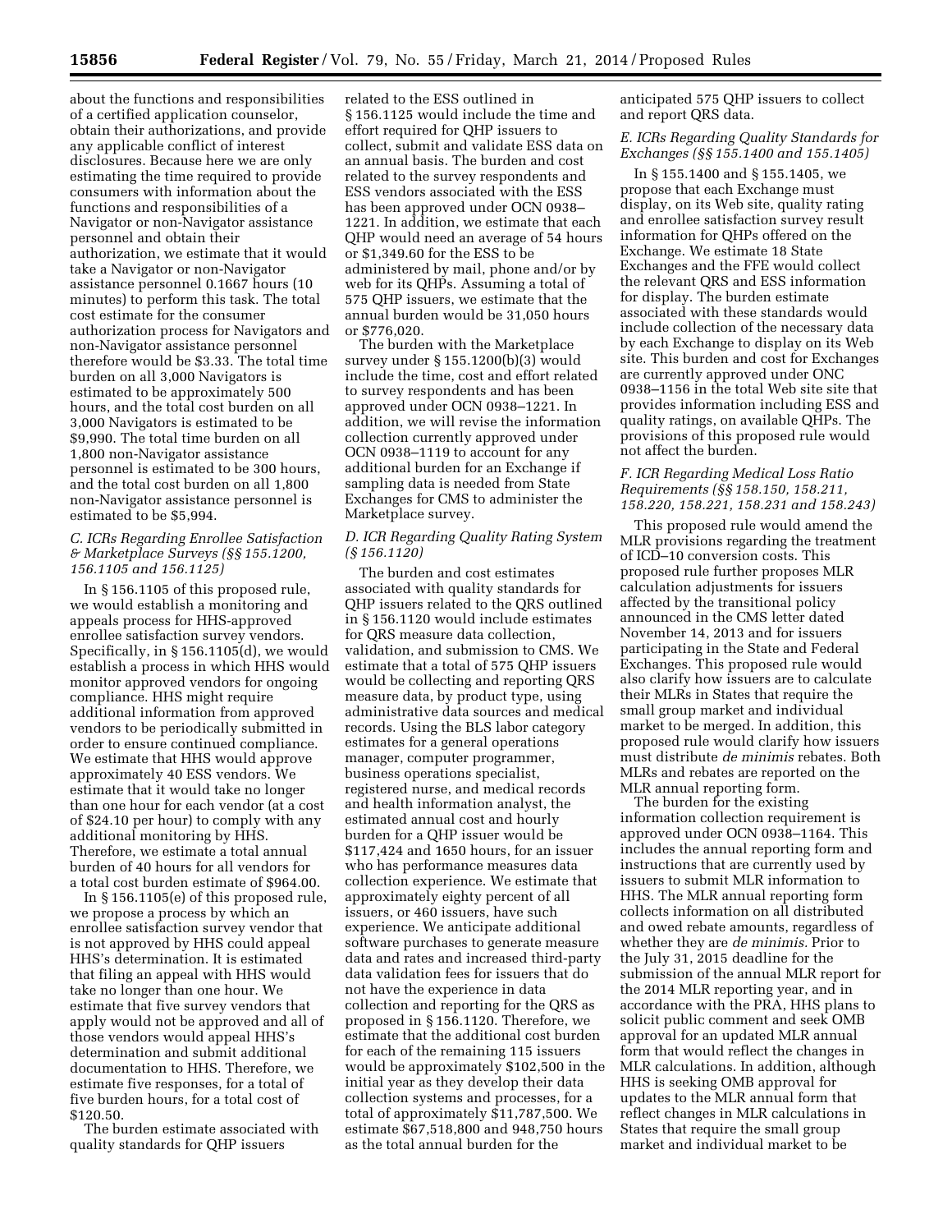about the functions and responsibilities of a certified application counselor, obtain their authorizations, and provide any applicable conflict of interest disclosures. Because here we are only estimating the time required to provide consumers with information about the functions and responsibilities of a Navigator or non-Navigator assistance personnel and obtain their authorization, we estimate that it would take a Navigator or non-Navigator assistance personnel 0.1667 hours (10 minutes) to perform this task. The total cost estimate for the consumer authorization process for Navigators and non-Navigator assistance personnel therefore would be $3.33. The total time burden on all 3,000 Navigators is estimated to be approximately 500 hours, and the total cost burden on all 3,000 Navigators is estimated to be $9,990. The total time burden on all 1,800 non-Navigator assistance personnel is estimated to be 300 hours, and the total cost burden on all 1,800 non-Navigator assistance personnel is estimated to be $5,994.

### *C. ICRs Regarding Enrollee Satisfaction & Marketplace Surveys (§§ 155.1200, 156.1105 and 156.1125)*

In § 156.1105 of this proposed rule, we would establish a monitoring and appeals process for HHS-approved enrollee satisfaction survey vendors. Specifically, in § 156.1105(d), we would establish a process in which HHS would monitor approved vendors for ongoing compliance. HHS might require additional information from approved vendors to be periodically submitted in order to ensure continued compliance. We estimate that HHS would approve approximately 40 ESS vendors. We estimate that it would take no longer than one hour for each vendor (at a cost of $24.10 per hour) to comply with any additional monitoring by HHS. Therefore, we estimate a total annual burden of 40 hours for all vendors for a total cost burden estimate of $964.00.

In § 156.1105(e) of this proposed rule, we propose a process by which an enrollee satisfaction survey vendor that is not approved by HHS could appeal HHS's determination. It is estimated that filing an appeal with HHS would take no longer than one hour. We estimate that five survey vendors that apply would not be approved and all of those vendors would appeal HHS's determination and submit additional documentation to HHS. Therefore, we estimate five responses, for a total of five burden hours, for a total cost of $120.50.

The burden estimate associated with quality standards for QHP issuers related to the ESS outlined in § 156.1125 would include the time and effort required for QHP issuers to collect, submit and validate ESS data on an annual basis. The burden and cost related to the survey respondents and ESS vendors associated with the ESS has been approved under OCN 0938–1221. In addition, we estimate that each QHP would need an average of 54 hours or $1,349.60 for the ESS to be administered by mail, phone and/or by web for its QHPs. Assuming a total of 575 QHP issuers, we estimate that the annual burden would be 31,050 hours or $776,020.

The burden with the Marketplace survey under § 155.1200(b)(3) would include the time, cost and effort related to survey respondents and has been approved under OCN 0938–1221. In addition, we will revise the information collection currently approved under OCN 0938–1119 to account for any additional burden for an Exchange if sampling data is needed from State Exchanges for CMS to administer the Marketplace survey.

### *D. ICR Regarding Quality Rating System (§ 156.1120)*

The burden and cost estimates associated with quality standards for QHP issuers related to the QRS outlined in § 156.1120 would include estimates for QRS measure data collection, validation, and submission to CMS. We estimate that a total of 575 QHP issuers would be collecting and reporting QRS measure data, by product type, using administrative data sources and medical records. Using the BLS labor category estimates for a general operations manager, computer programmer, business operations specialist, registered nurse, and medical records and health information analyst, the estimated annual cost and hourly burden for a QHP issuer would be $117,424 and 1650 hours, for an issuer who has performance measures data collection experience. We estimate that approximately eighty percent of all issuers, or 460 issuers, have such experience. We anticipate additional software purchases to generate measure data and rates and increased third-party data validation fees for issuers that do not have the experience in data collection and reporting for the QRS as proposed in § 156.1120. Therefore, we estimate that the additional cost burden for each of the remaining 115 issuers would be approximately $102,500 in the initial year as they develop their data collection systems and processes, for a total of approximately $11,787,500. We estimate $67,518,800 and 948,750 hours as the total annual burden for the anticipated 575 QHP issuers to collect and report QRS data.

### *E. ICRs Regarding Quality Standards for Exchanges (§§ 155.1400 and 155.1405)*

In § 155.1400 and § 155.1405, we propose that each Exchange must display, on its Web site, quality rating and enrollee satisfaction survey result information for QHPs offered on the Exchange. We estimate 18 State Exchanges and the FFE would collect the relevant QRS and ESS information for display. The burden estimate associated with these standards would include collection of the necessary data by each Exchange to display on its Web site. This burden and cost for Exchanges are currently approved under ONC 0938–1156 in the total Web site site that provides information including ESS and quality ratings, on available QHPs. The provisions of this proposed rule would not affect the burden.

### *F. ICR Regarding Medical Loss Ratio Requirements (§§ 158.150, 158.211, 158.220, 158.221, 158.231 and 158.243)*

This proposed rule would amend the MLR provisions regarding the treatment of ICD–10 conversion costs. This proposed rule further proposes MLR calculation adjustments for issuers affected by the transitional policy announced in the CMS letter dated November 14, 2013 and for issuers participating in the State and Federal Exchanges. This proposed rule would also clarify how issuers are to calculate their MLRs in States that require the small group market and individual market to be merged. In addition, this proposed rule would clarify how issuers must distribute *de minimis* rebates. Both MLRs and rebates are reported on the MLR annual reporting form.

The burden for the existing information collection requirement is approved under OCN 0938–1164. This includes the annual reporting form and instructions that are currently used by issuers to submit MLR information to HHS. The MLR annual reporting form collects information on all distributed and owed rebate amounts, regardless of whether they are *de minimis*. Prior to the July 31, 2015 deadline for the submission of the annual MLR report for the 2014 MLR reporting year, and in accordance with the PRA, HHS plans to solicit public comment and seek OMB approval for an updated MLR annual form that would reflect the changes in MLR calculations. In addition, although HHS is seeking OMB approval for updates to the MLR annual form that reflect changes in MLR calculations in States that require the small group market and individual market to be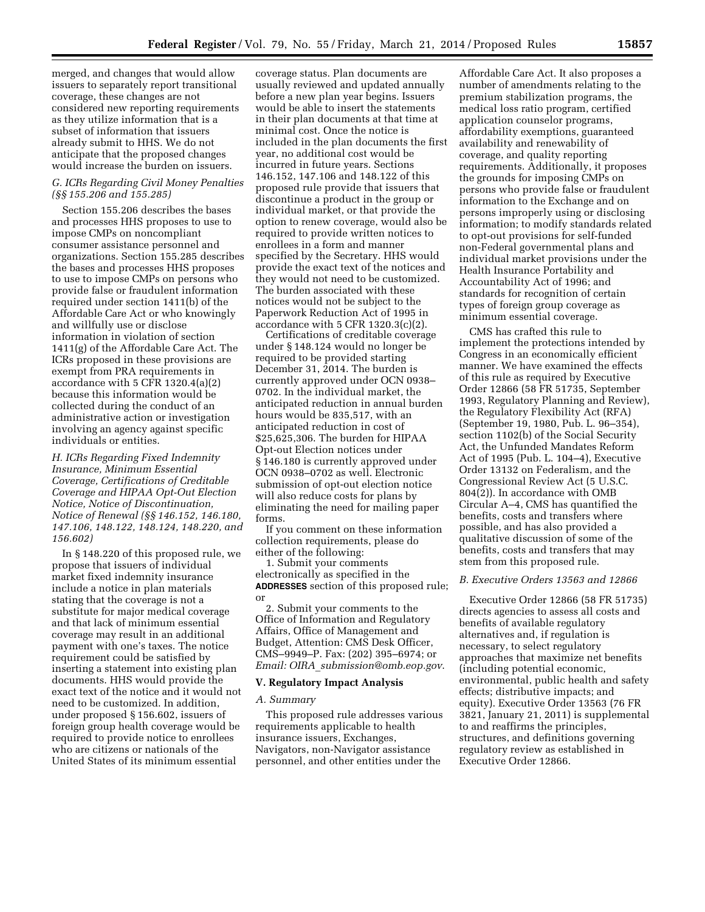merged, and changes that would allow issuers to separately report transitional coverage, these changes are not considered new reporting requirements as they utilize information that is a subset of information that issuers already submit to HHS. We do not anticipate that the proposed changes would increase the burden on issuers.

### G. ICRs Regarding Civil Money Penalties (§§ 155.206 and 155.285)

Section 155.206 describes the bases and processes HHS proposes to use to impose CMPs on noncompliant consumer assistance personnel and organizations. Section 155.285 describes the bases and processes HHS proposes to use to impose CMPs on persons who provide false or fraudulent information required under section 1411(b) of the Affordable Care Act or who knowingly and willfully use or disclose information in violation of section 1411(g) of the Affordable Care Act. The ICRs proposed in these provisions are exempt from PRA requirements in accordance with 5 CFR 1320.4(a)(2) because this information would be collected during the conduct of an administrative action or investigation involving an agency against specific individuals or entities.

### H. ICRs Regarding Fixed Indemnity Insurance, Minimum Essential Coverage, Certifications of Creditable Coverage and HIPAA Opt-Out Election Notice, Notice of Discontinuation, Notice of Renewal (§§ 146.152, 146.180, 147.106, 148.122, 148.124, 148.220, and 156.602)

In § 148.220 of this proposed rule, we propose that issuers of individual market fixed indemnity insurance include a notice in plan materials stating that the coverage is not a substitute for major medical coverage and that lack of minimum essential coverage may result in an additional payment with one's taxes. The notice requirement could be satisfied by inserting a statement into existing plan documents. HHS would provide the exact text of the notice and it would not need to be customized. In addition, under proposed § 156.602, issuers of foreign group health coverage would be required to provide notice to enrollees who are citizens or nationals of the United States of its minimum essential coverage status. Plan documents are usually reviewed and updated annually before a new plan year begins. Issuers would be able to insert the statements in their plan documents at that time at minimal cost. Once the notice is included in the plan documents the first year, no additional cost would be incurred in future years. Sections 146.152, 147.106 and 148.122 of this proposed rule provide that issuers that discontinue a product in the group or individual market, or that provide the option to renew coverage, would also be required to provide written notices to enrollees in a form and manner specified by the Secretary. HHS would provide the exact text of the notices and they would not need to be customized. The burden associated with these notices would not be subject to the Paperwork Reduction Act of 1995 in accordance with 5 CFR 1320.3(c)(2).

Certifications of creditable coverage under § 148.124 would no longer be required to be provided starting December 31, 2014. The burden is currently approved under OCN 0938–0702. In the individual market, the anticipated reduction in annual burden hours would be 835,517, with an anticipated reduction in cost of $25,625,306. The burden for HIPAA Opt-out Election notices under § 146.180 is currently approved under OCN 0938–0702 as well. Electronic submission of opt-out election notice will also reduce costs for plans by eliminating the need for mailing paper forms.

If you comment on these information collection requirements, please do either of the following:

1. Submit your comments electronically as specified in the **ADDRESSES** section of this proposed rule; or

2. Submit your comments to the Office of Information and Regulatory Affairs, Office of Management and Budget, Attention: CMS Desk Officer, CMS–9949–P. Fax: (202) 395–6974; or *Email: OIRA_submission@omb.eop.gov*.

## V. Regulatory Impact Analysis

### A. Summary

This proposed rule addresses various requirements applicable to health insurance issuers, Exchanges, Navigators, non-Navigator assistance personnel, and other entities under the Affordable Care Act. It also proposes a number of amendments relating to the premium stabilization programs, the medical loss ratio program, certified application counselor programs, affordability exemptions, guaranteed availability and renewability of coverage, and quality reporting requirements. Additionally, it proposes the grounds for imposing CMPs on persons who provide false or fraudulent information to the Exchange and on persons improperly using or disclosing information; to modify standards related to opt-out provisions for self-funded non-Federal governmental plans and individual market provisions under the Health Insurance Portability and Accountability Act of 1996; and standards for recognition of certain types of foreign group coverage as minimum essential coverage.

CMS has crafted this rule to implement the protections intended by Congress in an economically efficient manner. We have examined the effects of this rule as required by Executive Order 12866 (58 FR 51735, September 1993, Regulatory Planning and Review), the Regulatory Flexibility Act (RFA) (September 19, 1980, Pub. L. 96–354), section 1102(b) of the Social Security Act, the Unfunded Mandates Reform Act of 1995 (Pub. L. 104–4), Executive Order 13132 on Federalism, and the Congressional Review Act (5 U.S.C. 804(2)). In accordance with OMB Circular A–4, CMS has quantified the benefits, costs and transfers where possible, and has also provided a qualitative discussion of some of the benefits, costs and transfers that may stem from this proposed rule.

### B. Executive Orders 13563 and 12866

Executive Order 12866 (58 FR 51735) directs agencies to assess all costs and benefits of available regulatory alternatives and, if regulation is necessary, to select regulatory approaches that maximize net benefits (including potential economic, environmental, public health and safety effects; distributive impacts; and equity). Executive Order 13563 (76 FR 3821, January 21, 2011) is supplemental to and reaffirms the principles, structures, and definitions governing regulatory review as established in Executive Order 12866.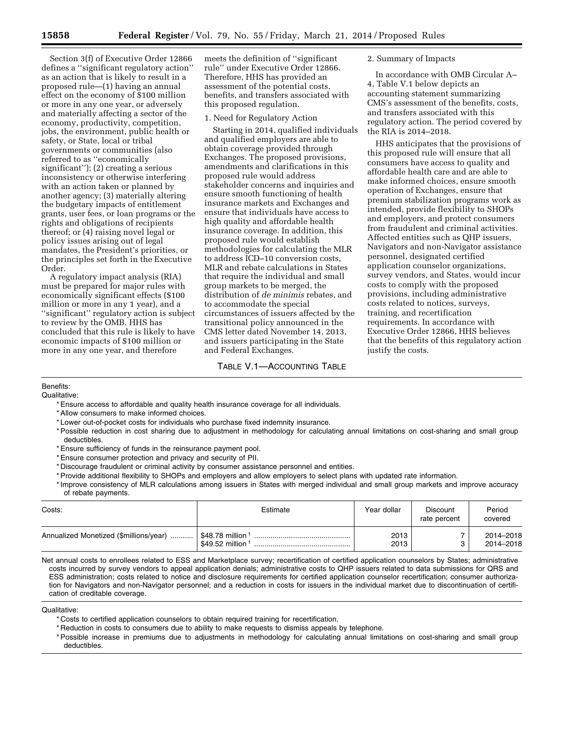Section 3(f) of Executive Order 12866 defines a ''significant regulatory action'' as an action that is likely to result in a proposed rule—(1) having an annual effect on the economy of $100 million or more in any one year, or adversely and materially affecting a sector of the economy, productivity, competition, jobs, the environment, public health or safety, or State, local or tribal governments or communities (also referred to as ''economically significant''); (2) creating a serious inconsistency or otherwise interfering with an action taken or planned by another agency; (3) materially altering the budgetary impacts of entitlement grants, user fees, or loan programs or the rights and obligations of recipients thereof; or (4) raising novel legal or policy issues arising out of legal mandates, the President's priorities, or the principles set forth in the Executive Order.

A regulatory impact analysis (RIA) must be prepared for major rules with economically significant effects ($100 million or more in any 1 year), and a ''significant'' regulatory action is subject to review by the OMB. HHS has concluded that this rule is likely to have economic impacts of $100 million or more in any one year, and therefore meets the definition of ''significant rule'' under Executive Order 12866. Therefore, HHS has provided an assessment of the potential costs, benefits, and transfers associated with this proposed regulation.

1. Need for Regulatory Action

Starting in 2014, qualified individuals and qualified employers are able to obtain coverage provided through Exchanges. The proposed provisions, amendments and clarifications in this proposed rule would address stakeholder concerns and inquiries and ensure smooth functioning of health insurance markets and Exchanges and ensure that individuals have access to high quality and affordable health insurance coverage. In addition, this proposed rule would establish methodologies for calculating the MLR to address ICD–10 conversion costs, MLR and rebate calculations in States that require the individual and small group markets to be merged, the distribution of *de minimis* rebates, and to accommodate the special circumstances of issuers affected by the transitional policy announced in the CMS letter dated November 14, 2013, and issuers participating in the State and Federal Exchanges.

2. Summary of Impacts

In accordance with OMB Circular A–4, Table V.1 below depicts an accounting statement summarizing CMS's assessment of the benefits, costs, and transfers associated with this regulatory action. The period covered by the RIA is 2014–2018.

HHS anticipates that the provisions of this proposed rule will ensure that all consumers have access to quality and affordable health care and are able to make informed choices, ensure smooth operation of Exchanges, ensure that premium stabilization programs work as intended, provide flexibility to SHOPs and employers, and protect consumers from fraudulent and criminal activities. Affected entities such as QHP issuers, Navigators and non-Navigator assistance personnel, designated certified application counselor organizations, survey vendors, and States, would incur costs to comply with the proposed provisions, including administrative costs related to notices, surveys, training, and recertification requirements. In accordance with Executive Order 12866, HHS believes that the benefits of this regulatory action justify the costs.

TABLE V.1—ACCOUNTING TABLE

Benefits:

Qualitative:

* Ensure access to affordable and quality health insurance coverage for all individuals.
* Allow consumers to make informed choices.
* Lower out-of-pocket costs for individuals who purchase fixed indemnity insurance.
* Possible reduction in cost sharing due to adjustment in methodology for calculating annual limitations on cost-sharing and small group deductibles.
* Ensure sufficiency of funds in the reinsurance payment pool.
* Ensure consumer protection and privacy and security of PII.
* Discourage fraudulent or criminal activity by consumer assistance personnel and entities.
* Provide additional flexibility to SHOPs and employers and allow employers to select plans with updated rate information.
* Improve consistency of MLR calculations among issuers in States with merged individual and small group markets and improve accuracy of rebate payments.

| Costs: | Estimate | Year dollar | Discount rate percent | Period covered |
|---|---|---|---|---|
| Annualized Monetized ($millions/year) | $48.78 million [1] | 2013 | 7 | 2014–2018 |
| | $49.52 million [1] | 2013 | 3 | 2014–2018 |

Net annual costs to enrollees related to ESS and Marketplace survey; recertification of certified application counselors by States; administrative costs incurred by survey vendors to appeal application denials; administrative costs to QHP issuers related to data submissions for QRS and ESS administration; costs related to notice and disclosure requirements for certified application counselor recertification; consumer authorization for Navigators and non-Navigator personnel; and a reduction in costs for issuers in the individual market due to discontinuation of certification of creditable coverage.

Qualitative:

* Costs to certified application counselors to obtain required training for recertification.
* Reduction in costs to consumers due to ability to make requests to dismiss appeals by telephone.
* Possible increase in premiums due to adjustments in methodology for calculating annual limitations on cost-sharing and small group deductibles.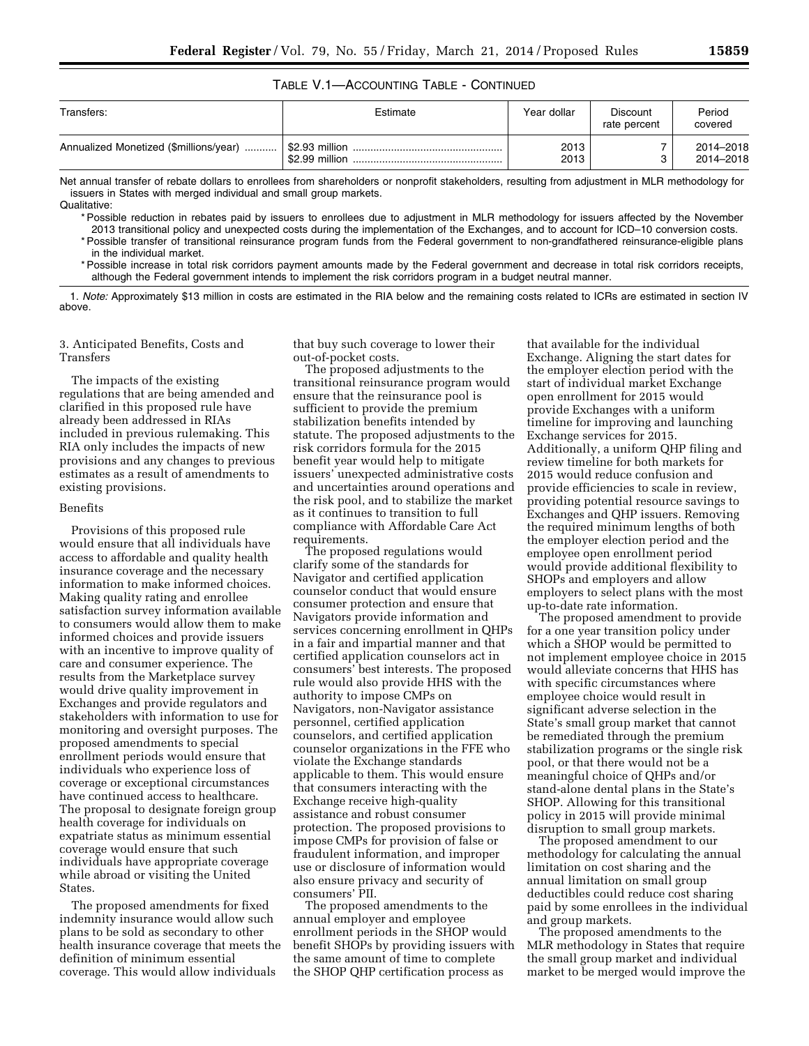TABLE V.1—ACCOUNTING TABLE - CONTINUED

| Transfers: | Estimate | Year dollar | Discount rate percent | Period covered |
|---|---|---|---|---|
| Annualized Monetized ($millions/year) | $2.93 million | 2013 | 7 | 2014–2018 |
| | $2.99 million | 2013 | 3 | 2014–2018 |

Net annual transfer of rebate dollars to enrollees from shareholders or nonprofit stakeholders, resulting from adjustment in MLR methodology for issuers in States with merged individual and small group markets.

Qualitative:

* Possible reduction in rebates paid by issuers to enrollees due to adjustment in MLR methodology for issuers affected by the November 2013 transitional policy and unexpected costs during the implementation of the Exchanges, and to account for ICD–10 conversion costs.
* Possible transfer of transitional reinsurance program funds from the Federal government to non-grandfathered reinsurance-eligible plans in the individual market.
* Possible increase in total risk corridors payment amounts made by the Federal government and decrease in total risk corridors receipts, although the Federal government intends to implement the risk corridors program in a budget neutral manner.

1. *Note:* Approximately $13 million in costs are estimated in the RIA below and the remaining costs related to ICRs are estimated in section IV above.

3. Anticipated Benefits, Costs and Transfers

The impacts of the existing regulations that are being amended and clarified in this proposed rule have already been addressed in RIAs included in previous rulemaking. This RIA only includes the impacts of new provisions and any changes to previous estimates as a result of amendments to existing provisions.

Benefits

Provisions of this proposed rule would ensure that all individuals have access to affordable and quality health insurance coverage and the necessary information to make informed choices. Making quality rating and enrollee satisfaction survey information available to consumers would allow them to make informed choices and provide issuers with an incentive to improve quality of care and consumer experience. The results from the Marketplace survey would drive quality improvement in Exchanges and provide regulators and stakeholders with information to use for monitoring and oversight purposes. The proposed amendments to special enrollment periods would ensure that individuals who experience loss of coverage or exceptional circumstances have continued access to healthcare. The proposal to designate foreign group health coverage for individuals on expatriate status as minimum essential coverage would ensure that such individuals have appropriate coverage while abroad or visiting the United States.

The proposed amendments for fixed indemnity insurance would allow such plans to be sold as secondary to other health insurance coverage that meets the definition of minimum essential coverage. This would allow individuals that buy such coverage to lower their out-of-pocket costs.

The proposed adjustments to the transitional reinsurance program would ensure that the reinsurance pool is sufficient to provide the premium stabilization benefits intended by statute. The proposed adjustments to the risk corridors formula for the 2015 benefit year would help to mitigate issuers' unexpected administrative costs and uncertainties around operations and the risk pool, and to stabilize the market as it continues to transition to full compliance with Affordable Care Act requirements.

The proposed regulations would clarify some of the standards for Navigator and certified application counselor conduct that would ensure consumer protection and ensure that Navigators provide information and services concerning enrollment in QHPs in a fair and impartial manner and that certified application counselors act in consumers' best interests. The proposed rule would also provide HHS with the authority to impose CMPs on Navigators, non-Navigator assistance personnel, certified application counselors, and certified application counselor organizations in the FFE who violate the Exchange standards applicable to them. This would ensure that consumers interacting with the Exchange receive high-quality assistance and robust consumer protection. The proposed provisions to impose CMPs for provision of false or fraudulent information, and improper use or disclosure of information would also ensure privacy and security of consumers' PII.

The proposed amendments to the annual employer and employee enrollment periods in the SHOP would benefit SHOPs by providing issuers with the same amount of time to complete the SHOP QHP certification process as that available for the individual Exchange. Aligning the start dates for the employer election period with the start of individual market Exchange open enrollment for 2015 would provide Exchanges with a uniform timeline for improving and launching Exchange services for 2015. Additionally, a uniform QHP filing and review timeline for both markets for 2015 would reduce confusion and provide efficiencies to scale in review, providing potential resource savings to Exchanges and QHP issuers. Removing the required minimum lengths of both the employer election period and the employee open enrollment period would provide additional flexibility to SHOPs and employers and allow employers to select plans with the most up-to-date rate information.

The proposed amendment to provide for a one year transition policy under which a SHOP would be permitted to not implement employee choice in 2015 would alleviate concerns that HHS has with specific circumstances where employee choice would result in significant adverse selection in the State's small group market that cannot be remediated through the premium stabilization programs or the single risk pool, or that there would not be a meaningful choice of QHPs and/or stand-alone dental plans in the State's SHOP. Allowing for this transitional policy in 2015 will provide minimal disruption to small group markets.

The proposed amendment to our methodology for calculating the annual limitation on cost sharing and the annual limitation on small group deductibles could reduce cost sharing paid by some enrollees in the individual and group markets.

The proposed amendments to the MLR methodology in States that require the small group market and individual market to be merged would improve the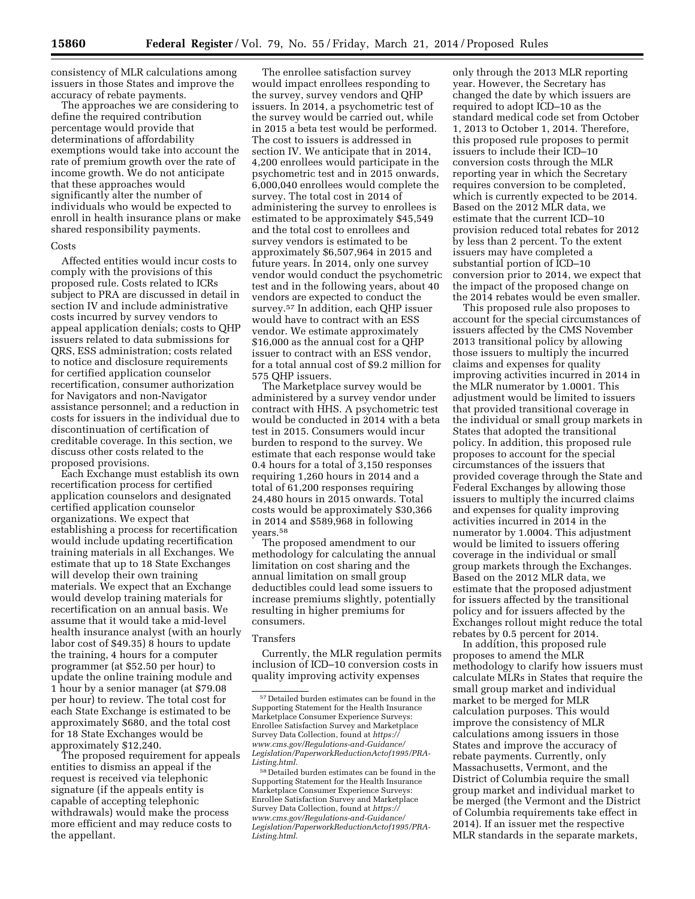consistency of MLR calculations among issuers in those States and improve the accuracy of rebate payments.

The approaches we are considering to define the required contribution percentage would provide that determinations of affordability exemptions would take into account the rate of premium growth over the rate of income growth. We do not anticipate that these approaches would significantly alter the number of individuals who would be expected to enroll in health insurance plans or make shared responsibility payments.

Costs

Affected entities would incur costs to comply with the provisions of this proposed rule. Costs related to ICRs subject to PRA are discussed in detail in section IV and include administrative costs incurred by survey vendors to appeal application denials; costs to QHP issuers related to data submissions for QRS, ESS administration; costs related to notice and disclosure requirements for certified application counselor recertification, consumer authorization for Navigators and non-Navigator assistance personnel; and a reduction in costs for issuers in the individual due to discontinuation of certification of creditable coverage. In this section, we discuss other costs related to the proposed provisions.

Each Exchange must establish its own recertification process for certified application counselors and designated certified application counselor organizations. We expect that establishing a process for recertification would include updating recertification training materials in all Exchanges. We estimate that up to 18 State Exchanges will develop their own training materials. We expect that an Exchange would develop training materials for recertification on an annual basis. We assume that it would take a mid-level health insurance analyst (with an hourly labor cost of $49.35) 8 hours to update the training, 4 hours for a computer programmer (at $52.50 per hour) to update the online training module and 1 hour by a senior manager (at $79.08 per hour) to review. The total cost for each State Exchange is estimated to be approximately $680, and the total cost for 18 State Exchanges would be approximately $12,240.

The proposed requirement for appeals entities to dismiss an appeal if the request is received via telephonic signature (if the appeals entity is capable of accepting telephonic withdrawals) would make the process more efficient and may reduce costs to the appellant.

The enrollee satisfaction survey would impact enrollees responding to the survey, survey vendors and QHP issuers. In 2014, a psychometric test of the survey would be carried out, while in 2015 a beta test would be performed. The cost to issuers is addressed in section IV. We anticipate that in 2014, 4,200 enrollees would participate in the psychometric test and in 2015 onwards, 6,000,040 enrollees would complete the survey. The total cost in 2014 of administering the survey to enrollees is estimated to be approximately $45,549 and the total cost to enrollees and survey vendors is estimated to be approximately $6,507,964 in 2015 and future years. In 2014, only one survey vendor would conduct the psychometric test and in the following years, about 40 vendors are expected to conduct the survey.[57] In addition, each QHP issuer would have to contract with an ESS vendor. We estimate approximately $16,000 as the annual cost for a QHP issuer to contract with an ESS vendor, for a total annual cost of $9.2 million for 575 QHP issuers.

The Marketplace survey would be administered by a survey vendor under contract with HHS. A psychometric test would be conducted in 2014 with a beta test in 2015. Consumers would incur burden to respond to the survey. We estimate that each response would take 0.4 hours for a total of 3,150 responses requiring 1,260 hours in 2014 and a total of 61,200 responses requiring 24,480 hours in 2015 onwards. Total costs would be approximately $30,366 in 2014 and $589,968 in following years.[58]

The proposed amendment to our methodology for calculating the annual limitation on cost sharing and the annual limitation on small group deductibles could lead some issuers to increase premiums slightly, potentially resulting in higher premiums for consumers.

Transfers

Currently, the MLR regulation permits inclusion of ICD–10 conversion costs in quality improving activity expenses only through the 2013 MLR reporting year. However, the Secretary has changed the date by which issuers are required to adopt ICD–10 as the standard medical code set from October 1, 2013 to October 1, 2014. Therefore, this proposed rule proposes to permit issuers to include their ICD–10 conversion costs through the MLR reporting year in which the Secretary requires conversion to be completed, which is currently expected to be 2014. Based on the 2012 MLR data, we estimate that the current ICD–10 provision reduced total rebates for 2012 by less than 2 percent. To the extent issuers may have completed a substantial portion of ICD–10 conversion prior to 2014, we expect that the impact of the proposed change on the 2014 rebates would be even smaller.

This proposed rule also proposes to account for the special circumstances of issuers affected by the CMS November 2013 transitional policy by allowing those issuers to multiply the incurred claims and expenses for quality improving activities incurred in 2014 in the MLR numerator by 1.0001. This adjustment would be limited to issuers that provided transitional coverage in the individual or small group markets in States that adopted the transitional policy. In addition, this proposed rule proposes to account for the special circumstances of the issuers that provided coverage through the State and Federal Exchanges by allowing those issuers to multiply the incurred claims and expenses for quality improving activities incurred in 2014 in the numerator by 1.0004. This adjustment would be limited to issuers offering coverage in the individual or small group markets through the Exchanges. Based on the 2012 MLR data, we estimate that the proposed adjustment for issuers affected by the transitional policy and for issuers affected by the Exchanges rollout might reduce the total rebates by 0.5 percent for 2014.

In addition, this proposed rule proposes to amend the MLR methodology to clarify how issuers must calculate MLRs in States that require the small group market and individual market to be merged for MLR calculation purposes. This would improve the consistency of MLR calculations among issuers in those States and improve the accuracy of rebate payments. Currently, only Massachusetts, Vermont, and the District of Columbia require the small group market and individual market to be merged (the Vermont and the District of Columbia requirements take effect in 2014). If an issuer met the respective MLR standards in the separate markets,

[57] Detailed burden estimates can be found in the Supporting Statement for the Health Insurance Marketplace Consumer Experience Surveys: Enrollee Satisfaction Survey and Marketplace Survey Data Collection, found at *https://www.cms.gov/Regulations-and-Guidance/Legislation/PaperworkReductionActof1995/PRA-Listing.html*.

[58] Detailed burden estimates can be found in the Supporting Statement for the Health Insurance Marketplace Consumer Experience Surveys: Enrollee Satisfaction Survey and Marketplace Survey Data Collection, found at *https://www.cms.gov/Regulations-and-Guidance/Legislation/PaperworkReductionActof1995/PRA-Listing.html*.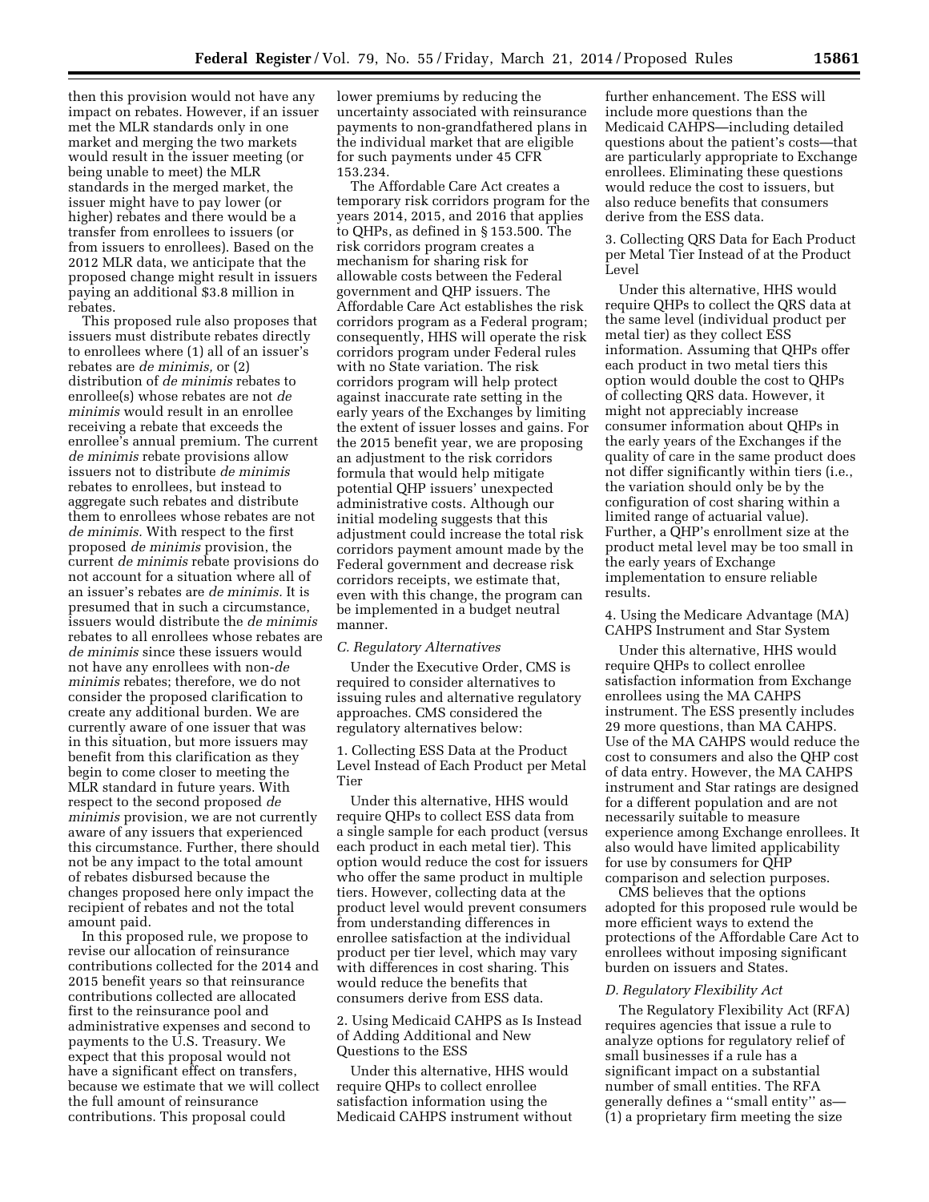then this provision would not have any impact on rebates. However, if an issuer met the MLR standards only in one market and merging the two markets would result in the issuer meeting (or being unable to meet) the MLR standards in the merged market, the issuer might have to pay lower (or higher) rebates and there would be a transfer from enrollees to issuers (or from issuers to enrollees). Based on the 2012 MLR data, we anticipate that the proposed change might result in issuers paying an additional $3.8 million in rebates.

This proposed rule also proposes that issuers must distribute rebates directly to enrollees where (1) all of an issuer's rebates are *de minimis,* or (2) distribution of *de minimis* rebates to enrollee(s) whose rebates are not *de minimis* would result in an enrollee receiving a rebate that exceeds the enrollee's annual premium. The current *de minimis* rebate provisions allow issuers not to distribute *de minimis* rebates to enrollees, but instead to aggregate such rebates and distribute them to enrollees whose rebates are not *de minimis.* With respect to the first proposed *de minimis* provision, the current *de minimis* rebate provisions do not account for a situation where all of an issuer's rebates are *de minimis.* It is presumed that in such a circumstance, issuers would distribute the *de minimis* rebates to all enrollees whose rebates are *de minimis* since these issuers would not have any enrollees with non-*de minimis* rebates; therefore, we do not consider the proposed clarification to create any additional burden. We are currently aware of one issuer that was in this situation, but more issuers may benefit from this clarification as they begin to come closer to meeting the MLR standard in future years. With respect to the second proposed *de minimis* provision, we are not currently aware of any issuers that experienced this circumstance. Further, there should not be any impact to the total amount of rebates disbursed because the changes proposed here only impact the recipient of rebates and not the total amount paid.

In this proposed rule, we propose to revise our allocation of reinsurance contributions collected for the 2014 and 2015 benefit years so that reinsurance contributions collected are allocated first to the reinsurance pool and administrative expenses and second to payments to the U.S. Treasury. We expect that this proposal would not have a significant effect on transfers, because we estimate that we will collect the full amount of reinsurance contributions. This proposal could lower premiums by reducing the uncertainty associated with reinsurance payments to non-grandfathered plans in the individual market that are eligible for such payments under 45 CFR 153.234.

The Affordable Care Act creates a temporary risk corridors program for the years 2014, 2015, and 2016 that applies to QHPs, as defined in § 153.500. The risk corridors program creates a mechanism for sharing risk for allowable costs between the Federal government and QHP issuers. The Affordable Care Act establishes the risk corridors program as a Federal program; consequently, HHS will operate the risk corridors program under Federal rules with no State variation. The risk corridors program will help protect against inaccurate rate setting in the early years of the Exchanges by limiting the extent of issuer losses and gains. For the 2015 benefit year, we are proposing an adjustment to the risk corridors formula that would help mitigate potential QHP issuers' unexpected administrative costs. Although our initial modeling suggests that this adjustment could increase the total risk corridors payment amount made by the Federal government and decrease risk corridors receipts, we estimate that, even with this change, the program can be implemented in a budget neutral manner.

### C. Regulatory Alternatives

Under the Executive Order, CMS is required to consider alternatives to issuing rules and alternative regulatory approaches. CMS considered the regulatory alternatives below:

1. Collecting ESS Data at the Product Level Instead of Each Product per Metal Tier

Under this alternative, HHS would require QHPs to collect ESS data from a single sample for each product (versus each product in each metal tier). This option would reduce the cost for issuers who offer the same product in multiple tiers. However, collecting data at the product level would prevent consumers from understanding differences in enrollee satisfaction at the individual product per tier level, which may vary with differences in cost sharing. This would reduce the benefits that consumers derive from ESS data.

2. Using Medicaid CAHPS as Is Instead of Adding Additional and New Questions to the ESS

Under this alternative, HHS would require QHPs to collect enrollee satisfaction information using the Medicaid CAHPS instrument without further enhancement. The ESS will include more questions than the Medicaid CAHPS—including detailed questions about the patient's costs—that are particularly appropriate to Exchange enrollees. Eliminating these questions would reduce the cost to issuers, but also reduce benefits that consumers derive from the ESS data.

3. Collecting QRS Data for Each Product per Metal Tier Instead of at the Product Level

Under this alternative, HHS would require QHPs to collect the QRS data at the same level (individual product per metal tier) as they collect ESS information. Assuming that QHPs offer each product in two metal tiers this option would double the cost to QHPs of collecting QRS data. However, it might not appreciably increase consumer information about QHPs in the early years of the Exchanges if the quality of care in the same product does not differ significantly within tiers (i.e., the variation should only be by the configuration of cost sharing within a limited range of actuarial value). Further, a QHP's enrollment size at the product metal level may be too small in the early years of Exchange implementation to ensure reliable results.

4. Using the Medicare Advantage (MA) CAHPS Instrument and Star System

Under this alternative, HHS would require QHPs to collect enrollee satisfaction information from Exchange enrollees using the MA CAHPS instrument. The ESS presently includes 29 more questions, than MA CAHPS. Use of the MA CAHPS would reduce the cost to consumers and also the QHP cost of data entry. However, the MA CAHPS instrument and Star ratings are designed for a different population and are not necessarily suitable to measure experience among Exchange enrollees. It also would have limited applicability for use by consumers for QHP comparison and selection purposes.

CMS believes that the options adopted for this proposed rule would be more efficient ways to extend the protections of the Affordable Care Act to enrollees without imposing significant burden on issuers and States.

### D. Regulatory Flexibility Act

The Regulatory Flexibility Act (RFA) requires agencies that issue a rule to analyze options for regulatory relief of small businesses if a rule has a significant impact on a substantial number of small entities. The RFA generally defines a "small entity" as—(1) a proprietary firm meeting the size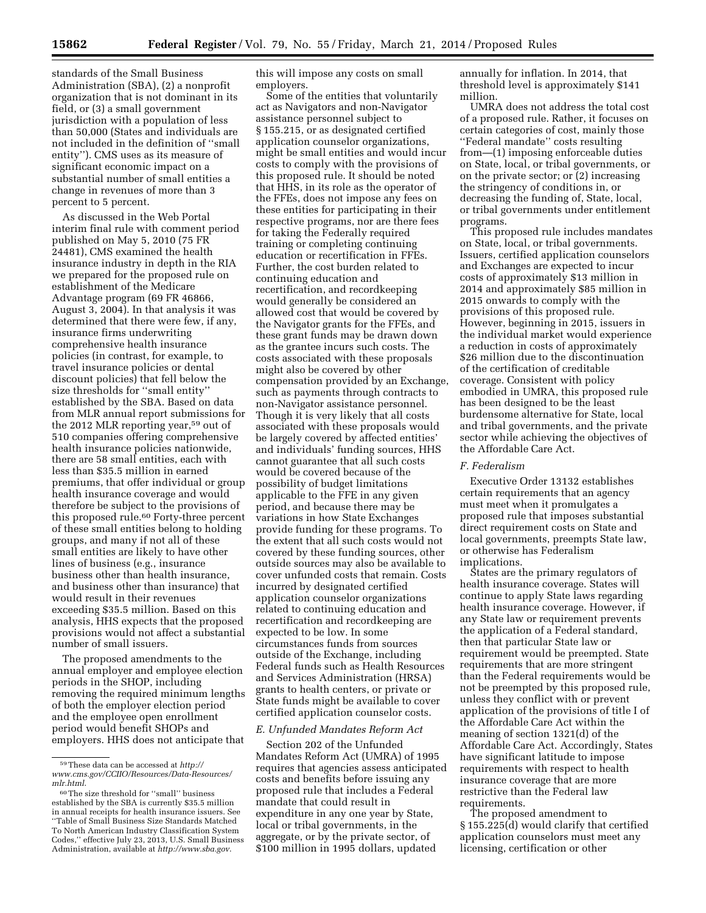standards of the Small Business Administration (SBA), (2) a nonprofit organization that is not dominant in its field, or (3) a small government jurisdiction with a population of less than 50,000 (States and individuals are not included in the definition of ''small entity''). CMS uses as its measure of significant economic impact on a substantial number of small entities a change in revenues of more than 3 percent to 5 percent.

As discussed in the Web Portal interim final rule with comment period published on May 5, 2010 (75 FR 24481), CMS examined the health insurance industry in depth in the RIA we prepared for the proposed rule on establishment of the Medicare Advantage program (69 FR 46866, August 3, 2004). In that analysis it was determined that there were few, if any, insurance firms underwriting comprehensive health insurance policies (in contrast, for example, to travel insurance policies or dental discount policies) that fell below the size thresholds for ''small entity'' established by the SBA. Based on data from MLR annual report submissions for the 2012 MLR reporting year,[59] out of 510 companies offering comprehensive health insurance policies nationwide, there are 58 small entities, each with less than $35.5 million in earned premiums, that offer individual or group health insurance coverage and would therefore be subject to the provisions of this proposed rule.[60] Forty-three percent of these small entities belong to holding groups, and many if not all of these small entities are likely to have other lines of business (e.g., insurance business other than health insurance, and business other than insurance) that would result in their revenues exceeding $35.5 million. Based on this analysis, HHS expects that the proposed provisions would not affect a substantial number of small issuers.

The proposed amendments to the annual employer and employee election periods in the SHOP, including removing the required minimum lengths of both the employer election period and the employee open enrollment period would benefit SHOPs and employers. HHS does not anticipate that this will impose any costs on small employers.

Some of the entities that voluntarily act as Navigators and non-Navigator assistance personnel subject to § 155.215, or as designated certified application counselor organizations, might be small entities and would incur costs to comply with the provisions of this proposed rule. It should be noted that HHS, in its role as the operator of the FFEs, does not impose any fees on these entities for participating in their respective programs, nor are there fees for taking the Federally required training or completing continuing education or recertification in FFEs. Further, the cost burden related to continuing education and recertification, and recordkeeping would generally be considered an allowed cost that would be covered by the Navigator grants for the FFEs, and these grant funds may be drawn down as the grantee incurs such costs. The costs associated with these proposals might also be covered by other compensation provided by an Exchange, such as payments through contracts to non-Navigator assistance personnel. Though it is very likely that all costs associated with these proposals would be largely covered by affected entities' and individuals' funding sources, HHS cannot guarantee that all such costs would be covered because of the possibility of budget limitations applicable to the FFE in any given period, and because there may be variations in how State Exchanges provide funding for these programs. To the extent that all such costs would not covered by these funding sources, other outside sources may also be available to cover unfunded costs that remain. Costs incurred by designated certified application counselor organizations related to continuing education and recertification and recordkeeping are expected to be low. In some circumstances funds from sources outside of the Exchange, including Federal funds such as Health Resources and Services Administration (HRSA) grants to health centers, or private or State funds might be available to cover certified application counselor costs.

### *E. Unfunded Mandates Reform Act*

Section 202 of the Unfunded Mandates Reform Act (UMRA) of 1995 requires that agencies assess anticipated costs and benefits before issuing any proposed rule that includes a Federal mandate that could result in expenditure in any one year by State, local or tribal governments, in the aggregate, or by the private sector, of $100 million in 1995 dollars, updated annually for inflation. In 2014, that threshold level is approximately $141 million.

UMRA does not address the total cost of a proposed rule. Rather, it focuses on certain categories of cost, mainly those ''Federal mandate'' costs resulting from—(1) imposing enforceable duties on State, local, or tribal governments, or on the private sector; or (2) increasing the stringency of conditions in, or decreasing the funding of, State, local, or tribal governments under entitlement programs.

This proposed rule includes mandates on State, local, or tribal governments. Issuers, certified application counselors and Exchanges are expected to incur costs of approximately $13 million in 2014 and approximately $85 million in 2015 onwards to comply with the provisions of this proposed rule. However, beginning in 2015, issuers in the individual market would experience a reduction in costs of approximately $26 million due to the discontinuation of the certification of creditable coverage. Consistent with policy embodied in UMRA, this proposed rule has been designed to be the least burdensome alternative for State, local and tribal governments, and the private sector while achieving the objectives of the Affordable Care Act.

### *F. Federalism*

Executive Order 13132 establishes certain requirements that an agency must meet when it promulgates a proposed rule that imposes substantial direct requirement costs on State and local governments, preempts State law, or otherwise has Federalism implications.

States are the primary regulators of health insurance coverage. States will continue to apply State laws regarding health insurance coverage. However, if any State law or requirement prevents the application of a Federal standard, then that particular State law or requirement would be preempted. State requirements that are more stringent than the Federal requirements would be not be preempted by this proposed rule, unless they conflict with or prevent application of the provisions of title I of the Affordable Care Act within the meaning of section 1321(d) of the Affordable Care Act. Accordingly, States have significant latitude to impose requirements with respect to health insurance coverage that are more restrictive than the Federal law requirements.

The proposed amendment to § 155.225(d) would clarify that certified application counselors must meet any licensing, certification or other

---

[59] These data can be accessed at *http://www.cms.gov/CCIIO/Resources/Data-Resources/mlr.html*.

[60] The size threshold for ''small'' business established by the SBA is currently $35.5 million in annual receipts for health insurance issuers. See ''Table of Small Business Size Standards Matched To North American Industry Classification System Codes,'' effective July 23, 2013, U.S. Small Business Administration, available at *http://www.sba.gov*.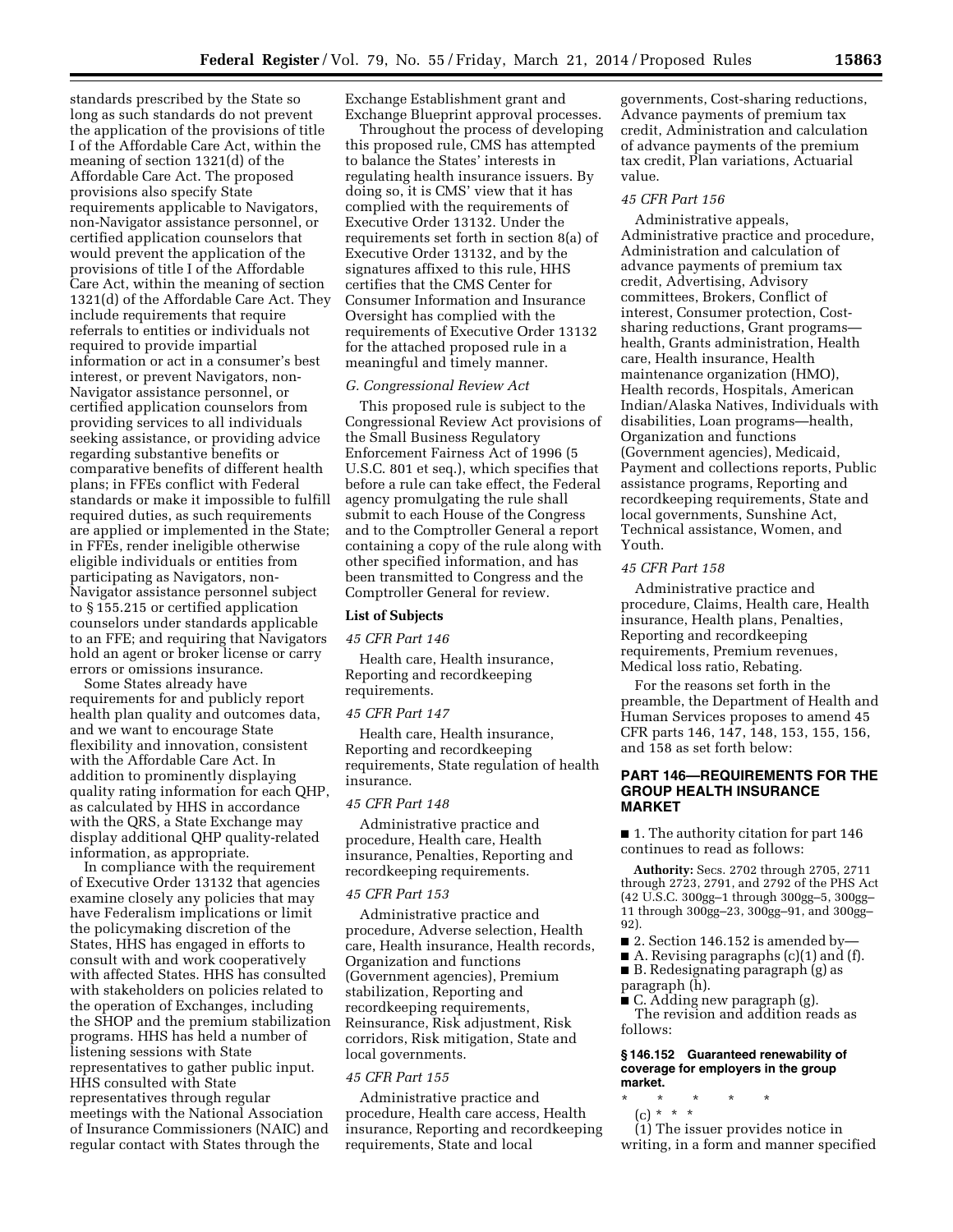standards prescribed by the State so long as such standards do not prevent the application of the provisions of title I of the Affordable Care Act, within the meaning of section 1321(d) of the Affordable Care Act. The proposed provisions also specify State requirements applicable to Navigators, non-Navigator assistance personnel, or certified application counselors that would prevent the application of the provisions of title I of the Affordable Care Act, within the meaning of section 1321(d) of the Affordable Care Act. They include requirements that require referrals to entities or individuals not required to provide impartial information or act in a consumer's best interest, or prevent Navigators, non-Navigator assistance personnel, or certified application counselors from providing services to all individuals seeking assistance, or providing advice regarding substantive benefits or comparative benefits of different health plans; in FFEs conflict with Federal standards or make it impossible to fulfill required duties, as such requirements are applied or implemented in the State; in FFEs, render ineligible otherwise eligible individuals or entities from participating as Navigators, non-Navigator assistance personnel subject to § 155.215 or certified application counselors under standards applicable to an FFE; and requiring that Navigators hold an agent or broker license or carry errors or omissions insurance.

Some States already have requirements for and publicly report health plan quality and outcomes data, and we want to encourage State flexibility and innovation, consistent with the Affordable Care Act. In addition to prominently displaying quality rating information for each QHP, as calculated by HHS in accordance with the QRS, a State Exchange may display additional QHP quality-related information, as appropriate.

In compliance with the requirement of Executive Order 13132 that agencies examine closely any policies that may have Federalism implications or limit the policymaking discretion of the States, HHS has engaged in efforts to consult with and work cooperatively with affected States. HHS has consulted with stakeholders on policies related to the operation of Exchanges, including the SHOP and the premium stabilization programs. HHS has held a number of listening sessions with State representatives to gather public input. HHS consulted with State representatives through regular meetings with the National Association of Insurance Commissioners (NAIC) and regular contact with States through the Exchange Establishment grant and Exchange Blueprint approval processes.

Throughout the process of developing this proposed rule, CMS has attempted to balance the States' interests in regulating health insurance issuers. By doing so, it is CMS' view that it has complied with the requirements of Executive Order 13132. Under the requirements set forth in section 8(a) of Executive Order 13132, and by the signatures affixed to this rule, HHS certifies that the CMS Center for Consumer Information and Insurance Oversight has complied with the requirements of Executive Order 13132 for the attached proposed rule in a meaningful and timely manner.

*G. Congressional Review Act*

This proposed rule is subject to the Congressional Review Act provisions of the Small Business Regulatory Enforcement Fairness Act of 1996 (5 U.S.C. 801 et seq.), which specifies that before a rule can take effect, the Federal agency promulgating the rule shall submit to each House of the Congress and to the Comptroller General a report containing a copy of the rule along with other specified information, and has been transmitted to Congress and the Comptroller General for review.

**List of Subjects**

*45 CFR Part 146*

Health care, Health insurance, Reporting and recordkeeping requirements.

*45 CFR Part 147*

Health care, Health insurance, Reporting and recordkeeping requirements, State regulation of health insurance.

*45 CFR Part 148*

Administrative practice and procedure, Health care, Health insurance, Penalties, Reporting and recordkeeping requirements.

*45 CFR Part 153*

Administrative practice and procedure, Adverse selection, Health care, Health insurance, Health records, Organization and functions (Government agencies), Premium stabilization, Reporting and recordkeeping requirements, Reinsurance, Risk adjustment, Risk corridors, Risk mitigation, State and local governments.

*45 CFR Part 155*

Administrative practice and procedure, Health care access, Health insurance, Reporting and recordkeeping requirements, State and local governments, Cost-sharing reductions, Advance payments of premium tax credit, Administration and calculation of advance payments of the premium tax credit, Plan variations, Actuarial value.

*45 CFR Part 156*

Administrative appeals, Administrative practice and procedure, Administration and calculation of advance payments of premium tax credit, Advertising, Advisory committees, Brokers, Conflict of interest, Consumer protection, Cost-sharing reductions, Grant programs—health, Grants administration, Health care, Health insurance, Health maintenance organization (HMO), Health records, Hospitals, American Indian/Alaska Natives, Individuals with disabilities, Loan programs—health, Organization and functions (Government agencies), Medicaid, Payment and collections reports, Public assistance programs, Reporting and recordkeeping requirements, State and local governments, Sunshine Act, Technical assistance, Women, and Youth.

*45 CFR Part 158*

Administrative practice and procedure, Claims, Health care, Health insurance, Health plans, Penalties, Reporting and recordkeeping requirements, Premium revenues, Medical loss ratio, Rebating.

For the reasons set forth in the preamble, the Department of Health and Human Services proposes to amend 45 CFR parts 146, 147, 148, 153, 155, 156, and 158 as set forth below:

## PART 146—REQUIREMENTS FOR THE GROUP HEALTH INSURANCE MARKET

■ 1. The authority citation for part 146 continues to read as follows:

**Authority:** Secs. 2702 through 2705, 2711 through 2723, 2791, and 2792 of the PHS Act (42 U.S.C. 300gg–1 through 300gg–5, 300gg–11 through 300gg–23, 300gg–91, and 300gg–92).

■ 2. Section 146.152 is amended by—

■ A. Revising paragraphs (c)(1) and (f).

■ B. Redesignating paragraph (g) as paragraph (h).

■ C. Adding new paragraph (g).

The revision and addition reads as follows:

**§ 146.152 Guaranteed renewability of coverage for employers in the group market.**

\* \* \* \* \*

(c) \* \* \*

(1) The issuer provides notice in writing, in a form and manner specified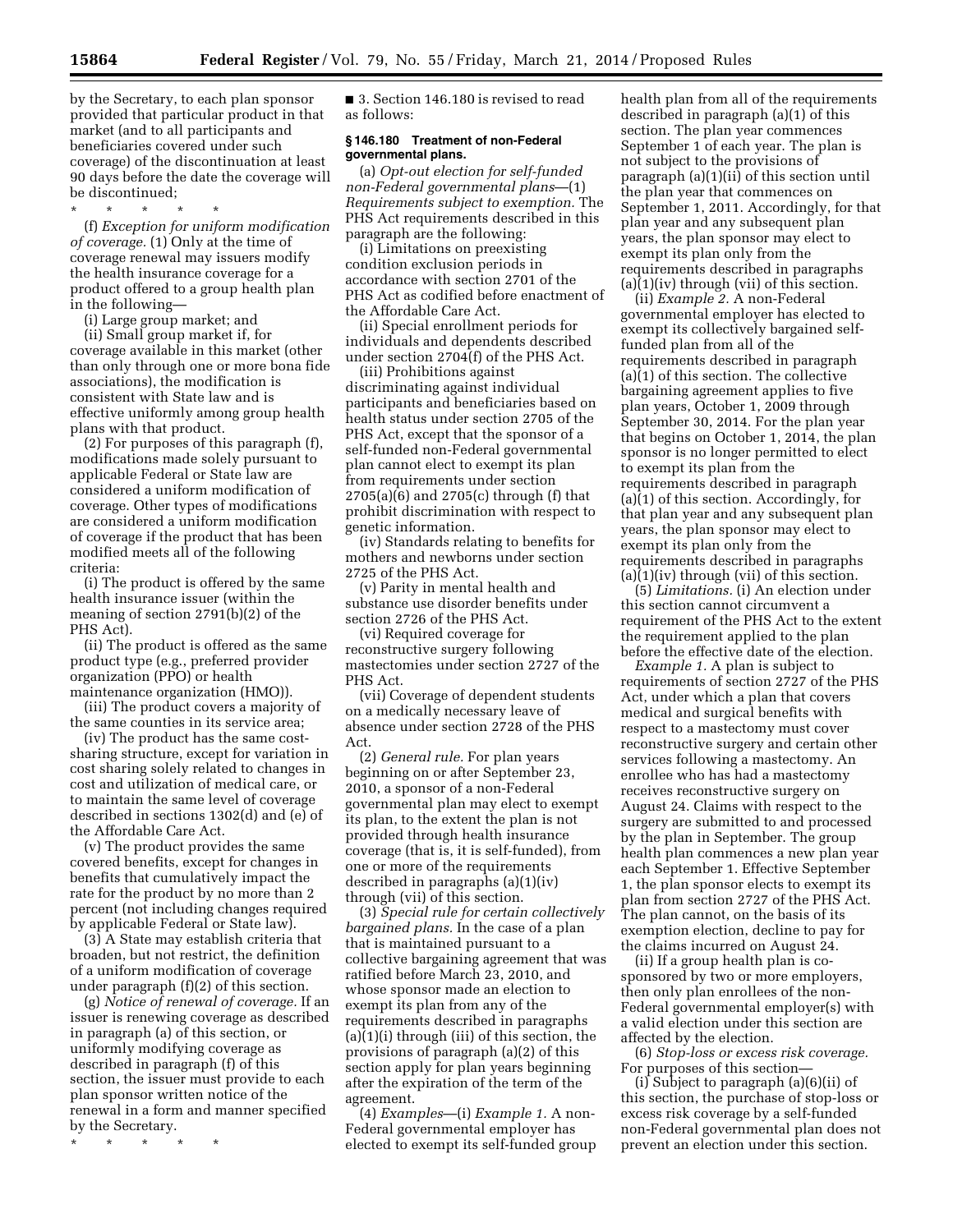by the Secretary, to each plan sponsor provided that particular product in that market (and to all participants and beneficiaries covered under such coverage) of the discontinuation at least 90 days before the date the coverage will be discontinued;

\* \* \* \* \*

(f) *Exception for uniform modification of coverage.* (1) Only at the time of coverage renewal may issuers modify the health insurance coverage for a product offered to a group health plan in the following—

(i) Large group market; and

(ii) Small group market if, for coverage available in this market (other than only through one or more bona fide associations), the modification is consistent with State law and is effective uniformly among group health plans with that product.

(2) For purposes of this paragraph (f), modifications made solely pursuant to applicable Federal or State law are considered a uniform modification of coverage. Other types of modifications are considered a uniform modification of coverage if the product that has been modified meets all of the following criteria:

(i) The product is offered by the same health insurance issuer (within the meaning of section 2791(b)(2) of the PHS Act).

(ii) The product is offered as the same product type (e.g., preferred provider organization (PPO) or health maintenance organization (HMO)).

(iii) The product covers a majority of the same counties in its service area;

(iv) The product has the same cost-sharing structure, except for variation in cost sharing solely related to changes in cost and utilization of medical care, or to maintain the same level of coverage described in sections 1302(d) and (e) of the Affordable Care Act.

(v) The product provides the same covered benefits, except for changes in benefits that cumulatively impact the rate for the product by no more than 2 percent (not including changes required by applicable Federal or State law).

(3) A State may establish criteria that broaden, but not restrict, the definition of a uniform modification of coverage under paragraph (f)(2) of this section.

(g) *Notice of renewal of coverage.* If an issuer is renewing coverage as described in paragraph (a) of this section, or uniformly modifying coverage as described in paragraph (f) of this section, the issuer must provide to each plan sponsor written notice of the renewal in a form and manner specified by the Secretary.

\* \* \* \* \*

■ 3. Section 146.180 is revised to read as follows:

**§ 146.180 Treatment of non-Federal governmental plans.**

(a) *Opt-out election for self-funded non-Federal governmental plans*—(1) *Requirements subject to exemption.* The PHS Act requirements described in this paragraph are the following:

(i) Limitations on preexisting condition exclusion periods in accordance with section 2701 of the PHS Act as codified before enactment of the Affordable Care Act.

(ii) Special enrollment periods for individuals and dependents described under section 2704(f) of the PHS Act.

(iii) Prohibitions against discriminating against individual participants and beneficiaries based on health status under section 2705 of the PHS Act, except that the sponsor of a self-funded non-Federal governmental plan cannot elect to exempt its plan from requirements under section 2705(a)(6) and 2705(c) through (f) that prohibit discrimination with respect to genetic information.

(iv) Standards relating to benefits for mothers and newborns under section 2725 of the PHS Act.

(v) Parity in mental health and substance use disorder benefits under section 2726 of the PHS Act.

(vi) Required coverage for reconstructive surgery following mastectomies under section 2727 of the PHS Act.

(vii) Coverage of dependent students on a medically necessary leave of absence under section 2728 of the PHS Act.

(2) *General rule.* For plan years beginning on or after September 23, 2010, a sponsor of a non-Federal governmental plan may elect to exempt its plan, to the extent the plan is not provided through health insurance coverage (that is, it is self-funded), from one or more of the requirements described in paragraphs (a)(1)(iv) through (vii) of this section.

(3) *Special rule for certain collectively bargained plans.* In the case of a plan that is maintained pursuant to a collective bargaining agreement that was ratified before March 23, 2010, and whose sponsor made an election to exempt its plan from any of the requirements described in paragraphs (a)(1)(i) through (iii) of this section, the provisions of paragraph (a)(2) of this section apply for plan years beginning after the expiration of the term of the agreement.

(4) *Examples*—(i) *Example 1.* A non-Federal governmental employer has elected to exempt its self-funded group health plan from all of the requirements described in paragraph (a)(1) of this section. The plan year commences September 1 of each year. The plan is not subject to the provisions of paragraph (a)(1)(ii) of this section until the plan year that commences on September 1, 2011. Accordingly, for that plan year and any subsequent plan years, the plan sponsor may elect to exempt its plan only from the requirements described in paragraphs (a)(1)(iv) through (vii) of this section.

(ii) *Example 2.* A non-Federal governmental employer has elected to exempt its collectively bargained self-funded plan from all of the requirements described in paragraph (a)(1) of this section. The collective bargaining agreement applies to five plan years, October 1, 2009 through September 30, 2014. For the plan year that begins on October 1, 2014, the plan sponsor is no longer permitted to elect to exempt its plan from the requirements described in paragraph (a)(1) of this section. Accordingly, for that plan year and any subsequent plan years, the plan sponsor may elect to exempt its plan only from the requirements described in paragraphs (a)(1)(iv) through (vii) of this section.

(5) *Limitations.* (i) An election under this section cannot circumvent a requirement of the PHS Act to the extent the requirement applied to the plan before the effective date of the election.

*Example 1.* A plan is subject to requirements of section 2727 of the PHS Act, under which a plan that covers medical and surgical benefits with respect to a mastectomy must cover reconstructive surgery and certain other services following a mastectomy. An enrollee who has had a mastectomy receives reconstructive surgery on August 24. Claims with respect to the surgery are submitted to and processed by the plan in September. The group health plan commences a new plan year each September 1. Effective September 1, the plan sponsor elects to exempt its plan from section 2727 of the PHS Act. The plan cannot, on the basis of its exemption election, decline to pay for the claims incurred on August 24.

(ii) If a group health plan is co-sponsored by two or more employers, then only plan enrollees of the non-Federal governmental employer(s) with a valid election under this section are affected by the election.

(6) *Stop-loss or excess risk coverage.* For purposes of this section—

(i) Subject to paragraph (a)(6)(ii) of this section, the purchase of stop-loss or excess risk coverage by a self-funded non-Federal governmental plan does not prevent an election under this section.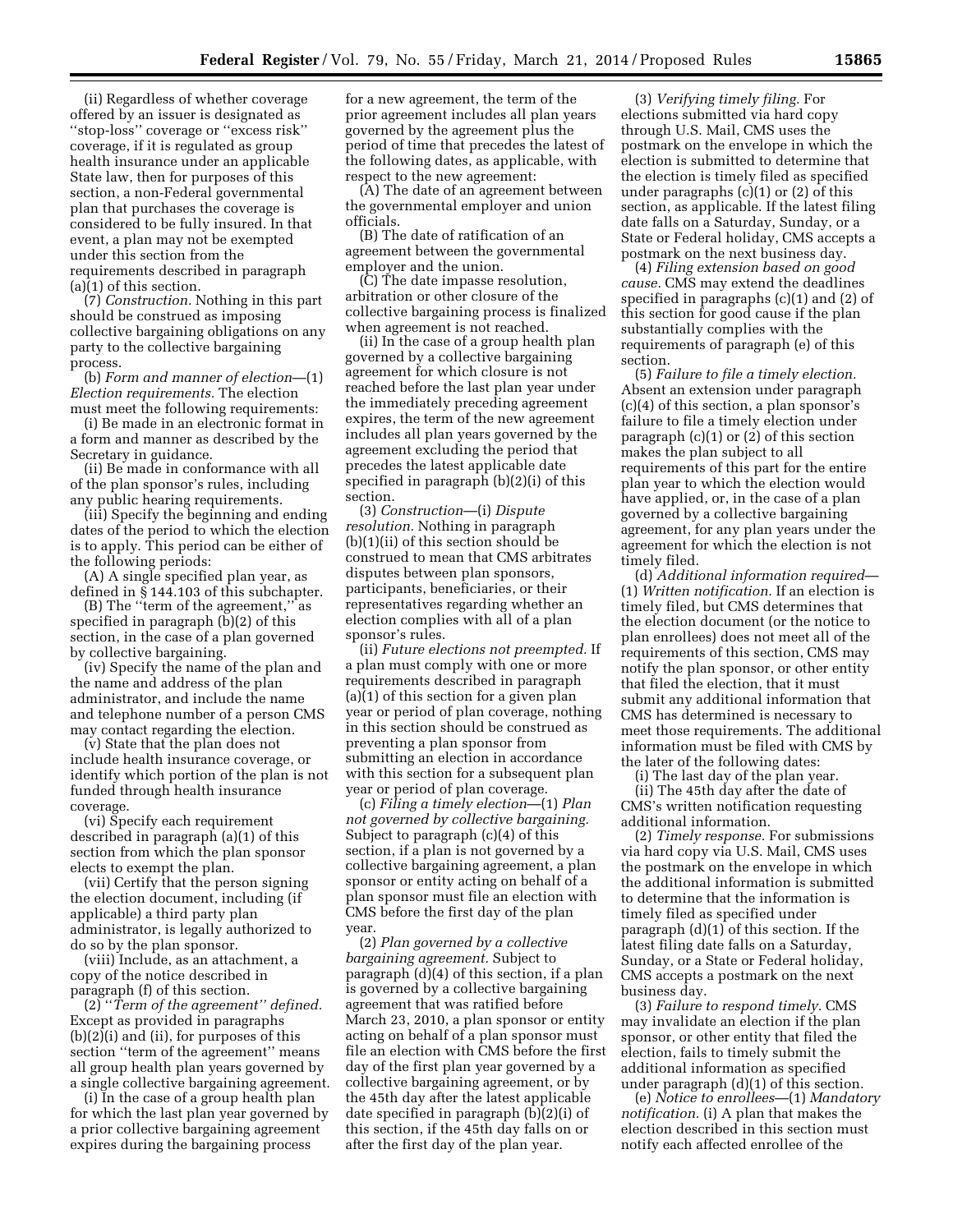(ii) Regardless of whether coverage offered by an issuer is designated as ''stop-loss'' coverage or ''excess risk'' coverage, if it is regulated as group health insurance under an applicable State law, then for purposes of this section, a non-Federal governmental plan that purchases the coverage is considered to be fully insured. In that event, a plan may not be exempted under this section from the requirements described in paragraph (a)(1) of this section.

(7) *Construction.* Nothing in this part should be construed as imposing collective bargaining obligations on any party to the collective bargaining process.

(b) *Form and manner of election*—(1) *Election requirements.* The election must meet the following requirements:

(i) Be made in an electronic format in a form and manner as described by the Secretary in guidance.

(ii) Be made in conformance with all of the plan sponsor's rules, including any public hearing requirements.

(iii) Specify the beginning and ending dates of the period to which the election is to apply. This period can be either of the following periods:

(A) A single specified plan year, as defined in § 144.103 of this subchapter.

(B) The ''term of the agreement,'' as specified in paragraph (b)(2) of this section, in the case of a plan governed by collective bargaining.

(iv) Specify the name of the plan and the name and address of the plan administrator, and include the name and telephone number of a person CMS may contact regarding the election.

(v) State that the plan does not include health insurance coverage, or identify which portion of the plan is not funded through health insurance coverage.

(vi) Specify each requirement described in paragraph (a)(1) of this section from which the plan sponsor elects to exempt the plan.

(vii) Certify that the person signing the election document, including (if applicable) a third party plan administrator, is legally authorized to do so by the plan sponsor.

(viii) Include, as an attachment, a copy of the notice described in paragraph (f) of this section.

(2) ''*Term of the agreement'' defined.* Except as provided in paragraphs (b)(2)(i) and (ii), for purposes of this section ''term of the agreement'' means all group health plan years governed by a single collective bargaining agreement.

(i) In the case of a group health plan for which the last plan year governed by a prior collective bargaining agreement expires during the bargaining process for a new agreement, the term of the prior agreement includes all plan years governed by the agreement plus the period of time that precedes the latest of the following dates, as applicable, with respect to the new agreement:

(A) The date of an agreement between the governmental employer and union officials.

(B) The date of ratification of an agreement between the governmental employer and the union.

(C) The date impasse resolution, arbitration or other closure of the collective bargaining process is finalized when agreement is not reached.

(ii) In the case of a group health plan governed by a collective bargaining agreement for which closure is not reached before the last plan year under the immediately preceding agreement expires, the term of the new agreement includes all plan years governed by the agreement excluding the period that precedes the latest applicable date specified in paragraph (b)(2)(i) of this section.

(3) *Construction*—(i) *Dispute resolution.* Nothing in paragraph (b)(1)(ii) of this section should be construed to mean that CMS arbitrates disputes between plan sponsors, participants, beneficiaries, or their representatives regarding whether an election complies with all of a plan sponsor's rules.

(ii) *Future elections not preempted.* If a plan must comply with one or more requirements described in paragraph (a)(1) of this section for a given plan year or period of plan coverage, nothing in this section should be construed as preventing a plan sponsor from submitting an election in accordance with this section for a subsequent plan year or period of plan coverage.

(c) *Filing a timely election*—(1) *Plan not governed by collective bargaining.* Subject to paragraph (c)(4) of this section, if a plan is not governed by a collective bargaining agreement, a plan sponsor or entity acting on behalf of a plan sponsor must file an election with CMS before the first day of the plan year.

(2) *Plan governed by a collective bargaining agreement.* Subject to paragraph (d)(4) of this section, if a plan is governed by a collective bargaining agreement that was ratified before March 23, 2010, a plan sponsor or entity acting on behalf of a plan sponsor must file an election with CMS before the first day of the first plan year governed by a collective bargaining agreement, or by the 45th day after the latest applicable date specified in paragraph (b)(2)(i) of this section, if the 45th day falls on or after the first day of the plan year.

(3) *Verifying timely filing.* For elections submitted via hard copy through U.S. Mail, CMS uses the postmark on the envelope in which the election is submitted to determine that the election is timely filed as specified under paragraphs (c)(1) or (2) of this section, as applicable. If the latest filing date falls on a Saturday, Sunday, or a State or Federal holiday, CMS accepts a postmark on the next business day.

(4) *Filing extension based on good cause.* CMS may extend the deadlines specified in paragraphs (c)(1) and (2) of this section for good cause if the plan substantially complies with the requirements of paragraph (e) of this section.

(5) *Failure to file a timely election.* Absent an extension under paragraph (c)(4) of this section, a plan sponsor's failure to file a timely election under paragraph (c)(1) or (2) of this section makes the plan subject to all requirements of this part for the entire plan year to which the election would have applied, or, in the case of a plan governed by a collective bargaining agreement, for any plan years under the agreement for which the election is not timely filed.

(d) *Additional information required*—(1) *Written notification.* If an election is timely filed, but CMS determines that the election document (or the notice to plan enrollees) does not meet all of the requirements of this section, CMS may notify the plan sponsor, or other entity that filed the election, that it must submit any additional information that CMS has determined is necessary to meet those requirements. The additional information must be filed with CMS by the later of the following dates:

(i) The last day of the plan year.

(ii) The 45th day after the date of CMS's written notification requesting additional information.

(2) *Timely response.* For submissions via hard copy via U.S. Mail, CMS uses the postmark on the envelope in which the additional information is submitted to determine that the information is timely filed as specified under paragraph (d)(1) of this section. If the latest filing date falls on a Saturday, Sunday, or a State or Federal holiday, CMS accepts a postmark on the next business day.

(3) *Failure to respond timely.* CMS may invalidate an election if the plan sponsor, or other entity that filed the election, fails to timely submit the additional information as specified under paragraph (d)(1) of this section.

(e) *Notice to enrollees*—(1) *Mandatory notification.* (i) A plan that makes the election described in this section must notify each affected enrollee of the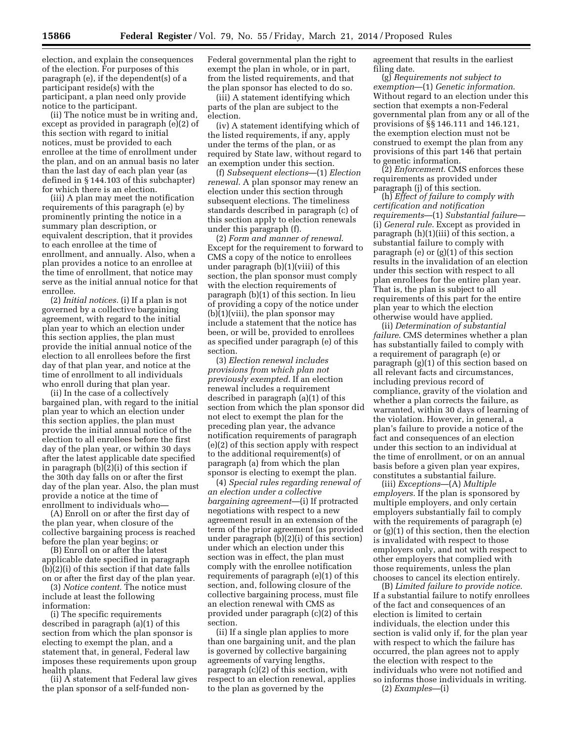election, and explain the consequences of the election. For purposes of this paragraph (e), if the dependent(s) of a participant reside(s) with the participant, a plan need only provide notice to the participant.

(ii) The notice must be in writing and, except as provided in paragraph (e)(2) of this section with regard to initial notices, must be provided to each enrollee at the time of enrollment under the plan, and on an annual basis no later than the last day of each plan year (as defined in § 144.103 of this subchapter) for which there is an election.

(iii) A plan may meet the notification requirements of this paragraph (e) by prominently printing the notice in a summary plan description, or equivalent description, that it provides to each enrollee at the time of enrollment, and annually. Also, when a plan provides a notice to an enrollee at the time of enrollment, that notice may serve as the initial annual notice for that enrollee.

(2) *Initial notices.* (i) If a plan is not governed by a collective bargaining agreement, with regard to the initial plan year to which an election under this section applies, the plan must provide the initial annual notice of the election to all enrollees before the first day of that plan year, and notice at the time of enrollment to all individuals who enroll during that plan year.

(ii) In the case of a collectively bargained plan, with regard to the initial plan year to which an election under this section applies, the plan must provide the initial annual notice of the election to all enrollees before the first day of the plan year, or within 30 days after the latest applicable date specified in paragraph (b)(2)(i) of this section if the 30th day falls on or after the first day of the plan year. Also, the plan must provide a notice at the time of enrollment to individuals who—

(A) Enroll on or after the first day of the plan year, when closure of the collective bargaining process is reached before the plan year begins; or

(B) Enroll on or after the latest applicable date specified in paragraph (b)(2)(i) of this section if that date falls on or after the first day of the plan year.

(3) *Notice content.* The notice must include at least the following information:

(i) The specific requirements described in paragraph (a)(1) of this section from which the plan sponsor is electing to exempt the plan, and a statement that, in general, Federal law imposes these requirements upon group health plans.

(ii) A statement that Federal law gives the plan sponsor of a self-funded non-Federal governmental plan the right to exempt the plan in whole, or in part, from the listed requirements, and that the plan sponsor has elected to do so.

(iii) A statement identifying which parts of the plan are subject to the election.

(iv) A statement identifying which of the listed requirements, if any, apply under the terms of the plan, or as required by State law, without regard to an exemption under this section.

(f) *Subsequent elections*—(1) *Election renewal.* A plan sponsor may renew an election under this section through subsequent elections. The timeliness standards described in paragraph (c) of this section apply to election renewals under this paragraph (f).

(2) *Form and manner of renewal.* Except for the requirement to forward to CMS a copy of the notice to enrollees under paragraph (b)(1)(viii) of this section, the plan sponsor must comply with the election requirements of paragraph (b)(1) of this section. In lieu of providing a copy of the notice under (b)(1)(viii), the plan sponsor may include a statement that the notice has been, or will be, provided to enrollees as specified under paragraph (e) of this section.

(3) *Election renewal includes provisions from which plan not previously exempted.* If an election renewal includes a requirement described in paragraph (a)(1) of this section from which the plan sponsor did not elect to exempt the plan for the preceding plan year, the advance notification requirements of paragraph (e)(2) of this section apply with respect to the additional requirement(s) of paragraph (a) from which the plan sponsor is electing to exempt the plan.

(4) *Special rules regarding renewal of an election under a collective bargaining agreement*—(i) If protracted negotiations with respect to a new agreement result in an extension of the term of the prior agreement (as provided under paragraph (b)(2)(i) of this section) under which an election under this section was in effect, the plan must comply with the enrollee notification requirements of paragraph (e)(1) of this section, and, following closure of the collective bargaining process, must file an election renewal with CMS as provided under paragraph (c)(2) of this section.

(ii) If a single plan applies to more than one bargaining unit, and the plan is governed by collective bargaining agreements of varying lengths, paragraph (c)(2) of this section, with respect to an election renewal, applies to the plan as governed by the agreement that results in the earliest filing date.

(g) *Requirements not subject to exemption*—(1) *Genetic information.* Without regard to an election under this section that exempts a non-Federal governmental plan from any or all of the provisions of §§ 146.111 and 146.121, the exemption election must not be construed to exempt the plan from any provisions of this part 146 that pertain to genetic information.

(2) *Enforcement.* CMS enforces these requirements as provided under paragraph (j) of this section.

(h) *Effect of failure to comply with certification and notification requirements*—(1) *Substantial failure*—(i) *General rule.* Except as provided in paragraph (h)(1)(iii) of this section, a substantial failure to comply with paragraph (e) or (g)(1) of this section results in the invalidation of an election under this section with respect to all plan enrollees for the entire plan year. That is, the plan is subject to all requirements of this part for the entire plan year to which the election otherwise would have applied.

(ii) *Determination of substantial failure.* CMS determines whether a plan has substantially failed to comply with a requirement of paragraph (e) or paragraph (g)(1) of this section based on all relevant facts and circumstances, including previous record of compliance, gravity of the violation and whether a plan corrects the failure, as warranted, within 30 days of learning of the violation. However, in general, a plan's failure to provide a notice of the fact and consequences of an election under this section to an individual at the time of enrollment, or on an annual basis before a given plan year expires, constitutes a substantial failure.

(iii) *Exceptions*—(A) *Multiple employers.* If the plan is sponsored by multiple employers, and only certain employers substantially fail to comply with the requirements of paragraph (e) or (g)(1) of this section, then the election is invalidated with respect to those employers only, and not with respect to other employers that complied with those requirements, unless the plan chooses to cancel its election entirely.

(B) *Limited failure to provide notice.* If a substantial failure to notify enrollees of the fact and consequences of an election is limited to certain individuals, the election under this section is valid only if, for the plan year with respect to which the failure has occurred, the plan agrees not to apply the election with respect to the individuals who were not notified and so informs those individuals in writing.

(2) *Examples*—(i)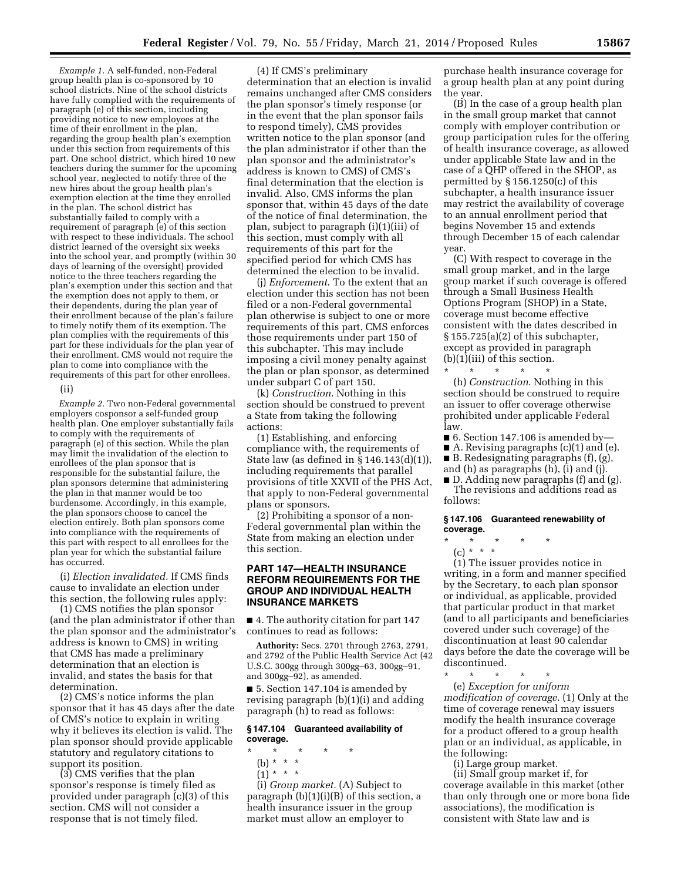*Example 1.* A self-funded, non-Federal group health plan is co-sponsored by 10 school districts. Nine of the school districts have fully complied with the requirements of paragraph (e) of this section, including providing notice to new employees at the time of their enrollment in the plan, regarding the group health plan's exemption under this section from requirements of this part. One school district, which hired 10 new teachers during the summer for the upcoming school year, neglected to notify three of the new hires about the group health plan's exemption election at the time they enrolled in the plan. The school district has substantially failed to comply with a requirement of paragraph (e) of this section with respect to these individuals. The school district learned of the oversight six weeks into the school year, and promptly (within 30 days of learning of the oversight) provided notice to the three teachers regarding the plan's exemption under this section and that the exemption does not apply to them, or their dependents, during the plan year of their enrollment because of the plan's failure to timely notify them of its exemption. The plan complies with the requirements of this part for these individuals for the plan year of their enrollment. CMS would not require the plan to come into compliance with the requirements of this part for other enrollees.

(ii)

*Example 2.* Two non-Federal governmental employers cosponsor a self-funded group health plan. One employer substantially fails to comply with the requirements of paragraph (e) of this section. While the plan may limit the invalidation of the election to enrollees of the plan sponsor that is responsible for the substantial failure, the plan sponsors determine that administering the plan in that manner would be too burdensome. Accordingly, in this example, the plan sponsors choose to cancel the election entirely. Both plan sponsors come into compliance with the requirements of this part with respect to all enrollees for the plan year for which the substantial failure has occurred.

(i) *Election invalidated.* If CMS finds cause to invalidate an election under this section, the following rules apply:

(1) CMS notifies the plan sponsor (and the plan administrator if other than the plan sponsor and the administrator's address is known to CMS) in writing that CMS has made a preliminary determination that an election is invalid, and states the basis for that determination.

(2) CMS's notice informs the plan sponsor that it has 45 days after the date of CMS's notice to explain in writing why it believes its election is valid. The plan sponsor should provide applicable statutory and regulatory citations to support its position.

(3) CMS verifies that the plan sponsor's response is timely filed as provided under paragraph (c)(3) of this section. CMS will not consider a response that is not timely filed.

(4) If CMS's preliminary determination that an election is invalid remains unchanged after CMS considers the plan sponsor's timely response (or in the event that the plan sponsor fails to respond timely), CMS provides written notice to the plan sponsor (and the plan administrator if other than the plan sponsor and the administrator's address is known to CMS) of CMS's final determination that the election is invalid. Also, CMS informs the plan sponsor that, within 45 days of the date of the notice of final determination, the plan, subject to paragraph (i)(1)(iii) of this section, must comply with all requirements of this part for the specified period for which CMS has determined the election to be invalid.

(j) *Enforcement.* To the extent that an election under this section has not been filed or a non-Federal governmental plan otherwise is subject to one or more requirements of this part, CMS enforces those requirements under part 150 of this subchapter. This may include imposing a civil money penalty against the plan or plan sponsor, as determined under subpart C of part 150.

(k) *Construction.* Nothing in this section should be construed to prevent a State from taking the following actions:

(1) Establishing, and enforcing compliance with, the requirements of State law (as defined in § 146.143(d)(1)), including requirements that parallel provisions of title XXVII of the PHS Act, that apply to non-Federal governmental plans or sponsors.

(2) Prohibiting a sponsor of a non-Federal governmental plan within the State from making an election under this section.

## PART 147—HEALTH INSURANCE REFORM REQUIREMENTS FOR THE GROUP AND INDIVIDUAL HEALTH INSURANCE MARKETS

■ 4. The authority citation for part 147 continues to read as follows:

**Authority:** Secs. 2701 through 2763, 2791, and 2792 of the Public Health Service Act (42 U.S.C. 300gg through 300gg–63, 300gg–91, and 300gg–92), as amended.

■ 5. Section 147.104 is amended by revising paragraph (b)(1)(i) and adding paragraph (h) to read as follows:

### § 147.104 Guaranteed availability of coverage.

\* \* \* \* \*

(b) \* \* \*

(1) \* \* \*

(i) *Group market.* (A) Subject to paragraph (b)(1)(i)(B) of this section, a health insurance issuer in the group market must allow an employer to purchase health insurance coverage for a group health plan at any point during the year.

(B) In the case of a group health plan in the small group market that cannot comply with employer contribution or group participation rules for the offering of health insurance coverage, as allowed under applicable State law and in the case of a QHP offered in the SHOP, as permitted by § 156.1250(c) of this subchapter, a health insurance issuer may restrict the availability of coverage to an annual enrollment period that begins November 15 and extends through December 15 of each calendar year.

(C) With respect to coverage in the small group market, and in the large group market if such coverage is offered through a Small Business Health Options Program (SHOP) in a State, coverage must become effective consistent with the dates described in § 155.725(a)(2) of this subchapter, except as provided in paragraph (b)(1)(iii) of this section.

\* \* \* \* \*

(h) *Construction.* Nothing in this section should be construed to require an issuer to offer coverage otherwise prohibited under applicable Federal law.

■ 6. Section 147.106 is amended by—

■ A. Revising paragraphs (c)(1) and (e).

■ B. Redesignating paragraphs (f), (g), and (h) as paragraphs (h), (i) and (j).

■ D. Adding new paragraphs (f) and (g).

The revisions and additions read as follows:

### § 147.106 Guaranteed renewability of coverage.

\* \* \* \* \*

(c) \* \* \*

(1) The issuer provides notice in writing, in a form and manner specified by the Secretary, to each plan sponsor or individual, as applicable, provided that particular product in that market (and to all participants and beneficiaries covered under such coverage) of the discontinuation at least 90 calendar days before the date the coverage will be discontinued.

\* \* \* \* \*

(e) *Exception for uniform modification of coverage.* (1) Only at the time of coverage renewal may issuers modify the health insurance coverage for a product offered to a group health plan or an individual, as applicable, in the following:

(i) Large group market.

(ii) Small group market if, for coverage available in this market (other than only through one or more bona fide associations), the modification is consistent with State law and is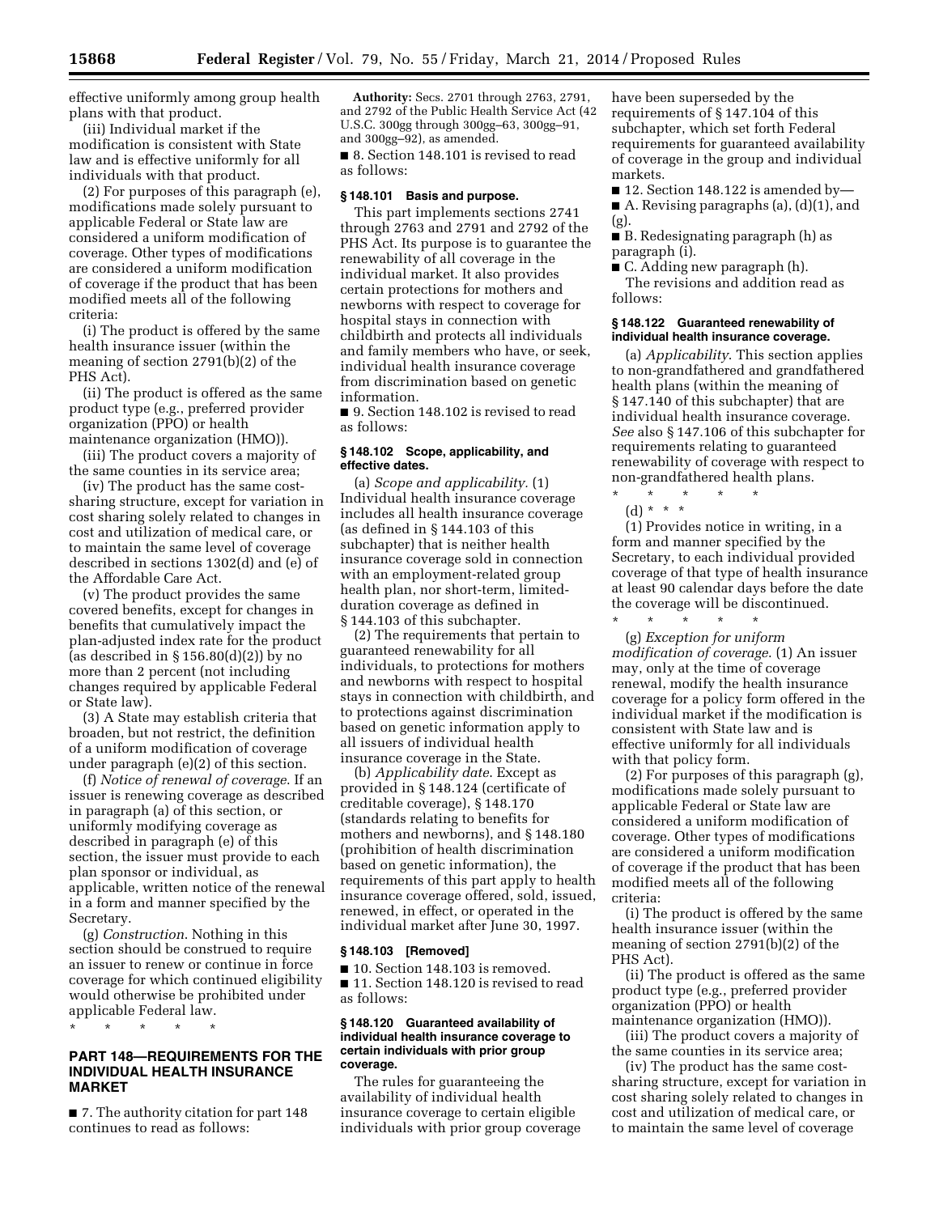effective uniformly among group health plans with that product.

(iii) Individual market if the modification is consistent with State law and is effective uniformly for all individuals with that product.

(2) For purposes of this paragraph (e), modifications made solely pursuant to applicable Federal or State law are considered a uniform modification of coverage. Other types of modifications are considered a uniform modification of coverage if the product that has been modified meets all of the following criteria:

(i) The product is offered by the same health insurance issuer (within the meaning of section 2791(b)(2) of the PHS Act).

(ii) The product is offered as the same product type (e.g., preferred provider organization (PPO) or health maintenance organization (HMO)).

(iii) The product covers a majority of the same counties in its service area;

(iv) The product has the same cost-sharing structure, except for variation in cost sharing solely related to changes in cost and utilization of medical care, or to maintain the same level of coverage described in sections 1302(d) and (e) of the Affordable Care Act.

(v) The product provides the same covered benefits, except for changes in benefits that cumulatively impact the plan-adjusted index rate for the product (as described in § 156.80(d)(2)) by no more than 2 percent (not including changes required by applicable Federal or State law).

(3) A State may establish criteria that broaden, but not restrict, the definition of a uniform modification of coverage under paragraph (e)(2) of this section.

(f) *Notice of renewal of coverage*. If an issuer is renewing coverage as described in paragraph (a) of this section, or uniformly modifying coverage as described in paragraph (e) of this section, the issuer must provide to each plan sponsor or individual, as applicable, written notice of the renewal in a form and manner specified by the Secretary.

(g) *Construction*. Nothing in this section should be construed to require an issuer to renew or continue in force coverage for which continued eligibility would otherwise be prohibited under applicable Federal law.

\* \* \* \* \*

## PART 148—REQUIREMENTS FOR THE INDIVIDUAL HEALTH INSURANCE MARKET

■ 7. The authority citation for part 148 continues to read as follows:

**Authority:** Secs. 2701 through 2763, 2791, and 2792 of the Public Health Service Act (42 U.S.C. 300gg through 300gg–63, 300gg–91, and 300gg–92), as amended.

■ 8. Section 148.101 is revised to read as follows:

### § 148.101 Basis and purpose.

This part implements sections 2741 through 2763 and 2791 and 2792 of the PHS Act. Its purpose is to guarantee the renewability of all coverage in the individual market. It also provides certain protections for mothers and newborns with respect to coverage for hospital stays in connection with childbirth and protects all individuals and family members who have, or seek, individual health insurance coverage from discrimination based on genetic information.

■ 9. Section 148.102 is revised to read as follows:

### § 148.102 Scope, applicability, and effective dates.

(a) *Scope and applicability.* (1) Individual health insurance coverage includes all health insurance coverage (as defined in § 144.103 of this subchapter) that is neither health insurance coverage sold in connection with an employment-related group health plan, nor short-term, limited-duration coverage as defined in § 144.103 of this subchapter.

(2) The requirements that pertain to guaranteed renewability for all individuals, to protections for mothers and newborns with respect to hospital stays in connection with childbirth, and to protections against discrimination based on genetic information apply to all issuers of individual health insurance coverage in the State.

(b) *Applicability date*. Except as provided in § 148.124 (certificate of creditable coverage), § 148.170 (standards relating to benefits for mothers and newborns), and § 148.180 (prohibition of health discrimination based on genetic information), the requirements of this part apply to health insurance coverage offered, sold, issued, renewed, in effect, or operated in the individual market after June 30, 1997.

### § 148.103 [Removed]

■ 10. Section 148.103 is removed.

■ 11. Section 148.120 is revised to read as follows:

### § 148.120 Guaranteed availability of individual health insurance coverage to certain individuals with prior group coverage.

The rules for guaranteeing the availability of individual health insurance coverage to certain eligible individuals with prior group coverage have been superseded by the requirements of § 147.104 of this subchapter, which set forth Federal requirements for guaranteed availability of coverage in the group and individual markets.

■ 12. Section 148.122 is amended by—

■ A. Revising paragraphs (a), (d)(1), and (g).

■ B. Redesignating paragraph (h) as paragraph (i).

■ C. Adding new paragraph (h).

The revisions and addition read as follows:

### § 148.122 Guaranteed renewability of individual health insurance coverage.

(a) *Applicability*. This section applies to non-grandfathered and grandfathered health plans (within the meaning of § 147.140 of this subchapter) that are individual health insurance coverage. *See* also § 147.106 of this subchapter for requirements relating to guaranteed renewability of coverage with respect to non-grandfathered health plans.

\* \* \* \* \*

(d) \* \* \*

(1) Provides notice in writing, in a form and manner specified by the Secretary, to each individual provided coverage of that type of health insurance at least 90 calendar days before the date the coverage will be discontinued.

\* \* \* \* \*

(g) *Exception for uniform modification of coverage*. (1) An issuer may, only at the time of coverage renewal, modify the health insurance coverage for a policy form offered in the individual market if the modification is consistent with State law and is effective uniformly for all individuals with that policy form.

(2) For purposes of this paragraph (g), modifications made solely pursuant to applicable Federal or State law are considered a uniform modification of coverage. Other types of modifications are considered a uniform modification of coverage if the product that has been modified meets all of the following criteria:

(i) The product is offered by the same health insurance issuer (within the meaning of section 2791(b)(2) of the PHS Act).

(ii) The product is offered as the same product type (e.g., preferred provider organization (PPO) or health maintenance organization (HMO)).

(iii) The product covers a majority of the same counties in its service area;

(iv) The product has the same cost-sharing structure, except for variation in cost sharing solely related to changes in cost and utilization of medical care, or to maintain the same level of coverage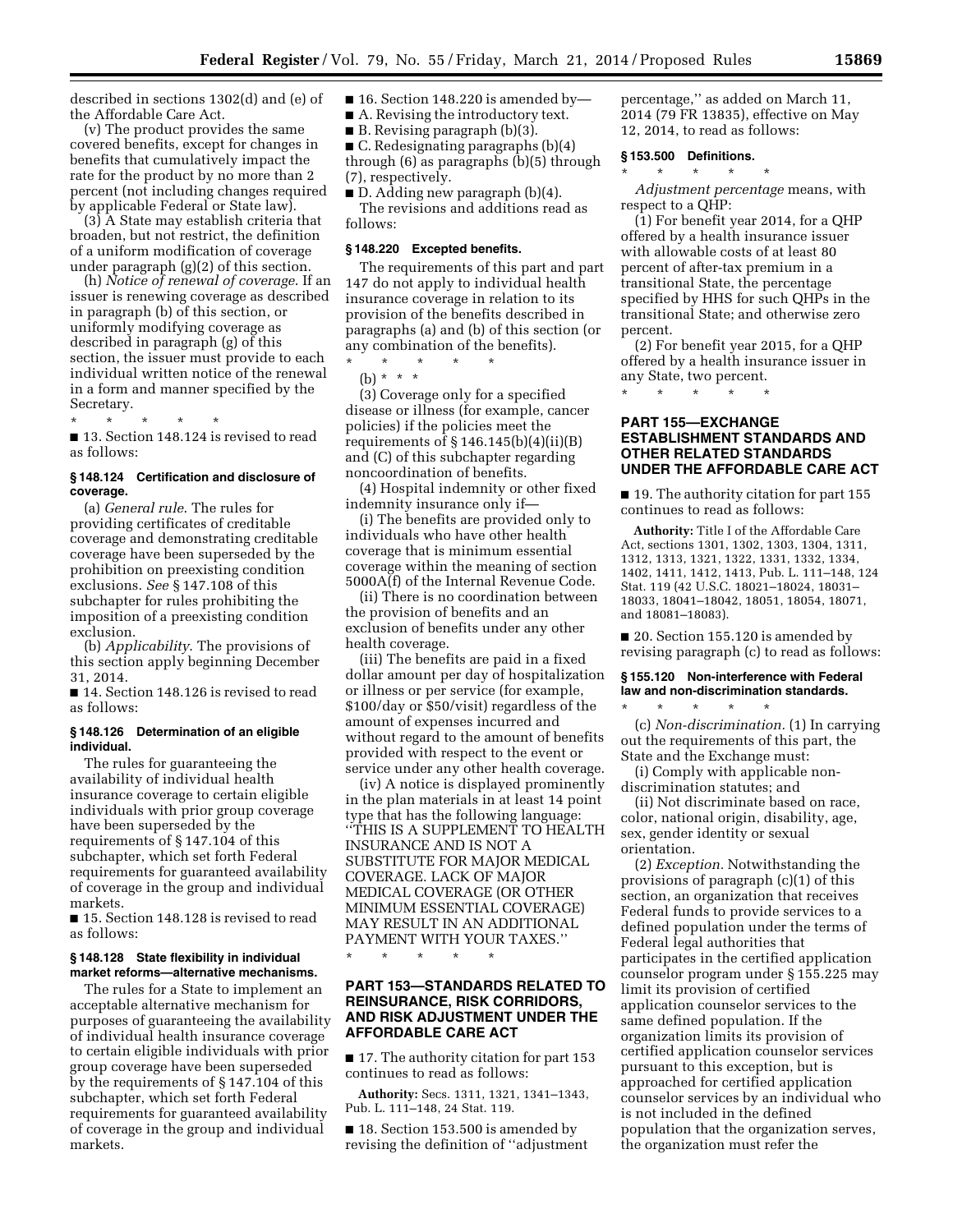described in sections 1302(d) and (e) of the Affordable Care Act.

(v) The product provides the same covered benefits, except for changes in benefits that cumulatively impact the rate for the product by no more than 2 percent (not including changes required by applicable Federal or State law).

(3) A State may establish criteria that broaden, but not restrict, the definition of a uniform modification of coverage under paragraph (g)(2) of this section.

(h) *Notice of renewal of coverage.* If an issuer is renewing coverage as described in paragraph (b) of this section, or uniformly modifying coverage as described in paragraph (g) of this section, the issuer must provide to each individual written notice of the renewal in a form and manner specified by the Secretary.

\* \* \* \* \*

■ 13. Section 148.124 is revised to read as follows:

### § 148.124 Certification and disclosure of coverage.

(a) *General rule.* The rules for providing certificates of creditable coverage and demonstrating creditable coverage have been superseded by the prohibition on preexisting condition exclusions. *See* § 147.108 of this subchapter for rules prohibiting the imposition of a preexisting condition exclusion.

(b) *Applicability.* The provisions of this section apply beginning December 31, 2014.

■ 14. Section 148.126 is revised to read as follows:

### § 148.126 Determination of an eligible individual.

The rules for guaranteeing the availability of individual health insurance coverage to certain eligible individuals with prior group coverage have been superseded by the requirements of § 147.104 of this subchapter, which set forth Federal requirements for guaranteed availability of coverage in the group and individual markets.

■ 15. Section 148.128 is revised to read as follows:

### § 148.128 State flexibility in individual market reforms—alternative mechanisms.

The rules for a State to implement an acceptable alternative mechanism for purposes of guaranteeing the availability of individual health insurance coverage to certain eligible individuals with prior group coverage have been superseded by the requirements of § 147.104 of this subchapter, which set forth Federal requirements for guaranteed availability of coverage in the group and individual markets.

■ 16. Section 148.220 is amended by—

■ A. Revising the introductory text.

■ B. Revising paragraph (b)(3).

■ C. Redesignating paragraphs (b)(4) through (6) as paragraphs (b)(5) through (7), respectively.

■ D. Adding new paragraph (b)(4).

The revisions and additions read as follows:

### § 148.220 Excepted benefits.

The requirements of this part and part 147 do not apply to individual health insurance coverage in relation to its provision of the benefits described in paragraphs (a) and (b) of this section (or any combination of the benefits).

\* \* \* \* \*

(b) \* \* \*

(3) Coverage only for a specified disease or illness (for example, cancer policies) if the policies meet the requirements of § 146.145(b)(4)(ii)(B) and (C) of this subchapter regarding noncoordination of benefits.

(4) Hospital indemnity or other fixed indemnity insurance only if—

(i) The benefits are provided only to individuals who have other health coverage that is minimum essential coverage within the meaning of section 5000A(f) of the Internal Revenue Code.

(ii) There is no coordination between the provision of benefits and an exclusion of benefits under any other health coverage.

(iii) The benefits are paid in a fixed dollar amount per day of hospitalization or illness or per service (for example, $100/day or $50/visit) regardless of the amount of expenses incurred and without regard to the amount of benefits provided with respect to the event or service under any other health coverage.

(iv) A notice is displayed prominently in the plan materials in at least 14 point type that has the following language: "THIS IS A SUPPLEMENT TO HEALTH INSURANCE AND IS NOT A SUBSTITUTE FOR MAJOR MEDICAL COVERAGE. LACK OF MAJOR MEDICAL COVERAGE (OR OTHER MINIMUM ESSENTIAL COVERAGE) MAY RESULT IN AN ADDITIONAL PAYMENT WITH YOUR TAXES."

\* \* \* \* \*

## PART 153—STANDARDS RELATED TO REINSURANCE, RISK CORRIDORS, AND RISK ADJUSTMENT UNDER THE AFFORDABLE CARE ACT

■ 17. The authority citation for part 153 continues to read as follows:

**Authority:** Secs. 1311, 1321, 1341–1343, Pub. L. 111–148, 24 Stat. 119.

■ 18. Section 153.500 is amended by revising the definition of "adjustment percentage," as added on March 11, 2014 (79 FR 13835), effective on May 12, 2014, to read as follows:

### § 153.500 Definitions.

\* \* \* \* \*

*Adjustment percentage* means, with respect to a QHP:

(1) For benefit year 2014, for a QHP offered by a health insurance issuer with allowable costs of at least 80 percent of after-tax premium in a transitional State, the percentage specified by HHS for such QHPs in the transitional State; and otherwise zero percent.

(2) For benefit year 2015, for a QHP offered by a health insurance issuer in any State, two percent.

\* \* \* \* \*

## PART 155—EXCHANGE ESTABLISHMENT STANDARDS AND OTHER RELATED STANDARDS UNDER THE AFFORDABLE CARE ACT

■ 19. The authority citation for part 155 continues to read as follows:

**Authority:** Title I of the Affordable Care Act, sections 1301, 1302, 1303, 1304, 1311, 1312, 1313, 1321, 1322, 1331, 1332, 1334, 1402, 1411, 1412, 1413, Pub. L. 111–148, 124 Stat. 119 (42 U.S.C. 18021–18024, 18031–18033, 18041–18042, 18051, 18054, 18071, and 18081–18083).

■ 20. Section 155.120 is amended by revising paragraph (c) to read as follows:

### § 155.120 Non-interference with Federal law and non-discrimination standards.

\* \* \* \* \*

(c) *Non-discrimination.* (1) In carrying out the requirements of this part, the State and the Exchange must:

(i) Comply with applicable non-discrimination statutes; and

(ii) Not discriminate based on race, color, national origin, disability, age, sex, gender identity or sexual orientation.

(2) *Exception.* Notwithstanding the provisions of paragraph (c)(1) of this section, an organization that receives Federal funds to provide services to a defined population under the terms of Federal legal authorities that participates in the certified application counselor program under § 155.225 may limit its provision of certified application counselor services to the same defined population. If the organization limits its provision of certified application counselor services pursuant to this exception, but is approached for certified application counselor services by an individual who is not included in the defined population that the organization serves, the organization must refer the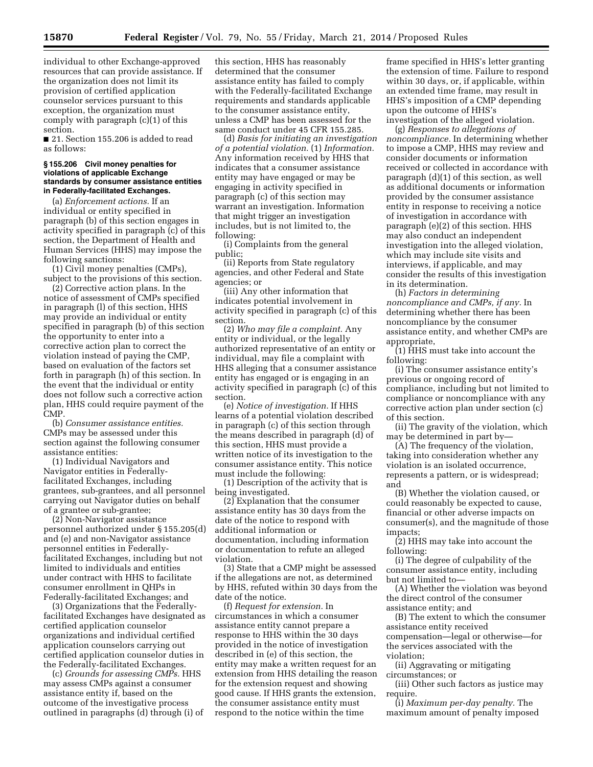individual to other Exchange-approved resources that can provide assistance. If the organization does not limit its provision of certified application counselor services pursuant to this exception, the organization must comply with paragraph (c)(1) of this section.

■ 21. Section 155.206 is added to read as follows:

#### § 155.206 Civil money penalties for violations of applicable Exchange standards by consumer assistance entities in Federally-facilitated Exchanges.

(a) *Enforcement actions.* If an individual or entity specified in paragraph (b) of this section engages in activity specified in paragraph (c) of this section, the Department of Health and Human Services (HHS) may impose the following sanctions:

(1) Civil money penalties (CMPs), subject to the provisions of this section.

(2) Corrective action plans. In the notice of assessment of CMPs specified in paragraph (l) of this section, HHS may provide an individual or entity specified in paragraph (b) of this section the opportunity to enter into a corrective action plan to correct the violation instead of paying the CMP, based on evaluation of the factors set forth in paragraph (h) of this section. In the event that the individual or entity does not follow such a corrective action plan, HHS could require payment of the CMP.

(b) *Consumer assistance entities.* CMPs may be assessed under this section against the following consumer assistance entities:

(1) Individual Navigators and Navigator entities in Federally-facilitated Exchanges, including grantees, sub-grantees, and all personnel carrying out Navigator duties on behalf of a grantee or sub-grantee;

(2) Non-Navigator assistance personnel authorized under § 155.205(d) and (e) and non-Navigator assistance personnel entities in Federally-facilitated Exchanges, including but not limited to individuals and entities under contract with HHS to facilitate consumer enrollment in QHPs in Federally-facilitated Exchanges; and

(3) Organizations that the Federally-facilitated Exchanges have designated as certified application counselor organizations and individual certified application counselors carrying out certified application counselor duties in the Federally-facilitated Exchanges.

(c) *Grounds for assessing CMPs.* HHS may assess CMPs against a consumer assistance entity if, based on the outcome of the investigative process outlined in paragraphs (d) through (i) of this section, HHS has reasonably determined that the consumer assistance entity has failed to comply with the Federally-facilitated Exchange requirements and standards applicable to the consumer assistance entity, unless a CMP has been assessed for the same conduct under 45 CFR 155.285.

(d) *Basis for initiating an investigation of a potential violation.* (1) *Information.* Any information received by HHS that indicates that a consumer assistance entity may have engaged or may be engaging in activity specified in paragraph (c) of this section may warrant an investigation. Information that might trigger an investigation includes, but is not limited to, the following:

(i) Complaints from the general public;

(ii) Reports from State regulatory agencies, and other Federal and State agencies; or

(iii) Any other information that indicates potential involvement in activity specified in paragraph (c) of this section.

(2) *Who may file a complaint.* Any entity or individual, or the legally authorized representative of an entity or individual, may file a complaint with HHS alleging that a consumer assistance entity has engaged or is engaging in an activity specified in paragraph (c) of this section.

(e) *Notice of investigation.* If HHS learns of a potential violation described in paragraph (c) of this section through the means described in paragraph (d) of this section, HHS must provide a written notice of its investigation to the consumer assistance entity. This notice must include the following:

(1) Description of the activity that is being investigated.

(2) Explanation that the consumer assistance entity has 30 days from the date of the notice to respond with additional information or documentation, including information or documentation to refute an alleged violation.

(3) State that a CMP might be assessed if the allegations are not, as determined by HHS, refuted within 30 days from the date of the notice.

(f) *Request for extension.* In circumstances in which a consumer assistance entity cannot prepare a response to HHS within the 30 days provided in the notice of investigation described in (e) of this section, the entity may make a written request for an extension from HHS detailing the reason for the extension request and showing good cause. If HHS grants the extension, the consumer assistance entity must respond to the notice within the time frame specified in HHS's letter granting the extension of time. Failure to respond within 30 days, or, if applicable, within an extended time frame, may result in HHS's imposition of a CMP depending upon the outcome of HHS's investigation of the alleged violation.

(g) *Responses to allegations of noncompliance.* In determining whether to impose a CMP, HHS may review and consider documents or information received or collected in accordance with paragraph (d)(1) of this section, as well as additional documents or information provided by the consumer assistance entity in response to receiving a notice of investigation in accordance with paragraph (e)(2) of this section. HHS may also conduct an independent investigation into the alleged violation, which may include site visits and interviews, if applicable, and may consider the results of this investigation in its determination.

(h) *Factors in determining noncompliance and CMPs, if any.* In determining whether there has been noncompliance by the consumer assistance entity, and whether CMPs are appropriate,

(1) HHS must take into account the following:

(i) The consumer assistance entity's previous or ongoing record of compliance, including but not limited to compliance or noncompliance with any corrective action plan under section (c) of this section.

(ii) The gravity of the violation, which may be determined in part by—

(A) The frequency of the violation, taking into consideration whether any violation is an isolated occurrence, represents a pattern, or is widespread; and

(B) Whether the violation caused, or could reasonably be expected to cause, financial or other adverse impacts on consumer(s), and the magnitude of those impacts;

(2) HHS may take into account the following:

(i) The degree of culpability of the consumer assistance entity, including but not limited to—

(A) Whether the violation was beyond the direct control of the consumer assistance entity; and

(B) The extent to which the consumer assistance entity received compensation—legal or otherwise—for the services associated with the violation;

(ii) Aggravating or mitigating circumstances; or

(iii) Other such factors as justice may require.

(i) *Maximum per-day penalty.* The maximum amount of penalty imposed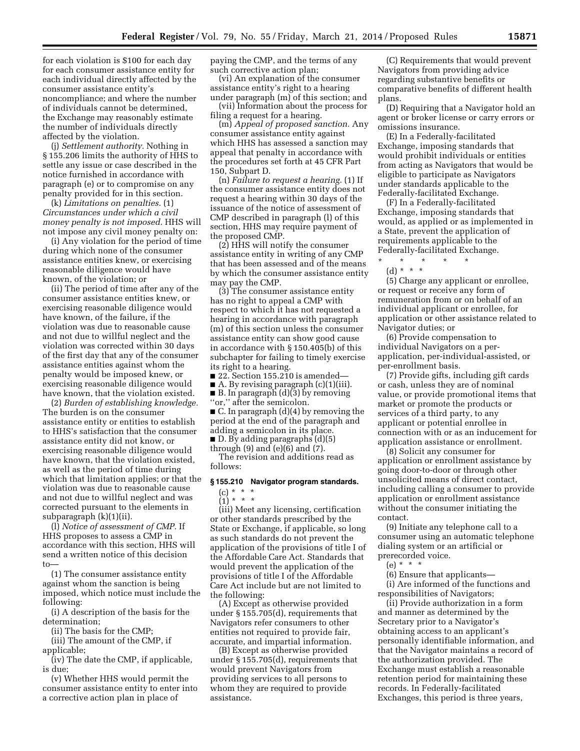for each violation is $100 for each day for each consumer assistance entity for each individual directly affected by the consumer assistance entity's noncompliance; and where the number of individuals cannot be determined, the Exchange may reasonably estimate the number of individuals directly affected by the violation.

(j) *Settlement authority.* Nothing in § 155.206 limits the authority of HHS to settle any issue or case described in the notice furnished in accordance with paragraph (e) or to compromise on any penalty provided for in this section.

(k) *Limitations on penalties.* (1) *Circumstances under which a civil money penalty is not imposed.* HHS will not impose any civil money penalty on:

(i) Any violation for the period of time during which none of the consumer assistance entities knew, or exercising reasonable diligence would have known, of the violation; or

(ii) The period of time after any of the consumer assistance entities knew, or exercising reasonable diligence would have known, of the failure, if the violation was due to reasonable cause and not due to willful neglect and the violation was corrected within 30 days of the first day that any of the consumer assistance entities against whom the penalty would be imposed knew, or exercising reasonable diligence would have known, that the violation existed.

(2) *Burden of establishing knowledge.* The burden is on the consumer assistance entity or entities to establish to HHS's satisfaction that the consumer assistance entity did not know, or exercising reasonable diligence would have known, that the violation existed, as well as the period of time during which that limitation applies; or that the violation was due to reasonable cause and not due to willful neglect and was corrected pursuant to the elements in subparagraph (k)(1)(ii).

(l) *Notice of assessment of CMP.* If HHS proposes to assess a CMP in accordance with this section, HHS will send a written notice of this decision to—

(1) The consumer assistance entity against whom the sanction is being imposed, which notice must include the following:

(i) A description of the basis for the determination;

(ii) The basis for the CMP;

(iii) The amount of the CMP, if applicable;

(iv) The date the CMP, if applicable, is due;

(v) Whether HHS would permit the consumer assistance entity to enter into a corrective action plan in place of paying the CMP, and the terms of any such corrective action plan;

(vi) An explanation of the consumer assistance entity's right to a hearing under paragraph (m) of this section; and

(vii) Information about the process for filing a request for a hearing.

(m) *Appeal of proposed sanction.* Any consumer assistance entity against which HHS has assessed a sanction may appeal that penalty in accordance with the procedures set forth at 45 CFR Part 150, Subpart D.

(n) *Failure to request a hearing.* (1) If the consumer assistance entity does not request a hearing within 30 days of the issuance of the notice of assessment of CMP described in paragraph (l) of this section, HHS may require payment of the proposed CMP.

(2) HHS will notify the consumer assistance entity in writing of any CMP that has been assessed and of the means by which the consumer assistance entity may pay the CMP.

(3) The consumer assistance entity has no right to appeal a CMP with respect to which it has not requested a hearing in accordance with paragraph (m) of this section unless the consumer assistance entity can show good cause in accordance with § 150.405(b) of this subchapter for failing to timely exercise its right to a hearing.

■ 22. Section 155.210 is amended—

■ A. By revising paragraph (c)(1)(iii).

■ B. In paragraph (d)(3) by removing "or," after the semicolon.

■ C. In paragraph (d)(4) by removing the period at the end of the paragraph and adding a semicolon in its place.

■ D. By adding paragraphs (d)(5) through (9) and (e)(6) and (7).

The revision and additions read as follows:

**§ 155.210 Navigator program standards.**

(c) * * *

(1) * * *

(iii) Meet any licensing, certification or other standards prescribed by the State or Exchange, if applicable, so long as such standards do not prevent the application of the provisions of title I of the Affordable Care Act. Standards that would prevent the application of the provisions of title I of the Affordable Care Act include but are not limited to the following:

(A) Except as otherwise provided under § 155.705(d), requirements that Navigators refer consumers to other entities not required to provide fair, accurate, and impartial information.

(B) Except as otherwise provided under § 155.705(d), requirements that would prevent Navigators from providing services to all persons to whom they are required to provide assistance.

(C) Requirements that would prevent Navigators from providing advice regarding substantive benefits or comparative benefits of different health plans.

(D) Requiring that a Navigator hold an agent or broker license or carry errors or omissions insurance.

(E) In a Federally-facilitated Exchange, imposing standards that would prohibit individuals or entities from acting as Navigators that would be eligible to participate as Navigators under standards applicable to the Federally-facilitated Exchange.

(F) In a Federally-facilitated Exchange, imposing standards that would, as applied or as implemented in a State, prevent the application of requirements applicable to the Federally-facilitated Exchange.

\* \* \* \* \*

(d) * * *

(5) Charge any applicant or enrollee, or request or receive any form of remuneration from or on behalf of an individual applicant or enrollee, for application or other assistance related to Navigator duties; or

(6) Provide compensation to individual Navigators on a per-application, per-individual-assisted, or per-enrollment basis.

(7) Provide gifts, including gift cards or cash, unless they are of nominal value, or provide promotional items that market or promote the products or services of a third party, to any applicant or potential enrollee in connection with or as an inducement for application assistance or enrollment.

(8) Solicit any consumer for application or enrollment assistance by going door-to-door or through other unsolicited means of direct contact, including calling a consumer to provide application or enrollment assistance without the consumer initiating the contact.

(9) Initiate any telephone call to a consumer using an automatic telephone dialing system or an artificial or prerecorded voice.

(e) * * *

(6) Ensure that applicants—

(i) Are informed of the functions and responsibilities of Navigators;

(ii) Provide authorization in a form and manner as determined by the Secretary prior to a Navigator's obtaining access to an applicant's personally identifiable information, and that the Navigator maintains a record of the authorization provided. The Exchange must establish a reasonable retention period for maintaining these records. In Federally-facilitated Exchanges, this period is three years,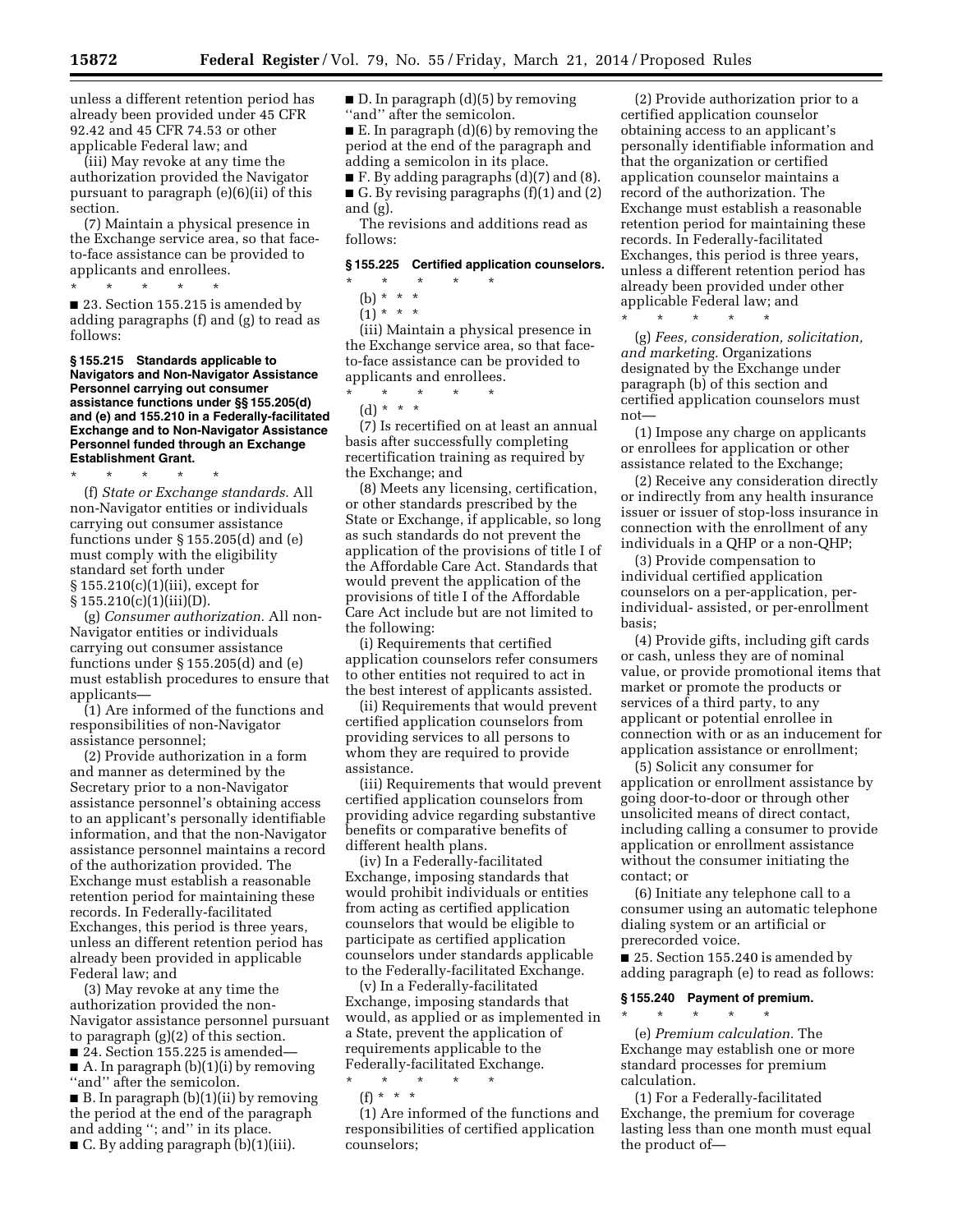unless a different retention period has already been provided under 45 CFR 92.42 and 45 CFR 74.53 or other applicable Federal law; and

(iii) May revoke at any time the authorization provided the Navigator pursuant to paragraph (e)(6)(ii) of this section.

(7) Maintain a physical presence in the Exchange service area, so that face-to-face assistance can be provided to applicants and enrollees.

\* \* \* \* \*

■ 23. Section 155.215 is amended by adding paragraphs (f) and (g) to read as follows:

### § 155.215 Standards applicable to Navigators and Non-Navigator Assistance Personnel carrying out consumer assistance functions under §§ 155.205(d) and 155.210 in a Federally-facilitated Exchange and to Non-Navigator Assistance Personnel funded through an Exchange Establishment Grant.

\* \* \* \* \*

(f) *State or Exchange standards.* All non-Navigator entities or individuals carrying out consumer assistance functions under § 155.205(d) and (e) must comply with the eligibility standard set forth under § 155.210(c)(1)(iii), except for § 155.210(c)(1)(iii)(D).

(g) *Consumer authorization.* All non-Navigator entities or individuals carrying out consumer assistance functions under § 155.205(d) and (e) must establish procedures to ensure that applicants—

(1) Are informed of the functions and responsibilities of non-Navigator assistance personnel;

(2) Provide authorization in a form and manner as determined by the Secretary prior to a non-Navigator assistance personnel's obtaining access to an applicant's personally identifiable information, and that the non-Navigator assistance personnel maintains a record of the authorization provided. The Exchange must establish a reasonable retention period for maintaining these records. In Federally-facilitated Exchanges, this period is three years, unless an different retention period has already been provided in applicable Federal law; and

(3) May revoke at any time the authorization provided the non-Navigator assistance personnel pursuant to paragraph (g)(2) of this section.

■ 24. Section 155.225 is amended—

■ A. In paragraph (b)(1)(i) by removing "and" after the semicolon.

■ B. In paragraph (b)(1)(ii) by removing the period at the end of the paragraph and adding "; and" in its place.

■ C. By adding paragraph (b)(1)(iii).

■ D. In paragraph (d)(5) by removing "and" after the semicolon.

■ E. In paragraph (d)(6) by removing the period at the end of the paragraph and adding a semicolon in its place.

■ F. By adding paragraphs (d)(7) and (8).

■ G. By revising paragraphs (f)(1) and (2) and (g).

The revisions and additions read as follows:

### § 155.225 Certified application counselors.

\* \* \* \* \*

(b) \* \* \*

(1) \* \* \*

(iii) Maintain a physical presence in the Exchange service area, so that face-to-face assistance can be provided to applicants and enrollees.

\* \* \* \* \*

(d) \* \* \*

(7) Is recertified on at least an annual basis after successfully completing recertification training as required by the Exchange; and

(8) Meets any licensing, certification, or other standards prescribed by the State or Exchange, if applicable, so long as such standards do not prevent the application of the provisions of title I of the Affordable Care Act. Standards that would prevent the application of the provisions of title I of the Affordable Care Act include but are not limited to the following:

(i) Requirements that certified application counselors refer consumers to other entities not required to act in the best interest of applicants assisted.

(ii) Requirements that would prevent certified application counselors from providing services to all persons to whom they are required to provide assistance.

(iii) Requirements that would prevent certified application counselors from providing advice regarding substantive benefits or comparative benefits of different health plans.

(iv) In a Federally-facilitated Exchange, imposing standards that would prohibit individuals or entities from acting as certified application counselors that would be eligible to participate as certified application counselors under standards applicable to the Federally-facilitated Exchange.

(v) In a Federally-facilitated Exchange, imposing standards that would, as applied or as implemented in a State, prevent the application of requirements applicable to the Federally-facilitated Exchange.

\* \* \* \* \*

(f) \* \* \*

(1) Are informed of the functions and responsibilities of certified application counselors;

(2) Provide authorization prior to a certified application counselor obtaining access to an applicant's personally identifiable information and that the organization or certified application counselor maintains a record of the authorization. The Exchange must establish a reasonable retention period for maintaining these records. In Federally-facilitated Exchanges, this period is three years, unless a different retention period has already been provided under other applicable Federal law; and

\* \* \* \* \*

(g) *Fees, consideration, solicitation, and marketing.* Organizations designated by the Exchange under paragraph (b) of this section and certified application counselors must not—

(1) Impose any charge on applicants or enrollees for application or other assistance related to the Exchange;

(2) Receive any consideration directly or indirectly from any health insurance issuer or issuer of stop-loss insurance in connection with the enrollment of any individuals in a QHP or a non-QHP;

(3) Provide compensation to individual certified application counselors on a per-application, per-individual- assisted, or per-enrollment basis;

(4) Provide gifts, including gift cards or cash, unless they are of nominal value, or provide promotional items that market or promote the products or services of a third party, to any applicant or potential enrollee in connection with or as an inducement for application assistance or enrollment;

(5) Solicit any consumer for application or enrollment assistance by going door-to-door or through other unsolicited means of direct contact, including calling a consumer to provide application or enrollment assistance without the consumer initiating the contact; or

(6) Initiate any telephone call to a consumer using an automatic telephone dialing system or an artificial or prerecorded voice.

■ 25. Section 155.240 is amended by adding paragraph (e) to read as follows:

### § 155.240 Payment of premium.

\* \* \* \* \*

(e) *Premium calculation.* The Exchange may establish one or more standard processes for premium calculation.

(1) For a Federally-facilitated Exchange, the premium for coverage lasting less than one month must equal the product of—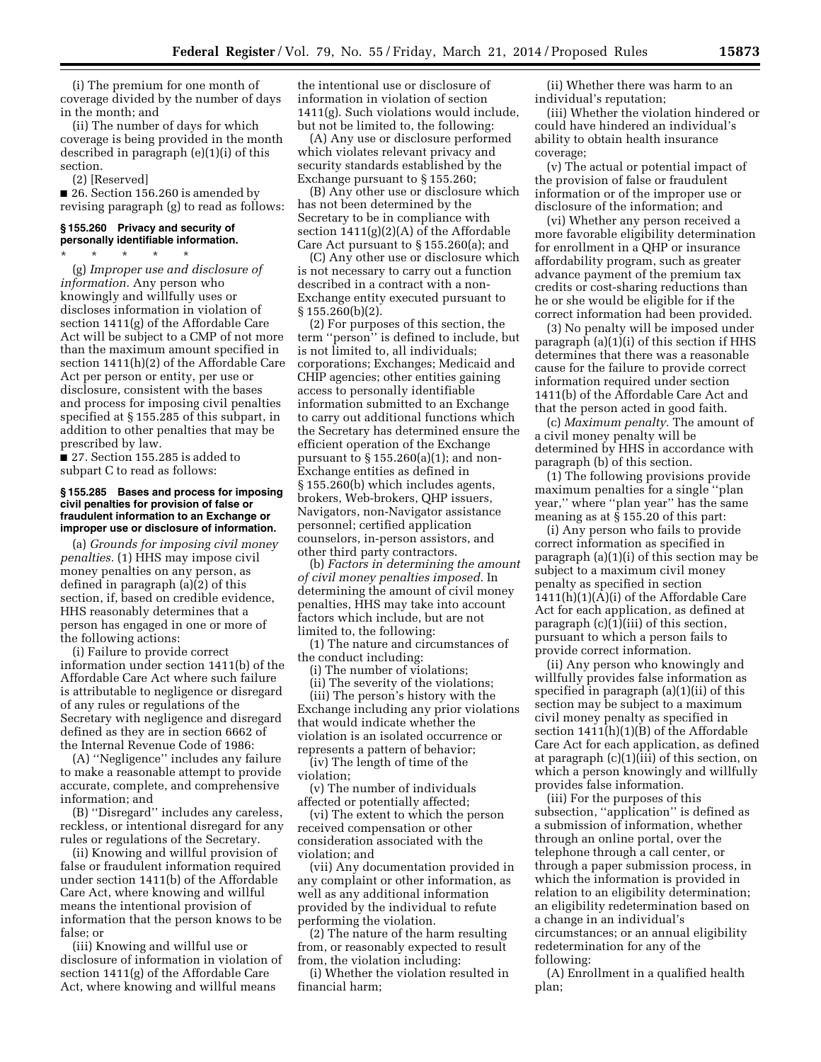(i) The premium for one month of coverage divided by the number of days in the month; and

(ii) The number of days for which coverage is being provided in the month described in paragraph (e)(1)(i) of this section.

(2) [Reserved]

■ 26. Section 156.260 is amended by revising paragraph (g) to read as follows:

#### § 155.260 Privacy and security of personally identifiable information.

\* \* \* \* \*

(g) *Improper use and disclosure of information.* Any person who knowingly and willfully uses or discloses information in violation of section 1411(g) of the Affordable Care Act will be subject to a CMP of not more than the maximum amount specified in section 1411(h)(2) of the Affordable Care Act per person or entity, per use or disclosure, consistent with the bases and process for imposing civil penalties specified at § 155.285 of this subpart, in addition to other penalties that may be prescribed by law.

■ 27. Section 155.285 is added to subpart C to read as follows:

#### § 155.285 Bases and process for imposing civil penalties for provision of false or fraudulent information to an Exchange or improper use or disclosure of information.

(a) *Grounds for imposing civil money penalties.* (1) HHS may impose civil money penalties on any person, as defined in paragraph (a)(2) of this section, if, based on credible evidence, HHS reasonably determines that a person has engaged in one or more of the following actions:

(i) Failure to provide correct information under section 1411(b) of the Affordable Care Act where such failure is attributable to negligence or disregard of any rules or regulations of the Secretary with negligence and disregard defined as they are in section 6662 of the Internal Revenue Code of 1986:

(A) ''Negligence'' includes any failure to make a reasonable attempt to provide accurate, complete, and comprehensive information; and

(B) ''Disregard'' includes any careless, reckless, or intentional disregard for any rules or regulations of the Secretary.

(ii) Knowing and willful provision of false or fraudulent information required under section 1411(b) of the Affordable Care Act, where knowing and willful means the intentional provision of information that the person knows to be false; or

(iii) Knowing and willful use or disclosure of information in violation of section 1411(g) of the Affordable Care Act, where knowing and willful means the intentional use or disclosure of information in violation of section 1411(g). Such violations would include, but not be limited to, the following:

(A) Any use or disclosure performed which violates relevant privacy and security standards established by the Exchange pursuant to § 155.260;

(B) Any other use or disclosure which has not been determined by the Secretary to be in compliance with section 1411(g)(2)(A) of the Affordable Care Act pursuant to § 155.260(a); and

(C) Any other use or disclosure which is not necessary to carry out a function described in a contract with a non-Exchange entity executed pursuant to § 155.260(b)(2).

(2) For purposes of this section, the term ''person'' is defined to include, but is not limited to, all individuals; corporations; Exchanges; Medicaid and CHIP agencies; other entities gaining access to personally identifiable information submitted to an Exchange to carry out additional functions which the Secretary has determined ensure the efficient operation of the Exchange pursuant to § 155.260(a)(1); and non-Exchange entities as defined in § 155.260(b) which includes agents, brokers, Web-brokers, QHP issuers, Navigators, non-Navigator assistance personnel; certified application counselors, in-person assistors, and other third party contractors.

(b) *Factors in determining the amount of civil money penalties imposed.* In determining the amount of civil money penalties, HHS may take into account factors which include, but are not limited to, the following:

(1) The nature and circumstances of the conduct including:

(i) The number of violations;

(ii) The severity of the violations;

(iii) The person's history with the Exchange including any prior violations that would indicate whether the violation is an isolated occurrence or represents a pattern of behavior;

(iv) The length of time of the violation;

(v) The number of individuals affected or potentially affected;

(vi) The extent to which the person received compensation or other consideration associated with the violation; and

(vii) Any documentation provided in any complaint or other information, as well as any additional information provided by the individual to refute performing the violation.

(2) The nature of the harm resulting from, or reasonably expected to result from, the violation including:

(i) Whether the violation resulted in financial harm;

(ii) Whether there was harm to an individual's reputation;

(iii) Whether the violation hindered or could have hindered an individual's ability to obtain health insurance coverage;

(v) The actual or potential impact of the provision of false or fraudulent information or of the improper use or disclosure of the information; and

(vi) Whether any person received a more favorable eligibility determination for enrollment in a QHP or insurance affordability program, such as greater advance payment of the premium tax credits or cost-sharing reductions than he or she would be eligible for if the correct information had been provided.

(3) No penalty will be imposed under paragraph (a)(1)(i) of this section if HHS determines that there was a reasonable cause for the failure to provide correct information required under section 1411(b) of the Affordable Care Act and that the person acted in good faith.

(c) *Maximum penalty.* The amount of a civil money penalty will be determined by HHS in accordance with paragraph (b) of this section.

(1) The following provisions provide maximum penalties for a single ''plan year,'' where ''plan year'' has the same meaning as at § 155.20 of this part:

(i) Any person who fails to provide correct information as specified in paragraph (a)(1)(i) of this section may be subject to a maximum civil money penalty as specified in section 1411(h)(1)(A)(i) of the Affordable Care Act for each application, as defined at paragraph (c)(1)(iii) of this section, pursuant to which a person fails to provide correct information.

(ii) Any person who knowingly and willfully provides false information as specified in paragraph (a)(1)(ii) of this section may be subject to a maximum civil money penalty as specified in section 1411(h)(1)(B) of the Affordable Care Act for each application, as defined at paragraph (c)(1)(iii) of this section, on which a person knowingly and willfully provides false information.

(iii) For the purposes of this subsection, ''application'' is defined as a submission of information, whether through an online portal, over the telephone through a call center, or through a paper submission process, in which the information is provided in relation to an eligibility determination; an eligibility redetermination based on a change in an individual's circumstances; or an annual eligibility redetermination for any of the following:

(A) Enrollment in a qualified health plan;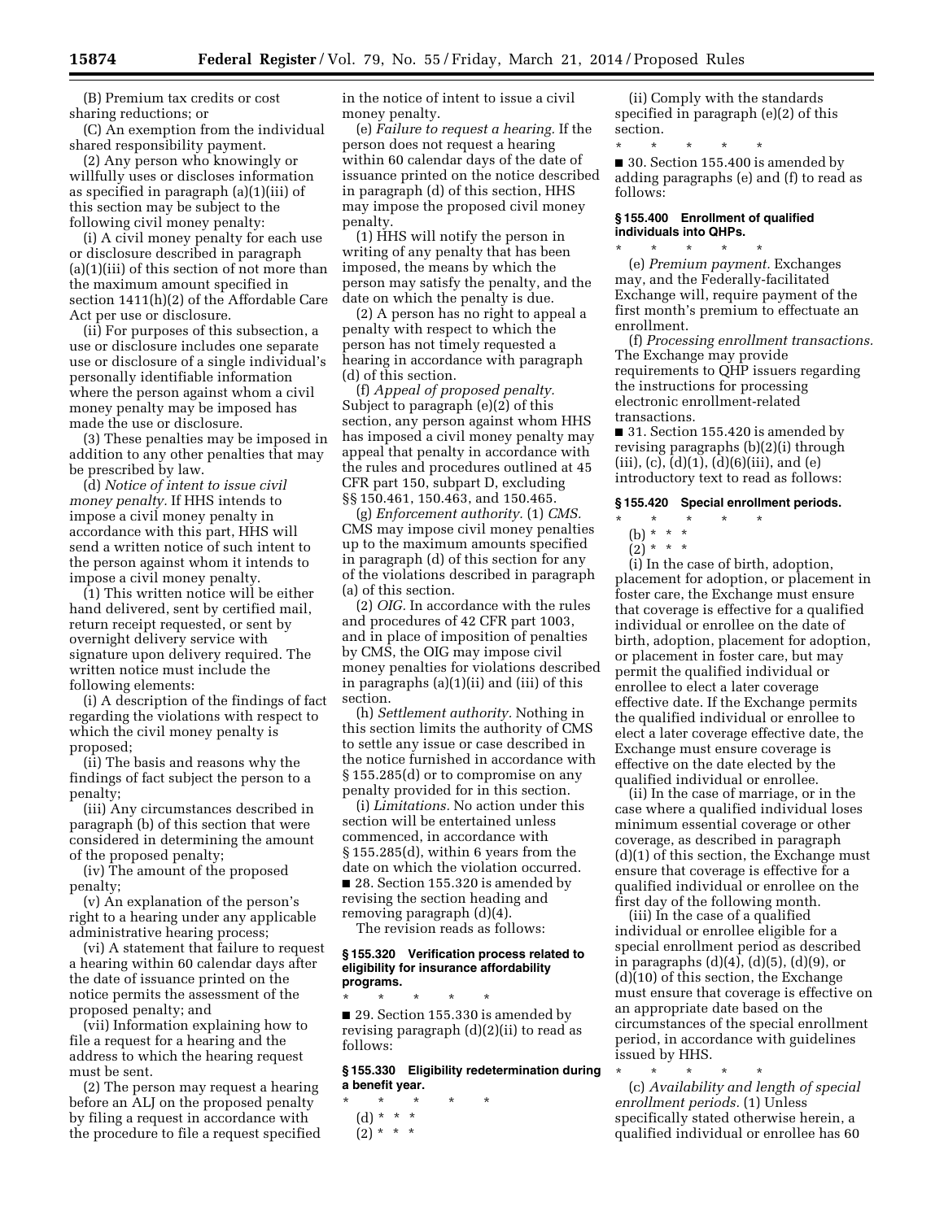(B) Premium tax credits or cost sharing reductions; or

(C) An exemption from the individual shared responsibility payment.

(2) Any person who knowingly or willfully uses or discloses information as specified in paragraph (a)(1)(iii) of this section may be subject to the following civil money penalty:

(i) A civil money penalty for each use or disclosure described in paragraph (a)(1)(iii) of this section of not more than the maximum amount specified in section 1411(h)(2) of the Affordable Care Act per use or disclosure.

(ii) For purposes of this subsection, a use or disclosure includes one separate use or disclosure of a single individual's personally identifiable information where the person against whom a civil money penalty may be imposed has made the use or disclosure.

(3) These penalties may be imposed in addition to any other penalties that may be prescribed by law.

(d) *Notice of intent to issue civil money penalty.* If HHS intends to impose a civil money penalty in accordance with this part, HHS will send a written notice of such intent to the person against whom it intends to impose a civil money penalty.

(1) This written notice will be either hand delivered, sent by certified mail, return receipt requested, or sent by overnight delivery service with signature upon delivery required. The written notice must include the following elements:

(i) A description of the findings of fact regarding the violations with respect to which the civil money penalty is proposed;

(ii) The basis and reasons why the findings of fact subject the person to a penalty;

(iii) Any circumstances described in paragraph (b) of this section that were considered in determining the amount of the proposed penalty;

(iv) The amount of the proposed penalty;

(v) An explanation of the person's right to a hearing under any applicable administrative hearing process;

(vi) A statement that failure to request a hearing within 60 calendar days after the date of issuance printed on the notice permits the assessment of the proposed penalty; and

(vii) Information explaining how to file a request for a hearing and the address to which the hearing request must be sent.

(2) The person may request a hearing before an ALJ on the proposed penalty by filing a request in accordance with the procedure to file a request specified in the notice of intent to issue a civil money penalty.

(e) *Failure to request a hearing.* If the person does not request a hearing within 60 calendar days of the date of issuance printed on the notice described in paragraph (d) of this section, HHS may impose the proposed civil money penalty.

(1) HHS will notify the person in writing of any penalty that has been imposed, the means by which the person may satisfy the penalty, and the date on which the penalty is due.

(2) A person has no right to appeal a penalty with respect to which the person has not timely requested a hearing in accordance with paragraph (d) of this section.

(f) *Appeal of proposed penalty.* Subject to paragraph (e)(2) of this section, any person against whom HHS has imposed a civil money penalty may appeal that penalty in accordance with the rules and procedures outlined at 45 CFR part 150, subpart D, excluding §§ 150.461, 150.463, and 150.465.

(g) *Enforcement authority.* (1) *CMS.* CMS may impose civil money penalties up to the maximum amounts specified in paragraph (d) of this section for any of the violations described in paragraph (a) of this section.

(2) *OIG.* In accordance with the rules and procedures of 42 CFR part 1003, and in place of imposition of penalties by CMS, the OIG may impose civil money penalties for violations described in paragraphs (a)(1)(ii) and (iii) of this section.

(h) *Settlement authority.* Nothing in this section limits the authority of CMS to settle any issue or case described in the notice furnished in accordance with § 155.285(d) or to compromise on any penalty provided for in this section.

(i) *Limitations.* No action under this section will be entertained unless commenced, in accordance with § 155.285(d), within 6 years from the date on which the violation occurred.

■ 28. Section 155.320 is amended by revising the section heading and removing paragraph (d)(4).

The revision reads as follows:

**§ 155.320 Verification process related to eligibility for insurance affordability programs.**

\* \* \* \* \*

■ 29. Section 155.330 is amended by revising paragraph (d)(2)(ii) to read as follows:

**§ 155.330 Eligibility redetermination during a benefit year.**

\* \* \* \* \*

(d) \* \* \*

(2) \* \* \*

(ii) Comply with the standards specified in paragraph (e)(2) of this section.

\* \* \* \* \*

■ 30. Section 155.400 is amended by adding paragraphs (e) and (f) to read as follows:

**§ 155.400 Enrollment of qualified individuals into QHPs.**

\* \* \* \* \*

(e) *Premium payment.* Exchanges may, and the Federally-facilitated Exchange will, require payment of the first month's premium to effectuate an enrollment.

(f) *Processing enrollment transactions.* The Exchange may provide requirements to QHP issuers regarding the instructions for processing electronic enrollment-related transactions.

■ 31. Section 155.420 is amended by revising paragraphs (b)(2)(i) through (iii), (c), (d)(1), (d)(6)(iii), and (e) introductory text to read as follows:

**§ 155.420 Special enrollment periods.**

\* \* \* \* \*

(b) \* \* \*

(2) \* \* \*

(i) In the case of birth, adoption, placement for adoption, or placement in foster care, the Exchange must ensure that coverage is effective for a qualified individual or enrollee on the date of birth, adoption, placement for adoption, or placement in foster care, but may permit the qualified individual or enrollee to elect a later coverage effective date. If the Exchange permits the qualified individual or enrollee to elect a later coverage effective date, the Exchange must ensure coverage is effective on the date elected by the qualified individual or enrollee.

(ii) In the case of marriage, or in the case where a qualified individual loses minimum essential coverage or other coverage, as described in paragraph (d)(1) of this section, the Exchange must ensure that coverage is effective for a qualified individual or enrollee on the first day of the following month.

(iii) In the case of a qualified individual or enrollee eligible for a special enrollment period as described in paragraphs (d)(4), (d)(5), (d)(9), or (d)(10) of this section, the Exchange must ensure that coverage is effective on an appropriate date based on the circumstances of the special enrollment period, in accordance with guidelines issued by HHS.

\* \* \* \* \*

(c) *Availability and length of special enrollment periods.* (1) Unless specifically stated otherwise herein, a qualified individual or enrollee has 60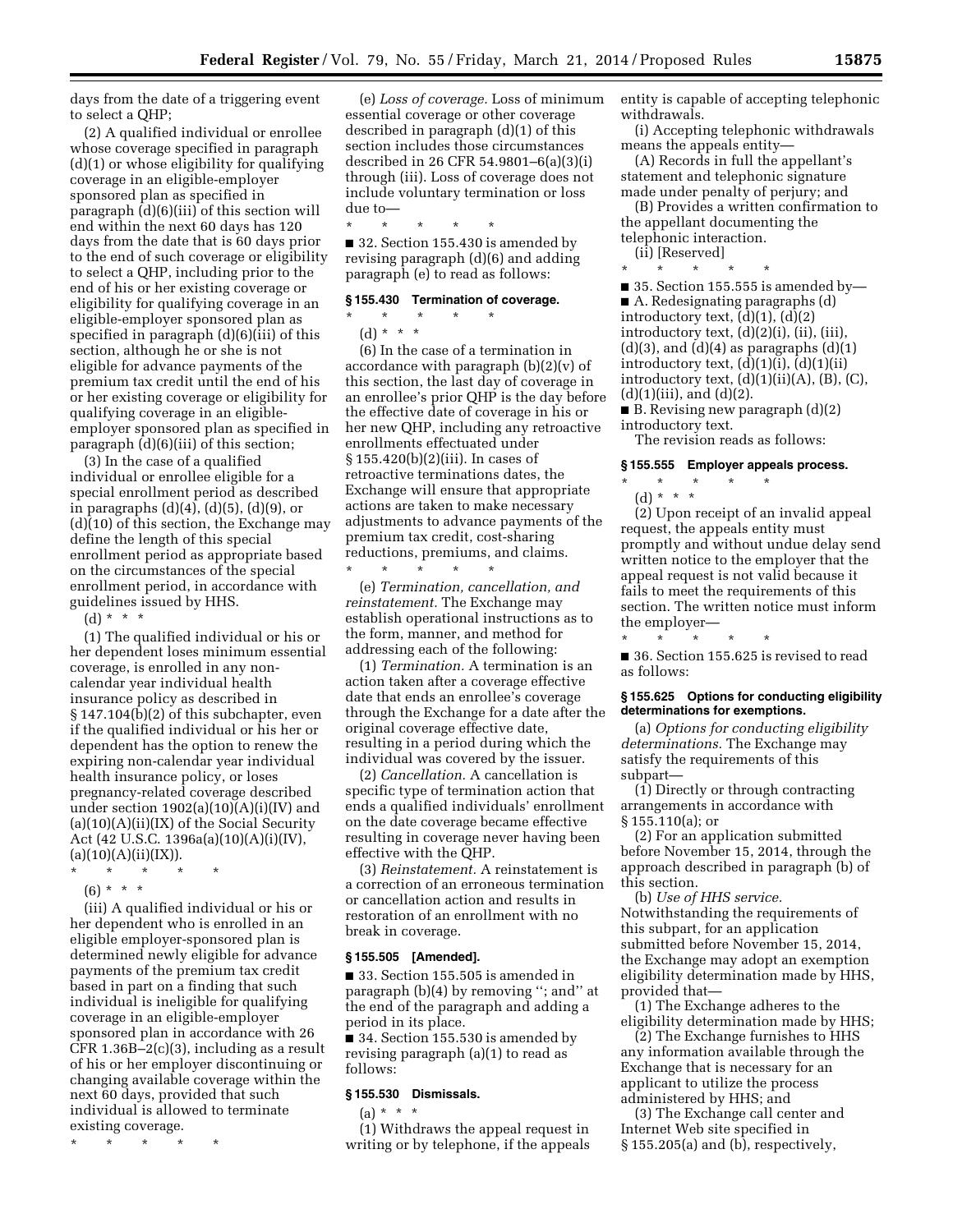days from the date of a triggering event to select a QHP;

(2) A qualified individual or enrollee whose coverage specified in paragraph (d)(1) or whose eligibility for qualifying coverage in an eligible-employer sponsored plan as specified in paragraph (d)(6)(iii) of this section will end within the next 60 days has 120 days from the date that is 60 days prior to the end of such coverage or eligibility to select a QHP, including prior to the end of his or her existing coverage or eligibility for qualifying coverage in an eligible-employer sponsored plan as specified in paragraph (d)(6)(iii) of this section, although he or she is not eligible for advance payments of the premium tax credit until the end of his or her existing coverage or eligibility for qualifying coverage in an eligible-employer sponsored plan as specified in paragraph (d)(6)(iii) of this section;

(3) In the case of a qualified individual or enrollee eligible for a special enrollment period as described in paragraphs (d)(4), (d)(5), (d)(9), or (d)(10) of this section, the Exchange may define the length of this special enrollment period as appropriate based on the circumstances of the special enrollment period, in accordance with guidelines issued by HHS.

(d) * * *

(1) The qualified individual or his or her dependent loses minimum essential coverage, is enrolled in any non-calendar year individual health insurance policy as described in § 147.104(b)(2) of this subchapter, even if the qualified individual or his her or dependent has the option to renew the expiring non-calendar year individual health insurance policy, or loses pregnancy-related coverage described under section 1902(a)(10)(A)(i)(IV) and (a)(10)(A)(ii)(IX) of the Social Security Act (42 U.S.C. 1396a(a)(10)(A)(i)(IV), (a)(10)(A)(ii)(IX)).

\* \* \* \* \*

(6) * * *

(iii) A qualified individual or his or her dependent who is enrolled in an eligible employer-sponsored plan is determined newly eligible for advance payments of the premium tax credit based in part on a finding that such individual is ineligible for qualifying coverage in an eligible-employer sponsored plan in accordance with 26 CFR 1.36B–2(c)(3), including as a result of his or her employer discontinuing or changing available coverage within the next 60 days, provided that such individual is allowed to terminate existing coverage.

\* \* \* \* \*

(e) *Loss of coverage.* Loss of minimum essential coverage or other coverage described in paragraph (d)(1) of this section includes those circumstances described in 26 CFR 54.9801–6(a)(3)(i) through (iii). Loss of coverage does not include voluntary termination or loss due to—

\* \* \* \* \*

■ 32. Section 155.430 is amended by revising paragraph (d)(6) and adding paragraph (e) to read as follows:

**§ 155.430 Termination of coverage.**

\* \* \* \* \*

(d) * * *

(6) In the case of a termination in accordance with paragraph (b)(2)(v) of this section, the last day of coverage in an enrollee's prior QHP is the day before the effective date of coverage in his or her new QHP, including any retroactive enrollments effectuated under § 155.420(b)(2)(iii). In cases of retroactive terminations dates, the Exchange will ensure that appropriate actions are taken to make necessary adjustments to advance payments of the premium tax credit, cost-sharing reductions, premiums, and claims.

\* \* \* \* \*

(e) *Termination, cancellation, and reinstatement.* The Exchange may establish operational instructions as to the form, manner, and method for addressing each of the following:

(1) *Termination.* A termination is an action taken after a coverage effective date that ends an enrollee's coverage through the Exchange for a date after the original coverage effective date, resulting in a period during which the individual was covered by the issuer.

(2) *Cancellation.* A cancellation is specific type of termination action that ends a qualified individuals' enrollment on the date coverage became effective resulting in coverage never having been effective with the QHP.

(3) *Reinstatement.* A reinstatement is a correction of an erroneous termination or cancellation action and results in restoration of an enrollment with no break in coverage.

**§ 155.505 [Amended].**

■ 33. Section 155.505 is amended in paragraph (b)(4) by removing ''; and'' at the end of the paragraph and adding a period in its place.

■ 34. Section 155.530 is amended by revising paragraph (a)(1) to read as follows:

**§ 155.530 Dismissals.**

(a) * * *

(1) Withdraws the appeal request in writing or by telephone, if the appeals entity is capable of accepting telephonic withdrawals.

(i) Accepting telephonic withdrawals means the appeals entity—

(A) Records in full the appellant's statement and telephonic signature made under penalty of perjury; and

(B) Provides a written confirmation to the appellant documenting the telephonic interaction.

(ii) [Reserved]

\* \* \* \* \*

■ 35. Section 155.555 is amended by—

■ A. Redesignating paragraphs (d) introductory text, (d)(1), (d)(2) introductory text, (d)(2)(i), (ii), (iii), (d)(3), and (d)(4) as paragraphs (d)(1) introductory text, (d)(1)(i), (d)(1)(ii) introductory text, (d)(1)(ii)(A), (B), (C), (d)(1)(iii), and (d)(2).

■ B. Revising new paragraph (d)(2) introductory text.

The revision reads as follows:

**§ 155.555 Employer appeals process.**

\* \* \* \* \*

(d) * * *

(2) Upon receipt of an invalid appeal request, the appeals entity must promptly and without undue delay send written notice to the employer that the appeal request is not valid because it fails to meet the requirements of this section. The written notice must inform the employer—

\* \* \* \* \*

■ 36. Section 155.625 is revised to read as follows:

**§ 155.625 Options for conducting eligibility determinations for exemptions.**

(a) *Options for conducting eligibility determinations.* The Exchange may satisfy the requirements of this subpart—

(1) Directly or through contracting arrangements in accordance with § 155.110(a); or

(2) For an application submitted before November 15, 2014, through the approach described in paragraph (b) of this section.

(b) *Use of HHS service.* Notwithstanding the requirements of this subpart, for an application submitted before November 15, 2014, the Exchange may adopt an exemption eligibility determination made by HHS, provided that—

(1) The Exchange adheres to the eligibility determination made by HHS;

(2) The Exchange furnishes to HHS any information available through the Exchange that is necessary for an applicant to utilize the process administered by HHS; and

(3) The Exchange call center and Internet Web site specified in § 155.205(a) and (b), respectively,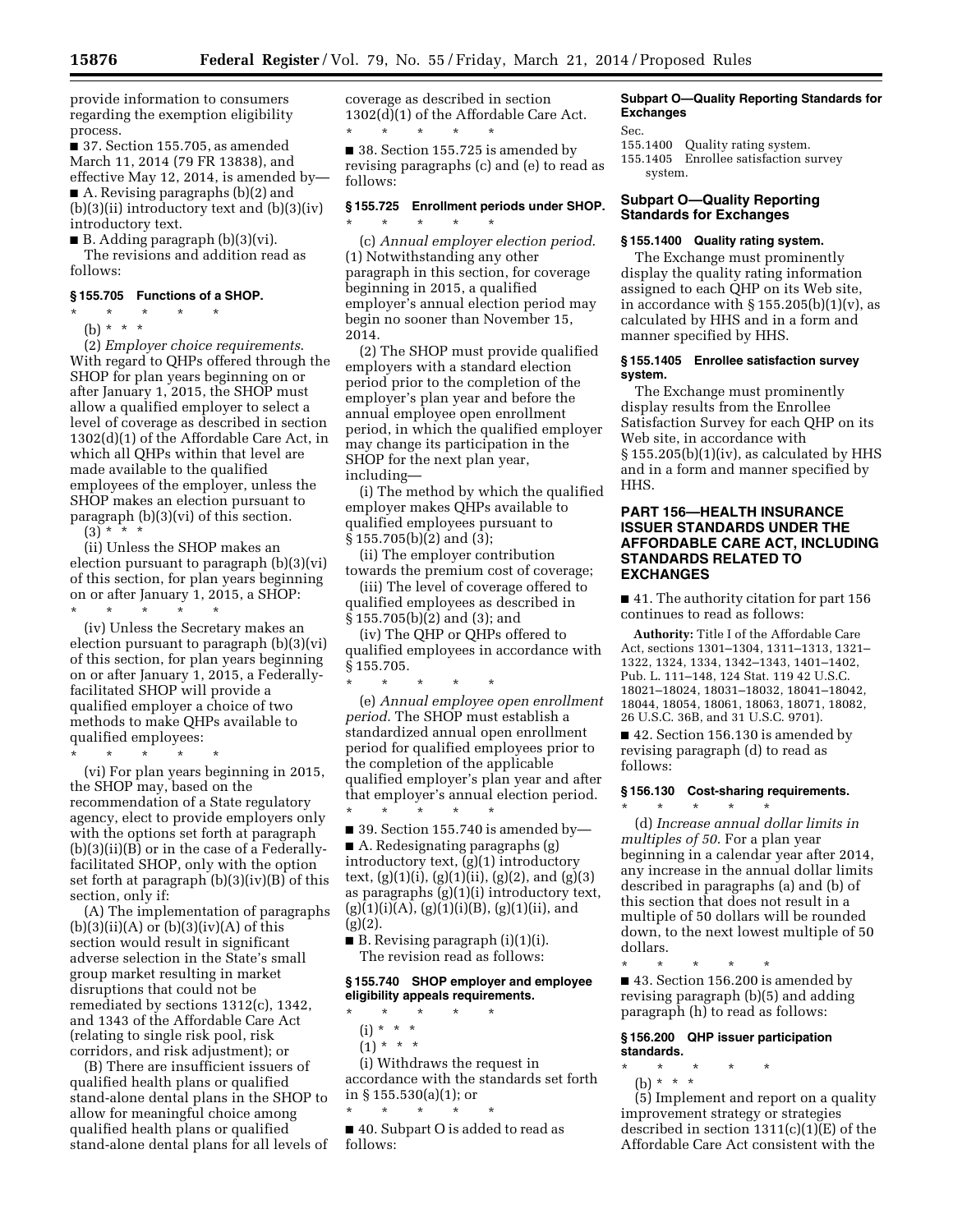provide information to consumers regarding the exemption eligibility process.

■ 37. Section 155.705, as amended March 11, 2014 (79 FR 13838), and effective May 12, 2014, is amended by—

■ A. Revising paragraphs (b)(2) and (b)(3)(ii) introductory text and (b)(3)(iv) introductory text.

■ B. Adding paragraph (b)(3)(vi).

The revisions and addition read as follows:

### § 155.705 Functions of a SHOP.

\* \* \* \* \*

(b) \* \* \*

(2) *Employer choice requirements*. With regard to QHPs offered through the SHOP for plan years beginning on or after January 1, 2015, the SHOP must allow a qualified employer to select a level of coverage as described in section 1302(d)(1) of the Affordable Care Act, in which all QHPs within that level are made available to the qualified employees of the employer, unless the SHOP makes an election pursuant to paragraph (b)(3)(vi) of this section.

(3) \* \* \*

(ii) Unless the SHOP makes an election pursuant to paragraph (b)(3)(vi) of this section, for plan years beginning on or after January 1, 2015, a SHOP:

\* \* \* \* \*

(iv) Unless the Secretary makes an election pursuant to paragraph (b)(3)(vi) of this section, for plan years beginning on or after January 1, 2015, a Federally-facilitated SHOP will provide a qualified employer a choice of two methods to make QHPs available to qualified employees:

\* \* \* \* \*

(vi) For plan years beginning in 2015, the SHOP may, based on the recommendation of a State regulatory agency, elect to provide employers only with the options set forth at paragraph (b)(3)(ii)(B) or in the case of a Federally-facilitated SHOP, only with the option set forth at paragraph (b)(3)(iv)(B) of this section, only if:

(A) The implementation of paragraphs (b)(3)(ii)(A) or (b)(3)(iv)(A) of this section would result in significant adverse selection in the State's small group market resulting in market disruptions that could not be remediated by sections 1312(c), 1342, and 1343 of the Affordable Care Act (relating to single risk pool, risk corridors, and risk adjustment); or

(B) There are insufficient issuers of qualified health plans or qualified stand-alone dental plans in the SHOP to allow for meaningful choice among qualified health plans or qualified stand-alone dental plans for all levels of coverage as described in section 1302(d)(1) of the Affordable Care Act.

\* \* \* \* \*

■ 38. Section 155.725 is amended by revising paragraphs (c) and (e) to read as follows:

### § 155.725 Enrollment periods under SHOP.

\* \* \* \* \*

(c) *Annual employer election period*. (1) Notwithstanding any other paragraph in this section, for coverage beginning in 2015, a qualified employer's annual election period may begin no sooner than November 15, 2014.

(2) The SHOP must provide qualified employers with a standard election period prior to the completion of the employer's plan year and before the annual employee open enrollment period, in which the qualified employer may change its participation in the SHOP for the next plan year, including—

(i) The method by which the qualified employer makes QHPs available to qualified employees pursuant to § 155.705(b)(2) and (3);

(ii) The employer contribution towards the premium cost of coverage;

(iii) The level of coverage offered to qualified employees as described in § 155.705(b)(2) and (3); and

(iv) The QHP or QHPs offered to qualified employees in accordance with § 155.705.

\* \* \* \* \*

(e) *Annual employee open enrollment period*. The SHOP must establish a standardized annual open enrollment period for qualified employees prior to the completion of the applicable qualified employer's plan year and after that employer's annual election period.

\* \* \* \* \*

■ 39. Section 155.740 is amended by—

■ A. Redesignating paragraphs (g) introductory text, (g)(1) introductory text, (g)(1)(i), (g)(1)(ii), (g)(2), and (g)(3) as paragraphs (g)(1)(i) introductory text, (g)(1)(i)(A), (g)(1)(i)(B), (g)(1)(ii), and (g)(2).

■ B. Revising paragraph (i)(1)(i).

The revision read as follows:

### § 155.740 SHOP employer and employee eligibility appeals requirements.

\* \* \* \* \*

(i) \* \* \*

(1) \* \* \*

(i) Withdraws the request in accordance with the standards set forth in § 155.530(a)(1); or

\* \* \* \* \*

■ 40. Subpart O is added to read as follows:

**Subpart O—Quality Reporting Standards for Exchanges**

Sec.
155.1400 Quality rating system.
155.1405 Enrollee satisfaction survey system.

## Subpart O—Quality Reporting Standards for Exchanges

### § 155.1400 Quality rating system.

The Exchange must prominently display the quality rating information assigned to each QHP on its Web site, in accordance with § 155.205(b)(1)(v), as calculated by HHS and in a form and manner specified by HHS.

### § 155.1405 Enrollee satisfaction survey system.

The Exchange must prominently display results from the Enrollee Satisfaction Survey for each QHP on its Web site, in accordance with § 155.205(b)(1)(iv), as calculated by HHS and in a form and manner specified by HHS.

## PART 156—HEALTH INSURANCE ISSUER STANDARDS UNDER THE AFFORDABLE CARE ACT, INCLUDING STANDARDS RELATED TO EXCHANGES

■ 41. The authority citation for part 156 continues to read as follows:

**Authority:** Title I of the Affordable Care Act, sections 1301–1304, 1311–1313, 1321–1322, 1324, 1334, 1342–1343, 1401–1402, Pub. L. 111–148, 124 Stat. 119 42 U.S.C. 18021–18024, 18031–18032, 18041–18042, 18044, 18054, 18061, 18063, 18071, 18082, 26 U.S.C. 36B, and 31 U.S.C. 9701).

■ 42. Section 156.130 is amended by revising paragraph (d) to read as follows:

### § 156.130 Cost-sharing requirements.

\* \* \* \* \*

(d) *Increase annual dollar limits in multiples of 50*. For a plan year beginning in a calendar year after 2014, any increase in the annual dollar limits described in paragraphs (a) and (b) of this section that does not result in a multiple of 50 dollars will be rounded down, to the next lowest multiple of 50 dollars.

\* \* \* \* \*

■ 43. Section 156.200 is amended by revising paragraph (b)(5) and adding paragraph (h) to read as follows:

### § 156.200 QHP issuer participation standards.

\* \* \* \* \*

(b) \* \* \*

(5) Implement and report on a quality improvement strategy or strategies described in section 1311(c)(1)(E) of the Affordable Care Act consistent with the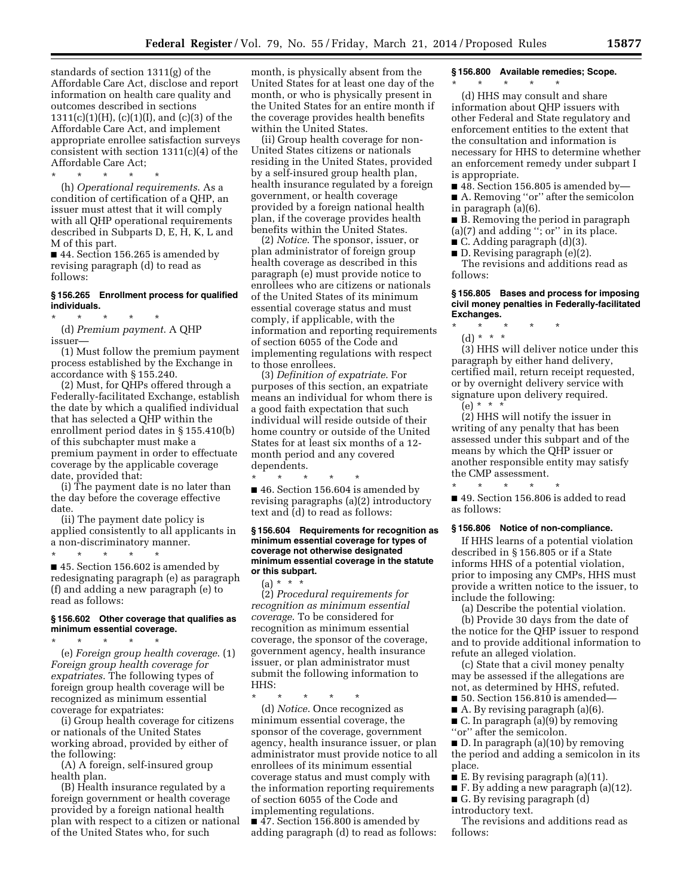standards of section 1311(g) of the Affordable Care Act, disclose and report information on health care quality and outcomes described in sections 1311(c)(1)(H), (c)(1)(I), and (c)(3) of the Affordable Care Act, and implement appropriate enrollee satisfaction surveys consistent with section 1311(c)(4) of the Affordable Care Act;

\* \* \* \* \*

(h) *Operational requirements.* As a condition of certification of a QHP, an issuer must attest that it will comply with all QHP operational requirements described in Subparts D, E, H, K, L and M of this part.

■ 44. Section 156.265 is amended by revising paragraph (d) to read as follows:

### § 156.265 Enrollment process for qualified individuals.

\* \* \* \* \*

(d) *Premium payment.* A QHP issuer—

(1) Must follow the premium payment process established by the Exchange in accordance with § 155.240.

(2) Must, for QHPs offered through a Federally-facilitated Exchange, establish the date by which a qualified individual that has selected a QHP within the enrollment period dates in § 155.410(b) of this subchapter must make a premium payment in order to effectuate coverage by the applicable coverage date, provided that:

(i) The payment date is no later than the day before the coverage effective date.

(ii) The payment date policy is applied consistently to all applicants in a non-discriminatory manner.

\* \* \* \* \*

■ 45. Section 156.602 is amended by redesignating paragraph (e) as paragraph (f) and adding a new paragraph (e) to read as follows:

### § 156.602 Other coverage that qualifies as minimum essential coverage.

\* \* \* \* \*

(e) *Foreign group health coverage.* (1) *Foreign group health coverage for expatriates.* The following types of foreign group health coverage will be recognized as minimum essential coverage for expatriates:

(i) Group health coverage for citizens or nationals of the United States working abroad, provided by either of the following:

(A) A foreign, self-insured group health plan.

(B) Health insurance regulated by a foreign government or health coverage provided by a foreign national health plan with respect to a citizen or national of the United States who, for such month, is physically absent from the United States for at least one day of the month, or who is physically present in the United States for an entire month if the coverage provides health benefits within the United States.

(ii) Group health coverage for non-United States citizens or nationals residing in the United States, provided by a self-insured group health plan, health insurance regulated by a foreign government, or health coverage provided by a foreign national health plan, if the coverage provides health benefits within the United States.

(2) *Notice.* The sponsor, issuer, or plan administrator of foreign group health coverage as described in this paragraph (e) must provide notice to enrollees who are citizens or nationals of the United States of its minimum essential coverage status and must comply, if applicable, with the information and reporting requirements of section 6055 of the Code and implementing regulations with respect to those enrollees.

(3) *Definition of expatriate.* For purposes of this section, an expatriate means an individual for whom there is a good faith expectation that such individual will reside outside of their home country or outside of the United States for at least six months of a 12-month period and any covered dependents.

\* \* \* \* \*

■ 46. Section 156.604 is amended by revising paragraphs (a)(2) introductory text and (d) to read as follows:

### § 156.604 Requirements for recognition as minimum essential coverage for types of coverage not otherwise designated minimum essential coverage in the statute or this subpart.

(a) \* \* \*

(2) *Procedural requirements for recognition as minimum essential coverage.* To be considered for recognition as minimum essential coverage, the sponsor of the coverage, government agency, health insurance issuer, or plan administrator must submit the following information to HHS:

\* \* \* \* \*

(d) *Notice.* Once recognized as minimum essential coverage, the sponsor of the coverage, government agency, health insurance issuer, or plan administrator must provide notice to all enrollees of its minimum essential coverage status and must comply with the information reporting requirements of section 6055 of the Code and implementing regulations.

■ 47. Section 156.800 is amended by adding paragraph (d) to read as follows:

### § 156.800 Available remedies; Scope.

\* \* \* \* \*

(d) HHS may consult and share information about QHP issuers with other Federal and State regulatory and enforcement entities to the extent that the consultation and information is necessary for HHS to determine whether an enforcement remedy under subpart I is appropriate.

■ 48. Section 156.805 is amended by—

■ A. Removing "or" after the semicolon in paragraph (a)(6).

■ B. Removing the period in paragraph (a)(7) and adding "; or" in its place.

■ C. Adding paragraph (d)(3).

■ D. Revising paragraph (e)(2).

The revisions and additions read as follows:

### § 156.805 Bases and process for imposing civil money penalties in Federally-facilitated Exchanges.

\* \* \* \* \*

(d) \* \* \*

(3) HHS will deliver notice under this paragraph by either hand delivery, certified mail, return receipt requested, or by overnight delivery service with signature upon delivery required.

(e) \* \* \*

(2) HHS will notify the issuer in writing of any penalty that has been assessed under this subpart and of the means by which the QHP issuer or another responsible entity may satisfy the CMP assessment.

\* \* \* \* \*

■ 49. Section 156.806 is added to read as follows:

### § 156.806 Notice of non-compliance.

If HHS learns of a potential violation described in § 156.805 or if a State informs HHS of a potential violation, prior to imposing any CMPs, HHS must provide a written notice to the issuer, to include the following:

(a) Describe the potential violation.

(b) Provide 30 days from the date of the notice for the QHP issuer to respond and to provide additional information to refute an alleged violation.

(c) State that a civil money penalty may be assessed if the allegations are not, as determined by HHS, refuted.

■ 50. Section 156.810 is amended—

■ A. By revising paragraph (a)(6).

■ C. In paragraph (a)(9) by removing "or" after the semicolon.

■ D. In paragraph (a)(10) by removing the period and adding a semicolon in its place.

■ E. By revising paragraph (a)(11).

■ F. By adding a new paragraph (a)(12).

■ G. By revising paragraph (d) introductory text.

The revisions and additions read as follows: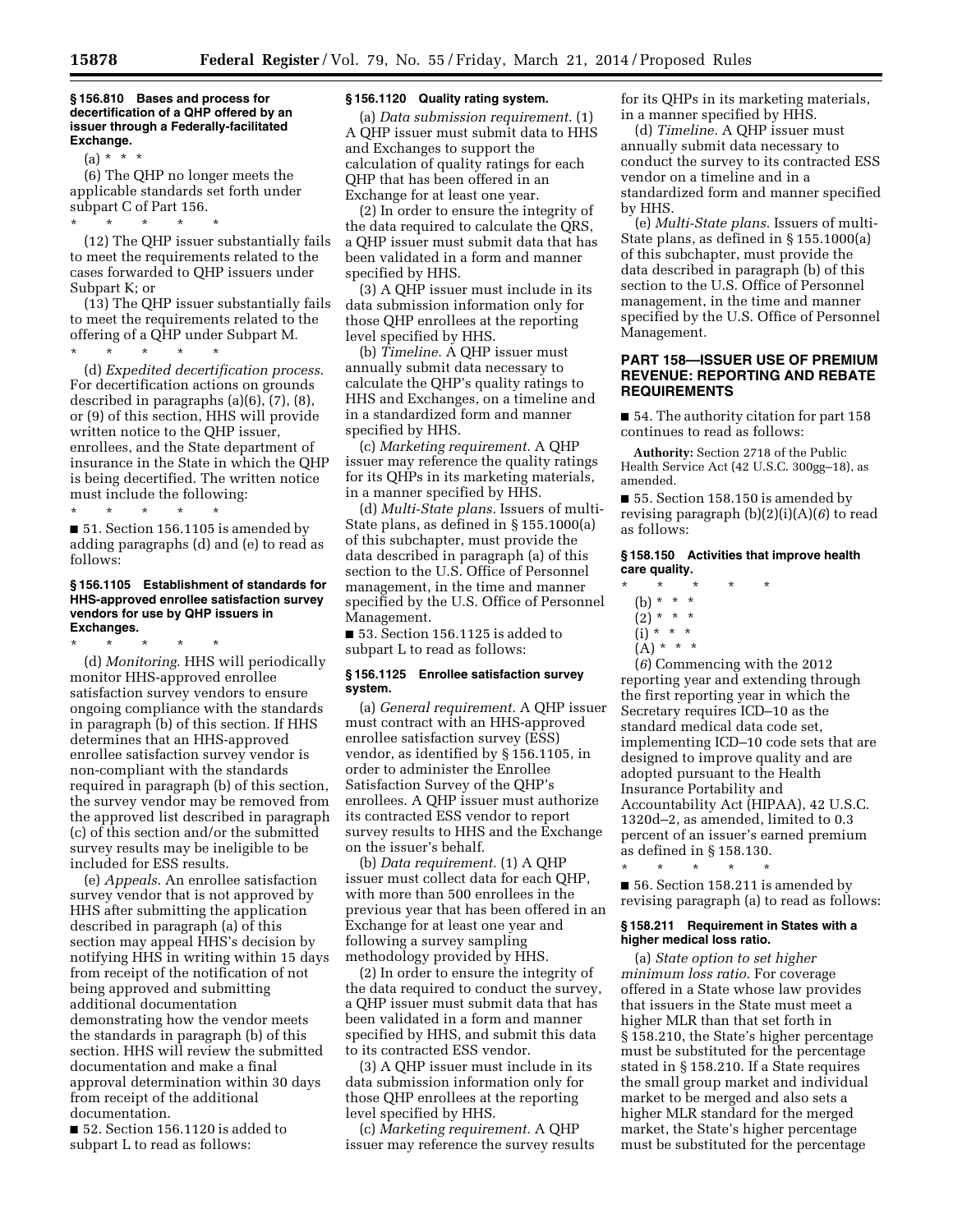**§ 156.810 Bases and process for decertification of a QHP offered by an issuer through a Federally-facilitated Exchange.**

(a) * * *

(6) The QHP no longer meets the applicable standards set forth under subpart C of Part 156.

* * * * *

(12) The QHP issuer substantially fails to meet the requirements related to the cases forwarded to QHP issuers under Subpart K; or

(13) The QHP issuer substantially fails to meet the requirements related to the offering of a QHP under Subpart M.

* * * * *

(d) *Expedited decertification process.* For decertification actions on grounds described in paragraphs (a)(6), (7), (8), or (9) of this section, HHS will provide written notice to the QHP issuer, enrollees, and the State department of insurance in the State in which the QHP is being decertified. The written notice must include the following:

* * * * *

■ 51. Section 156.1105 is amended by adding paragraphs (d) and (e) to read as follows:

**§ 156.1105 Establishment of standards for HHS-approved enrollee satisfaction survey vendors for use by QHP issuers in Exchanges.**

* * * * *

(d) *Monitoring.* HHS will periodically monitor HHS-approved enrollee satisfaction survey vendors to ensure ongoing compliance with the standards in paragraph (b) of this section. If HHS determines that an HHS-approved enrollee satisfaction survey vendor is non-compliant with the standards required in paragraph (b) of this section, the survey vendor may be removed from the approved list described in paragraph (c) of this section and/or the submitted survey results may be ineligible to be included for ESS results.

(e) *Appeals.* An enrollee satisfaction survey vendor that is not approved by HHS after submitting the application described in paragraph (a) of this section may appeal HHS's decision by notifying HHS in writing within 15 days from receipt of the notification of not being approved and submitting additional documentation demonstrating how the vendor meets the standards in paragraph (b) of this section. HHS will review the submitted documentation and make a final approval determination within 30 days from receipt of the additional documentation.

■ 52. Section 156.1120 is added to subpart L to read as follows:

**§ 156.1120 Quality rating system.**

(a) *Data submission requirement.* (1) A QHP issuer must submit data to HHS and Exchanges to support the calculation of quality ratings for each QHP that has been offered in an Exchange for at least one year.

(2) In order to ensure the integrity of the data required to calculate the QRS, a QHP issuer must submit data that has been validated in a form and manner specified by HHS.

(3) A QHP issuer must include in its data submission information only for those QHP enrollees at the reporting level specified by HHS.

(b) *Timeline.* A QHP issuer must annually submit data necessary to calculate the QHP's quality ratings to HHS and Exchanges, on a timeline and in a standardized form and manner specified by HHS.

(c) *Marketing requirement.* A QHP issuer may reference the quality ratings for its QHPs in its marketing materials, in a manner specified by HHS.

(d) *Multi-State plans.* Issuers of multi-State plans, as defined in § 155.1000(a) of this subchapter, must provide the data described in paragraph (a) of this section to the U.S. Office of Personnel management, in the time and manner specified by the U.S. Office of Personnel Management.

■ 53. Section 156.1125 is added to subpart L to read as follows:

**§ 156.1125 Enrollee satisfaction survey system.**

(a) *General requirement.* A QHP issuer must contract with an HHS-approved enrollee satisfaction survey (ESS) vendor, as identified by § 156.1105, in order to administer the Enrollee Satisfaction Survey of the QHP's enrollees. A QHP issuer must authorize its contracted ESS vendor to report survey results to HHS and the Exchange on the issuer's behalf.

(b) *Data requirement.* (1) A QHP issuer must collect data for each QHP, with more than 500 enrollees in the previous year that has been offered in an Exchange for at least one year and following a survey sampling methodology provided by HHS.

(2) In order to ensure the integrity of the data required to conduct the survey, a QHP issuer must submit data that has been validated in a form and manner specified by HHS, and submit this data to its contracted ESS vendor.

(3) A QHP issuer must include in its data submission information only for those QHP enrollees at the reporting level specified by HHS.

(c) *Marketing requirement.* A QHP issuer may reference the survey results for its QHPs in its marketing materials, in a manner specified by HHS.

(d) *Timeline.* A QHP issuer must annually submit data necessary to conduct the survey to its contracted ESS vendor on a timeline and in a standardized form and manner specified by HHS.

(e) *Multi-State plans.* Issuers of multi-State plans, as defined in § 155.1000(a) of this subchapter, must provide the data described in paragraph (b) of this section to the U.S. Office of Personnel management, in the time and manner specified by the U.S. Office of Personnel Management.

## PART 158—ISSUER USE OF PREMIUM REVENUE: REPORTING AND REBATE REQUIREMENTS

■ 54. The authority citation for part 158 continues to read as follows:

**Authority:** Section 2718 of the Public Health Service Act (42 U.S.C. 300gg–18), as amended.

■ 55. Section 158.150 is amended by revising paragraph (b)(2)(i)(A)(*6*) to read as follows:

**§ 158.150 Activities that improve health care quality.**

* * * * *

(b) * * *

(2) * * *

(i) * * *

(A) * * *

(*6*) Commencing with the 2012 reporting year and extending through the first reporting year in which the Secretary requires ICD–10 as the standard medical data code set, implementing ICD–10 code sets that are designed to improve quality and are adopted pursuant to the Health Insurance Portability and Accountability Act (HIPAA), 42 U.S.C. 1320d–2, as amended, limited to 0.3 percent of an issuer's earned premium as defined in § 158.130.

* * * * *

■ 56. Section 158.211 is amended by revising paragraph (a) to read as follows:

**§ 158.211 Requirement in States with a higher medical loss ratio.**

(a) *State option to set higher minimum loss ratio.* For coverage offered in a State whose law provides that issuers in the State must meet a higher MLR than that set forth in § 158.210, the State's higher percentage must be substituted for the percentage stated in § 158.210. If a State requires the small group market and individual market to be merged and also sets a higher MLR standard for the merged market, the State's higher percentage must be substituted for the percentage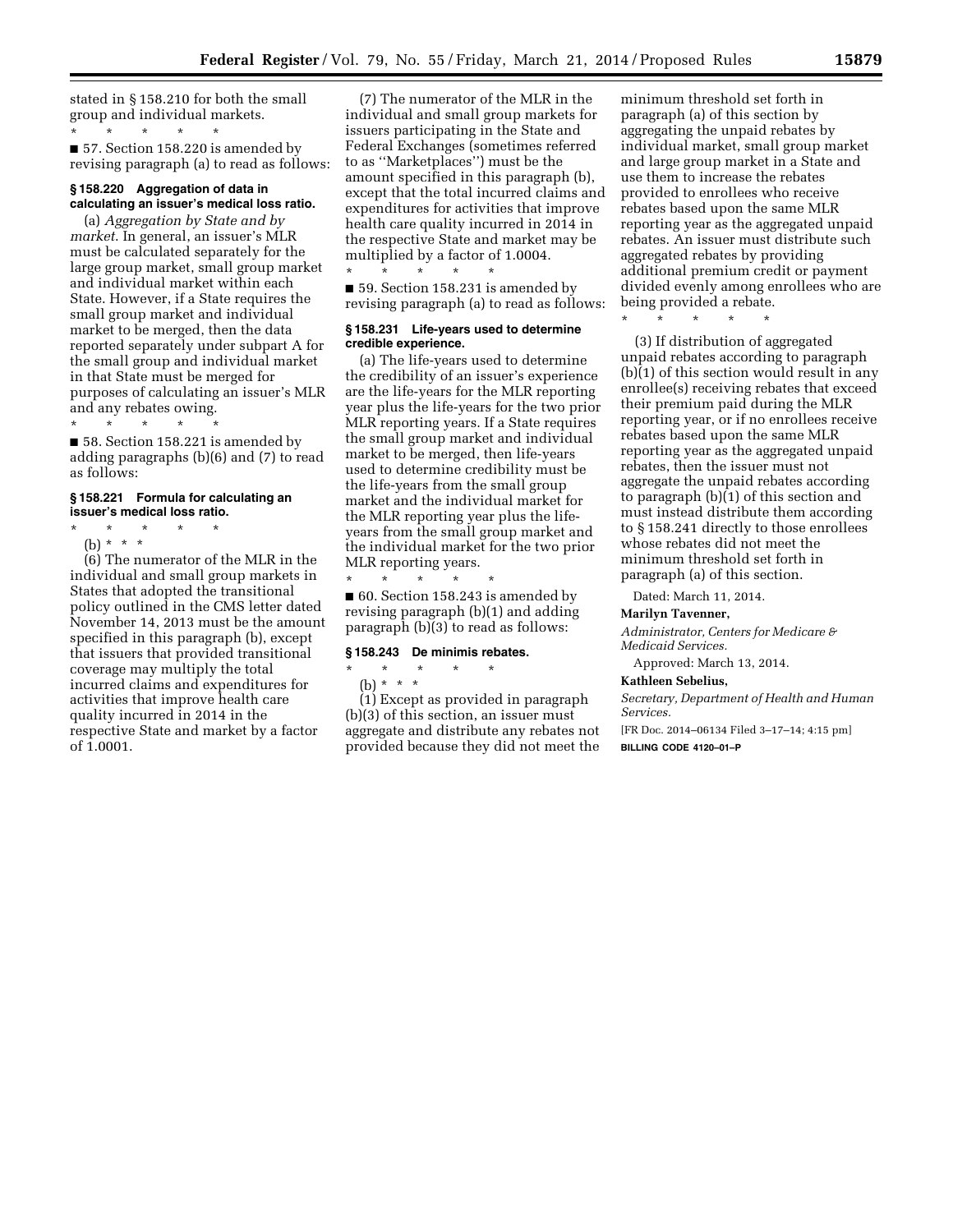stated in § 158.210 for both the small group and individual markets.

\* \* \* \* \*

■ 57. Section 158.220 is amended by revising paragraph (a) to read as follows:

### § 158.220 Aggregation of data in calculating an issuer's medical loss ratio.

(a) *Aggregation by State and by market.* In general, an issuer's MLR must be calculated separately for the large group market, small group market and individual market within each State. However, if a State requires the small group market and individual market to be merged, then the data reported separately under subpart A for the small group and individual market in that State must be merged for purposes of calculating an issuer's MLR and any rebates owing.

\* \* \* \* \*

■ 58. Section 158.221 is amended by adding paragraphs (b)(6) and (7) to read as follows:

### § 158.221 Formula for calculating an issuer's medical loss ratio.

\* \* \* \* \*

(b) \* \* \*

(6) The numerator of the MLR in the individual and small group markets in States that adopted the transitional policy outlined in the CMS letter dated November 14, 2013 must be the amount specified in this paragraph (b), except that issuers that provided transitional coverage may multiply the total incurred claims and expenditures for activities that improve health care quality incurred in 2014 in the respective State and market by a factor of 1.0001.

(7) The numerator of the MLR in the individual and small group markets for issuers participating in the State and Federal Exchanges (sometimes referred to as "Marketplaces") must be the amount specified in this paragraph (b), except that the total incurred claims and expenditures for activities that improve health care quality incurred in 2014 in the respective State and market may be multiplied by a factor of 1.0004.

\* \* \* \* \*

■ 59. Section 158.231 is amended by revising paragraph (a) to read as follows:

### § 158.231 Life-years used to determine credible experience.

(a) The life-years used to determine the credibility of an issuer's experience are the life-years for the MLR reporting year plus the life-years for the two prior MLR reporting years. If a State requires the small group market and individual market to be merged, then life-years used to determine credibility must be the life-years from the small group market and the individual market for the MLR reporting year plus the life-years from the small group market and the individual market for the two prior MLR reporting years.

\* \* \* \* \*

■ 60. Section 158.243 is amended by revising paragraph (b)(1) and adding paragraph (b)(3) to read as follows:

### § 158.243 De minimis rebates.

\* \* \* \* \*

(b) \* \* \*

(1) Except as provided in paragraph (b)(3) of this section, an issuer must aggregate and distribute any rebates not provided because they did not meet the minimum threshold set forth in paragraph (a) of this section by aggregating the unpaid rebates by individual market, small group market and large group market in a State and use them to increase the rebates provided to enrollees who receive rebates based upon the same MLR reporting year as the aggregated unpaid rebates. An issuer must distribute such aggregated rebates by providing additional premium credit or payment divided evenly among enrollees who are being provided a rebate.

\* \* \* \* \*

(3) If distribution of aggregated unpaid rebates according to paragraph (b)(1) of this section would result in any enrollee(s) receiving rebates that exceed their premium paid during the MLR reporting year, or if no enrollees receive rebates based upon the same MLR reporting year as the aggregated unpaid rebates, then the issuer must not aggregate the unpaid rebates according to paragraph (b)(1) of this section and must instead distribute them according to § 158.241 directly to those enrollees whose rebates did not meet the minimum threshold set forth in paragraph (a) of this section.

Dated: March 11, 2014.

**Marilyn Tavenner,**

*Administrator, Centers for Medicare & Medicaid Services.*

Approved: March 13, 2014.

**Kathleen Sebelius,**

*Secretary, Department of Health and Human Services.*

[FR Doc. 2014–06134 Filed 3–17–14; 4:15 pm]

**BILLING CODE 4120–01–P**